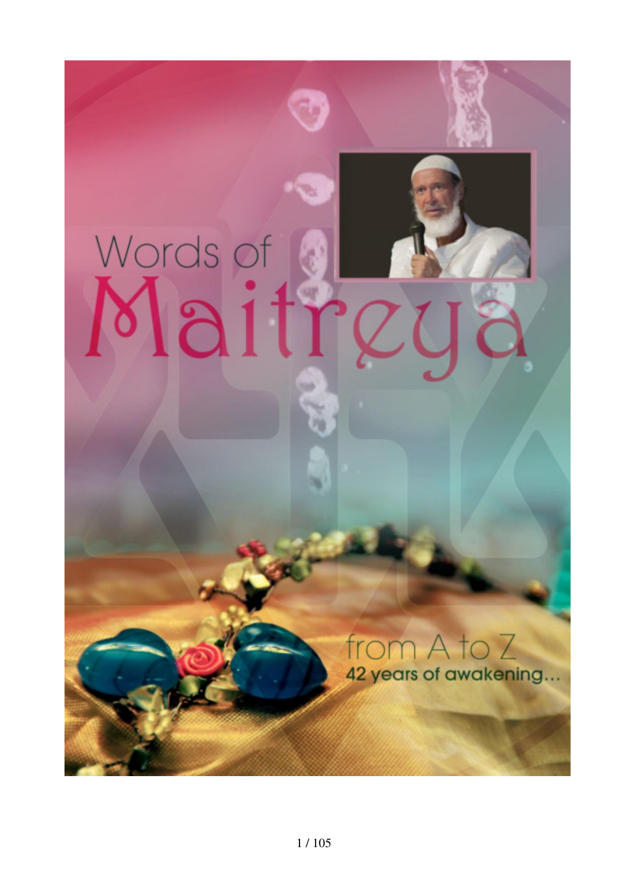# Words of Maitreya

from A to Z

42 years of awakening...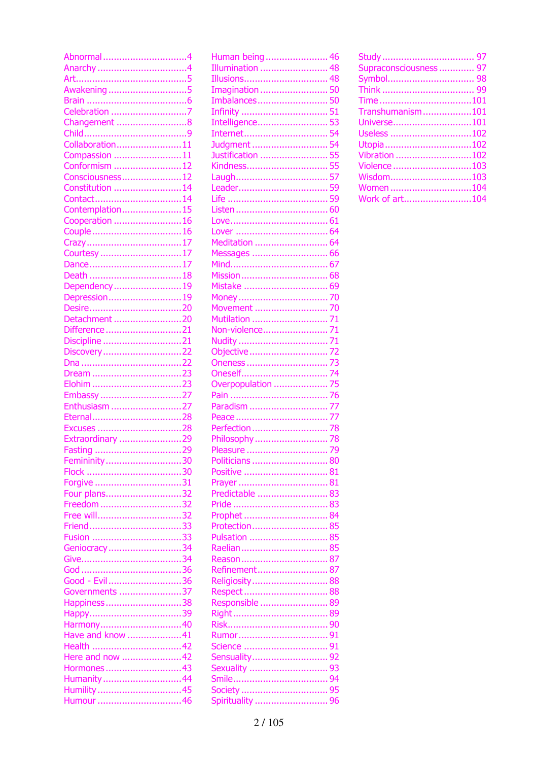Abnormal ..............................4
Anarchy ................................4
Art.........................................5
Awakening ............................5
Brain .....................................6
Celebration ...........................7
Changement ..........................8
Child......................................9
Collaboration........................11
Compassion .........................11
Conformism .........................12
Consciousness......................12
Constitution .........................14
Contact................................14
Contemplation......................15
Cooperation .........................16
Couple .................................16
Crazy...................................17
Courtesy ..............................17
Dance..................................17
Death ..................................18
Dependency .........................19
Depression...........................19
Desire..................................20
Detachment .........................20
Difference ............................21
Discipline .............................21
Discovery.............................22
Dna .....................................22
Dream .................................23
Elohim .................................23
Embassy ..............................27
Enthusiasm ..........................27
Eternal.................................28
Excuses ...............................28
Extraordinary .......................29
Fasting ................................29
Femininity............................30
Flock ...................................30
Forgive ................................31
Four plans............................32
Freedom ..............................32
Free will...............................32
Friend..................................33
Fusion .................................33
Geniocracy...........................34
Give.....................................34
God .....................................36
Good - Evil...........................36
Governments .......................37
Happiness............................38
Happy..................................39
Harmony..............................40
Have and know ....................41
Health .................................42
Here and now ......................42
Hormones............................43
Humanity.............................44
Humility ...............................45
Humour ...............................46
Human being ....................... 46
Illumination ......................... 48
Illusions.............................. 48
Imagination ......................... 50
Imbalances.......................... 50
Infinity ............................... 51
Intelligence.......................... 53
Internet............................... 54
Judgment ............................ 54
Justification ......................... 55
Kindness.............................. 55
Laugh.................................. 57
Leader................................. 59
Life .................................... 59
Listen ................................. 60
Love.................................... 61
Lover .................................. 64
Meditation ........................... 64
Messages ............................ 66
Mind.................................... 67
Mission................................ 68
Mistake ............................... 69
Money ................................. 70
Movement ........................... 70
Mutilation ............................ 71
Non-violence........................ 71
Nudity ................................. 71
Objective ............................. 72
Oneness .............................. 73
Oneself................................ 74
Overpopulation .................... 75
Pain .................................... 76
Paradism ............................. 77
Peace .................................. 77
Perfection ............................ 78
Philosophy ........................... 78
Pleasure .............................. 79
Politicians ............................ 80
Positive ............................... 81
Prayer ................................. 81
Predictable .......................... 83
Pride ................................... 83
Prophet ............................... 84
Protection............................ 85
Pulsation ............................. 85
Raelian ................................ 85
Reason ................................ 87
Refinement.......................... 87
Religiosity............................ 88
Respect ............................... 88
Responsible ......................... 89
Right ................................... 89
Risk..................................... 90
Rumor ................................. 91
Science ............................... 91
Sensuality............................ 92
Sexuality ............................ 93
Smile................................... 94
Society ................................ 95
Spirituality ........................... 96
Study .................................. 97
Supraconsciousness ............. 97
Symbol................................ 98
Think .................................. 99
Time ..................................101
Transhumanism ..................101
Universe.............................101
Useless ..............................102
Utopia ................................102
Vibration ............................102
Violence .............................103
Wisdom..............................103
Women ..............................104
Work of art.........................104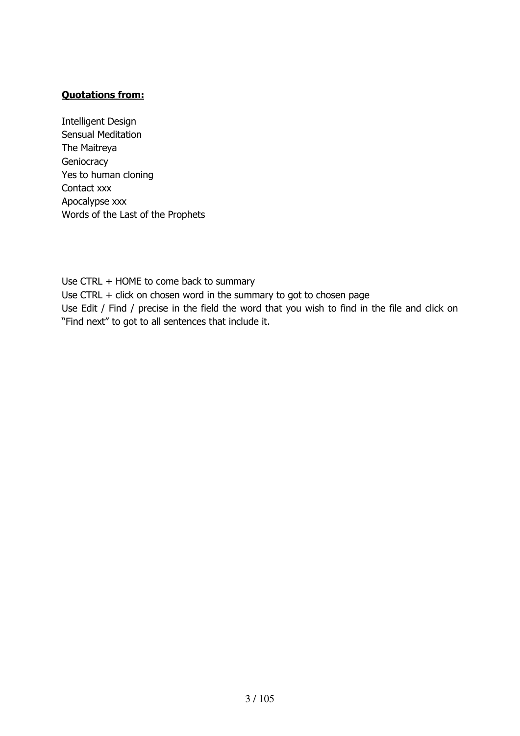**Quotations from:**

Intelligent Design
Sensual Meditation
The Maitreya
Geniocracy
Yes to human cloning
Contact xxx
Apocalypse xxx
Words of the Last of the Prophets

Use CTRL + HOME to come back to summary
Use CTRL + click on chosen word in the summary to got to chosen page
Use Edit / Find / precise in the field the word that you wish to find in the file and click on "Find next" to got to all sentences that include it.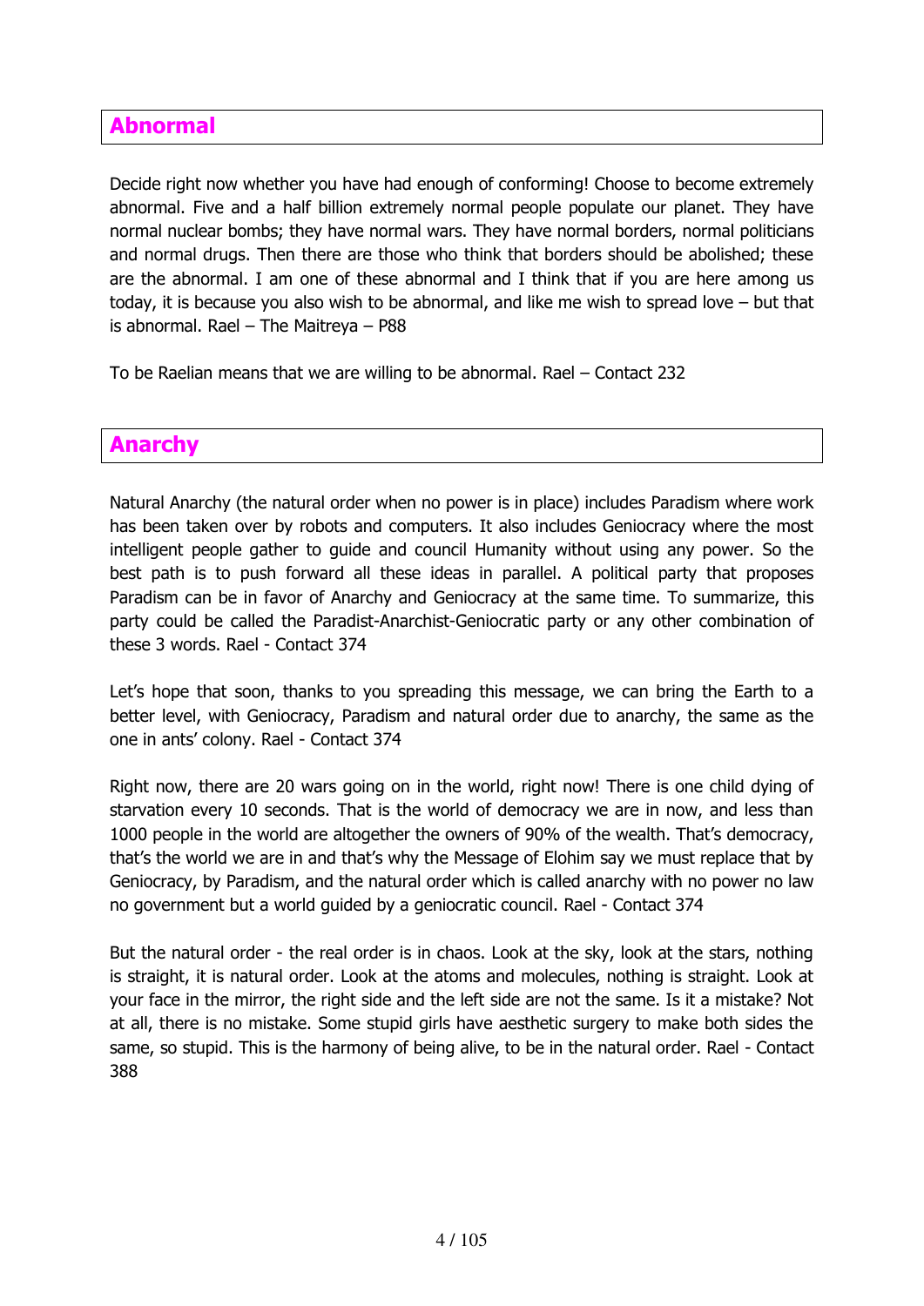## Abnormal

Decide right now whether you have had enough of conforming! Choose to become extremely abnormal. Five and a half billion extremely normal people populate our planet. They have normal nuclear bombs; they have normal wars. They have normal borders, normal politicians and normal drugs. Then there are those who think that borders should be abolished; these are the abnormal. I am one of these abnormal and I think that if you are here among us today, it is because you also wish to be abnormal, and like me wish to spread love – but that is abnormal. Rael – The Maitreya – P88

To be Raelian means that we are willing to be abnormal. Rael – Contact 232

## Anarchy

Natural Anarchy (the natural order when no power is in place) includes Paradism where work has been taken over by robots and computers. It also includes Geniocracy where the most intelligent people gather to guide and council Humanity without using any power. So the best path is to push forward all these ideas in parallel. A political party that proposes Paradism can be in favor of Anarchy and Geniocracy at the same time. To summarize, this party could be called the Paradist-Anarchist-Geniocratic party or any other combination of these 3 words. Rael - Contact 374

Let's hope that soon, thanks to you spreading this message, we can bring the Earth to a better level, with Geniocracy, Paradism and natural order due to anarchy, the same as the one in ants' colony. Rael - Contact 374

Right now, there are 20 wars going on in the world, right now! There is one child dying of starvation every 10 seconds. That is the world of democracy we are in now, and less than 1000 people in the world are altogether the owners of 90% of the wealth. That's democracy, that's the world we are in and that's why the Message of Elohim say we must replace that by Geniocracy, by Paradism, and the natural order which is called anarchy with no power no law no government but a world guided by a geniocratic council. Rael - Contact 374

But the natural order - the real order is in chaos. Look at the sky, look at the stars, nothing is straight, it is natural order. Look at the atoms and molecules, nothing is straight. Look at your face in the mirror, the right side and the left side are not the same. Is it a mistake? Not at all, there is no mistake. Some stupid girls have aesthetic surgery to make both sides the same, so stupid. This is the harmony of being alive, to be in the natural order. Rael - Contact 388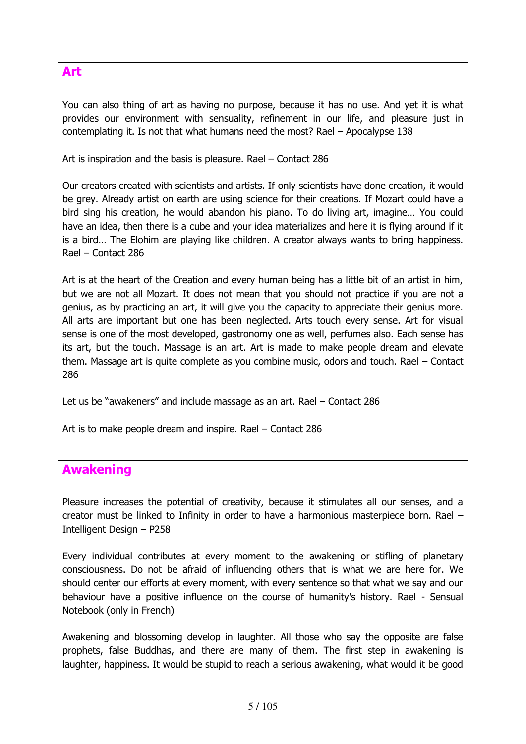## Art

You can also thing of art as having no purpose, because it has no use. And yet it is what provides our environment with sensuality, refinement in our life, and pleasure just in contemplating it. Is not that what humans need the most? Rael – Apocalypse 138

Art is inspiration and the basis is pleasure. Rael – Contact 286

Our creators created with scientists and artists. If only scientists have done creation, it would be grey. Already artist on earth are using science for their creations. If Mozart could have a bird sing his creation, he would abandon his piano. To do living art, imagine… You could have an idea, then there is a cube and your idea materializes and here it is flying around if it is a bird… The Elohim are playing like children. A creator always wants to bring happiness. Rael – Contact 286

Art is at the heart of the Creation and every human being has a little bit of an artist in him, but we are not all Mozart. It does not mean that you should not practice if you are not a genius, as by practicing an art, it will give you the capacity to appreciate their genius more. All arts are important but one has been neglected. Arts touch every sense. Art for visual sense is one of the most developed, gastronomy one as well, perfumes also. Each sense has its art, but the touch. Massage is an art. Art is made to make people dream and elevate them. Massage art is quite complete as you combine music, odors and touch. Rael – Contact 286

Let us be "awakeners" and include massage as an art. Rael – Contact 286

Art is to make people dream and inspire. Rael – Contact 286

## Awakening

Pleasure increases the potential of creativity, because it stimulates all our senses, and a creator must be linked to Infinity in order to have a harmonious masterpiece born. Rael – Intelligent Design – P258

Every individual contributes at every moment to the awakening or stifling of planetary consciousness. Do not be afraid of influencing others that is what we are here for. We should center our efforts at every moment, with every sentence so that what we say and our behaviour have a positive influence on the course of humanity's history. Rael - Sensual Notebook (only in French)

Awakening and blossoming develop in laughter. All those who say the opposite are false prophets, false Buddhas, and there are many of them. The first step in awakening is laughter, happiness. It would be stupid to reach a serious awakening, what would it be good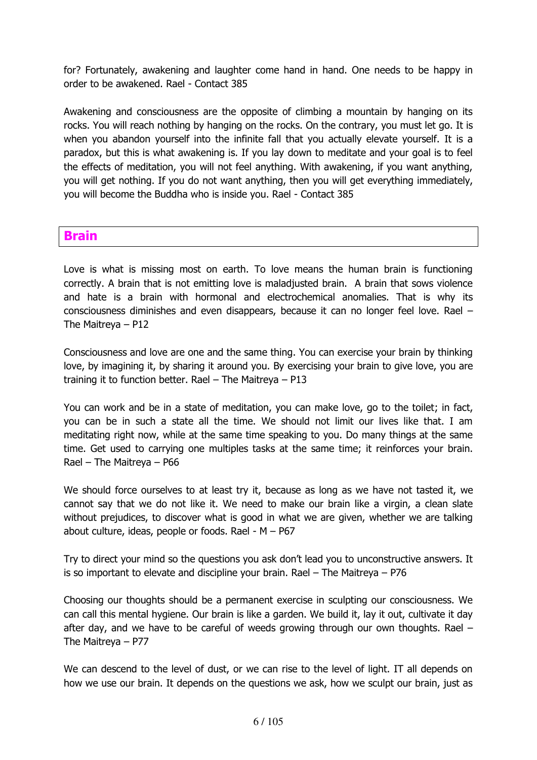for? Fortunately, awakening and laughter come hand in hand. One needs to be happy in order to be awakened. Rael - Contact 385

Awakening and consciousness are the opposite of climbing a mountain by hanging on its rocks. You will reach nothing by hanging on the rocks. On the contrary, you must let go. It is when you abandon yourself into the infinite fall that you actually elevate yourself. It is a paradox, but this is what awakening is. If you lay down to meditate and your goal is to feel the effects of meditation, you will not feel anything. With awakening, if you want anything, you will get nothing. If you do not want anything, then you will get everything immediately, you will become the Buddha who is inside you. Rael - Contact 385

## Brain

Love is what is missing most on earth. To love means the human brain is functioning correctly. A brain that is not emitting love is maladjusted brain. A brain that sows violence and hate is a brain with hormonal and electrochemical anomalies. That is why its consciousness diminishes and even disappears, because it can no longer feel love. Rael – The Maitreya – P12

Consciousness and love are one and the same thing. You can exercise your brain by thinking love, by imagining it, by sharing it around you. By exercising your brain to give love, you are training it to function better. Rael – The Maitreya – P13

You can work and be in a state of meditation, you can make love, go to the toilet; in fact, you can be in such a state all the time. We should not limit our lives like that. I am meditating right now, while at the same time speaking to you. Do many things at the same time. Get used to carrying one multiples tasks at the same time; it reinforces your brain. Rael – The Maitreya – P66

We should force ourselves to at least try it, because as long as we have not tasted it, we cannot say that we do not like it. We need to make our brain like a virgin, a clean slate without prejudices, to discover what is good in what we are given, whether we are talking about culture, ideas, people or foods. Rael - M – P67

Try to direct your mind so the questions you ask don't lead you to unconstructive answers. It is so important to elevate and discipline your brain. Rael – The Maitreya – P76

Choosing our thoughts should be a permanent exercise in sculpting our consciousness. We can call this mental hygiene. Our brain is like a garden. We build it, lay it out, cultivate it day after day, and we have to be careful of weeds growing through our own thoughts. Rael – The Maitreya – P77

We can descend to the level of dust, or we can rise to the level of light. IT all depends on how we use our brain. It depends on the questions we ask, how we sculpt our brain, just as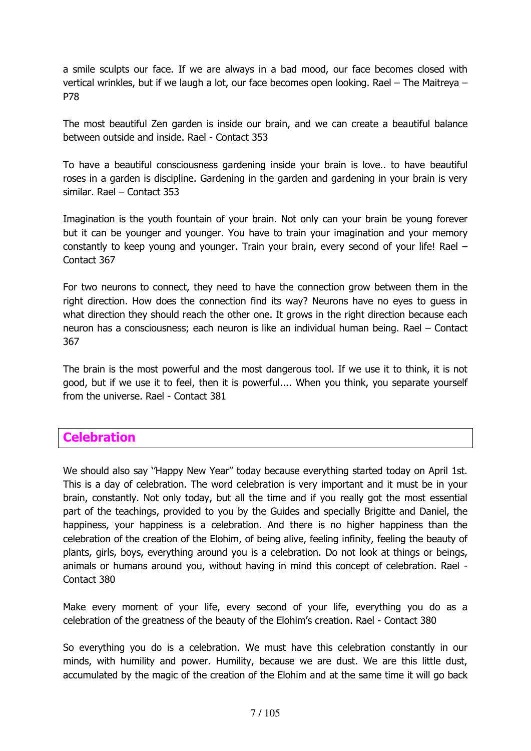a smile sculpts our face. If we are always in a bad mood, our face becomes closed with vertical wrinkles, but if we laugh a lot, our face becomes open looking. Rael – The Maitreya – P78

The most beautiful Zen garden is inside our brain, and we can create a beautiful balance between outside and inside. Rael - Contact 353

To have a beautiful consciousness gardening inside your brain is love.. to have beautiful roses in a garden is discipline. Gardening in the garden and gardening in your brain is very similar. Rael – Contact 353

Imagination is the youth fountain of your brain. Not only can your brain be young forever but it can be younger and younger. You have to train your imagination and your memory constantly to keep young and younger. Train your brain, every second of your life! Rael – Contact 367

For two neurons to connect, they need to have the connection grow between them in the right direction. How does the connection find its way? Neurons have no eyes to guess in what direction they should reach the other one. It grows in the right direction because each neuron has a consciousness; each neuron is like an individual human being. Rael – Contact 367

The brain is the most powerful and the most dangerous tool. If we use it to think, it is not good, but if we use it to feel, then it is powerful.... When you think, you separate yourself from the universe. Rael - Contact 381

## Celebration

We should also say ''Happy New Year" today because everything started today on April 1st. This is a day of celebration. The word celebration is very important and it must be in your brain, constantly. Not only today, but all the time and if you really got the most essential part of the teachings, provided to you by the Guides and specially Brigitte and Daniel, the happiness, your happiness is a celebration. And there is no higher happiness than the celebration of the creation of the Elohim, of being alive, feeling infinity, feeling the beauty of plants, girls, boys, everything around you is a celebration. Do not look at things or beings, animals or humans around you, without having in mind this concept of celebration. Rael - Contact 380

Make every moment of your life, every second of your life, everything you do as a celebration of the greatness of the beauty of the Elohim's creation. Rael - Contact 380

So everything you do is a celebration. We must have this celebration constantly in our minds, with humility and power. Humility, because we are dust. We are this little dust, accumulated by the magic of the creation of the Elohim and at the same time it will go back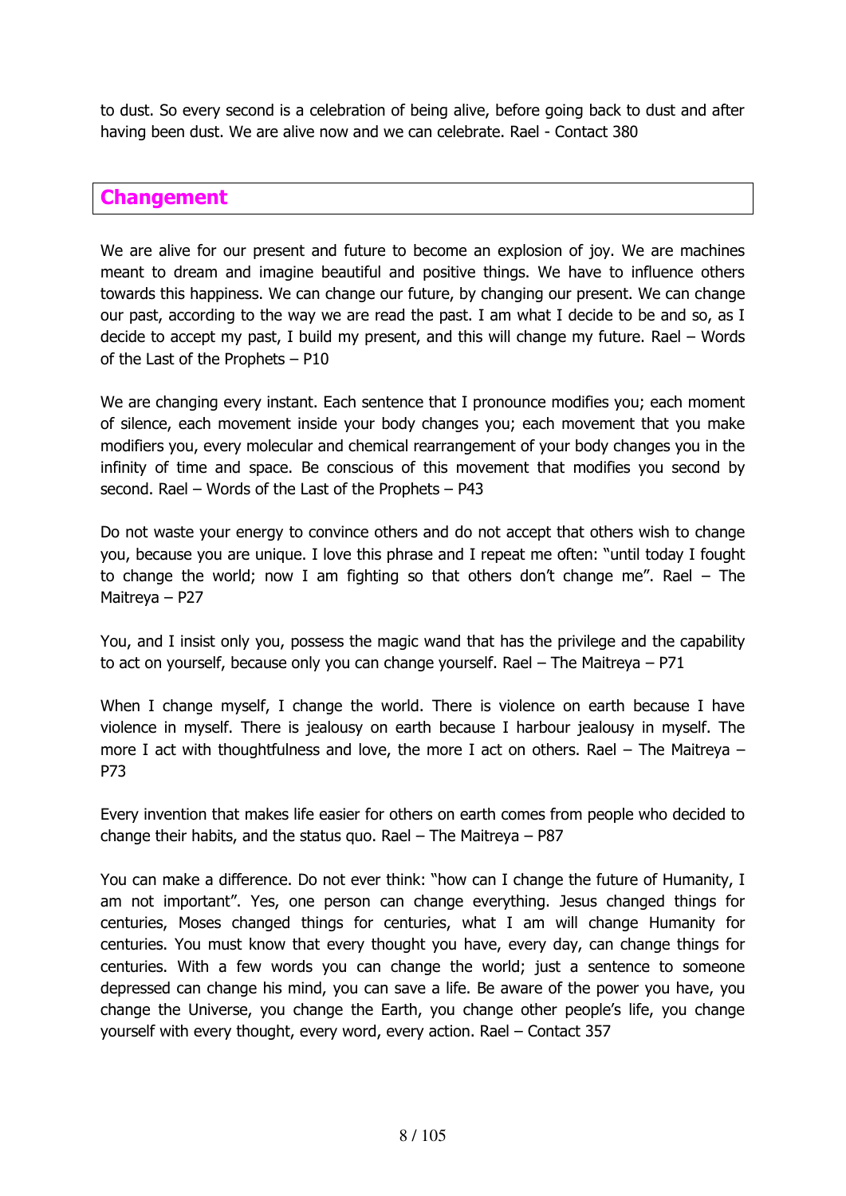to dust. So every second is a celebration of being alive, before going back to dust and after having been dust. We are alive now and we can celebrate. Rael - Contact 380

## Changement

We are alive for our present and future to become an explosion of joy. We are machines meant to dream and imagine beautiful and positive things. We have to influence others towards this happiness. We can change our future, by changing our present. We can change our past, according to the way we are read the past. I am what I decide to be and so, as I decide to accept my past, I build my present, and this will change my future. Rael – Words of the Last of the Prophets – P10

We are changing every instant. Each sentence that I pronounce modifies you; each moment of silence, each movement inside your body changes you; each movement that you make modifiers you, every molecular and chemical rearrangement of your body changes you in the infinity of time and space. Be conscious of this movement that modifies you second by second. Rael – Words of the Last of the Prophets – P43

Do not waste your energy to convince others and do not accept that others wish to change you, because you are unique. I love this phrase and I repeat me often: "until today I fought to change the world; now I am fighting so that others don't change me". Rael – The Maitreya – P27

You, and I insist only you, possess the magic wand that has the privilege and the capability to act on yourself, because only you can change yourself. Rael – The Maitreya – P71

When I change myself, I change the world. There is violence on earth because I have violence in myself. There is jealousy on earth because I harbour jealousy in myself. The more I act with thoughtfulness and love, the more I act on others. Rael – The Maitreya – P73

Every invention that makes life easier for others on earth comes from people who decided to change their habits, and the status quo. Rael – The Maitreya – P87

You can make a difference. Do not ever think: "how can I change the future of Humanity, I am not important". Yes, one person can change everything. Jesus changed things for centuries, Moses changed things for centuries, what I am will change Humanity for centuries. You must know that every thought you have, every day, can change things for centuries. With a few words you can change the world; just a sentence to someone depressed can change his mind, you can save a life. Be aware of the power you have, you change the Universe, you change the Earth, you change other people's life, you change yourself with every thought, every word, every action. Rael – Contact 357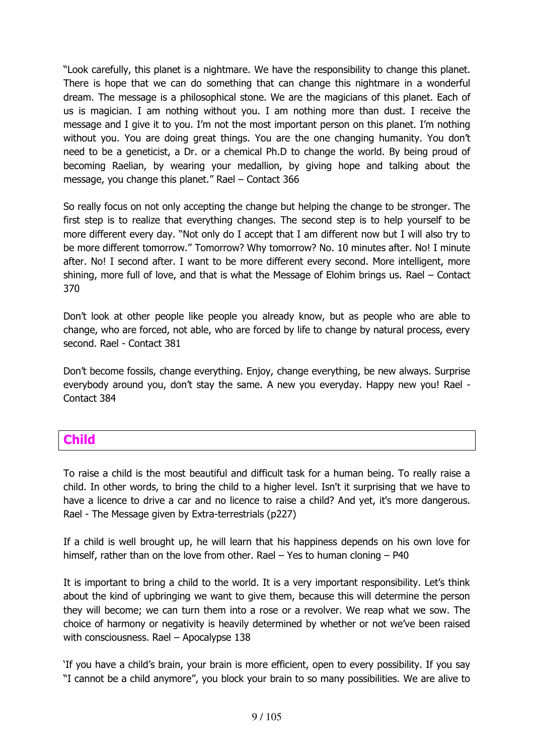"Look carefully, this planet is a nightmare. We have the responsibility to change this planet. There is hope that we can do something that can change this nightmare in a wonderful dream. The message is a philosophical stone. We are the magicians of this planet. Each of us is magician. I am nothing without you. I am nothing more than dust. I receive the message and I give it to you. I'm not the most important person on this planet. I'm nothing without you. You are doing great things. You are the one changing humanity. You don't need to be a geneticist, a Dr. or a chemical Ph.D to change the world. By being proud of becoming Raelian, by wearing your medallion, by giving hope and talking about the message, you change this planet." Rael – Contact 366

So really focus on not only accepting the change but helping the change to be stronger. The first step is to realize that everything changes. The second step is to help yourself to be more different every day. "Not only do I accept that I am different now but I will also try to be more different tomorrow." Tomorrow? Why tomorrow? No. 10 minutes after. No! I minute after. No! I second after. I want to be more different every second. More intelligent, more shining, more full of love, and that is what the Message of Elohim brings us. Rael – Contact 370

Don't look at other people like people you already know, but as people who are able to change, who are forced, not able, who are forced by life to change by natural process, every second. Rael - Contact 381

Don't become fossils, change everything. Enjoy, change everything, be new always. Surprise everybody around you, don't stay the same. A new you everyday. Happy new you! Rael - Contact 384

## Child

To raise a child is the most beautiful and difficult task for a human being. To really raise a child. In other words, to bring the child to a higher level. Isn't it surprising that we have to have a licence to drive a car and no licence to raise a child? And yet, it's more dangerous. Rael - The Message given by Extra-terrestrials (p227)

If a child is well brought up, he will learn that his happiness depends on his own love for himself, rather than on the love from other. Rael – Yes to human cloning – P40

It is important to bring a child to the world. It is a very important responsibility. Let's think about the kind of upbringing we want to give them, because this will determine the person they will become; we can turn them into a rose or a revolver. We reap what we sow. The choice of harmony or negativity is heavily determined by whether or not we've been raised with consciousness. Rael – Apocalypse 138

'If you have a child's brain, your brain is more efficient, open to every possibility. If you say "I cannot be a child anymore", you block your brain to so many possibilities. We are alive to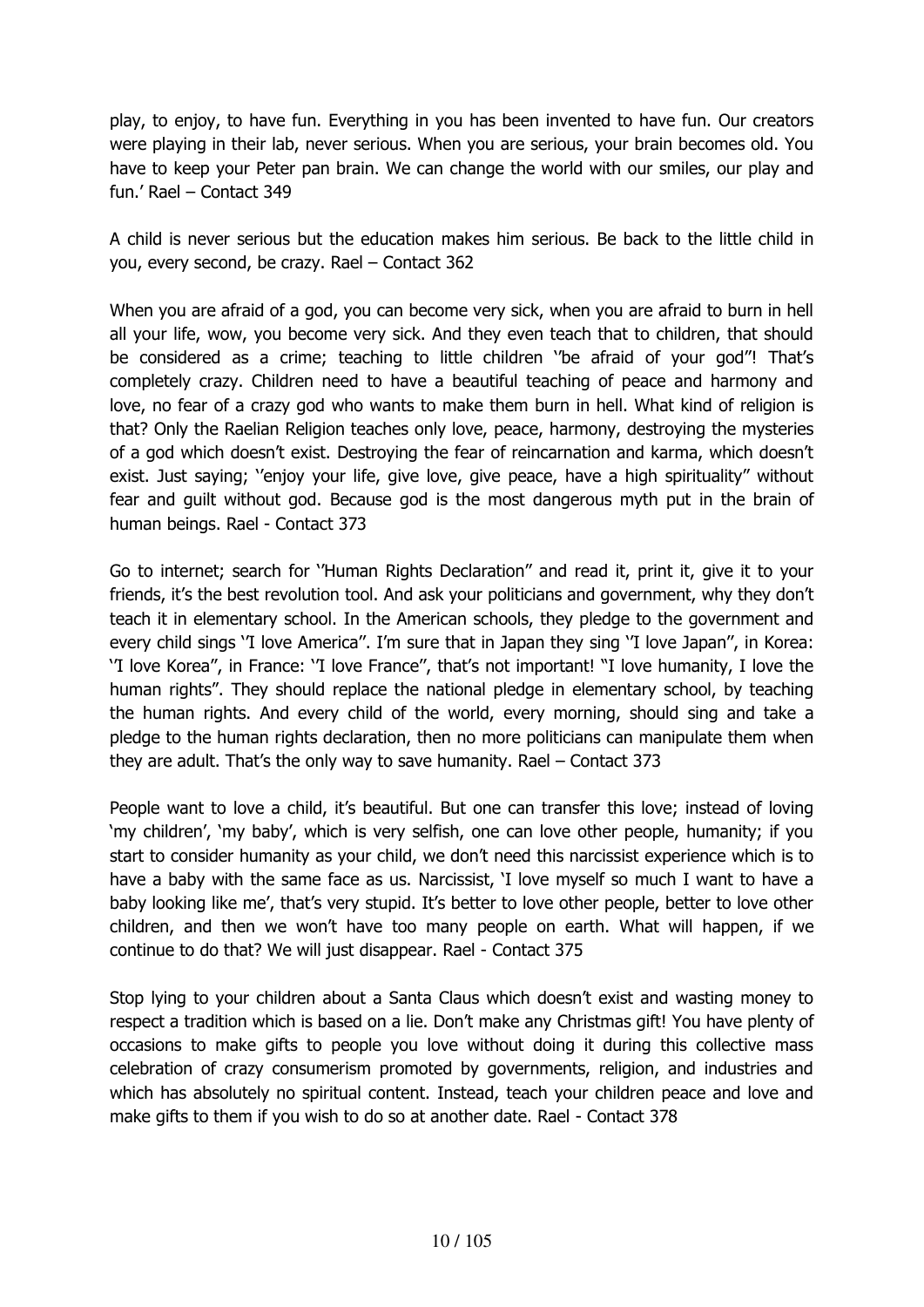play, to enjoy, to have fun. Everything in you has been invented to have fun. Our creators were playing in their lab, never serious. When you are serious, your brain becomes old. You have to keep your Peter pan brain. We can change the world with our smiles, our play and fun.' Rael – Contact 349

A child is never serious but the education makes him serious. Be back to the little child in you, every second, be crazy. Rael – Contact 362

When you are afraid of a god, you can become very sick, when you are afraid to burn in hell all your life, wow, you become very sick. And they even teach that to children, that should be considered as a crime; teaching to little children ''be afraid of your god''! That's completely crazy. Children need to have a beautiful teaching of peace and harmony and love, no fear of a crazy god who wants to make them burn in hell. What kind of religion is that? Only the Raelian Religion teaches only love, peace, harmony, destroying the mysteries of a god which doesn't exist. Destroying the fear of reincarnation and karma, which doesn't exist. Just saying; ''enjoy your life, give love, give peace, have a high spirituality'' without fear and guilt without god. Because god is the most dangerous myth put in the brain of human beings. Rael - Contact 373

Go to internet; search for ''Human Rights Declaration'' and read it, print it, give it to your friends, it's the best revolution tool. And ask your politicians and government, why they don't teach it in elementary school. In the American schools, they pledge to the government and every child sings ''I love America''. I'm sure that in Japan they sing ''I love Japan'', in Korea: ''I love Korea'', in France: ''I love France'', that's not important! "I love humanity, I love the human rights". They should replace the national pledge in elementary school, by teaching the human rights. And every child of the world, every morning, should sing and take a pledge to the human rights declaration, then no more politicians can manipulate them when they are adult. That's the only way to save humanity. Rael – Contact 373

People want to love a child, it's beautiful. But one can transfer this love; instead of loving 'my children', 'my baby', which is very selfish, one can love other people, humanity; if you start to consider humanity as your child, we don't need this narcissist experience which is to have a baby with the same face as us. Narcissist, 'I love myself so much I want to have a baby looking like me', that's very stupid. It's better to love other people, better to love other children, and then we won't have too many people on earth. What will happen, if we continue to do that? We will just disappear. Rael - Contact 375

Stop lying to your children about a Santa Claus which doesn't exist and wasting money to respect a tradition which is based on a lie. Don't make any Christmas gift! You have plenty of occasions to make gifts to people you love without doing it during this collective mass celebration of crazy consumerism promoted by governments, religion, and industries and which has absolutely no spiritual content. Instead, teach your children peace and love and make gifts to them if you wish to do so at another date. Rael - Contact 378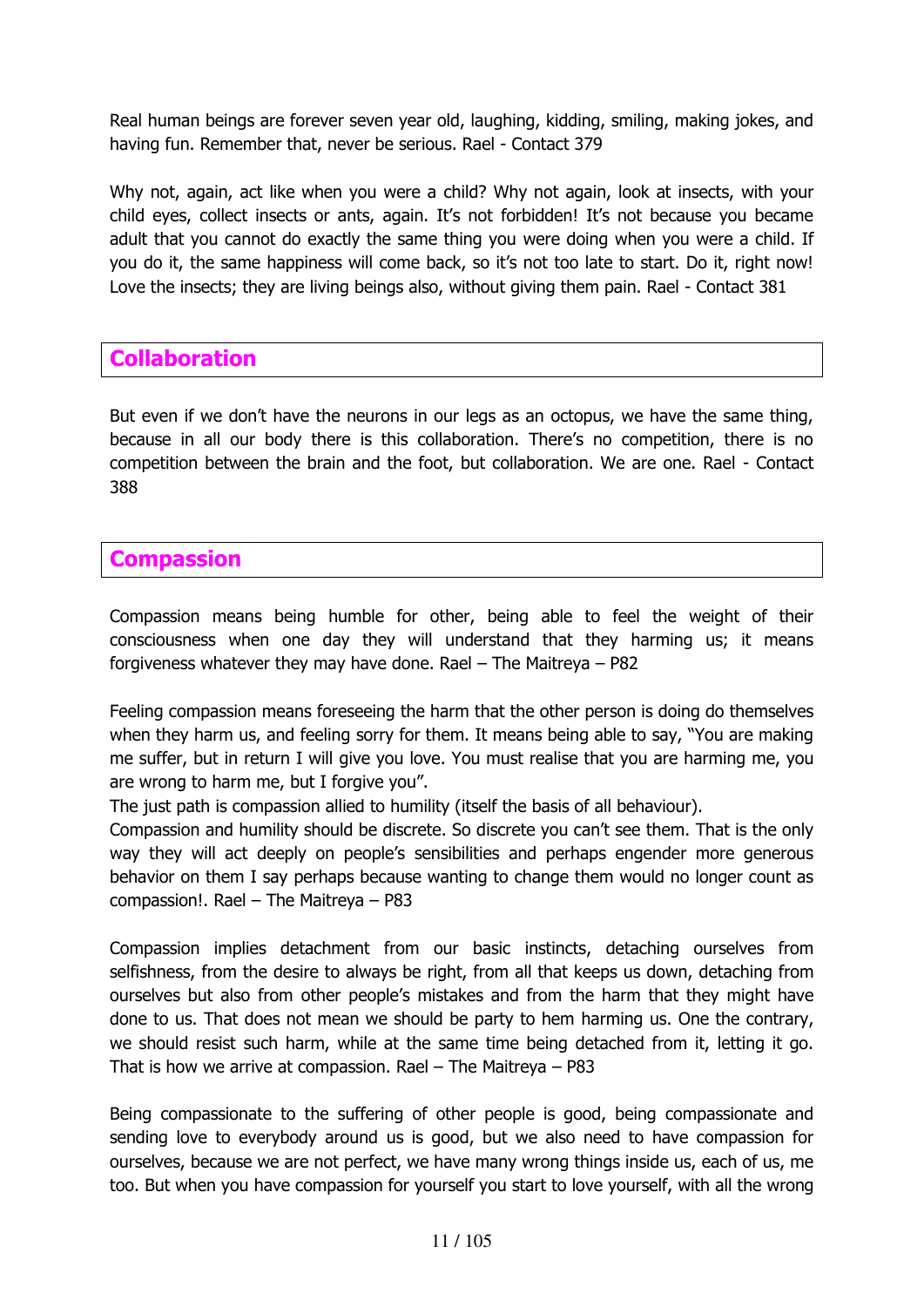Real human beings are forever seven year old, laughing, kidding, smiling, making jokes, and having fun. Remember that, never be serious. Rael - Contact 379

Why not, again, act like when you were a child? Why not again, look at insects, with your child eyes, collect insects or ants, again. It's not forbidden! It's not because you became adult that you cannot do exactly the same thing you were doing when you were a child. If you do it, the same happiness will come back, so it's not too late to start. Do it, right now! Love the insects; they are living beings also, without giving them pain. Rael - Contact 381

## Collaboration

But even if we don't have the neurons in our legs as an octopus, we have the same thing, because in all our body there is this collaboration. There's no competition, there is no competition between the brain and the foot, but collaboration. We are one. Rael - Contact 388

## Compassion

Compassion means being humble for other, being able to feel the weight of their consciousness when one day they will understand that they harming us; it means forgiveness whatever they may have done. Rael – The Maitreya – P82

Feeling compassion means foreseeing the harm that the other person is doing do themselves when they harm us, and feeling sorry for them. It means being able to say, "You are making me suffer, but in return I will give you love. You must realise that you are harming me, you are wrong to harm me, but I forgive you".
The just path is compassion allied to humility (itself the basis of all behaviour).
Compassion and humility should be discrete. So discrete you can't see them. That is the only way they will act deeply on people's sensibilities and perhaps engender more generous behavior on them I say perhaps because wanting to change them would no longer count as compassion!. Rael – The Maitreya – P83

Compassion implies detachment from our basic instincts, detaching ourselves from selfishness, from the desire to always be right, from all that keeps us down, detaching from ourselves but also from other people's mistakes and from the harm that they might have done to us. That does not mean we should be party to hem harming us. One the contrary, we should resist such harm, while at the same time being detached from it, letting it go. That is how we arrive at compassion. Rael – The Maitreya – P83

Being compassionate to the suffering of other people is good, being compassionate and sending love to everybody around us is good, but we also need to have compassion for ourselves, because we are not perfect, we have many wrong things inside us, each of us, me too. But when you have compassion for yourself you start to love yourself, with all the wrong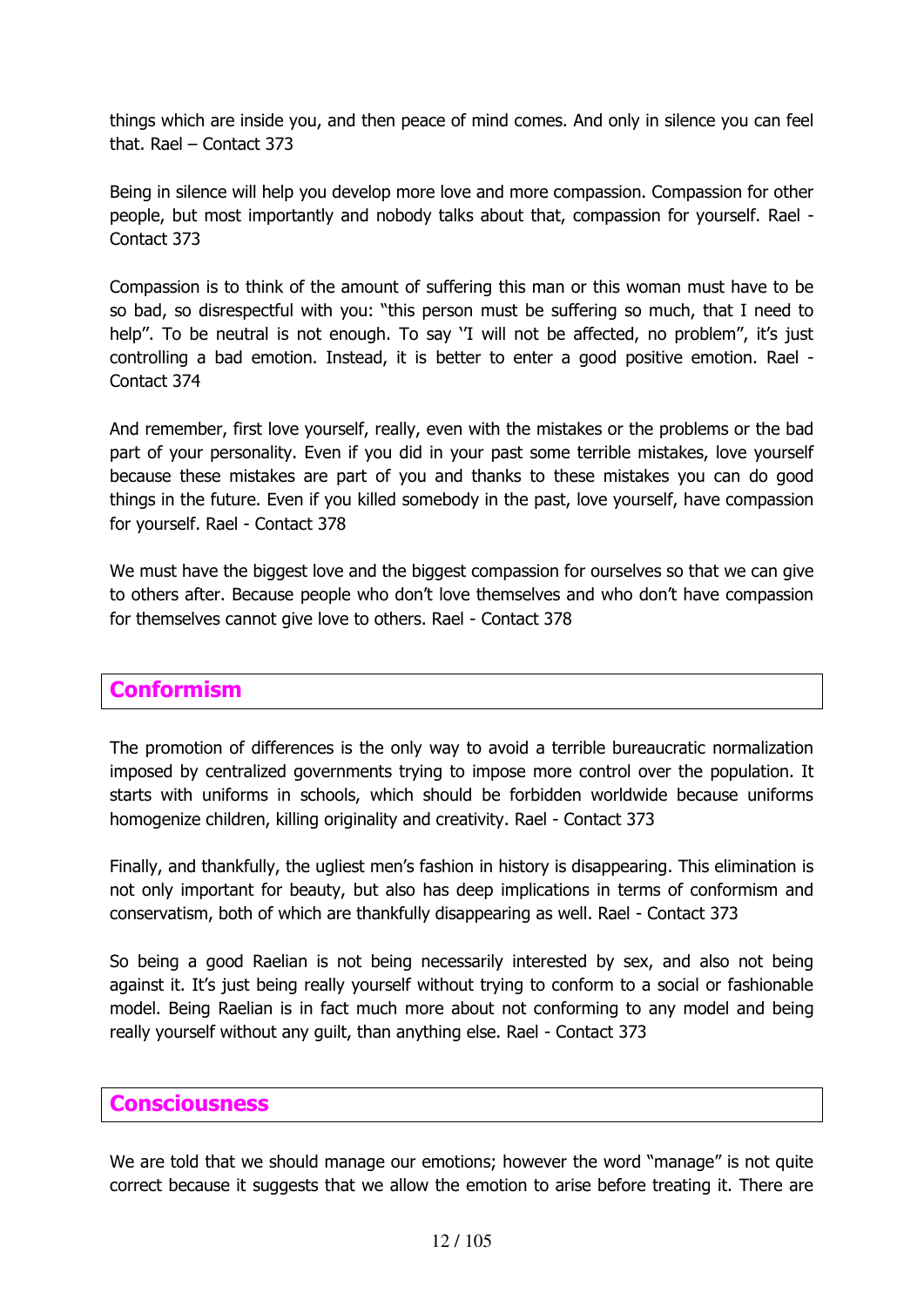things which are inside you, and then peace of mind comes. And only in silence you can feel that. Rael – Contact 373

Being in silence will help you develop more love and more compassion. Compassion for other people, but most importantly and nobody talks about that, compassion for yourself. Rael - Contact 373

Compassion is to think of the amount of suffering this man or this woman must have to be so bad, so disrespectful with you: "this person must be suffering so much, that I need to help". To be neutral is not enough. To say ''I will not be affected, no problem", it's just controlling a bad emotion. Instead, it is better to enter a good positive emotion. Rael - Contact 374

And remember, first love yourself, really, even with the mistakes or the problems or the bad part of your personality. Even if you did in your past some terrible mistakes, love yourself because these mistakes are part of you and thanks to these mistakes you can do good things in the future. Even if you killed somebody in the past, love yourself, have compassion for yourself. Rael - Contact 378

We must have the biggest love and the biggest compassion for ourselves so that we can give to others after. Because people who don't love themselves and who don't have compassion for themselves cannot give love to others. Rael - Contact 378

## Conformism

The promotion of differences is the only way to avoid a terrible bureaucratic normalization imposed by centralized governments trying to impose more control over the population. It starts with uniforms in schools, which should be forbidden worldwide because uniforms homogenize children, killing originality and creativity. Rael - Contact 373

Finally, and thankfully, the ugliest men's fashion in history is disappearing. This elimination is not only important for beauty, but also has deep implications in terms of conformism and conservatism, both of which are thankfully disappearing as well. Rael - Contact 373

So being a good Raelian is not being necessarily interested by sex, and also not being against it. It's just being really yourself without trying to conform to a social or fashionable model. Being Raelian is in fact much more about not conforming to any model and being really yourself without any guilt, than anything else. Rael - Contact 373

## Consciousness

We are told that we should manage our emotions; however the word "manage" is not quite correct because it suggests that we allow the emotion to arise before treating it. There are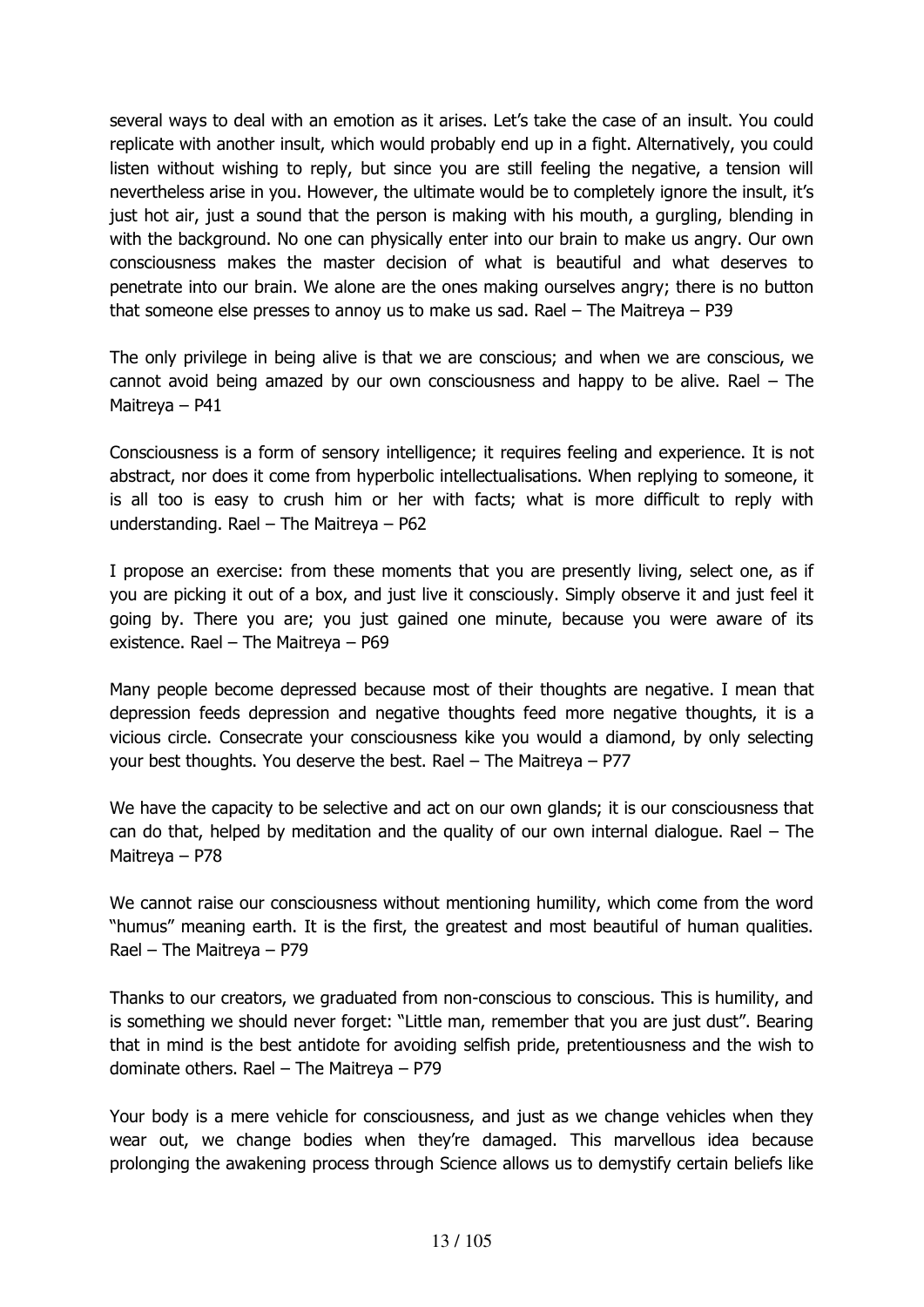several ways to deal with an emotion as it arises. Let's take the case of an insult. You could replicate with another insult, which would probably end up in a fight. Alternatively, you could listen without wishing to reply, but since you are still feeling the negative, a tension will nevertheless arise in you. However, the ultimate would be to completely ignore the insult, it's just hot air, just a sound that the person is making with his mouth, a gurgling, blending in with the background. No one can physically enter into our brain to make us angry. Our own consciousness makes the master decision of what is beautiful and what deserves to penetrate into our brain. We alone are the ones making ourselves angry; there is no button that someone else presses to annoy us to make us sad. Rael – The Maitreya – P39

The only privilege in being alive is that we are conscious; and when we are conscious, we cannot avoid being amazed by our own consciousness and happy to be alive. Rael – The Maitreya – P41

Consciousness is a form of sensory intelligence; it requires feeling and experience. It is not abstract, nor does it come from hyperbolic intellectualisations. When replying to someone, it is all too is easy to crush him or her with facts; what is more difficult to reply with understanding. Rael – The Maitreya – P62

I propose an exercise: from these moments that you are presently living, select one, as if you are picking it out of a box, and just live it consciously. Simply observe it and just feel it going by. There you are; you just gained one minute, because you were aware of its existence. Rael – The Maitreya – P69

Many people become depressed because most of their thoughts are negative. I mean that depression feeds depression and negative thoughts feed more negative thoughts, it is a vicious circle. Consecrate your consciousness kike you would a diamond, by only selecting your best thoughts. You deserve the best. Rael – The Maitreya – P77

We have the capacity to be selective and act on our own glands; it is our consciousness that can do that, helped by meditation and the quality of our own internal dialogue. Rael – The Maitreya – P78

We cannot raise our consciousness without mentioning humility, which come from the word "humus" meaning earth. It is the first, the greatest and most beautiful of human qualities. Rael – The Maitreya – P79

Thanks to our creators, we graduated from non-conscious to conscious. This is humility, and is something we should never forget: "Little man, remember that you are just dust". Bearing that in mind is the best antidote for avoiding selfish pride, pretentiousness and the wish to dominate others. Rael – The Maitreya – P79

Your body is a mere vehicle for consciousness, and just as we change vehicles when they wear out, we change bodies when they're damaged. This marvellous idea because prolonging the awakening process through Science allows us to demystify certain beliefs like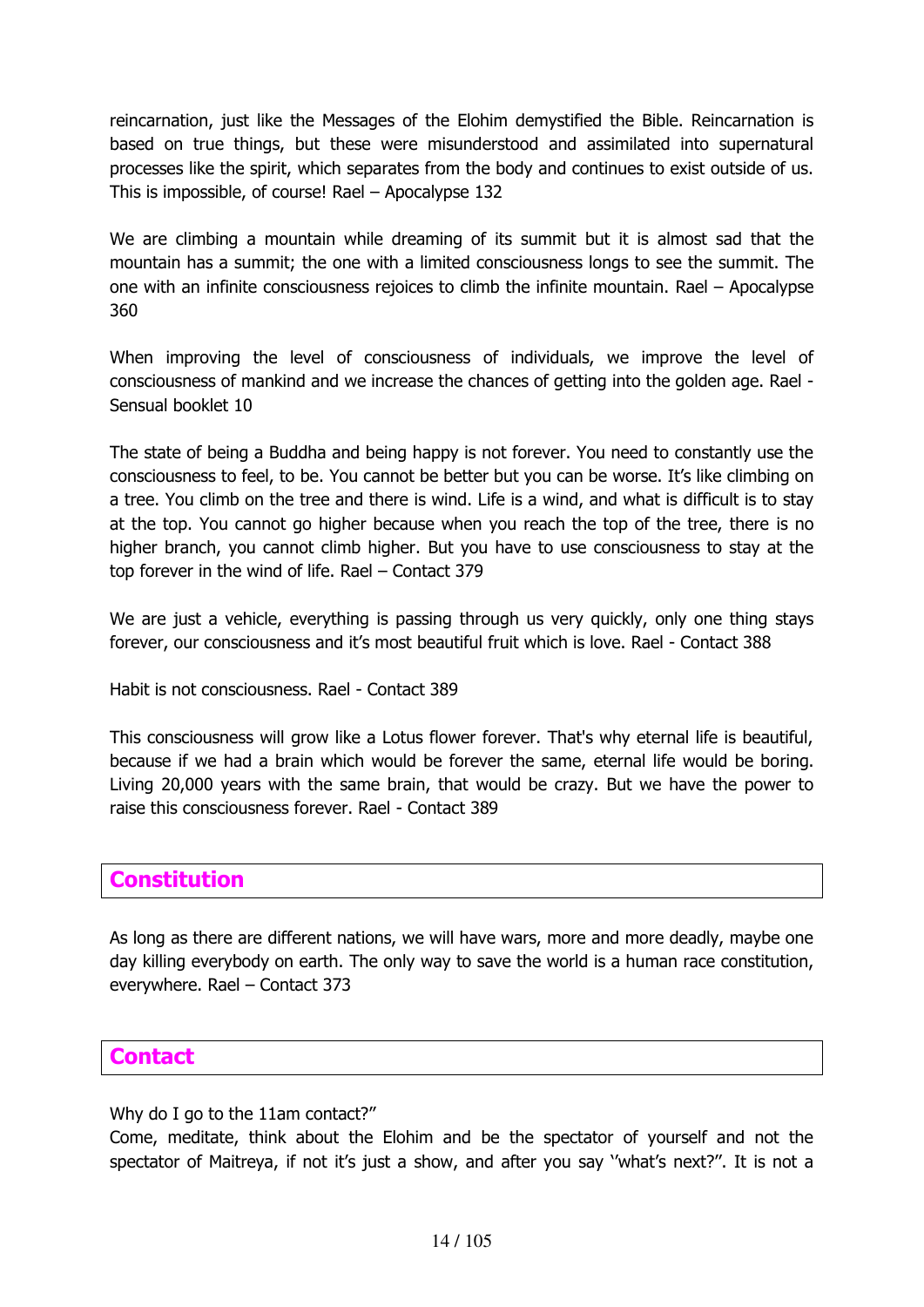reincarnation, just like the Messages of the Elohim demystified the Bible. Reincarnation is based on true things, but these were misunderstood and assimilated into supernatural processes like the spirit, which separates from the body and continues to exist outside of us. This is impossible, of course! Rael – Apocalypse 132

We are climbing a mountain while dreaming of its summit but it is almost sad that the mountain has a summit; the one with a limited consciousness longs to see the summit. The one with an infinite consciousness rejoices to climb the infinite mountain. Rael – Apocalypse 360

When improving the level of consciousness of individuals, we improve the level of consciousness of mankind and we increase the chances of getting into the golden age. Rael - Sensual booklet 10

The state of being a Buddha and being happy is not forever. You need to constantly use the consciousness to feel, to be. You cannot be better but you can be worse. It's like climbing on a tree. You climb on the tree and there is wind. Life is a wind, and what is difficult is to stay at the top. You cannot go higher because when you reach the top of the tree, there is no higher branch, you cannot climb higher. But you have to use consciousness to stay at the top forever in the wind of life. Rael – Contact 379

We are just a vehicle, everything is passing through us very quickly, only one thing stays forever, our consciousness and it's most beautiful fruit which is love. Rael - Contact 388

Habit is not consciousness. Rael - Contact 389

This consciousness will grow like a Lotus flower forever. That's why eternal life is beautiful, because if we had a brain which would be forever the same, eternal life would be boring. Living 20,000 years with the same brain, that would be crazy. But we have the power to raise this consciousness forever. Rael - Contact 389

## Constitution

As long as there are different nations, we will have wars, more and more deadly, maybe one day killing everybody on earth. The only way to save the world is a human race constitution, everywhere. Rael – Contact 373

## Contact

Why do I go to the 11am contact?"
Come, meditate, think about the Elohim and be the spectator of yourself and not the spectator of Maitreya, if not it's just a show, and after you say ''what's next?''. It is not a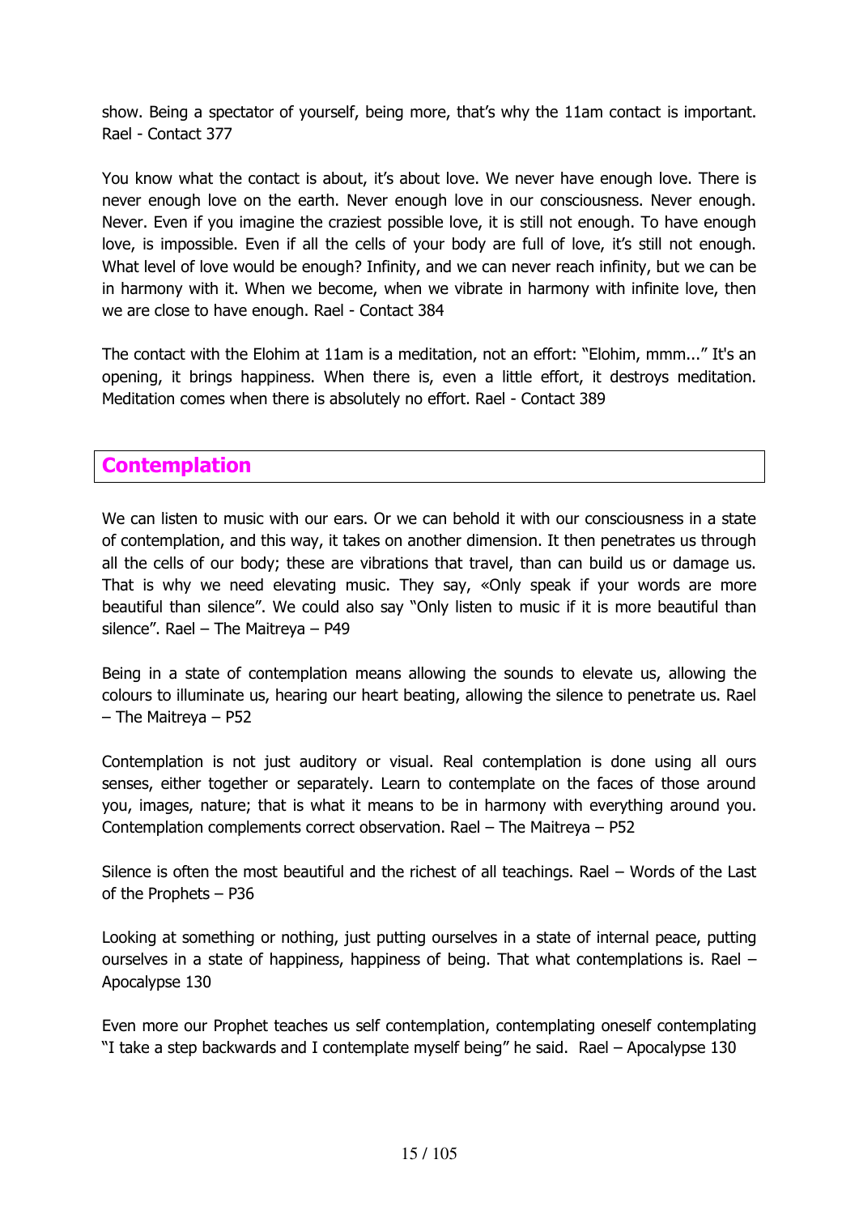show. Being a spectator of yourself, being more, that's why the 11am contact is important. Rael - Contact 377

You know what the contact is about, it's about love. We never have enough love. There is never enough love on the earth. Never enough love in our consciousness. Never enough. Never. Even if you imagine the craziest possible love, it is still not enough. To have enough love, is impossible. Even if all the cells of your body are full of love, it's still not enough. What level of love would be enough? Infinity, and we can never reach infinity, but we can be in harmony with it. When we become, when we vibrate in harmony with infinite love, then we are close to have enough. Rael - Contact 384

The contact with the Elohim at 11am is a meditation, not an effort: "Elohim, mmm..." It's an opening, it brings happiness. When there is, even a little effort, it destroys meditation. Meditation comes when there is absolutely no effort. Rael - Contact 389

## Contemplation

We can listen to music with our ears. Or we can behold it with our consciousness in a state of contemplation, and this way, it takes on another dimension. It then penetrates us through all the cells of our body; these are vibrations that travel, than can build us or damage us. That is why we need elevating music. They say, «Only speak if your words are more beautiful than silence". We could also say "Only listen to music if it is more beautiful than silence". Rael – The Maitreya – P49

Being in a state of contemplation means allowing the sounds to elevate us, allowing the colours to illuminate us, hearing our heart beating, allowing the silence to penetrate us. Rael – The Maitreya – P52

Contemplation is not just auditory or visual. Real contemplation is done using all ours senses, either together or separately. Learn to contemplate on the faces of those around you, images, nature; that is what it means to be in harmony with everything around you. Contemplation complements correct observation. Rael – The Maitreya – P52

Silence is often the most beautiful and the richest of all teachings. Rael – Words of the Last of the Prophets – P36

Looking at something or nothing, just putting ourselves in a state of internal peace, putting ourselves in a state of happiness, happiness of being. That what contemplations is. Rael – Apocalypse 130

Even more our Prophet teaches us self contemplation, contemplating oneself contemplating "I take a step backwards and I contemplate myself being" he said. Rael – Apocalypse 130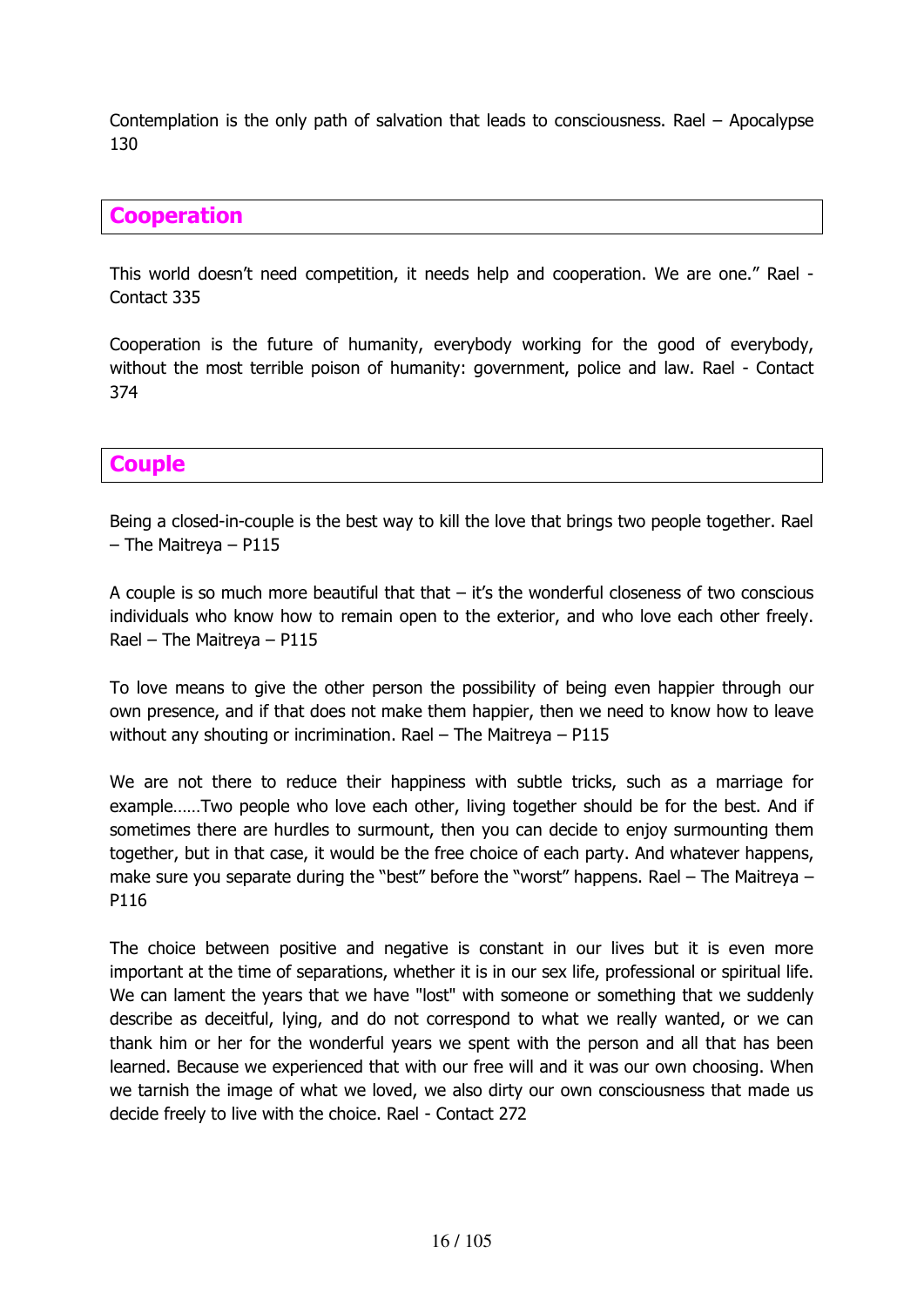Contemplation is the only path of salvation that leads to consciousness. Rael – Apocalypse 130

## Cooperation

This world doesn't need competition, it needs help and cooperation. We are one." Rael - Contact 335

Cooperation is the future of humanity, everybody working for the good of everybody, without the most terrible poison of humanity: government, police and law. Rael - Contact 374

## Couple

Being a closed-in-couple is the best way to kill the love that brings two people together. Rael – The Maitreya – P115

A couple is so much more beautiful that that – it's the wonderful closeness of two conscious individuals who know how to remain open to the exterior, and who love each other freely. Rael – The Maitreya – P115

To love means to give the other person the possibility of being even happier through our own presence, and if that does not make them happier, then we need to know how to leave without any shouting or incrimination. Rael – The Maitreya – P115

We are not there to reduce their happiness with subtle tricks, such as a marriage for example……Two people who love each other, living together should be for the best. And if sometimes there are hurdles to surmount, then you can decide to enjoy surmounting them together, but in that case, it would be the free choice of each party. And whatever happens, make sure you separate during the "best" before the "worst" happens. Rael – The Maitreya – P116

The choice between positive and negative is constant in our lives but it is even more important at the time of separations, whether it is in our sex life, professional or spiritual life. We can lament the years that we have "lost" with someone or something that we suddenly describe as deceitful, lying, and do not correspond to what we really wanted, or we can thank him or her for the wonderful years we spent with the person and all that has been learned. Because we experienced that with our free will and it was our own choosing. When we tarnish the image of what we loved, we also dirty our own consciousness that made us decide freely to live with the choice. Rael - Contact 272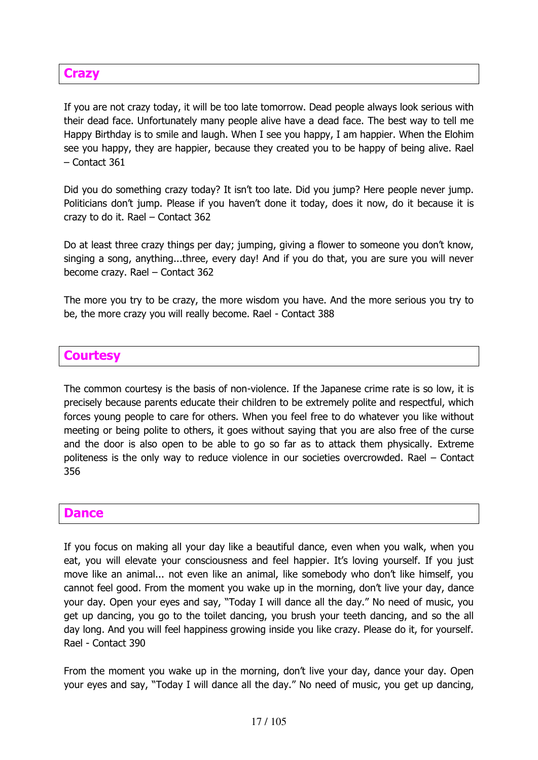## Crazy

If you are not crazy today, it will be too late tomorrow. Dead people always look serious with their dead face. Unfortunately many people alive have a dead face. The best way to tell me Happy Birthday is to smile and laugh. When I see you happy, I am happier. When the Elohim see you happy, they are happier, because they created you to be happy of being alive. Rael – Contact 361

Did you do something crazy today? It isn't too late. Did you jump? Here people never jump. Politicians don't jump. Please if you haven't done it today, does it now, do it because it is crazy to do it. Rael – Contact 362

Do at least three crazy things per day; jumping, giving a flower to someone you don't know, singing a song, anything...three, every day! And if you do that, you are sure you will never become crazy. Rael – Contact 362

The more you try to be crazy, the more wisdom you have. And the more serious you try to be, the more crazy you will really become. Rael - Contact 388

## Courtesy

The common courtesy is the basis of non-violence. If the Japanese crime rate is so low, it is precisely because parents educate their children to be extremely polite and respectful, which forces young people to care for others. When you feel free to do whatever you like without meeting or being polite to others, it goes without saying that you are also free of the curse and the door is also open to be able to go so far as to attack them physically. Extreme politeness is the only way to reduce violence in our societies overcrowded. Rael – Contact 356

## Dance

If you focus on making all your day like a beautiful dance, even when you walk, when you eat, you will elevate your consciousness and feel happier. It's loving yourself. If you just move like an animal... not even like an animal, like somebody who don't like himself, you cannot feel good. From the moment you wake up in the morning, don't live your day, dance your day. Open your eyes and say, "Today I will dance all the day." No need of music, you get up dancing, you go to the toilet dancing, you brush your teeth dancing, and so the all day long. And you will feel happiness growing inside you like crazy. Please do it, for yourself. Rael - Contact 390

From the moment you wake up in the morning, don't live your day, dance your day. Open your eyes and say, "Today I will dance all the day." No need of music, you get up dancing,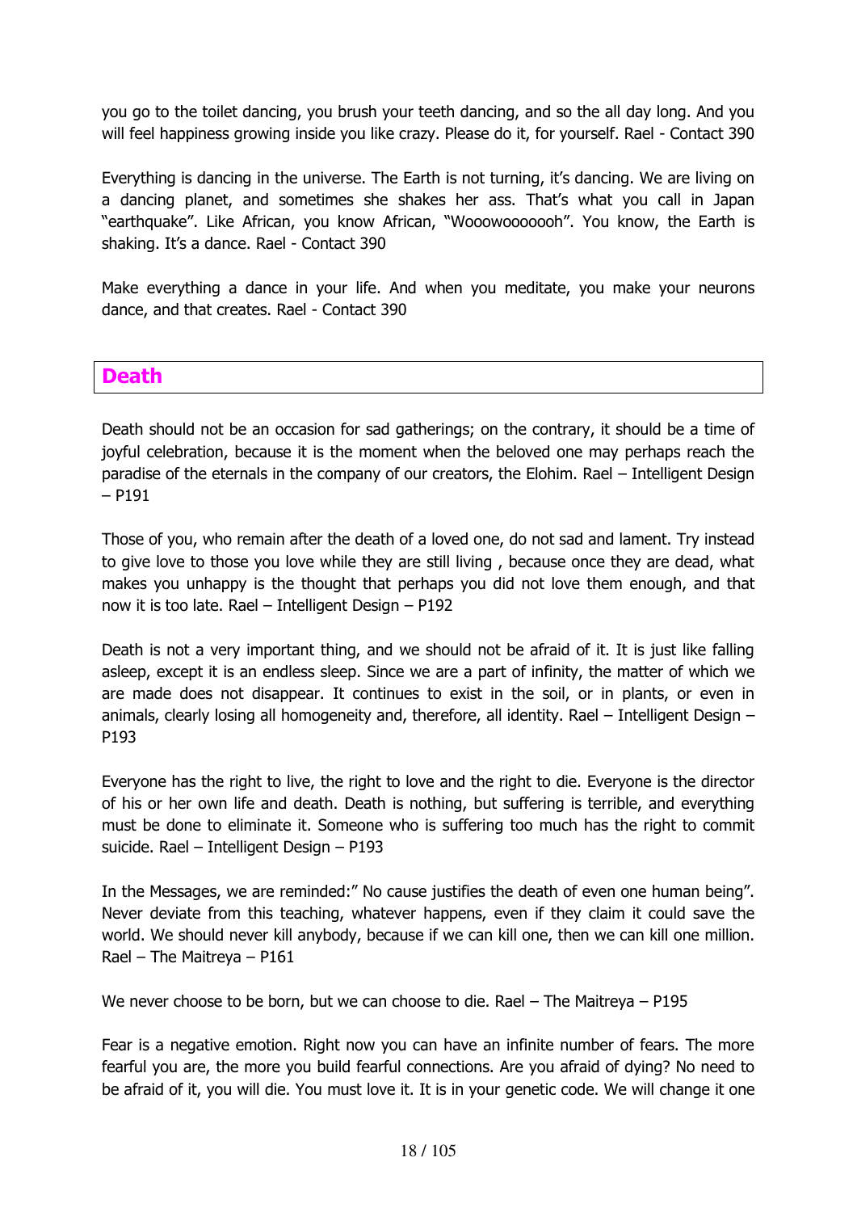you go to the toilet dancing, you brush your teeth dancing, and so the all day long. And you will feel happiness growing inside you like crazy. Please do it, for yourself. Rael - Contact 390

Everything is dancing in the universe. The Earth is not turning, it's dancing. We are living on a dancing planet, and sometimes she shakes her ass. That's what you call in Japan "earthquake". Like African, you know African, "Wooowooooooh". You know, the Earth is shaking. It's a dance. Rael - Contact 390

Make everything a dance in your life. And when you meditate, you make your neurons dance, and that creates. Rael - Contact 390

## Death

Death should not be an occasion for sad gatherings; on the contrary, it should be a time of joyful celebration, because it is the moment when the beloved one may perhaps reach the paradise of the eternals in the company of our creators, the Elohim. Rael – Intelligent Design – P191

Those of you, who remain after the death of a loved one, do not sad and lament. Try instead to give love to those you love while they are still living , because once they are dead, what makes you unhappy is the thought that perhaps you did not love them enough, and that now it is too late. Rael – Intelligent Design – P192

Death is not a very important thing, and we should not be afraid of it. It is just like falling asleep, except it is an endless sleep. Since we are a part of infinity, the matter of which we are made does not disappear. It continues to exist in the soil, or in plants, or even in animals, clearly losing all homogeneity and, therefore, all identity. Rael – Intelligent Design – P193

Everyone has the right to live, the right to love and the right to die. Everyone is the director of his or her own life and death. Death is nothing, but suffering is terrible, and everything must be done to eliminate it. Someone who is suffering too much has the right to commit suicide. Rael – Intelligent Design – P193

In the Messages, we are reminded:" No cause justifies the death of even one human being". Never deviate from this teaching, whatever happens, even if they claim it could save the world. We should never kill anybody, because if we can kill one, then we can kill one million. Rael – The Maitreya – P161

We never choose to be born, but we can choose to die. Rael – The Maitreya – P195

Fear is a negative emotion. Right now you can have an infinite number of fears. The more fearful you are, the more you build fearful connections. Are you afraid of dying? No need to be afraid of it, you will die. You must love it. It is in your genetic code. We will change it one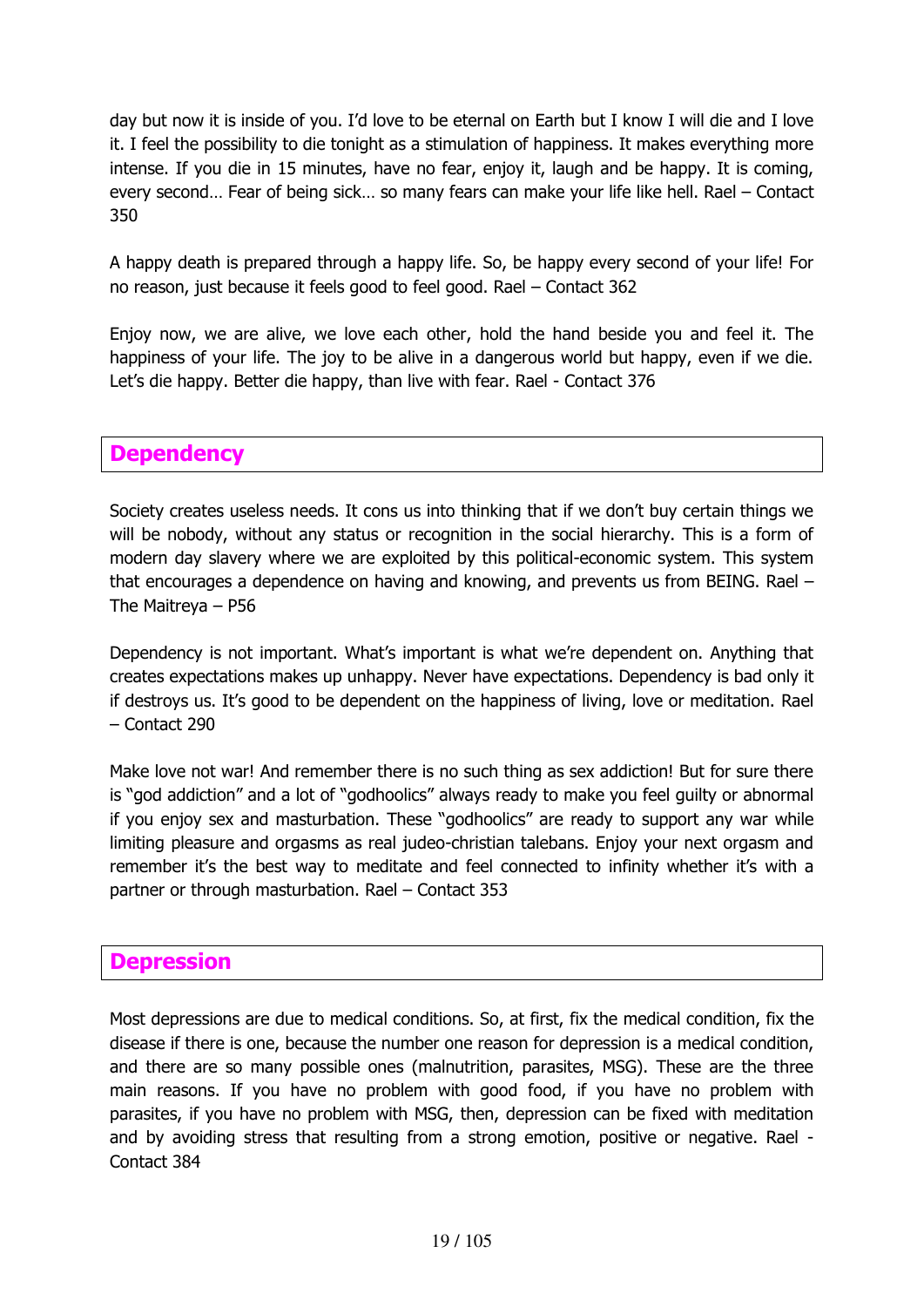day but now it is inside of you. I'd love to be eternal on Earth but I know I will die and I love it. I feel the possibility to die tonight as a stimulation of happiness. It makes everything more intense. If you die in 15 minutes, have no fear, enjoy it, laugh and be happy. It is coming, every second… Fear of being sick… so many fears can make your life like hell. Rael – Contact 350

A happy death is prepared through a happy life. So, be happy every second of your life! For no reason, just because it feels good to feel good. Rael – Contact 362

Enjoy now, we are alive, we love each other, hold the hand beside you and feel it. The happiness of your life. The joy to be alive in a dangerous world but happy, even if we die. Let's die happy. Better die happy, than live with fear. Rael - Contact 376

## Dependency

Society creates useless needs. It cons us into thinking that if we don't buy certain things we will be nobody, without any status or recognition in the social hierarchy. This is a form of modern day slavery where we are exploited by this political-economic system. This system that encourages a dependence on having and knowing, and prevents us from BEING. Rael – The Maitreya – P56

Dependency is not important. What's important is what we're dependent on. Anything that creates expectations makes up unhappy. Never have expectations. Dependency is bad only it if destroys us. It's good to be dependent on the happiness of living, love or meditation. Rael – Contact 290

Make love not war! And remember there is no such thing as sex addiction! But for sure there is "god addiction" and a lot of "godhoolics" always ready to make you feel guilty or abnormal if you enjoy sex and masturbation. These "godhoolics" are ready to support any war while limiting pleasure and orgasms as real judeo-christian talebans. Enjoy your next orgasm and remember it's the best way to meditate and feel connected to infinity whether it's with a partner or through masturbation. Rael – Contact 353

## Depression

Most depressions are due to medical conditions. So, at first, fix the medical condition, fix the disease if there is one, because the number one reason for depression is a medical condition, and there are so many possible ones (malnutrition, parasites, MSG). These are the three main reasons. If you have no problem with good food, if you have no problem with parasites, if you have no problem with MSG, then, depression can be fixed with meditation and by avoiding stress that resulting from a strong emotion, positive or negative. Rael - Contact 384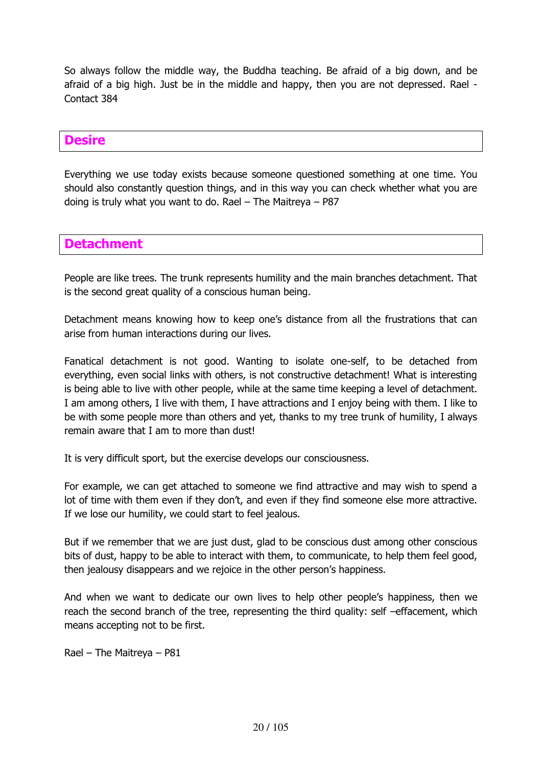So always follow the middle way, the Buddha teaching. Be afraid of a big down, and be afraid of a big high. Just be in the middle and happy, then you are not depressed. Rael - Contact 384

## Desire

Everything we use today exists because someone questioned something at one time. You should also constantly question things, and in this way you can check whether what you are doing is truly what you want to do. Rael – The Maitreya – P87

## Detachment

People are like trees. The trunk represents humility and the main branches detachment. That is the second great quality of a conscious human being.

Detachment means knowing how to keep one's distance from all the frustrations that can arise from human interactions during our lives.

Fanatical detachment is not good. Wanting to isolate one-self, to be detached from everything, even social links with others, is not constructive detachment! What is interesting is being able to live with other people, while at the same time keeping a level of detachment. I am among others, I live with them, I have attractions and I enjoy being with them. I like to be with some people more than others and yet, thanks to my tree trunk of humility, I always remain aware that I am to more than dust!

It is very difficult sport, but the exercise develops our consciousness.

For example, we can get attached to someone we find attractive and may wish to spend a lot of time with them even if they don't, and even if they find someone else more attractive. If we lose our humility, we could start to feel jealous.

But if we remember that we are just dust, glad to be conscious dust among other conscious bits of dust, happy to be able to interact with them, to communicate, to help them feel good, then jealousy disappears and we rejoice in the other person's happiness.

And when we want to dedicate our own lives to help other people's happiness, then we reach the second branch of the tree, representing the third quality: self –effacement, which means accepting not to be first.

Rael – The Maitreya – P81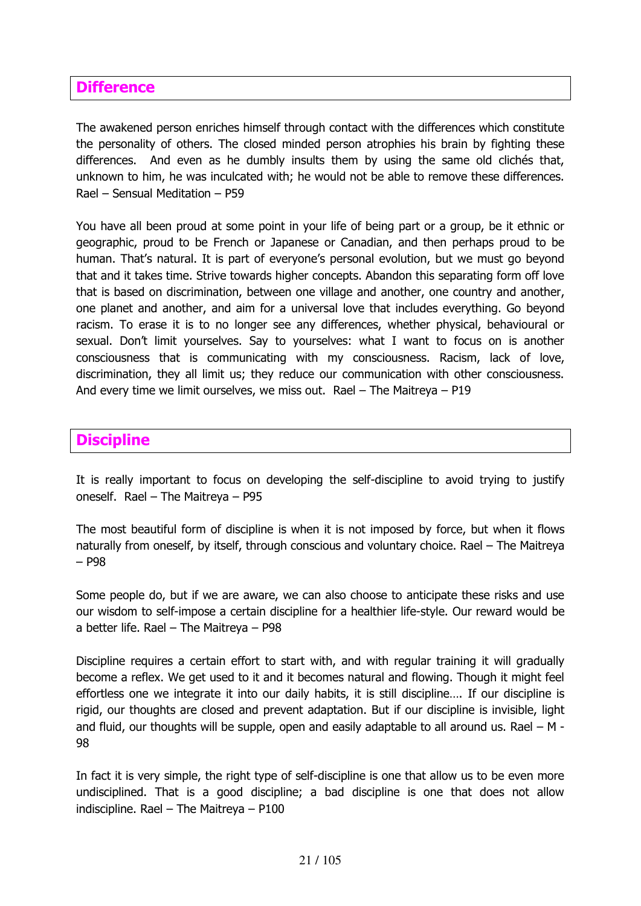## Difference

The awakened person enriches himself through contact with the differences which constitute the personality of others. The closed minded person atrophies his brain by fighting these differences. And even as he dumbly insults them by using the same old clichés that, unknown to him, he was inculcated with; he would not be able to remove these differences. Rael – Sensual Meditation – P59

You have all been proud at some point in your life of being part or a group, be it ethnic or geographic, proud to be French or Japanese or Canadian, and then perhaps proud to be human. That's natural. It is part of everyone's personal evolution, but we must go beyond that and it takes time. Strive towards higher concepts. Abandon this separating form off love that is based on discrimination, between one village and another, one country and another, one planet and another, and aim for a universal love that includes everything. Go beyond racism. To erase it is to no longer see any differences, whether physical, behavioural or sexual. Don't limit yourselves. Say to yourselves: what I want to focus on is another consciousness that is communicating with my consciousness. Racism, lack of love, discrimination, they all limit us; they reduce our communication with other consciousness. And every time we limit ourselves, we miss out. Rael – The Maitreya – P19

## Discipline

It is really important to focus on developing the self-discipline to avoid trying to justify oneself. Rael – The Maitreya – P95

The most beautiful form of discipline is when it is not imposed by force, but when it flows naturally from oneself, by itself, through conscious and voluntary choice. Rael – The Maitreya – P98

Some people do, but if we are aware, we can also choose to anticipate these risks and use our wisdom to self-impose a certain discipline for a healthier life-style. Our reward would be a better life. Rael – The Maitreya – P98

Discipline requires a certain effort to start with, and with regular training it will gradually become a reflex. We get used to it and it becomes natural and flowing. Though it might feel effortless one we integrate it into our daily habits, it is still discipline…. If our discipline is rigid, our thoughts are closed and prevent adaptation. But if our discipline is invisible, light and fluid, our thoughts will be supple, open and easily adaptable to all around us. Rael – M - 98

In fact it is very simple, the right type of self-discipline is one that allow us to be even more undisciplined. That is a good discipline; a bad discipline is one that does not allow indiscipline. Rael – The Maitreya – P100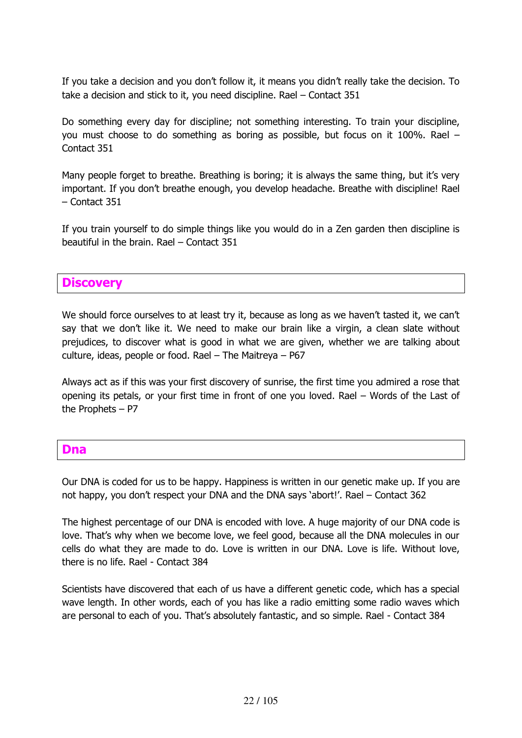If you take a decision and you don't follow it, it means you didn't really take the decision. To take a decision and stick to it, you need discipline. Rael – Contact 351

Do something every day for discipline; not something interesting. To train your discipline, you must choose to do something as boring as possible, but focus on it 100%. Rael – Contact 351

Many people forget to breathe. Breathing is boring; it is always the same thing, but it's very important. If you don't breathe enough, you develop headache. Breathe with discipline! Rael – Contact 351

If you train yourself to do simple things like you would do in a Zen garden then discipline is beautiful in the brain. Rael – Contact 351

## Discovery

We should force ourselves to at least try it, because as long as we haven't tasted it, we can't say that we don't like it. We need to make our brain like a virgin, a clean slate without prejudices, to discover what is good in what we are given, whether we are talking about culture, ideas, people or food. Rael – The Maitreya – P67

Always act as if this was your first discovery of sunrise, the first time you admired a rose that opening its petals, or your first time in front of one you loved. Rael – Words of the Last of the Prophets – P7

## Dna

Our DNA is coded for us to be happy. Happiness is written in our genetic make up. If you are not happy, you don't respect your DNA and the DNA says 'abort!'. Rael – Contact 362

The highest percentage of our DNA is encoded with love. A huge majority of our DNA code is love. That's why when we become love, we feel good, because all the DNA molecules in our cells do what they are made to do. Love is written in our DNA. Love is life. Without love, there is no life. Rael - Contact 384

Scientists have discovered that each of us have a different genetic code, which has a special wave length. In other words, each of you has like a radio emitting some radio waves which are personal to each of you. That's absolutely fantastic, and so simple. Rael - Contact 384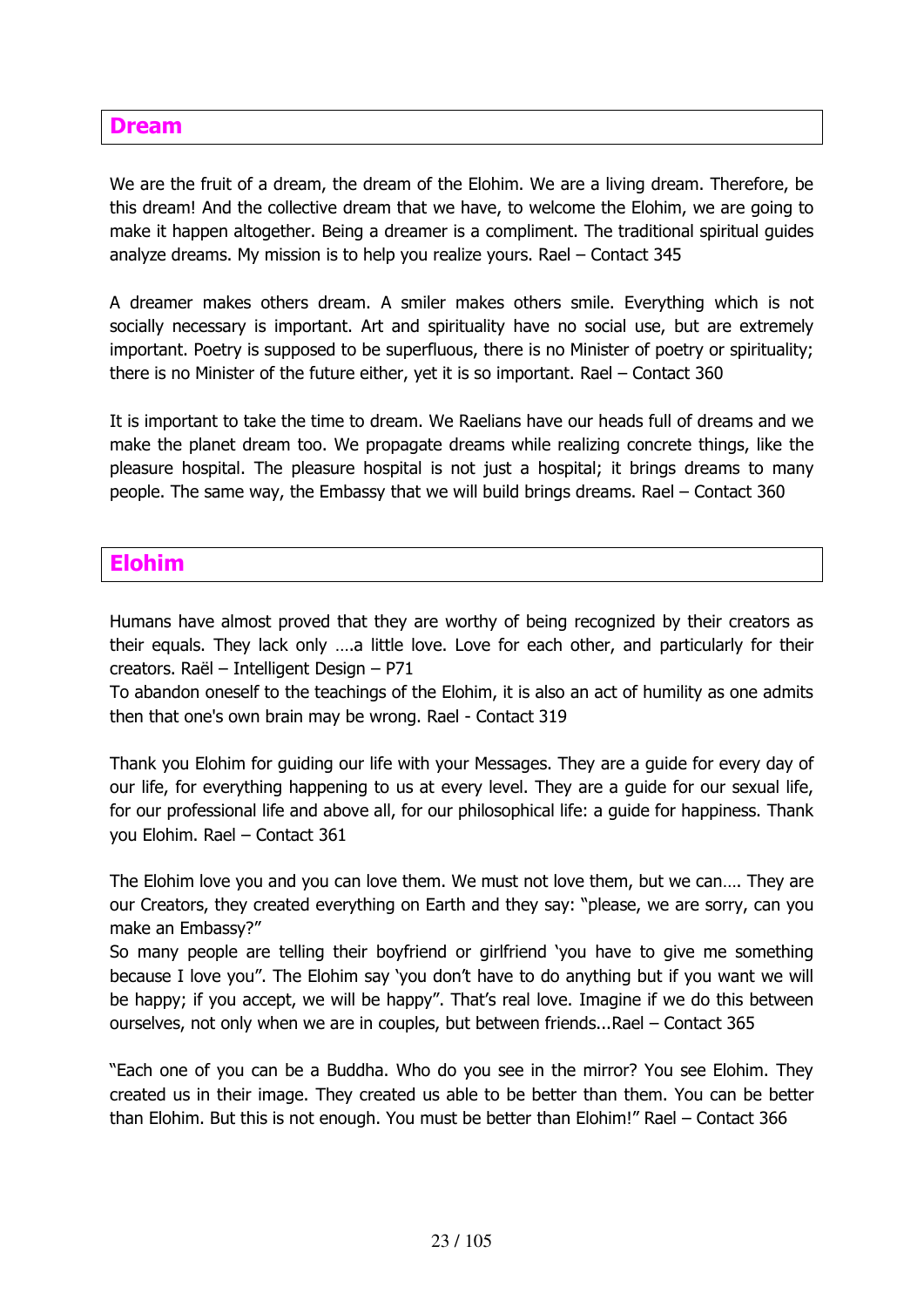## Dream

We are the fruit of a dream, the dream of the Elohim. We are a living dream. Therefore, be this dream! And the collective dream that we have, to welcome the Elohim, we are going to make it happen altogether. Being a dreamer is a compliment. The traditional spiritual guides analyze dreams. My mission is to help you realize yours. Rael – Contact 345

A dreamer makes others dream. A smiler makes others smile. Everything which is not socially necessary is important. Art and spirituality have no social use, but are extremely important. Poetry is supposed to be superfluous, there is no Minister of poetry or spirituality; there is no Minister of the future either, yet it is so important. Rael – Contact 360

It is important to take the time to dream. We Raelians have our heads full of dreams and we make the planet dream too. We propagate dreams while realizing concrete things, like the pleasure hospital. The pleasure hospital is not just a hospital; it brings dreams to many people. The same way, the Embassy that we will build brings dreams. Rael – Contact 360

## Elohim

Humans have almost proved that they are worthy of being recognized by their creators as their equals. They lack only ….a little love. Love for each other, and particularly for their creators. Raël – Intelligent Design – P71

To abandon oneself to the teachings of the Elohim, it is also an act of humility as one admits then that one's own brain may be wrong. Rael - Contact 319

Thank you Elohim for guiding our life with your Messages. They are a guide for every day of our life, for everything happening to us at every level. They are a guide for our sexual life, for our professional life and above all, for our philosophical life: a guide for happiness. Thank you Elohim. Rael – Contact 361

The Elohim love you and you can love them. We must not love them, but we can…. They are our Creators, they created everything on Earth and they say: "please, we are sorry, can you make an Embassy?"

So many people are telling their boyfriend or girlfriend 'you have to give me something because I love you". The Elohim say 'you don't have to do anything but if you want we will be happy; if you accept, we will be happy". That's real love. Imagine if we do this between ourselves, not only when we are in couples, but between friends...Rael – Contact 365

"Each one of you can be a Buddha. Who do you see in the mirror? You see Elohim. They created us in their image. They created us able to be better than them. You can be better than Elohim. But this is not enough. You must be better than Elohim!" Rael – Contact 366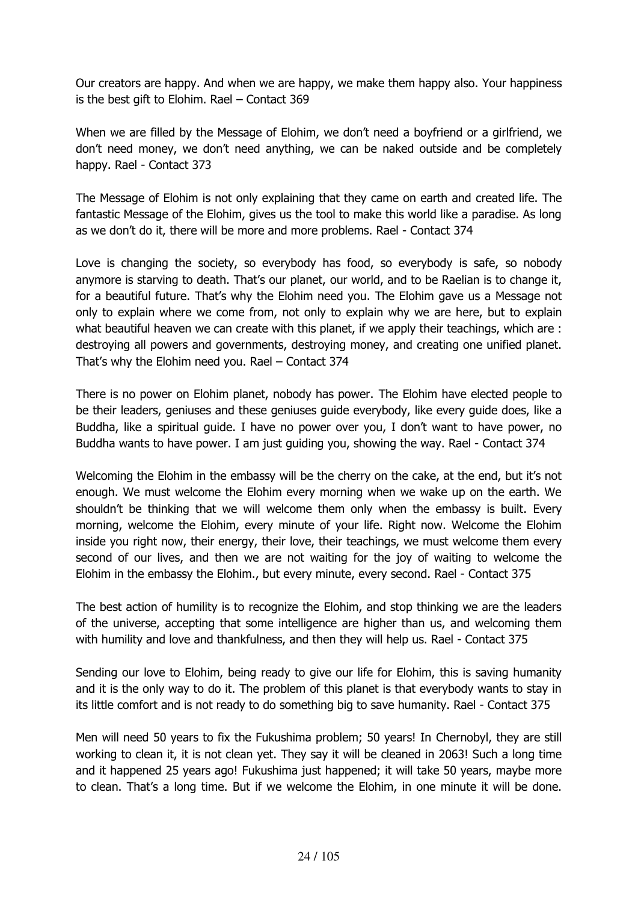Our creators are happy. And when we are happy, we make them happy also. Your happiness is the best gift to Elohim. Rael – Contact 369

When we are filled by the Message of Elohim, we don't need a boyfriend or a girlfriend, we don't need money, we don't need anything, we can be naked outside and be completely happy. Rael - Contact 373

The Message of Elohim is not only explaining that they came on earth and created life. The fantastic Message of the Elohim, gives us the tool to make this world like a paradise. As long as we don't do it, there will be more and more problems. Rael - Contact 374

Love is changing the society, so everybody has food, so everybody is safe, so nobody anymore is starving to death. That's our planet, our world, and to be Raelian is to change it, for a beautiful future. That's why the Elohim need you. The Elohim gave us a Message not only to explain where we come from, not only to explain why we are here, but to explain what beautiful heaven we can create with this planet, if we apply their teachings, which are : destroying all powers and governments, destroying money, and creating one unified planet. That's why the Elohim need you. Rael – Contact 374

There is no power on Elohim planet, nobody has power. The Elohim have elected people to be their leaders, geniuses and these geniuses guide everybody, like every guide does, like a Buddha, like a spiritual guide. I have no power over you, I don't want to have power, no Buddha wants to have power. I am just guiding you, showing the way. Rael - Contact 374

Welcoming the Elohim in the embassy will be the cherry on the cake, at the end, but it's not enough. We must welcome the Elohim every morning when we wake up on the earth. We shouldn't be thinking that we will welcome them only when the embassy is built. Every morning, welcome the Elohim, every minute of your life. Right now. Welcome the Elohim inside you right now, their energy, their love, their teachings, we must welcome them every second of our lives, and then we are not waiting for the joy of waiting to welcome the Elohim in the embassy the Elohim., but every minute, every second. Rael - Contact 375

The best action of humility is to recognize the Elohim, and stop thinking we are the leaders of the universe, accepting that some intelligence are higher than us, and welcoming them with humility and love and thankfulness, and then they will help us. Rael - Contact 375

Sending our love to Elohim, being ready to give our life for Elohim, this is saving humanity and it is the only way to do it. The problem of this planet is that everybody wants to stay in its little comfort and is not ready to do something big to save humanity. Rael - Contact 375

Men will need 50 years to fix the Fukushima problem; 50 years! In Chernobyl, they are still working to clean it, it is not clean yet. They say it will be cleaned in 2063! Such a long time and it happened 25 years ago! Fukushima just happened; it will take 50 years, maybe more to clean. That's a long time. But if we welcome the Elohim, in one minute it will be done.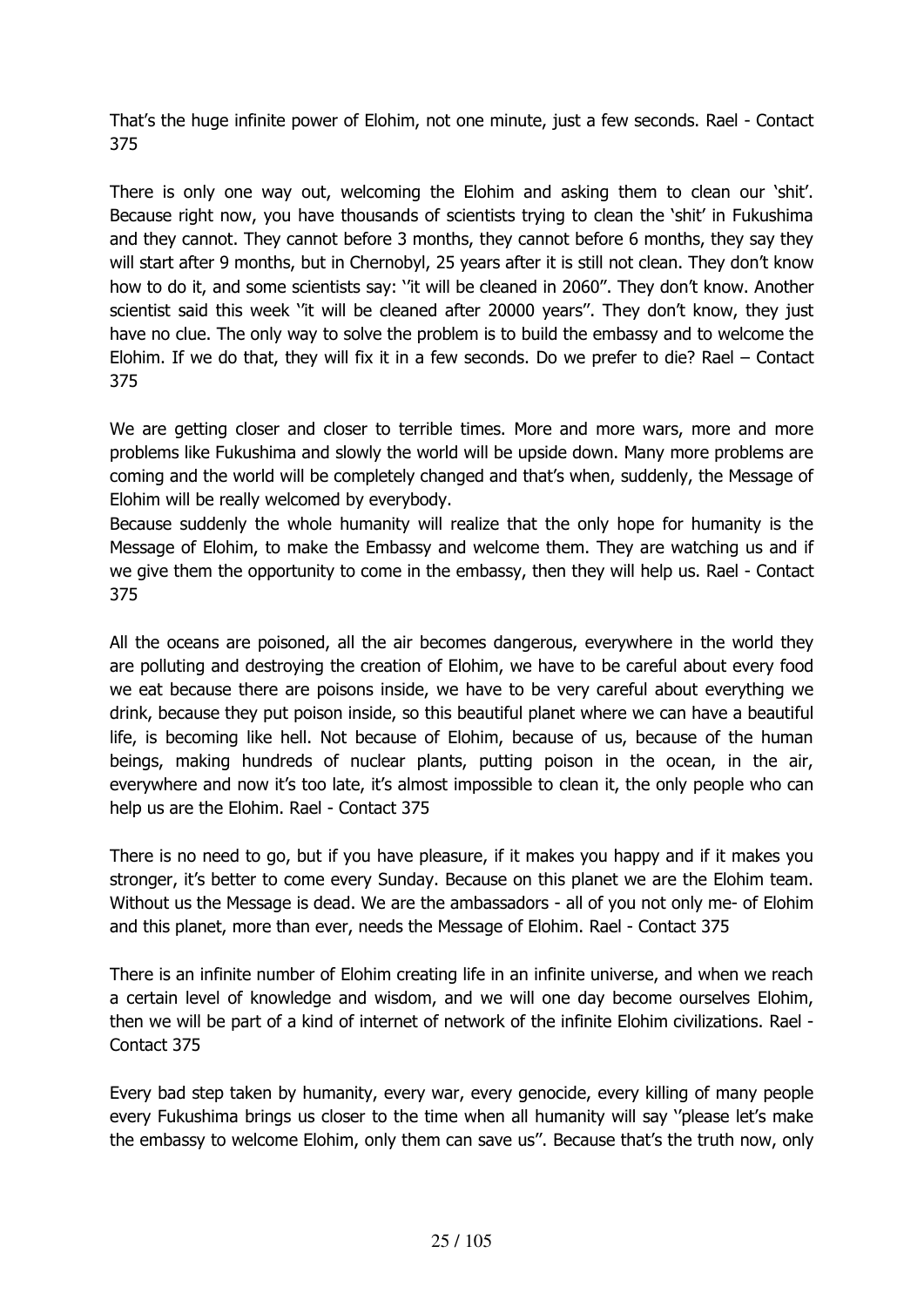That's the huge infinite power of Elohim, not one minute, just a few seconds. Rael - Contact 375

There is only one way out, welcoming the Elohim and asking them to clean our 'shit'. Because right now, you have thousands of scientists trying to clean the 'shit' in Fukushima and they cannot. They cannot before 3 months, they cannot before 6 months, they say they will start after 9 months, but in Chernobyl, 25 years after it is still not clean. They don't know how to do it, and some scientists say: ''it will be cleaned in 2060''. They don't know. Another scientist said this week ''it will be cleaned after 20000 years''. They don't know, they just have no clue. The only way to solve the problem is to build the embassy and to welcome the Elohim. If we do that, they will fix it in a few seconds. Do we prefer to die? Rael – Contact 375

We are getting closer and closer to terrible times. More and more wars, more and more problems like Fukushima and slowly the world will be upside down. Many more problems are coming and the world will be completely changed and that's when, suddenly, the Message of Elohim will be really welcomed by everybody.
Because suddenly the whole humanity will realize that the only hope for humanity is the Message of Elohim, to make the Embassy and welcome them. They are watching us and if we give them the opportunity to come in the embassy, then they will help us. Rael - Contact 375

All the oceans are poisoned, all the air becomes dangerous, everywhere in the world they are polluting and destroying the creation of Elohim, we have to be careful about every food we eat because there are poisons inside, we have to be very careful about everything we drink, because they put poison inside, so this beautiful planet where we can have a beautiful life, is becoming like hell. Not because of Elohim, because of us, because of the human beings, making hundreds of nuclear plants, putting poison in the ocean, in the air, everywhere and now it's too late, it's almost impossible to clean it, the only people who can help us are the Elohim. Rael - Contact 375

There is no need to go, but if you have pleasure, if it makes you happy and if it makes you stronger, it's better to come every Sunday. Because on this planet we are the Elohim team. Without us the Message is dead. We are the ambassadors - all of you not only me- of Elohim and this planet, more than ever, needs the Message of Elohim. Rael - Contact 375

There is an infinite number of Elohim creating life in an infinite universe, and when we reach a certain level of knowledge and wisdom, and we will one day become ourselves Elohim, then we will be part of a kind of internet of network of the infinite Elohim civilizations. Rael - Contact 375

Every bad step taken by humanity, every war, every genocide, every killing of many people every Fukushima brings us closer to the time when all humanity will say ''please let's make the embassy to welcome Elohim, only them can save us''. Because that's the truth now, only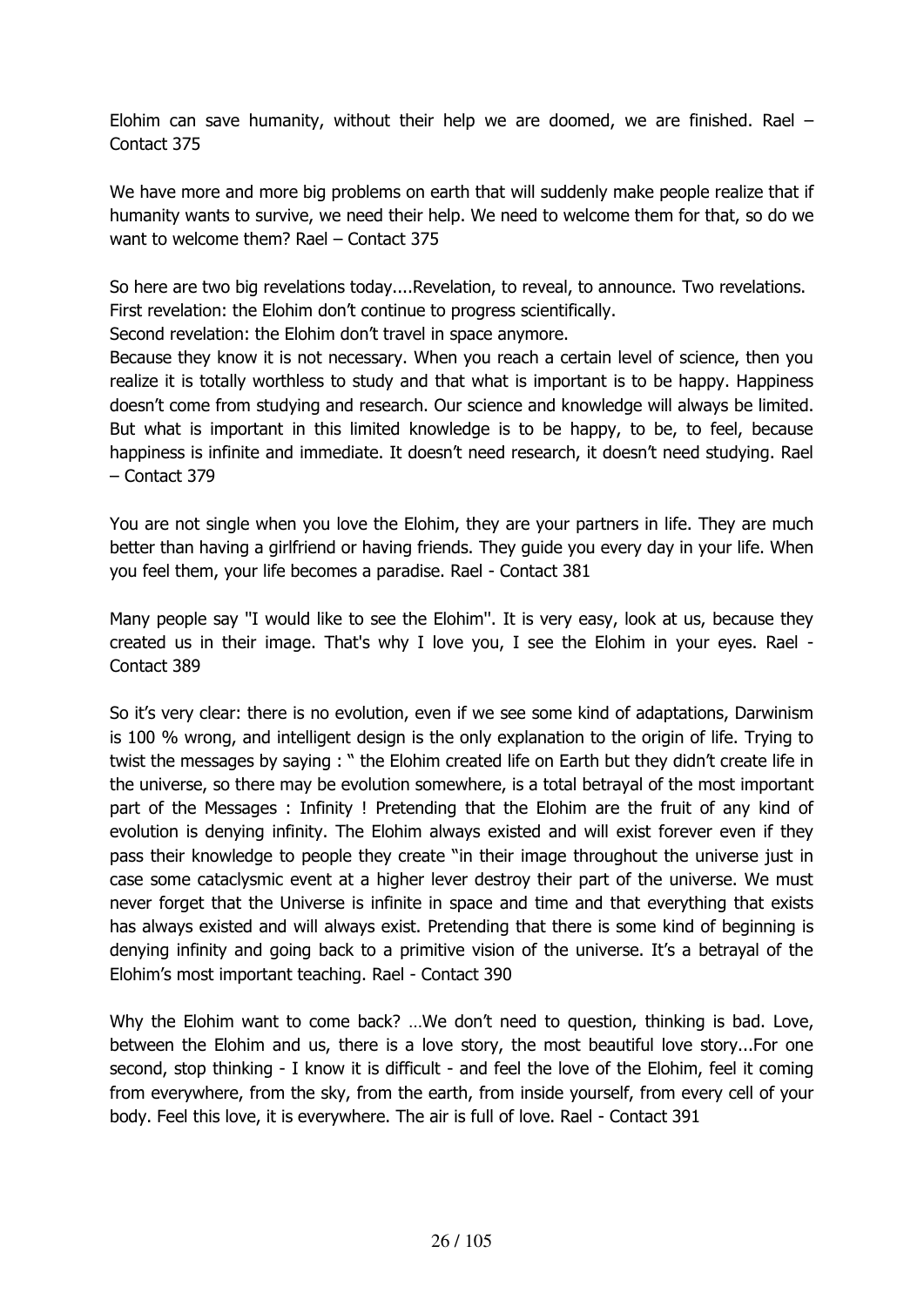Elohim can save humanity, without their help we are doomed, we are finished. Rael – Contact 375

We have more and more big problems on earth that will suddenly make people realize that if humanity wants to survive, we need their help. We need to welcome them for that, so do we want to welcome them? Rael – Contact 375

So here are two big revelations today....Revelation, to reveal, to announce. Two revelations.
First revelation: the Elohim don't continue to progress scientifically.
Second revelation: the Elohim don't travel in space anymore.
Because they know it is not necessary. When you reach a certain level of science, then you realize it is totally worthless to study and that what is important is to be happy. Happiness doesn't come from studying and research. Our science and knowledge will always be limited. But what is important in this limited knowledge is to be happy, to be, to feel, because happiness is infinite and immediate. It doesn't need research, it doesn't need studying. Rael – Contact 379

You are not single when you love the Elohim, they are your partners in life. They are much better than having a girlfriend or having friends. They guide you every day in your life. When you feel them, your life becomes a paradise. Rael - Contact 381

Many people say "I would like to see the Elohim". It is very easy, look at us, because they created us in their image. That's why I love you, I see the Elohim in your eyes. Rael - Contact 389

So it's very clear: there is no evolution, even if we see some kind of adaptations, Darwinism is 100 % wrong, and intelligent design is the only explanation to the origin of life. Trying to twist the messages by saying : " the Elohim created life on Earth but they didn't create life in the universe, so there may be evolution somewhere, is a total betrayal of the most important part of the Messages : Infinity ! Pretending that the Elohim are the fruit of any kind of evolution is denying infinity. The Elohim always existed and will exist forever even if they pass their knowledge to people they create "in their image throughout the universe just in case some cataclysmic event at a higher lever destroy their part of the universe. We must never forget that the Universe is infinite in space and time and that everything that exists has always existed and will always exist. Pretending that there is some kind of beginning is denying infinity and going back to a primitive vision of the universe. It's a betrayal of the Elohim's most important teaching. Rael - Contact 390

Why the Elohim want to come back? …We don't need to question, thinking is bad. Love, between the Elohim and us, there is a love story, the most beautiful love story...For one second, stop thinking - I know it is difficult - and feel the love of the Elohim, feel it coming from everywhere, from the sky, from the earth, from inside yourself, from every cell of your body. Feel this love, it is everywhere. The air is full of love. Rael - Contact 391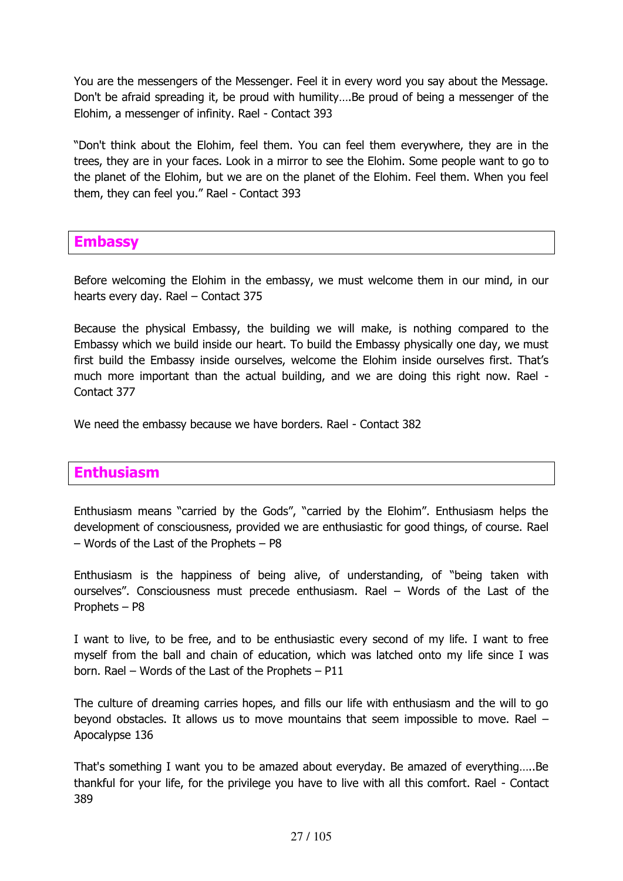You are the messengers of the Messenger. Feel it in every word you say about the Message. Don't be afraid spreading it, be proud with humility….Be proud of being a messenger of the Elohim, a messenger of infinity. Rael - Contact 393

"Don't think about the Elohim, feel them. You can feel them everywhere, they are in the trees, they are in your faces. Look in a mirror to see the Elohim. Some people want to go to the planet of the Elohim, but we are on the planet of the Elohim. Feel them. When you feel them, they can feel you." Rael - Contact 393

## Embassy

Before welcoming the Elohim in the embassy, we must welcome them in our mind, in our hearts every day. Rael – Contact 375

Because the physical Embassy, the building we will make, is nothing compared to the Embassy which we build inside our heart. To build the Embassy physically one day, we must first build the Embassy inside ourselves, welcome the Elohim inside ourselves first. That's much more important than the actual building, and we are doing this right now. Rael - Contact 377

We need the embassy because we have borders. Rael - Contact 382

## Enthusiasm

Enthusiasm means "carried by the Gods", "carried by the Elohim". Enthusiasm helps the development of consciousness, provided we are enthusiastic for good things, of course. Rael – Words of the Last of the Prophets – P8

Enthusiasm is the happiness of being alive, of understanding, of "being taken with ourselves". Consciousness must precede enthusiasm. Rael – Words of the Last of the Prophets – P8

I want to live, to be free, and to be enthusiastic every second of my life. I want to free myself from the ball and chain of education, which was latched onto my life since I was born. Rael – Words of the Last of the Prophets – P11

The culture of dreaming carries hopes, and fills our life with enthusiasm and the will to go beyond obstacles. It allows us to move mountains that seem impossible to move. Rael – Apocalypse 136

That's something I want you to be amazed about everyday. Be amazed of everything…..Be thankful for your life, for the privilege you have to live with all this comfort. Rael - Contact 389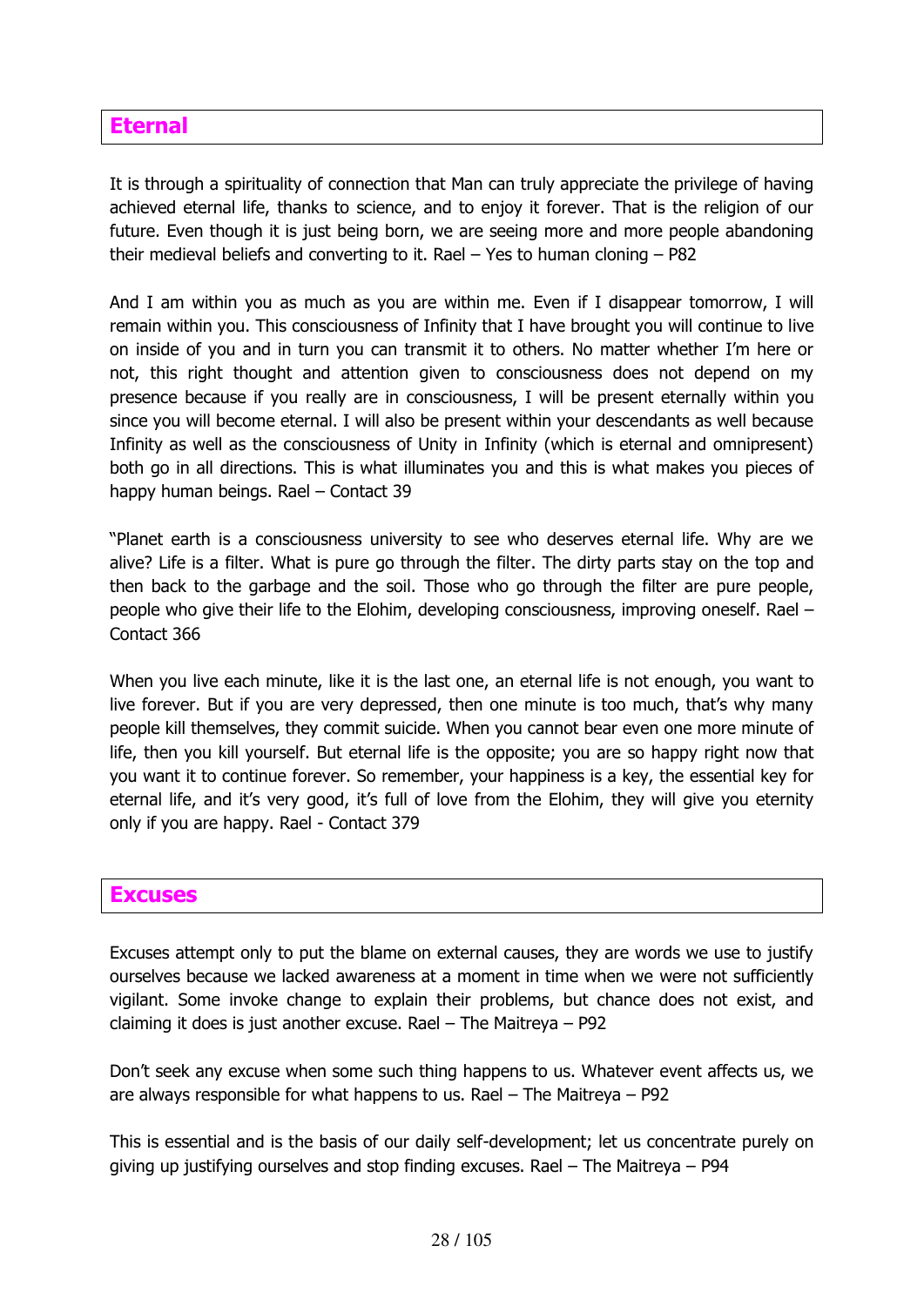## Eternal

It is through a spirituality of connection that Man can truly appreciate the privilege of having achieved eternal life, thanks to science, and to enjoy it forever. That is the religion of our future. Even though it is just being born, we are seeing more and more people abandoning their medieval beliefs and converting to it. Rael – Yes to human cloning – P82

And I am within you as much as you are within me. Even if I disappear tomorrow, I will remain within you. This consciousness of Infinity that I have brought you will continue to live on inside of you and in turn you can transmit it to others. No matter whether I'm here or not, this right thought and attention given to consciousness does not depend on my presence because if you really are in consciousness, I will be present eternally within you since you will become eternal. I will also be present within your descendants as well because Infinity as well as the consciousness of Unity in Infinity (which is eternal and omnipresent) both go in all directions. This is what illuminates you and this is what makes you pieces of happy human beings. Rael – Contact 39

"Planet earth is a consciousness university to see who deserves eternal life. Why are we alive? Life is a filter. What is pure go through the filter. The dirty parts stay on the top and then back to the garbage and the soil. Those who go through the filter are pure people, people who give their life to the Elohim, developing consciousness, improving oneself. Rael – Contact 366

When you live each minute, like it is the last one, an eternal life is not enough, you want to live forever. But if you are very depressed, then one minute is too much, that's why many people kill themselves, they commit suicide. When you cannot bear even one more minute of life, then you kill yourself. But eternal life is the opposite; you are so happy right now that you want it to continue forever. So remember, your happiness is a key, the essential key for eternal life, and it's very good, it's full of love from the Elohim, they will give you eternity only if you are happy. Rael - Contact 379

## Excuses

Excuses attempt only to put the blame on external causes, they are words we use to justify ourselves because we lacked awareness at a moment in time when we were not sufficiently vigilant. Some invoke change to explain their problems, but chance does not exist, and claiming it does is just another excuse. Rael – The Maitreya – P92

Don't seek any excuse when some such thing happens to us. Whatever event affects us, we are always responsible for what happens to us. Rael – The Maitreya – P92

This is essential and is the basis of our daily self-development; let us concentrate purely on giving up justifying ourselves and stop finding excuses. Rael – The Maitreya – P94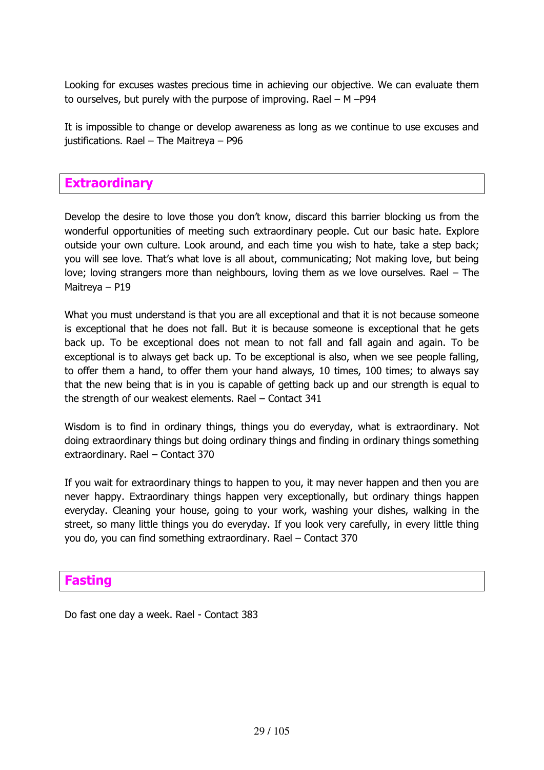Looking for excuses wastes precious time in achieving our objective. We can evaluate them to ourselves, but purely with the purpose of improving. Rael – M –P94

It is impossible to change or develop awareness as long as we continue to use excuses and justifications. Rael – The Maitreya – P96

## Extraordinary

Develop the desire to love those you don't know, discard this barrier blocking us from the wonderful opportunities of meeting such extraordinary people. Cut our basic hate. Explore outside your own culture. Look around, and each time you wish to hate, take a step back; you will see love. That's what love is all about, communicating; Not making love, but being love; loving strangers more than neighbours, loving them as we love ourselves. Rael – The Maitreya – P19

What you must understand is that you are all exceptional and that it is not because someone is exceptional that he does not fall. But it is because someone is exceptional that he gets back up. To be exceptional does not mean to not fall and fall again and again. To be exceptional is to always get back up. To be exceptional is also, when we see people falling, to offer them a hand, to offer them your hand always, 10 times, 100 times; to always say that the new being that is in you is capable of getting back up and our strength is equal to the strength of our weakest elements. Rael – Contact 341

Wisdom is to find in ordinary things, things you do everyday, what is extraordinary. Not doing extraordinary things but doing ordinary things and finding in ordinary things something extraordinary. Rael – Contact 370

If you wait for extraordinary things to happen to you, it may never happen and then you are never happy. Extraordinary things happen very exceptionally, but ordinary things happen everyday. Cleaning your house, going to your work, washing your dishes, walking in the street, so many little things you do everyday. If you look very carefully, in every little thing you do, you can find something extraordinary. Rael – Contact 370

## Fasting

Do fast one day a week. Rael - Contact 383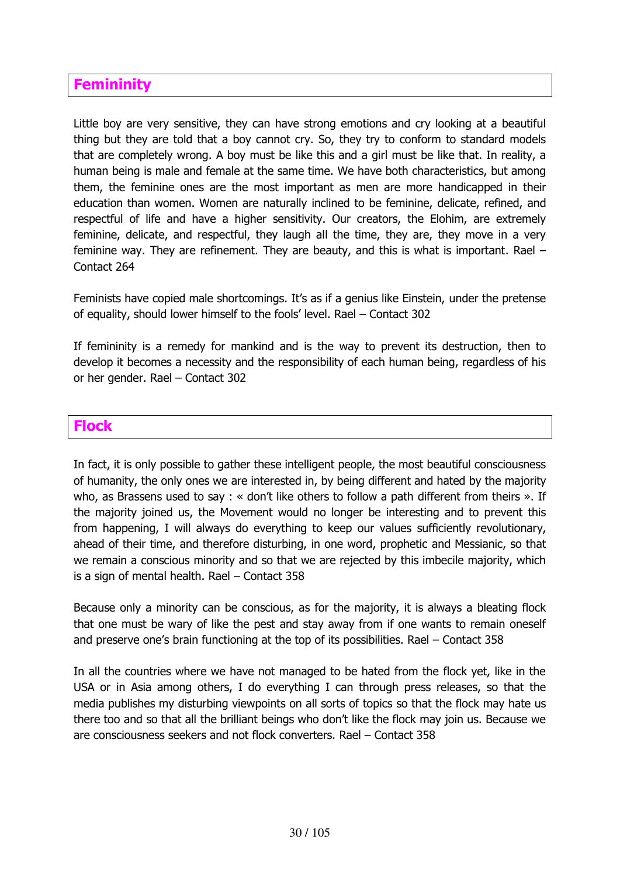## Femininity

Little boy are very sensitive, they can have strong emotions and cry looking at a beautiful thing but they are told that a boy cannot cry. So, they try to conform to standard models that are completely wrong. A boy must be like this and a girl must be like that. In reality, a human being is male and female at the same time. We have both characteristics, but among them, the feminine ones are the most important as men are more handicapped in their education than women. Women are naturally inclined to be feminine, delicate, refined, and respectful of life and have a higher sensitivity. Our creators, the Elohim, are extremely feminine, delicate, and respectful, they laugh all the time, they are, they move in a very feminine way. They are refinement. They are beauty, and this is what is important. Rael – Contact 264

Feminists have copied male shortcomings. It's as if a genius like Einstein, under the pretense of equality, should lower himself to the fools' level. Rael – Contact 302

If femininity is a remedy for mankind and is the way to prevent its destruction, then to develop it becomes a necessity and the responsibility of each human being, regardless of his or her gender. Rael – Contact 302

## Flock

In fact, it is only possible to gather these intelligent people, the most beautiful consciousness of humanity, the only ones we are interested in, by being different and hated by the majority who, as Brassens used to say : « don't like others to follow a path different from theirs ». If the majority joined us, the Movement would no longer be interesting and to prevent this from happening, I will always do everything to keep our values sufficiently revolutionary, ahead of their time, and therefore disturbing, in one word, prophetic and Messianic, so that we remain a conscious minority and so that we are rejected by this imbecile majority, which is a sign of mental health. Rael – Contact 358

Because only a minority can be conscious, as for the majority, it is always a bleating flock that one must be wary of like the pest and stay away from if one wants to remain oneself and preserve one's brain functioning at the top of its possibilities. Rael – Contact 358

In all the countries where we have not managed to be hated from the flock yet, like in the USA or in Asia among others, I do everything I can through press releases, so that the media publishes my disturbing viewpoints on all sorts of topics so that the flock may hate us there too and so that all the brilliant beings who don't like the flock may join us. Because we are consciousness seekers and not flock converters. Rael – Contact 358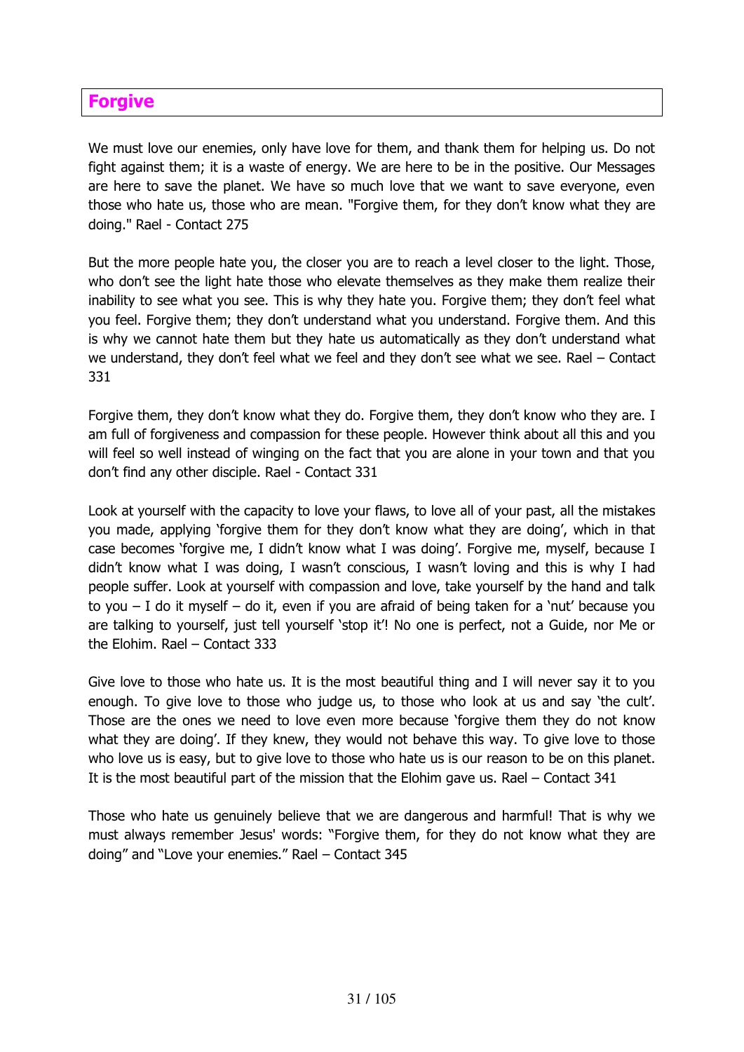## Forgive

We must love our enemies, only have love for them, and thank them for helping us. Do not fight against them; it is a waste of energy. We are here to be in the positive. Our Messages are here to save the planet. We have so much love that we want to save everyone, even those who hate us, those who are mean. "Forgive them, for they don't know what they are doing." Rael - Contact 275

But the more people hate you, the closer you are to reach a level closer to the light. Those, who don't see the light hate those who elevate themselves as they make them realize their inability to see what you see. This is why they hate you. Forgive them; they don't feel what you feel. Forgive them; they don't understand what you understand. Forgive them. And this is why we cannot hate them but they hate us automatically as they don't understand what we understand, they don't feel what we feel and they don't see what we see. Rael – Contact 331

Forgive them, they don't know what they do. Forgive them, they don't know who they are. I am full of forgiveness and compassion for these people. However think about all this and you will feel so well instead of winging on the fact that you are alone in your town and that you don't find any other disciple. Rael - Contact 331

Look at yourself with the capacity to love your flaws, to love all of your past, all the mistakes you made, applying 'forgive them for they don't know what they are doing', which in that case becomes 'forgive me, I didn't know what I was doing'. Forgive me, myself, because I didn't know what I was doing, I wasn't conscious, I wasn't loving and this is why I had people suffer. Look at yourself with compassion and love, take yourself by the hand and talk to you – I do it myself – do it, even if you are afraid of being taken for a 'nut' because you are talking to yourself, just tell yourself 'stop it'! No one is perfect, not a Guide, nor Me or the Elohim. Rael – Contact 333

Give love to those who hate us. It is the most beautiful thing and I will never say it to you enough. To give love to those who judge us, to those who look at us and say 'the cult'. Those are the ones we need to love even more because 'forgive them they do not know what they are doing'. If they knew, they would not behave this way. To give love to those who love us is easy, but to give love to those who hate us is our reason to be on this planet. It is the most beautiful part of the mission that the Elohim gave us. Rael – Contact 341

Those who hate us genuinely believe that we are dangerous and harmful! That is why we must always remember Jesus' words: "Forgive them, for they do not know what they are doing" and "Love your enemies." Rael – Contact 345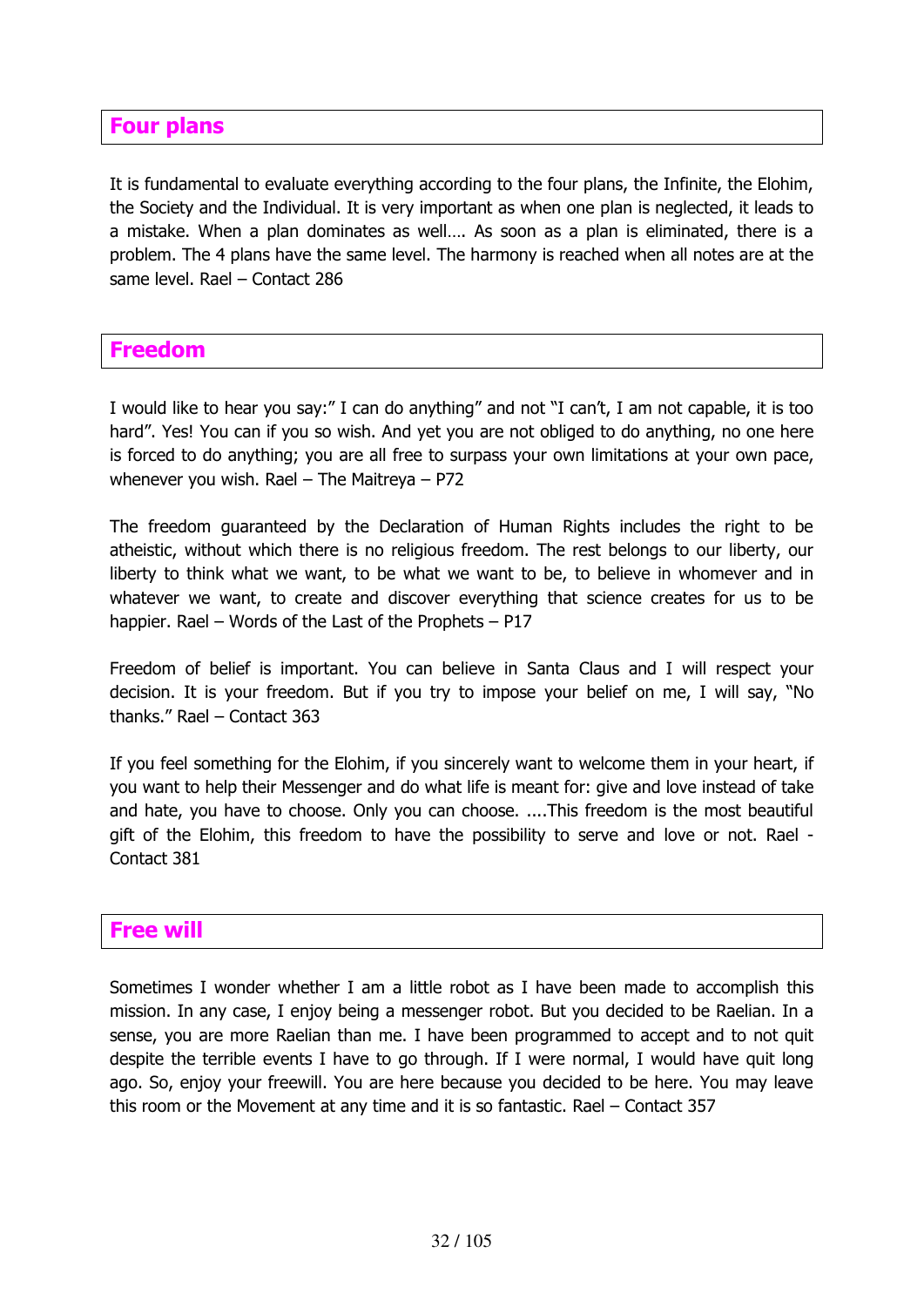## Four plans

It is fundamental to evaluate everything according to the four plans, the Infinite, the Elohim, the Society and the Individual. It is very important as when one plan is neglected, it leads to a mistake. When a plan dominates as well…. As soon as a plan is eliminated, there is a problem. The 4 plans have the same level. The harmony is reached when all notes are at the same level. Rael – Contact 286

## Freedom

I would like to hear you say:" I can do anything" and not "I can't, I am not capable, it is too hard". Yes! You can if you so wish. And yet you are not obliged to do anything, no one here is forced to do anything; you are all free to surpass your own limitations at your own pace, whenever you wish. Rael – The Maitreya – P72

The freedom guaranteed by the Declaration of Human Rights includes the right to be atheistic, without which there is no religious freedom. The rest belongs to our liberty, our liberty to think what we want, to be what we want to be, to believe in whomever and in whatever we want, to create and discover everything that science creates for us to be happier. Rael – Words of the Last of the Prophets – P17

Freedom of belief is important. You can believe in Santa Claus and I will respect your decision. It is your freedom. But if you try to impose your belief on me, I will say, "No thanks." Rael – Contact 363

If you feel something for the Elohim, if you sincerely want to welcome them in your heart, if you want to help their Messenger and do what life is meant for: give and love instead of take and hate, you have to choose. Only you can choose. ....This freedom is the most beautiful gift of the Elohim, this freedom to have the possibility to serve and love or not. Rael - Contact 381

## Free will

Sometimes I wonder whether I am a little robot as I have been made to accomplish this mission. In any case, I enjoy being a messenger robot. But you decided to be Raelian. In a sense, you are more Raelian than me. I have been programmed to accept and to not quit despite the terrible events I have to go through. If I were normal, I would have quit long ago. So, enjoy your freewill. You are here because you decided to be here. You may leave this room or the Movement at any time and it is so fantastic. Rael – Contact 357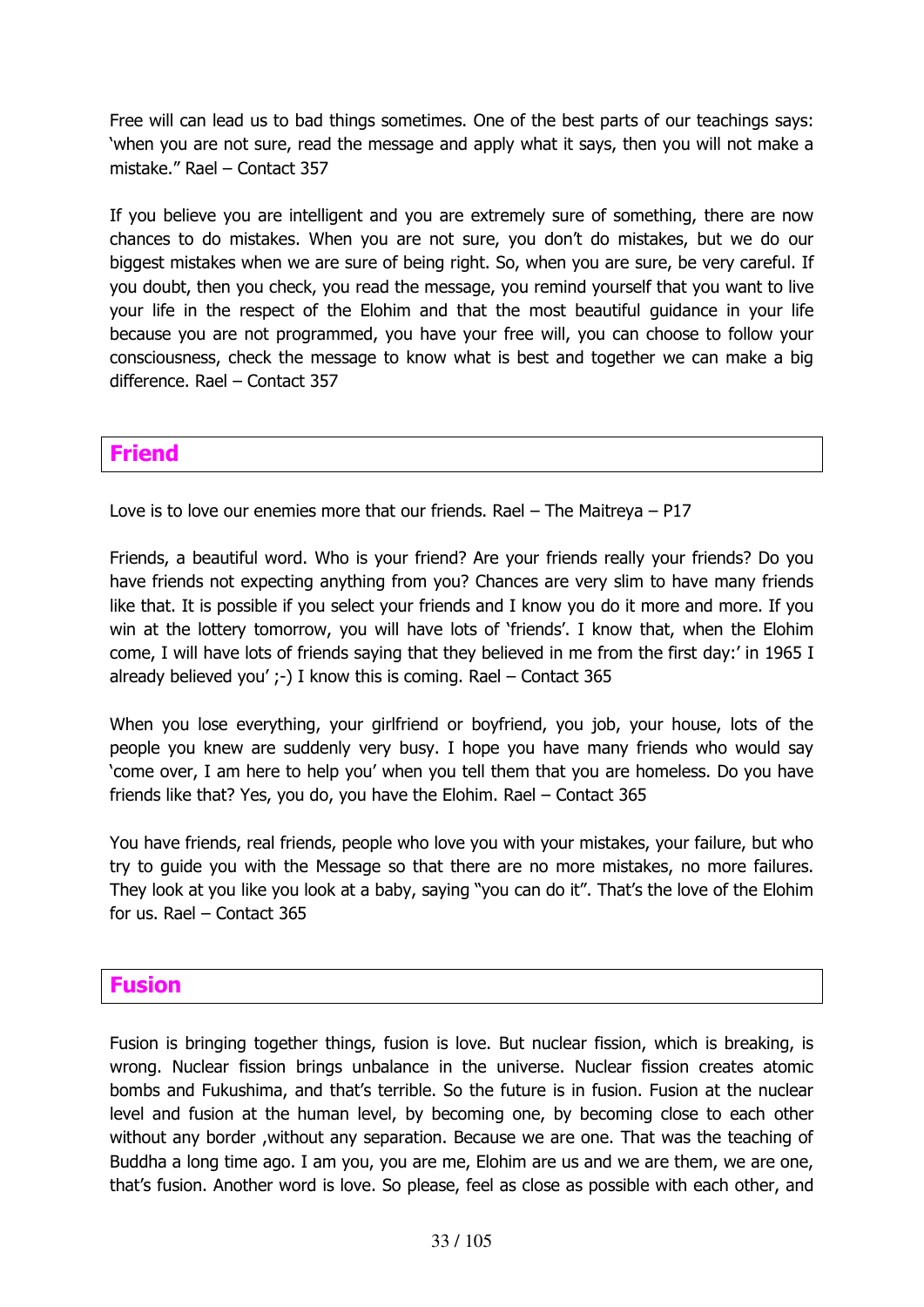Free will can lead us to bad things sometimes. One of the best parts of our teachings says: 'when you are not sure, read the message and apply what it says, then you will not make a mistake." Rael – Contact 357

If you believe you are intelligent and you are extremely sure of something, there are now chances to do mistakes. When you are not sure, you don't do mistakes, but we do our biggest mistakes when we are sure of being right. So, when you are sure, be very careful. If you doubt, then you check, you read the message, you remind yourself that you want to live your life in the respect of the Elohim and that the most beautiful guidance in your life because you are not programmed, you have your free will, you can choose to follow your consciousness, check the message to know what is best and together we can make a big difference. Rael – Contact 357

## Friend

Love is to love our enemies more that our friends. Rael – The Maitreya – P17

Friends, a beautiful word. Who is your friend? Are your friends really your friends? Do you have friends not expecting anything from you? Chances are very slim to have many friends like that. It is possible if you select your friends and I know you do it more and more. If you win at the lottery tomorrow, you will have lots of 'friends'. I know that, when the Elohim come, I will have lots of friends saying that they believed in me from the first day:' in 1965 I already believed you' ;-) I know this is coming. Rael – Contact 365

When you lose everything, your girlfriend or boyfriend, you job, your house, lots of the people you knew are suddenly very busy. I hope you have many friends who would say 'come over, I am here to help you' when you tell them that you are homeless. Do you have friends like that? Yes, you do, you have the Elohim. Rael – Contact 365

You have friends, real friends, people who love you with your mistakes, your failure, but who try to guide you with the Message so that there are no more mistakes, no more failures. They look at you like you look at a baby, saying "you can do it". That's the love of the Elohim for us. Rael – Contact 365

## Fusion

Fusion is bringing together things, fusion is love. But nuclear fission, which is breaking, is wrong. Nuclear fission brings unbalance in the universe. Nuclear fission creates atomic bombs and Fukushima, and that's terrible. So the future is in fusion. Fusion at the nuclear level and fusion at the human level, by becoming one, by becoming close to each other without any border ,without any separation. Because we are one. That was the teaching of Buddha a long time ago. I am you, you are me, Elohim are us and we are them, we are one, that's fusion. Another word is love. So please, feel as close as possible with each other, and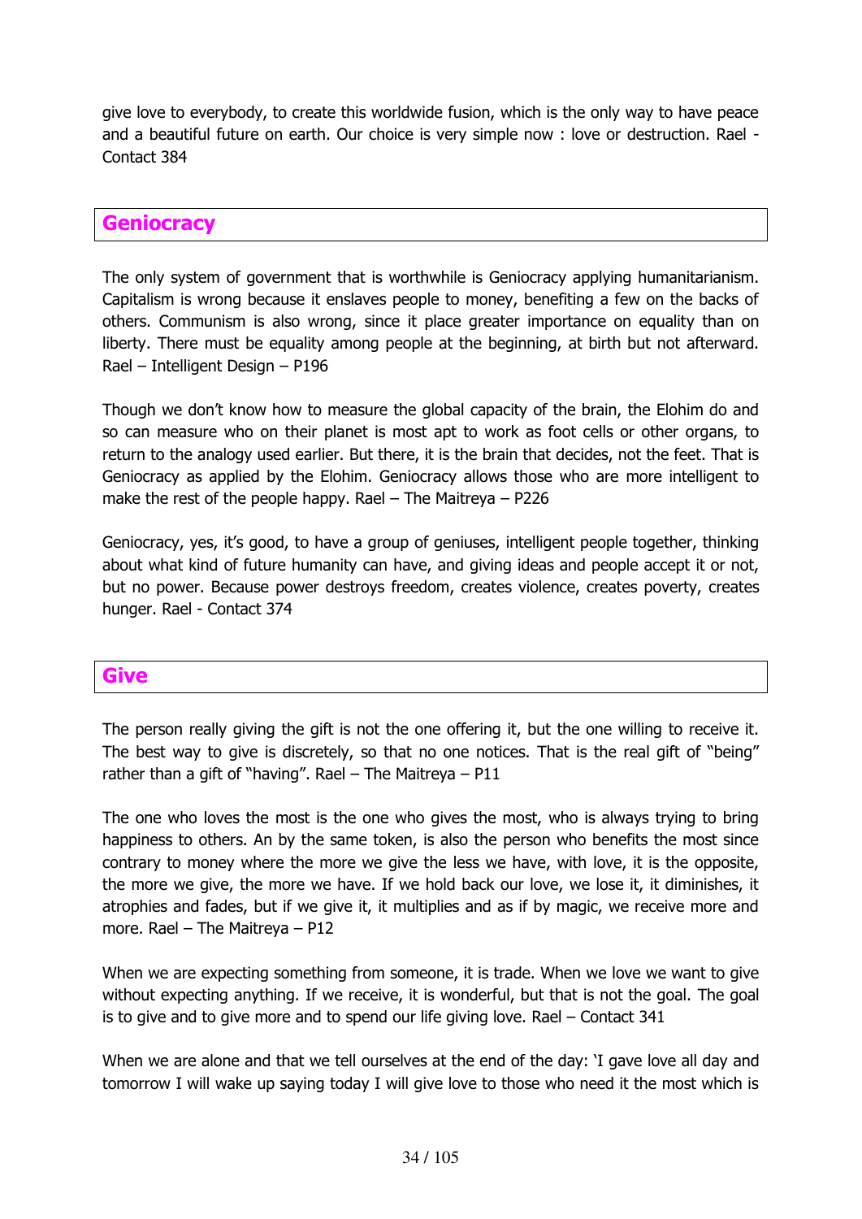give love to everybody, to create this worldwide fusion, which is the only way to have peace and a beautiful future on earth. Our choice is very simple now : love or destruction. Rael - Contact 384

## Geniocracy

The only system of government that is worthwhile is Geniocracy applying humanitarianism. Capitalism is wrong because it enslaves people to money, benefiting a few on the backs of others. Communism is also wrong, since it place greater importance on equality than on liberty. There must be equality among people at the beginning, at birth but not afterward. Rael – Intelligent Design – P196

Though we don't know how to measure the global capacity of the brain, the Elohim do and so can measure who on their planet is most apt to work as foot cells or other organs, to return to the analogy used earlier. But there, it is the brain that decides, not the feet. That is Geniocracy as applied by the Elohim. Geniocracy allows those who are more intelligent to make the rest of the people happy. Rael – The Maitreya – P226

Geniocracy, yes, it's good, to have a group of geniuses, intelligent people together, thinking about what kind of future humanity can have, and giving ideas and people accept it or not, but no power. Because power destroys freedom, creates violence, creates poverty, creates hunger. Rael - Contact 374

## Give

The person really giving the gift is not the one offering it, but the one willing to receive it. The best way to give is discretely, so that no one notices. That is the real gift of "being" rather than a gift of "having". Rael – The Maitreya – P11

The one who loves the most is the one who gives the most, who is always trying to bring happiness to others. An by the same token, is also the person who benefits the most since contrary to money where the more we give the less we have, with love, it is the opposite, the more we give, the more we have. If we hold back our love, we lose it, it diminishes, it atrophies and fades, but if we give it, it multiplies and as if by magic, we receive more and more. Rael – The Maitreya – P12

When we are expecting something from someone, it is trade. When we love we want to give without expecting anything. If we receive, it is wonderful, but that is not the goal. The goal is to give and to give more and to spend our life giving love. Rael – Contact 341

When we are alone and that we tell ourselves at the end of the day: 'I gave love all day and tomorrow I will wake up saying today I will give love to those who need it the most which is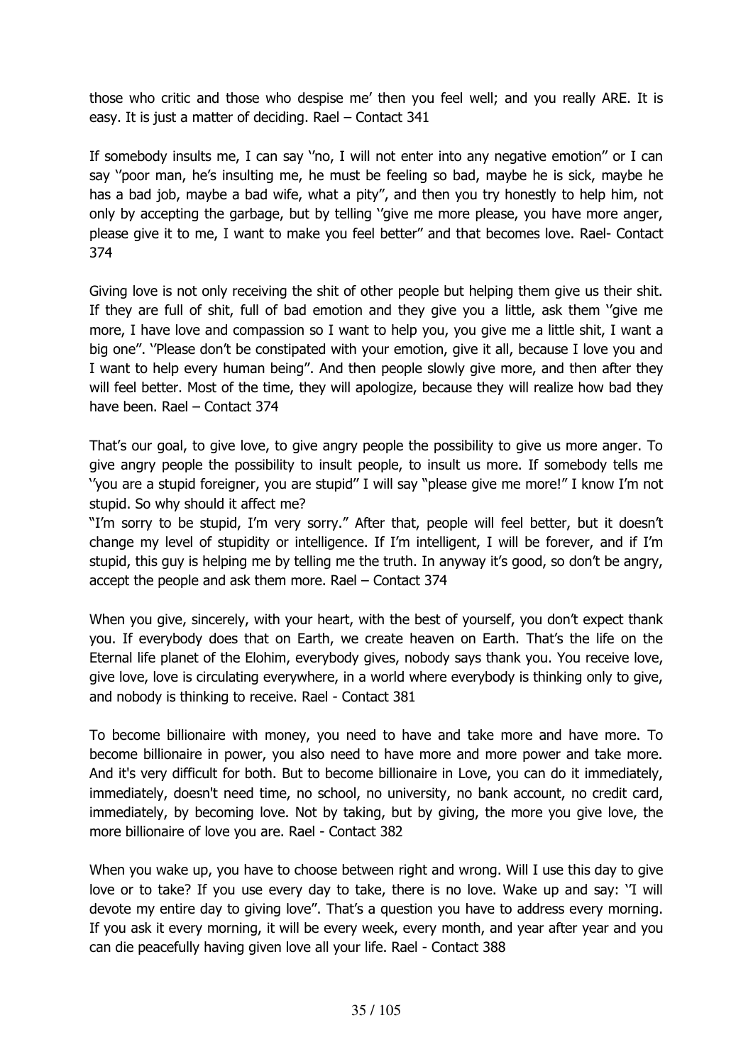those who critic and those who despise me' then you feel well; and you really ARE. It is easy. It is just a matter of deciding. Rael – Contact 341

If somebody insults me, I can say ''no, I will not enter into any negative emotion'' or I can say ''poor man, he's insulting me, he must be feeling so bad, maybe he is sick, maybe he has a bad job, maybe a bad wife, what a pity", and then you try honestly to help him, not only by accepting the garbage, but by telling ''give me more please, you have more anger, please give it to me, I want to make you feel better" and that becomes love. Rael- Contact 374

Giving love is not only receiving the shit of other people but helping them give us their shit. If they are full of shit, full of bad emotion and they give you a little, ask them ''give me more, I have love and compassion so I want to help you, you give me a little shit, I want a big one". ''Please don't be constipated with your emotion, give it all, because I love you and I want to help every human being". And then people slowly give more, and then after they will feel better. Most of the time, they will apologize, because they will realize how bad they have been. Rael – Contact 374

That's our goal, to give love, to give angry people the possibility to give us more anger. To give angry people the possibility to insult people, to insult us more. If somebody tells me ''you are a stupid foreigner, you are stupid'' I will say "please give me more!" I know I'm not stupid. So why should it affect me?
"I'm sorry to be stupid, I'm very sorry." After that, people will feel better, but it doesn't change my level of stupidity or intelligence. If I'm intelligent, I will be forever, and if I'm stupid, this guy is helping me by telling me the truth. In anyway it's good, so don't be angry, accept the people and ask them more. Rael – Contact 374

When you give, sincerely, with your heart, with the best of yourself, you don't expect thank you. If everybody does that on Earth, we create heaven on Earth. That's the life on the Eternal life planet of the Elohim, everybody gives, nobody says thank you. You receive love, give love, love is circulating everywhere, in a world where everybody is thinking only to give, and nobody is thinking to receive. Rael - Contact 381

To become billionaire with money, you need to have and take more and have more. To become billionaire in power, you also need to have more and more power and take more. And it's very difficult for both. But to become billionaire in Love, you can do it immediately, immediately, doesn't need time, no school, no university, no bank account, no credit card, immediately, by becoming love. Not by taking, but by giving, the more you give love, the more billionaire of love you are. Rael - Contact 382

When you wake up, you have to choose between right and wrong. Will I use this day to give love or to take? If you use every day to take, there is no love. Wake up and say: ''I will devote my entire day to giving love". That's a question you have to address every morning. If you ask it every morning, it will be every week, every month, and year after year and you can die peacefully having given love all your life. Rael - Contact 388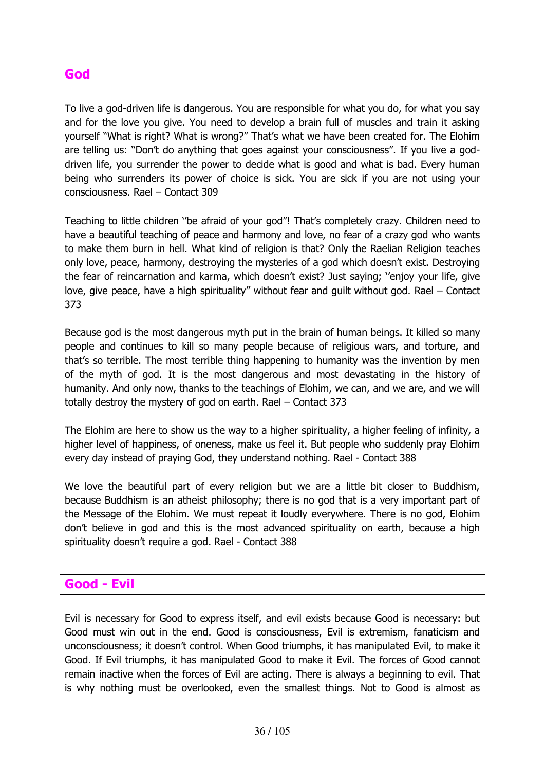## God

To live a god-driven life is dangerous. You are responsible for what you do, for what you say and for the love you give. You need to develop a brain full of muscles and train it asking yourself "What is right? What is wrong?" That's what we have been created for. The Elohim are telling us: "Don't do anything that goes against your consciousness". If you live a god-driven life, you surrender the power to decide what is good and what is bad. Every human being who surrenders its power of choice is sick. You are sick if you are not using your consciousness. Rael – Contact 309

Teaching to little children ''be afraid of your god"! That's completely crazy. Children need to have a beautiful teaching of peace and harmony and love, no fear of a crazy god who wants to make them burn in hell. What kind of religion is that? Only the Raelian Religion teaches only love, peace, harmony, destroying the mysteries of a god which doesn't exist. Destroying the fear of reincarnation and karma, which doesn't exist? Just saying; ''enjoy your life, give love, give peace, have a high spirituality" without fear and guilt without god. Rael – Contact 373

Because god is the most dangerous myth put in the brain of human beings. It killed so many people and continues to kill so many people because of religious wars, and torture, and that's so terrible. The most terrible thing happening to humanity was the invention by men of the myth of god. It is the most dangerous and most devastating in the history of humanity. And only now, thanks to the teachings of Elohim, we can, and we are, and we will totally destroy the mystery of god on earth. Rael – Contact 373

The Elohim are here to show us the way to a higher spirituality, a higher feeling of infinity, a higher level of happiness, of oneness, make us feel it. But people who suddenly pray Elohim every day instead of praying God, they understand nothing. Rael - Contact 388

We love the beautiful part of every religion but we are a little bit closer to Buddhism, because Buddhism is an atheist philosophy; there is no god that is a very important part of the Message of the Elohim. We must repeat it loudly everywhere. There is no god, Elohim don't believe in god and this is the most advanced spirituality on earth, because a high spirituality doesn't require a god. Rael - Contact 388

## Good - Evil

Evil is necessary for Good to express itself, and evil exists because Good is necessary: but Good must win out in the end. Good is consciousness, Evil is extremism, fanaticism and unconsciousness; it doesn't control. When Good triumphs, it has manipulated Evil, to make it Good. If Evil triumphs, it has manipulated Good to make it Evil. The forces of Good cannot remain inactive when the forces of Evil are acting. There is always a beginning to evil. That is why nothing must be overlooked, even the smallest things. Not to Good is almost as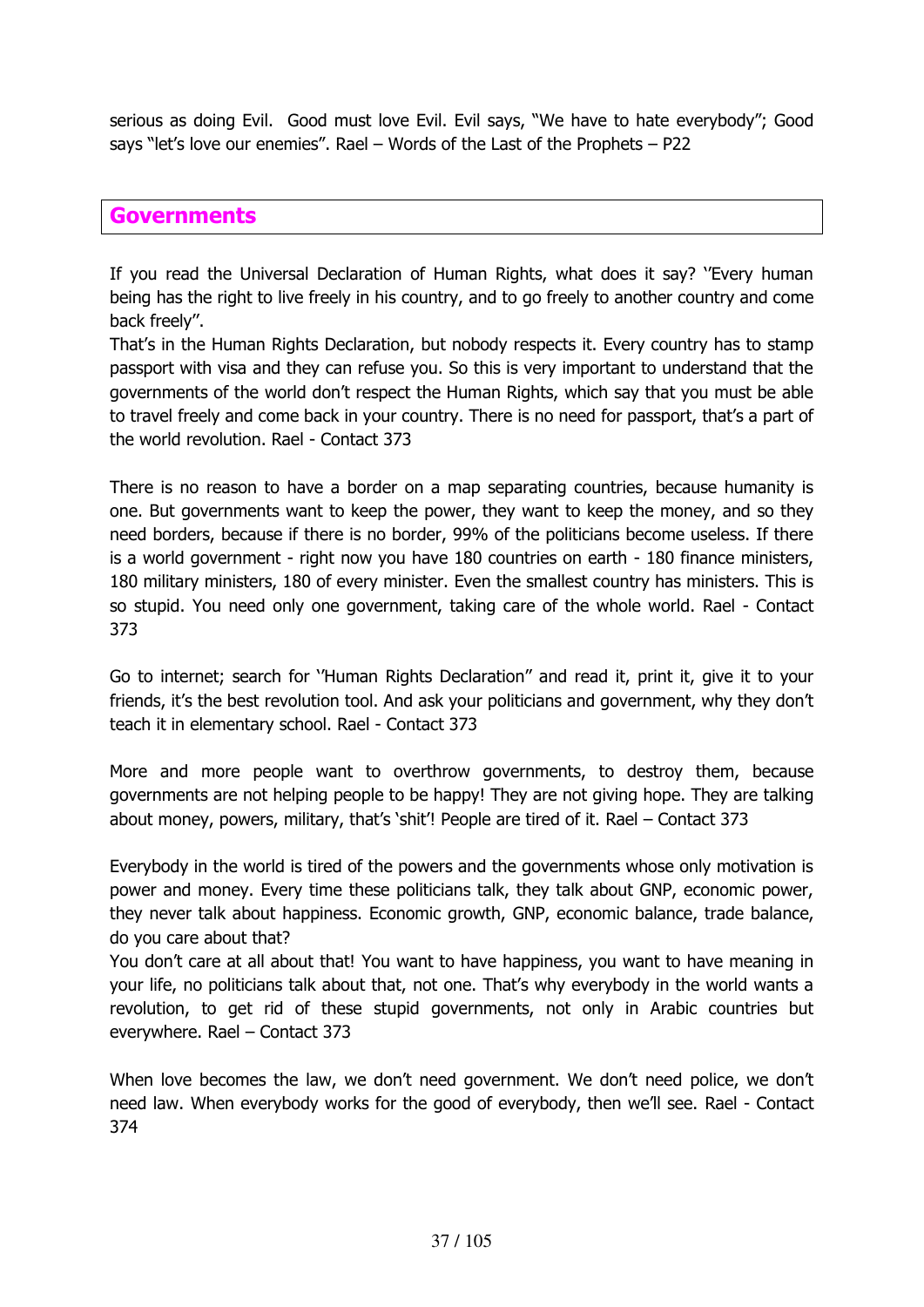serious as doing Evil. Good must love Evil. Evil says, "We have to hate everybody"; Good says "let's love our enemies". Rael – Words of the Last of the Prophets – P22

## Governments

If you read the Universal Declaration of Human Rights, what does it say? ''Every human being has the right to live freely in his country, and to go freely to another country and come back freely".

That's in the Human Rights Declaration, but nobody respects it. Every country has to stamp passport with visa and they can refuse you. So this is very important to understand that the governments of the world don't respect the Human Rights, which say that you must be able to travel freely and come back in your country. There is no need for passport, that's a part of the world revolution. Rael - Contact 373

There is no reason to have a border on a map separating countries, because humanity is one. But governments want to keep the power, they want to keep the money, and so they need borders, because if there is no border, 99% of the politicians become useless. If there is a world government - right now you have 180 countries on earth - 180 finance ministers, 180 military ministers, 180 of every minister. Even the smallest country has ministers. This is so stupid. You need only one government, taking care of the whole world. Rael - Contact 373

Go to internet; search for ''Human Rights Declaration" and read it, print it, give it to your friends, it's the best revolution tool. And ask your politicians and government, why they don't teach it in elementary school. Rael - Contact 373

More and more people want to overthrow governments, to destroy them, because governments are not helping people to be happy! They are not giving hope. They are talking about money, powers, military, that's 'shit'! People are tired of it. Rael – Contact 373

Everybody in the world is tired of the powers and the governments whose only motivation is power and money. Every time these politicians talk, they talk about GNP, economic power, they never talk about happiness. Economic growth, GNP, economic balance, trade balance, do you care about that?

You don't care at all about that! You want to have happiness, you want to have meaning in your life, no politicians talk about that, not one. That's why everybody in the world wants a revolution, to get rid of these stupid governments, not only in Arabic countries but everywhere. Rael – Contact 373

When love becomes the law, we don't need government. We don't need police, we don't need law. When everybody works for the good of everybody, then we'll see. Rael - Contact 374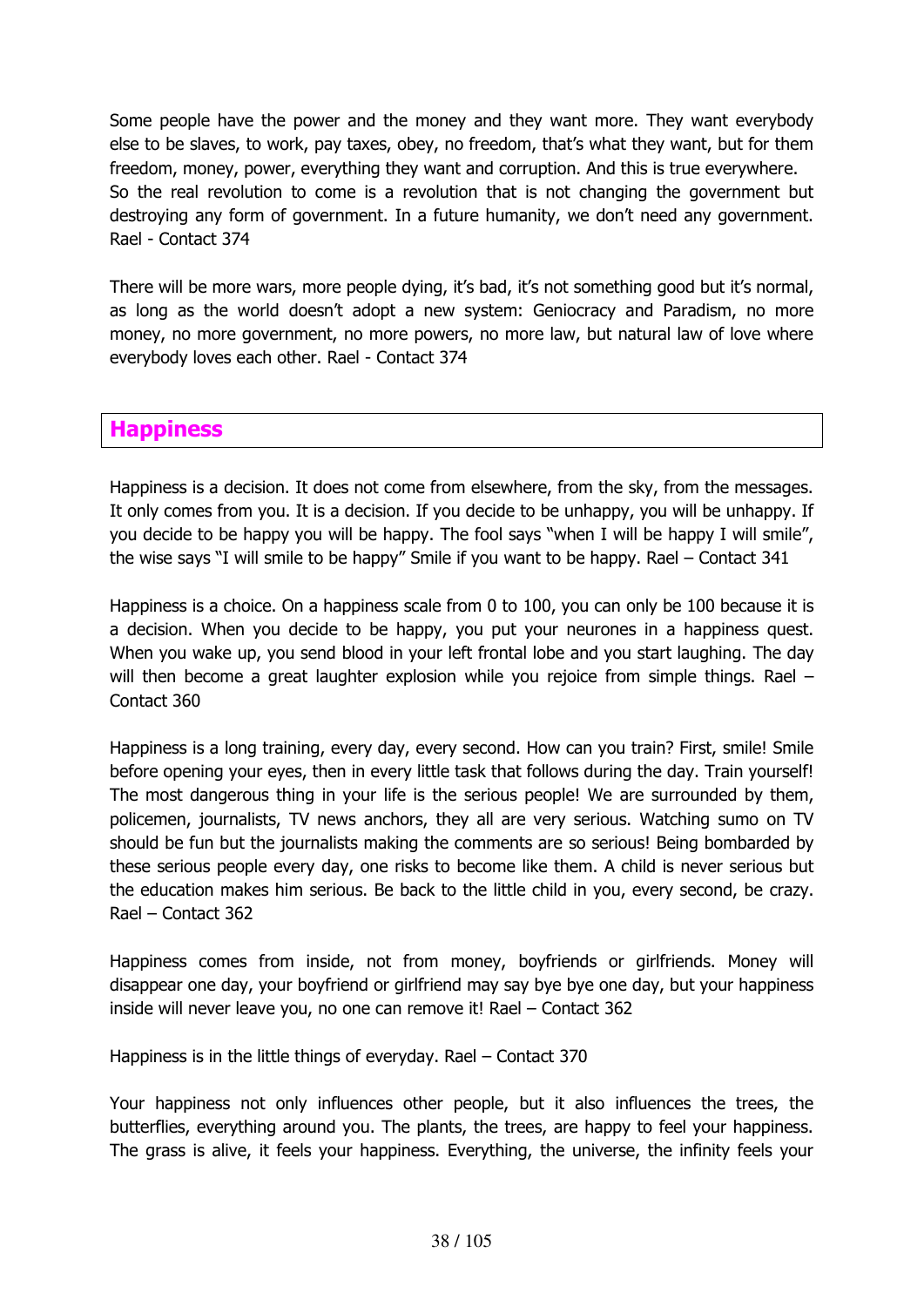Some people have the power and the money and they want more. They want everybody else to be slaves, to work, pay taxes, obey, no freedom, that's what they want, but for them freedom, money, power, everything they want and corruption. And this is true everywhere.
So the real revolution to come is a revolution that is not changing the government but destroying any form of government. In a future humanity, we don't need any government. Rael - Contact 374

There will be more wars, more people dying, it's bad, it's not something good but it's normal, as long as the world doesn't adopt a new system: Geniocracy and Paradism, no more money, no more government, no more powers, no more law, but natural law of love where everybody loves each other. Rael - Contact 374

## Happiness

Happiness is a decision. It does not come from elsewhere, from the sky, from the messages. It only comes from you. It is a decision. If you decide to be unhappy, you will be unhappy. If you decide to be happy you will be happy. The fool says "when I will be happy I will smile", the wise says "I will smile to be happy" Smile if you want to be happy. Rael – Contact 341

Happiness is a choice. On a happiness scale from 0 to 100, you can only be 100 because it is a decision. When you decide to be happy, you put your neurones in a happiness quest. When you wake up, you send blood in your left frontal lobe and you start laughing. The day will then become a great laughter explosion while you rejoice from simple things. Rael – Contact 360

Happiness is a long training, every day, every second. How can you train? First, smile! Smile before opening your eyes, then in every little task that follows during the day. Train yourself! The most dangerous thing in your life is the serious people! We are surrounded by them, policemen, journalists, TV news anchors, they all are very serious. Watching sumo on TV should be fun but the journalists making the comments are so serious! Being bombarded by these serious people every day, one risks to become like them. A child is never serious but the education makes him serious. Be back to the little child in you, every second, be crazy. Rael – Contact 362

Happiness comes from inside, not from money, boyfriends or girlfriends. Money will disappear one day, your boyfriend or girlfriend may say bye bye one day, but your happiness inside will never leave you, no one can remove it! Rael – Contact 362

Happiness is in the little things of everyday. Rael – Contact 370

Your happiness not only influences other people, but it also influences the trees, the butterflies, everything around you. The plants, the trees, are happy to feel your happiness. The grass is alive, it feels your happiness. Everything, the universe, the infinity feels your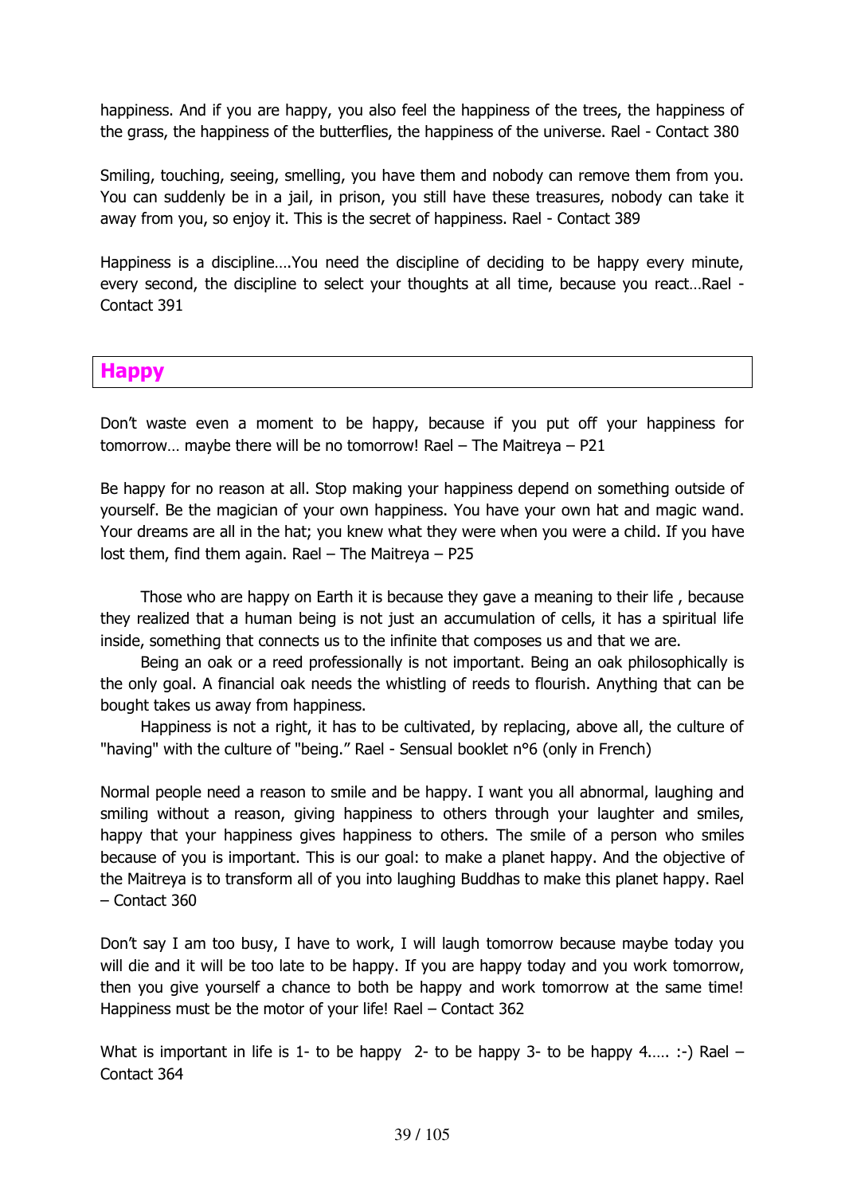happiness. And if you are happy, you also feel the happiness of the trees, the happiness of the grass, the happiness of the butterflies, the happiness of the universe. Rael - Contact 380

Smiling, touching, seeing, smelling, you have them and nobody can remove them from you. You can suddenly be in a jail, in prison, you still have these treasures, nobody can take it away from you, so enjoy it. This is the secret of happiness. Rael - Contact 389

Happiness is a discipline….You need the discipline of deciding to be happy every minute, every second, the discipline to select your thoughts at all time, because you react…Rael - Contact 391

## Happy

Don't waste even a moment to be happy, because if you put off your happiness for tomorrow… maybe there will be no tomorrow! Rael – The Maitreya – P21

Be happy for no reason at all. Stop making your happiness depend on something outside of yourself. Be the magician of your own happiness. You have your own hat and magic wand. Your dreams are all in the hat; you knew what they were when you were a child. If you have lost them, find them again. Rael – The Maitreya – P25

Those who are happy on Earth it is because they gave a meaning to their life , because they realized that a human being is not just an accumulation of cells, it has a spiritual life inside, something that connects us to the infinite that composes us and that we are.

Being an oak or a reed professionally is not important. Being an oak philosophically is the only goal. A financial oak needs the whistling of reeds to flourish. Anything that can be bought takes us away from happiness.

Happiness is not a right, it has to be cultivated, by replacing, above all, the culture of "having" with the culture of "being." Rael - Sensual booklet n°6 (only in French)

Normal people need a reason to smile and be happy. I want you all abnormal, laughing and smiling without a reason, giving happiness to others through your laughter and smiles, happy that your happiness gives happiness to others. The smile of a person who smiles because of you is important. This is our goal: to make a planet happy. And the objective of the Maitreya is to transform all of you into laughing Buddhas to make this planet happy. Rael – Contact 360

Don't say I am too busy, I have to work, I will laugh tomorrow because maybe today you will die and it will be too late to be happy. If you are happy today and you work tomorrow, then you give yourself a chance to both be happy and work tomorrow at the same time! Happiness must be the motor of your life! Rael – Contact 362

What is important in life is 1- to be happy 2- to be happy 3- to be happy 4.…. :-) Rael – Contact 364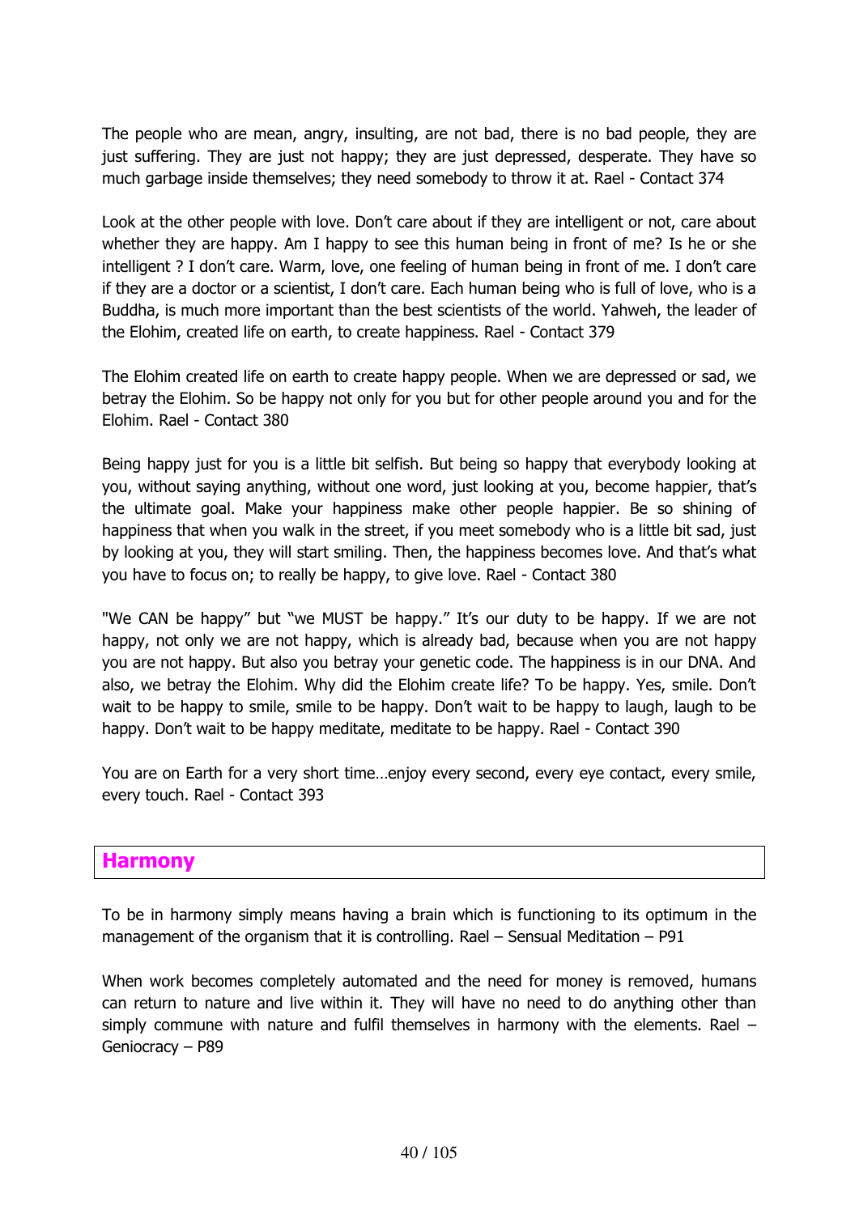The people who are mean, angry, insulting, are not bad, there is no bad people, they are just suffering. They are just not happy; they are just depressed, desperate. They have so much garbage inside themselves; they need somebody to throw it at. Rael - Contact 374

Look at the other people with love. Don't care about if they are intelligent or not, care about whether they are happy. Am I happy to see this human being in front of me? Is he or she intelligent ? I don't care. Warm, love, one feeling of human being in front of me. I don't care if they are a doctor or a scientist, I don't care. Each human being who is full of love, who is a Buddha, is much more important than the best scientists of the world. Yahweh, the leader of the Elohim, created life on earth, to create happiness. Rael - Contact 379

The Elohim created life on earth to create happy people. When we are depressed or sad, we betray the Elohim. So be happy not only for you but for other people around you and for the Elohim. Rael - Contact 380

Being happy just for you is a little bit selfish. But being so happy that everybody looking at you, without saying anything, without one word, just looking at you, become happier, that's the ultimate goal. Make your happiness make other people happier. Be so shining of happiness that when you walk in the street, if you meet somebody who is a little bit sad, just by looking at you, they will start smiling. Then, the happiness becomes love. And that's what you have to focus on; to really be happy, to give love. Rael - Contact 380

"We CAN be happy" but "we MUST be happy." It's our duty to be happy. If we are not happy, not only we are not happy, which is already bad, because when you are not happy you are not happy. But also you betray your genetic code. The happiness is in our DNA. And also, we betray the Elohim. Why did the Elohim create life? To be happy. Yes, smile. Don't wait to be happy to smile, smile to be happy. Don't wait to be happy to laugh, laugh to be happy. Don't wait to be happy meditate, meditate to be happy. Rael - Contact 390

You are on Earth for a very short time…enjoy every second, every eye contact, every smile, every touch. Rael - Contact 393

## Harmony

To be in harmony simply means having a brain which is functioning to its optimum in the management of the organism that it is controlling. Rael – Sensual Meditation – P91

When work becomes completely automated and the need for money is removed, humans can return to nature and live within it. They will have no need to do anything other than simply commune with nature and fulfil themselves in harmony with the elements. Rael – Geniocracy – P89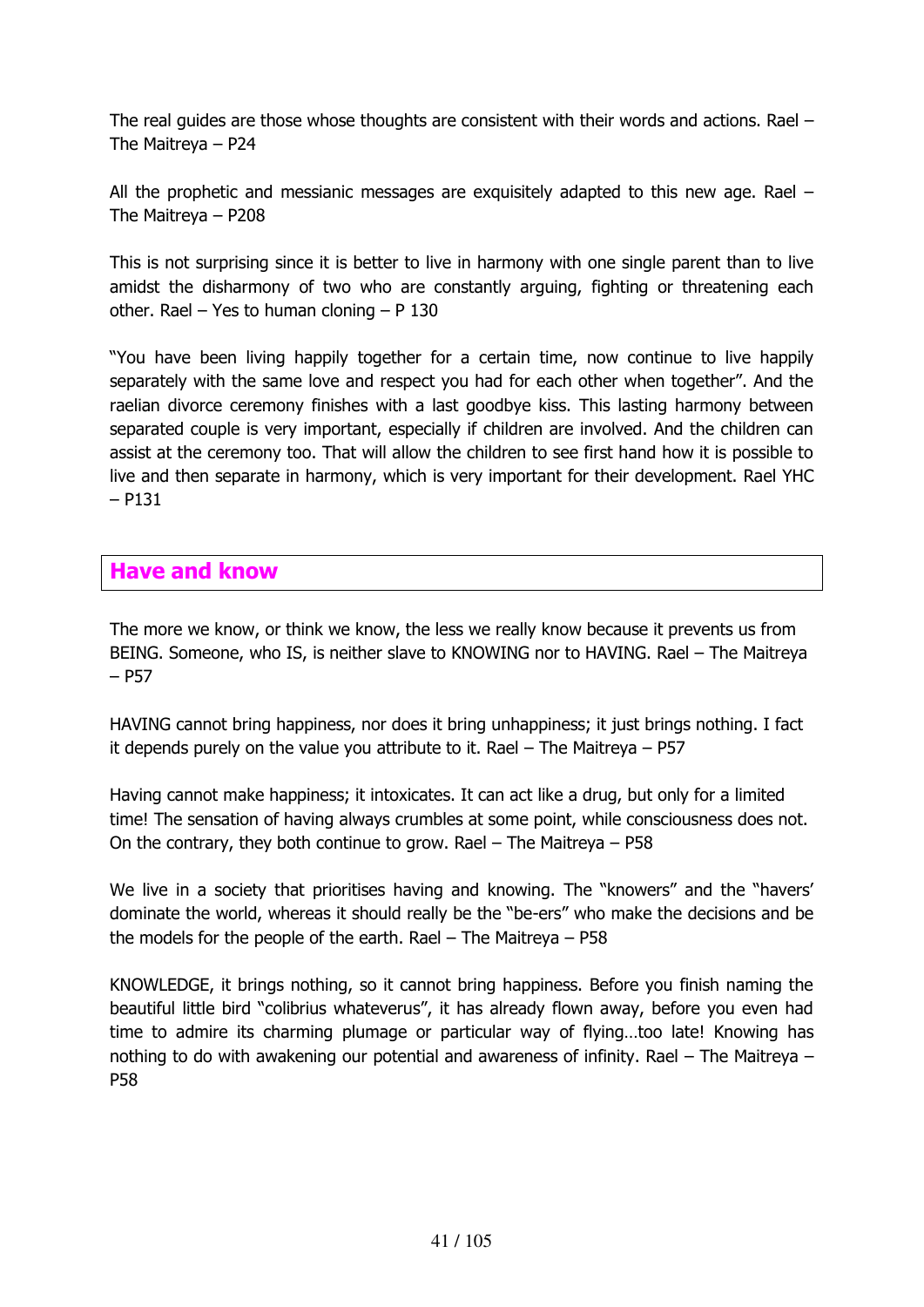The real guides are those whose thoughts are consistent with their words and actions. Rael – The Maitreya – P24

All the prophetic and messianic messages are exquisitely adapted to this new age. Rael – The Maitreya – P208

This is not surprising since it is better to live in harmony with one single parent than to live amidst the disharmony of two who are constantly arguing, fighting or threatening each other. Rael – Yes to human cloning – P 130

"You have been living happily together for a certain time, now continue to live happily separately with the same love and respect you had for each other when together". And the raelian divorce ceremony finishes with a last goodbye kiss. This lasting harmony between separated couple is very important, especially if children are involved. And the children can assist at the ceremony too. That will allow the children to see first hand how it is possible to live and then separate in harmony, which is very important for their development. Rael YHC – P131

## Have and know

The more we know, or think we know, the less we really know because it prevents us from BEING. Someone, who IS, is neither slave to KNOWING nor to HAVING. Rael – The Maitreya – P57

HAVING cannot bring happiness, nor does it bring unhappiness; it just brings nothing. I fact it depends purely on the value you attribute to it. Rael – The Maitreya – P57

Having cannot make happiness; it intoxicates. It can act like a drug, but only for a limited time! The sensation of having always crumbles at some point, while consciousness does not. On the contrary, they both continue to grow. Rael – The Maitreya – P58

We live in a society that prioritises having and knowing. The "knowers" and the "havers' dominate the world, whereas it should really be the "be-ers" who make the decisions and be the models for the people of the earth. Rael – The Maitreya – P58

KNOWLEDGE, it brings nothing, so it cannot bring happiness. Before you finish naming the beautiful little bird "colibrius whateverus", it has already flown away, before you even had time to admire its charming plumage or particular way of flying…too late! Knowing has nothing to do with awakening our potential and awareness of infinity. Rael – The Maitreya – P58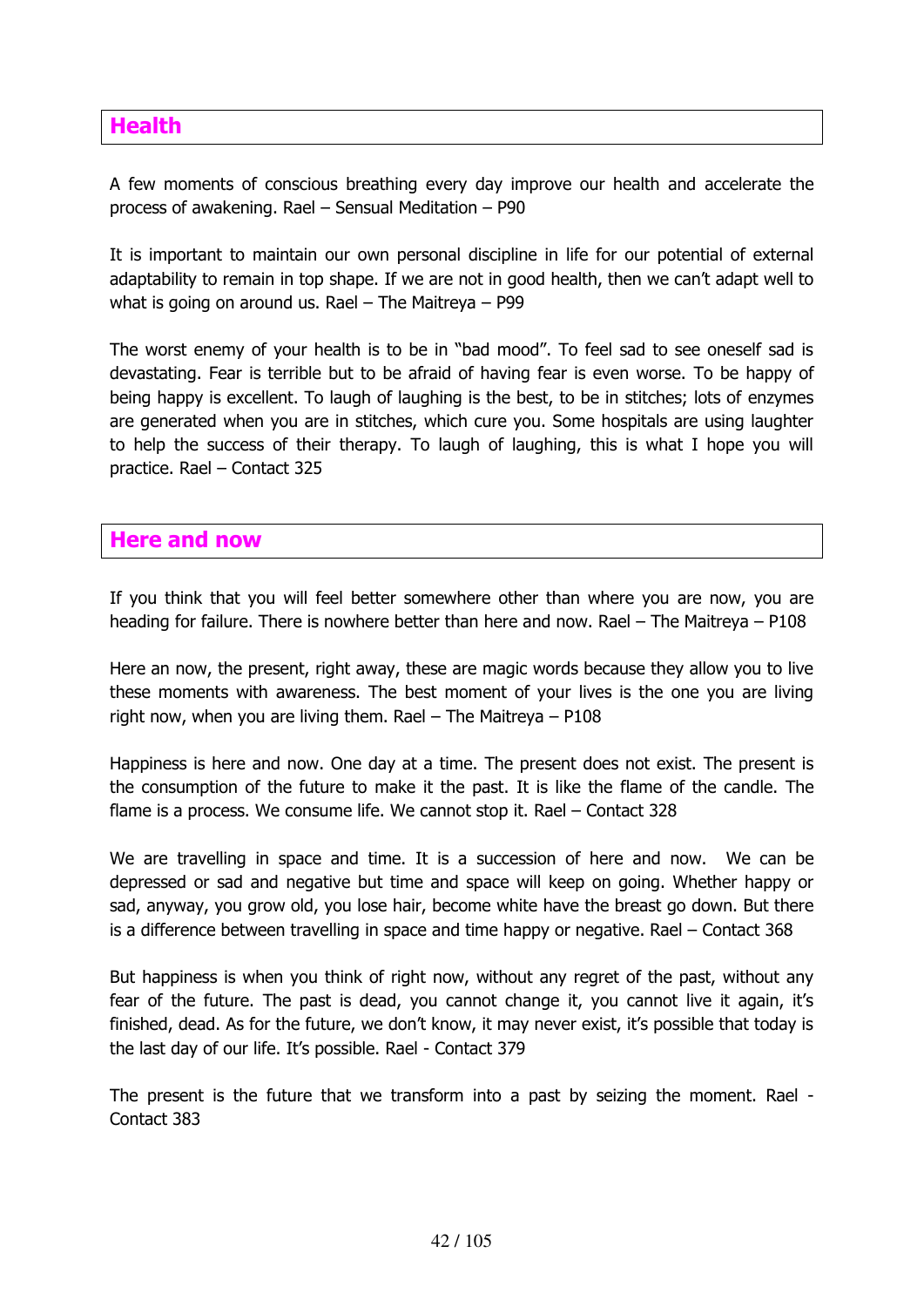## Health

A few moments of conscious breathing every day improve our health and accelerate the process of awakening. Rael – Sensual Meditation – P90

It is important to maintain our own personal discipline in life for our potential of external adaptability to remain in top shape. If we are not in good health, then we can't adapt well to what is going on around us. Rael – The Maitreya – P99

The worst enemy of your health is to be in "bad mood". To feel sad to see oneself sad is devastating. Fear is terrible but to be afraid of having fear is even worse. To be happy of being happy is excellent. To laugh of laughing is the best, to be in stitches; lots of enzymes are generated when you are in stitches, which cure you. Some hospitals are using laughter to help the success of their therapy. To laugh of laughing, this is what I hope you will practice. Rael – Contact 325

## Here and now

If you think that you will feel better somewhere other than where you are now, you are heading for failure. There is nowhere better than here and now. Rael – The Maitreya – P108

Here an now, the present, right away, these are magic words because they allow you to live these moments with awareness. The best moment of your lives is the one you are living right now, when you are living them. Rael – The Maitreya – P108

Happiness is here and now. One day at a time. The present does not exist. The present is the consumption of the future to make it the past. It is like the flame of the candle. The flame is a process. We consume life. We cannot stop it. Rael – Contact 328

We are travelling in space and time. It is a succession of here and now. We can be depressed or sad and negative but time and space will keep on going. Whether happy or sad, anyway, you grow old, you lose hair, become white have the breast go down. But there is a difference between travelling in space and time happy or negative. Rael – Contact 368

But happiness is when you think of right now, without any regret of the past, without any fear of the future. The past is dead, you cannot change it, you cannot live it again, it's finished, dead. As for the future, we don't know, it may never exist, it's possible that today is the last day of our life. It's possible. Rael - Contact 379

The present is the future that we transform into a past by seizing the moment. Rael - Contact 383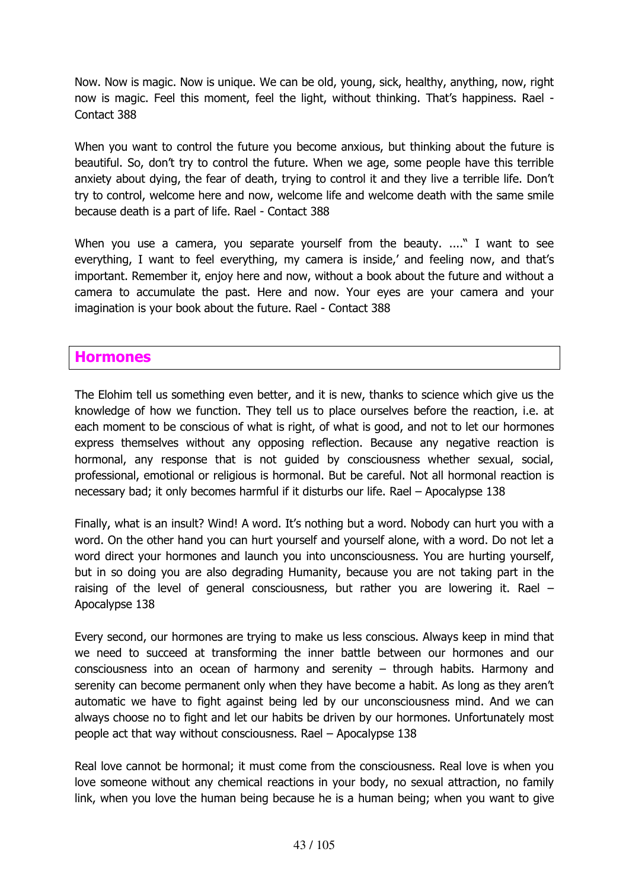Now. Now is magic. Now is unique. We can be old, young, sick, healthy, anything, now, right now is magic. Feel this moment, feel the light, without thinking. That's happiness. Rael - Contact 388

When you want to control the future you become anxious, but thinking about the future is beautiful. So, don't try to control the future. When we age, some people have this terrible anxiety about dying, the fear of death, trying to control it and they live a terrible life. Don't try to control, welcome here and now, welcome life and welcome death with the same smile because death is a part of life. Rael - Contact 388

When you use a camera, you separate yourself from the beauty. ...." I want to see everything, I want to feel everything, my camera is inside,' and feeling now, and that's important. Remember it, enjoy here and now, without a book about the future and without a camera to accumulate the past. Here and now. Your eyes are your camera and your imagination is your book about the future. Rael - Contact 388

## Hormones

The Elohim tell us something even better, and it is new, thanks to science which give us the knowledge of how we function. They tell us to place ourselves before the reaction, i.e. at each moment to be conscious of what is right, of what is good, and not to let our hormones express themselves without any opposing reflection. Because any negative reaction is hormonal, any response that is not guided by consciousness whether sexual, social, professional, emotional or religious is hormonal. But be careful. Not all hormonal reaction is necessary bad; it only becomes harmful if it disturbs our life. Rael – Apocalypse 138

Finally, what is an insult? Wind! A word. It's nothing but a word. Nobody can hurt you with a word. On the other hand you can hurt yourself and yourself alone, with a word. Do not let a word direct your hormones and launch you into unconsciousness. You are hurting yourself, but in so doing you are also degrading Humanity, because you are not taking part in the raising of the level of general consciousness, but rather you are lowering it. Rael – Apocalypse 138

Every second, our hormones are trying to make us less conscious. Always keep in mind that we need to succeed at transforming the inner battle between our hormones and our consciousness into an ocean of harmony and serenity – through habits. Harmony and serenity can become permanent only when they have become a habit. As long as they aren't automatic we have to fight against being led by our unconsciousness mind. And we can always choose no to fight and let our habits be driven by our hormones. Unfortunately most people act that way without consciousness. Rael – Apocalypse 138

Real love cannot be hormonal; it must come from the consciousness. Real love is when you love someone without any chemical reactions in your body, no sexual attraction, no family link, when you love the human being because he is a human being; when you want to give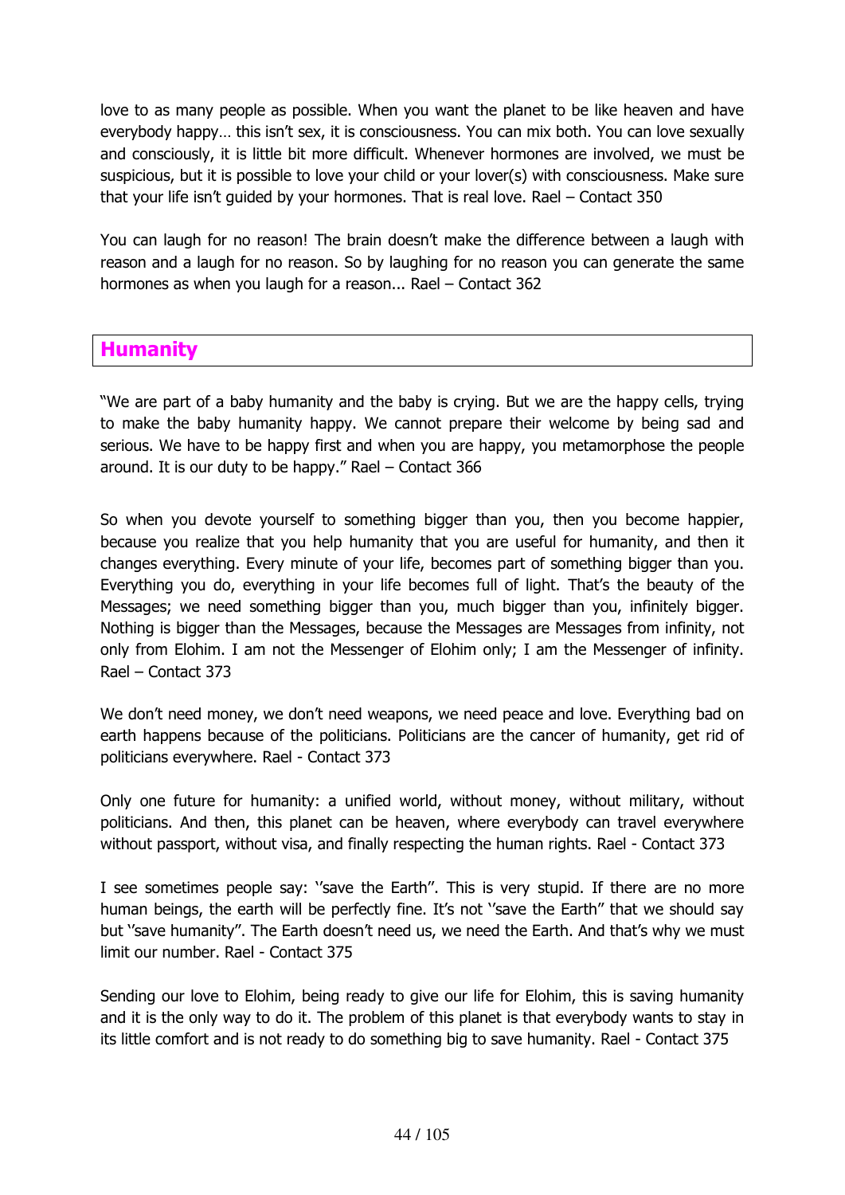love to as many people as possible. When you want the planet to be like heaven and have everybody happy… this isn't sex, it is consciousness. You can mix both. You can love sexually and consciously, it is little bit more difficult. Whenever hormones are involved, we must be suspicious, but it is possible to love your child or your lover(s) with consciousness. Make sure that your life isn't guided by your hormones. That is real love. Rael – Contact 350

You can laugh for no reason! The brain doesn't make the difference between a laugh with reason and a laugh for no reason. So by laughing for no reason you can generate the same hormones as when you laugh for a reason... Rael – Contact 362

## Humanity

"We are part of a baby humanity and the baby is crying. But we are the happy cells, trying to make the baby humanity happy. We cannot prepare their welcome by being sad and serious. We have to be happy first and when you are happy, you metamorphose the people around. It is our duty to be happy." Rael – Contact 366

So when you devote yourself to something bigger than you, then you become happier, because you realize that you help humanity that you are useful for humanity, and then it changes everything. Every minute of your life, becomes part of something bigger than you. Everything you do, everything in your life becomes full of light. That's the beauty of the Messages; we need something bigger than you, much bigger than you, infinitely bigger. Nothing is bigger than the Messages, because the Messages are Messages from infinity, not only from Elohim. I am not the Messenger of Elohim only; I am the Messenger of infinity. Rael – Contact 373

We don't need money, we don't need weapons, we need peace and love. Everything bad on earth happens because of the politicians. Politicians are the cancer of humanity, get rid of politicians everywhere. Rael - Contact 373

Only one future for humanity: a unified world, without money, without military, without politicians. And then, this planet can be heaven, where everybody can travel everywhere without passport, without visa, and finally respecting the human rights. Rael - Contact 373

I see sometimes people say: ''save the Earth". This is very stupid. If there are no more human beings, the earth will be perfectly fine. It's not ''save the Earth" that we should say but ''save humanity". The Earth doesn't need us, we need the Earth. And that's why we must limit our number. Rael - Contact 375

Sending our love to Elohim, being ready to give our life for Elohim, this is saving humanity and it is the only way to do it. The problem of this planet is that everybody wants to stay in its little comfort and is not ready to do something big to save humanity. Rael - Contact 375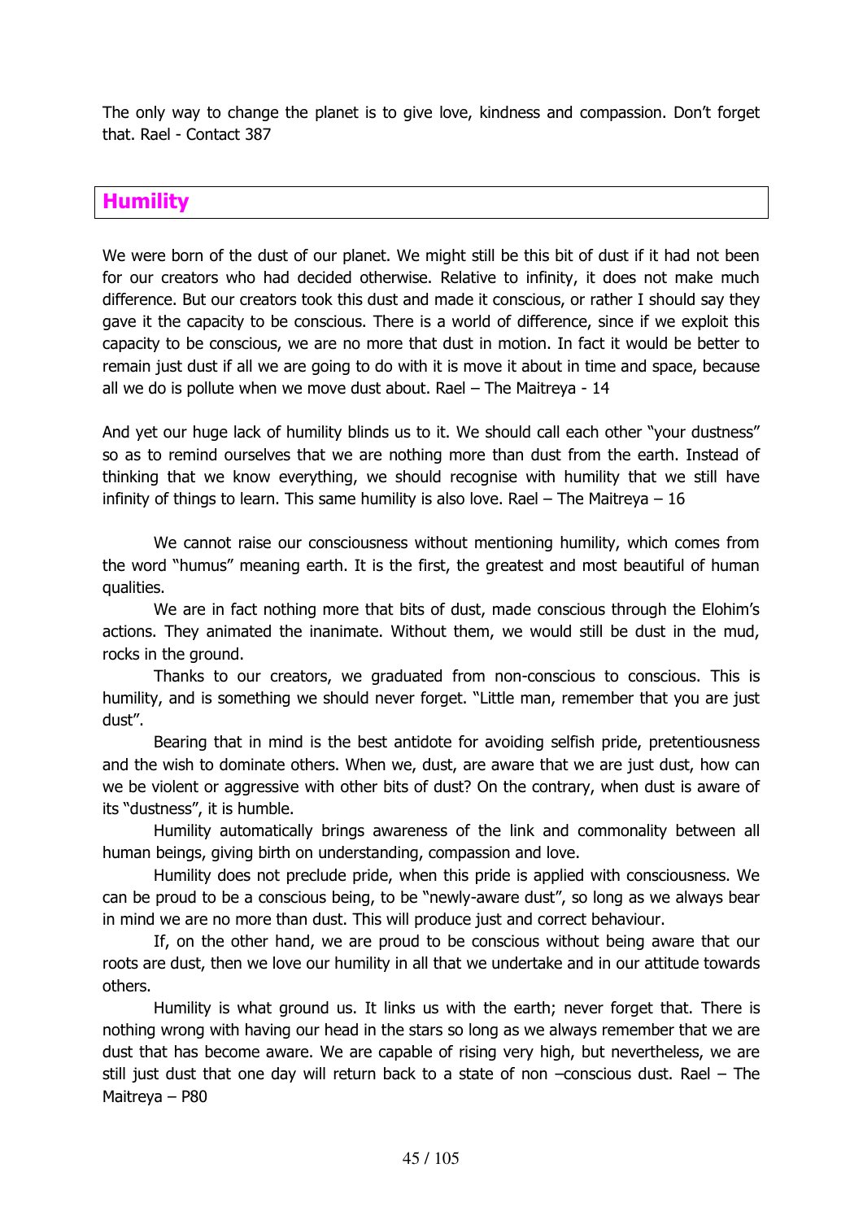The only way to change the planet is to give love, kindness and compassion. Don't forget that. Rael - Contact 387

## Humility

We were born of the dust of our planet. We might still be this bit of dust if it had not been for our creators who had decided otherwise. Relative to infinity, it does not make much difference. But our creators took this dust and made it conscious, or rather I should say they gave it the capacity to be conscious. There is a world of difference, since if we exploit this capacity to be conscious, we are no more that dust in motion. In fact it would be better to remain just dust if all we are going to do with it is move it about in time and space, because all we do is pollute when we move dust about. Rael – The Maitreya - 14

And yet our huge lack of humility blinds us to it. We should call each other "your dustness" so as to remind ourselves that we are nothing more than dust from the earth. Instead of thinking that we know everything, we should recognise with humility that we still have infinity of things to learn. This same humility is also love. Rael – The Maitreya – 16

We cannot raise our consciousness without mentioning humility, which comes from the word "humus" meaning earth. It is the first, the greatest and most beautiful of human qualities.

We are in fact nothing more that bits of dust, made conscious through the Elohim's actions. They animated the inanimate. Without them, we would still be dust in the mud, rocks in the ground.

Thanks to our creators, we graduated from non-conscious to conscious. This is humility, and is something we should never forget. "Little man, remember that you are just dust".

Bearing that in mind is the best antidote for avoiding selfish pride, pretentiousness and the wish to dominate others. When we, dust, are aware that we are just dust, how can we be violent or aggressive with other bits of dust? On the contrary, when dust is aware of its "dustness", it is humble.

Humility automatically brings awareness of the link and commonality between all human beings, giving birth on understanding, compassion and love.

Humility does not preclude pride, when this pride is applied with consciousness. We can be proud to be a conscious being, to be "newly-aware dust", so long as we always bear in mind we are no more than dust. This will produce just and correct behaviour.

If, on the other hand, we are proud to be conscious without being aware that our roots are dust, then we love our humility in all that we undertake and in our attitude towards others.

Humility is what ground us. It links us with the earth; never forget that. There is nothing wrong with having our head in the stars so long as we always remember that we are dust that has become aware. We are capable of rising very high, but nevertheless, we are still just dust that one day will return back to a state of non –conscious dust. Rael – The Maitreya – P80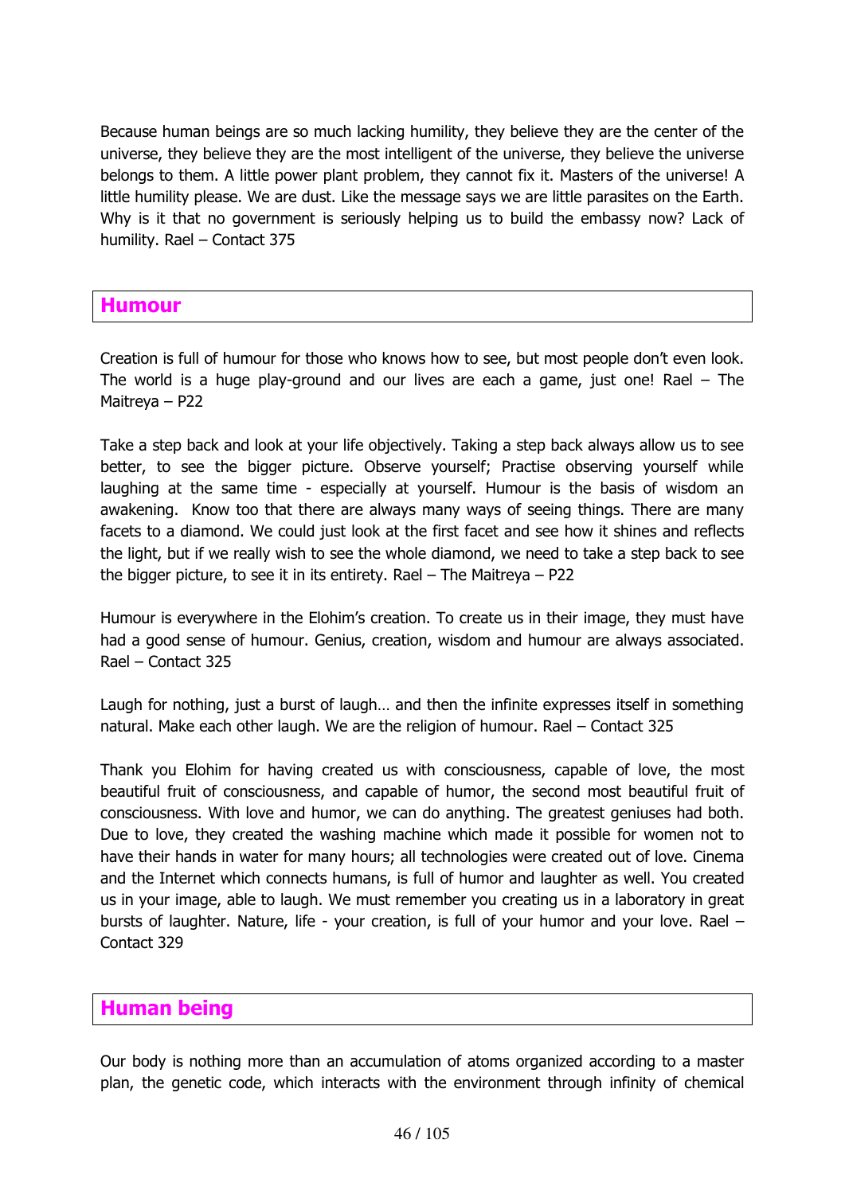Because human beings are so much lacking humility, they believe they are the center of the universe, they believe they are the most intelligent of the universe, they believe the universe belongs to them. A little power plant problem, they cannot fix it. Masters of the universe! A little humility please. We are dust. Like the message says we are little parasites on the Earth. Why is it that no government is seriously helping us to build the embassy now? Lack of humility. Rael – Contact 375

## Humour

Creation is full of humour for those who knows how to see, but most people don't even look. The world is a huge play-ground and our lives are each a game, just one! Rael – The Maitreya – P22

Take a step back and look at your life objectively. Taking a step back always allow us to see better, to see the bigger picture. Observe yourself; Practise observing yourself while laughing at the same time - especially at yourself. Humour is the basis of wisdom an awakening. Know too that there are always many ways of seeing things. There are many facets to a diamond. We could just look at the first facet and see how it shines and reflects the light, but if we really wish to see the whole diamond, we need to take a step back to see the bigger picture, to see it in its entirety. Rael – The Maitreya – P22

Humour is everywhere in the Elohim's creation. To create us in their image, they must have had a good sense of humour. Genius, creation, wisdom and humour are always associated. Rael – Contact 325

Laugh for nothing, just a burst of laugh… and then the infinite expresses itself in something natural. Make each other laugh. We are the religion of humour. Rael – Contact 325

Thank you Elohim for having created us with consciousness, capable of love, the most beautiful fruit of consciousness, and capable of humor, the second most beautiful fruit of consciousness. With love and humor, we can do anything. The greatest geniuses had both. Due to love, they created the washing machine which made it possible for women not to have their hands in water for many hours; all technologies were created out of love. Cinema and the Internet which connects humans, is full of humor and laughter as well. You created us in your image, able to laugh. We must remember you creating us in a laboratory in great bursts of laughter. Nature, life - your creation, is full of your humor and your love. Rael – Contact 329

## Human being

Our body is nothing more than an accumulation of atoms organized according to a master plan, the genetic code, which interacts with the environment through infinity of chemical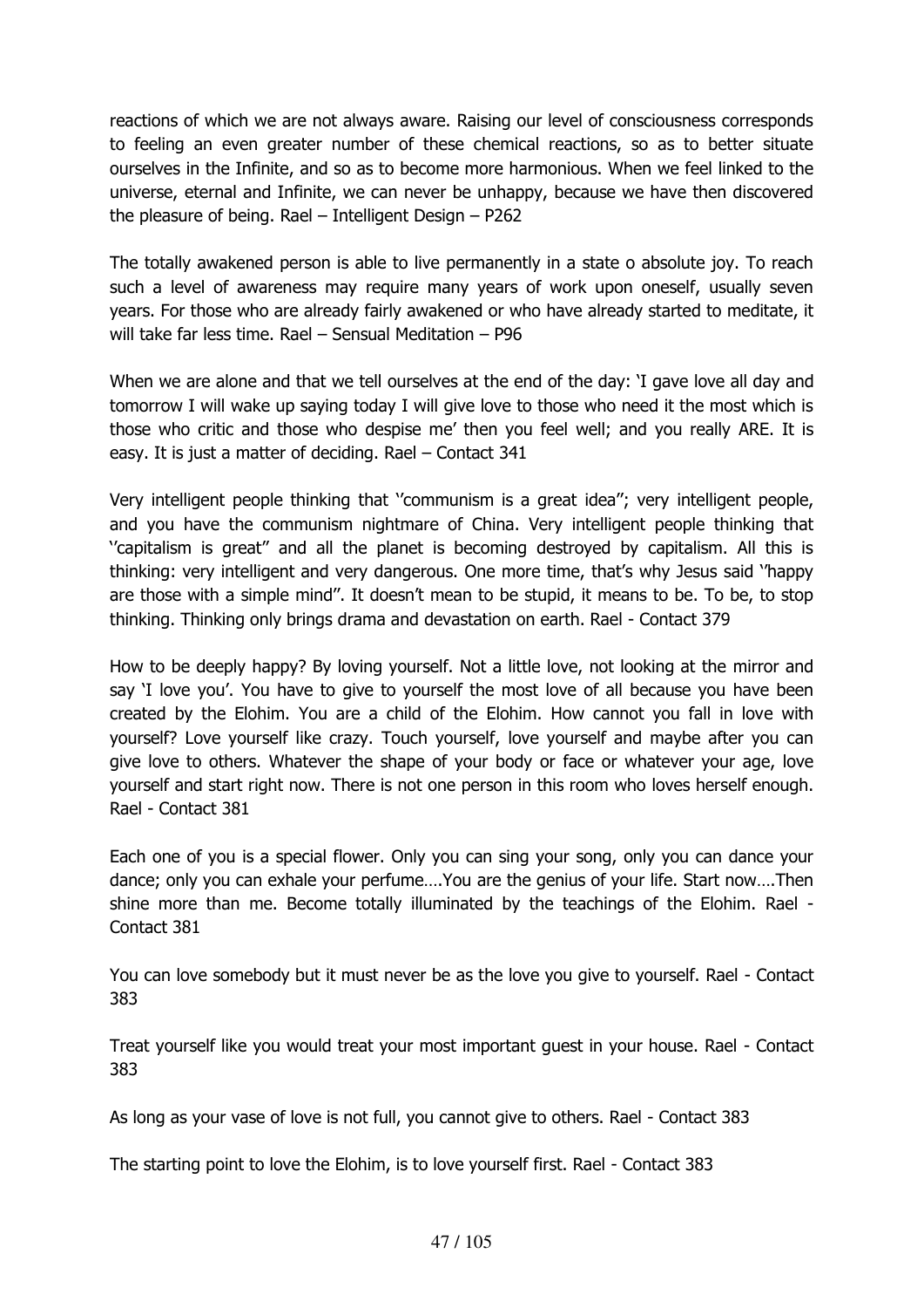reactions of which we are not always aware. Raising our level of consciousness corresponds to feeling an even greater number of these chemical reactions, so as to better situate ourselves in the Infinite, and so as to become more harmonious. When we feel linked to the universe, eternal and Infinite, we can never be unhappy, because we have then discovered the pleasure of being. Rael – Intelligent Design – P262

The totally awakened person is able to live permanently in a state o absolute joy. To reach such a level of awareness may require many years of work upon oneself, usually seven years. For those who are already fairly awakened or who have already started to meditate, it will take far less time. Rael – Sensual Meditation – P96

When we are alone and that we tell ourselves at the end of the day: 'I gave love all day and tomorrow I will wake up saying today I will give love to those who need it the most which is those who critic and those who despise me' then you feel well; and you really ARE. It is easy. It is just a matter of deciding. Rael – Contact 341

Very intelligent people thinking that ''communism is a great idea''; very intelligent people, and you have the communism nightmare of China. Very intelligent people thinking that ''capitalism is great'' and all the planet is becoming destroyed by capitalism. All this is thinking: very intelligent and very dangerous. One more time, that's why Jesus said ''happy are those with a simple mind''. It doesn't mean to be stupid, it means to be. To be, to stop thinking. Thinking only brings drama and devastation on earth. Rael - Contact 379

How to be deeply happy? By loving yourself. Not a little love, not looking at the mirror and say 'I love you'. You have to give to yourself the most love of all because you have been created by the Elohim. You are a child of the Elohim. How cannot you fall in love with yourself? Love yourself like crazy. Touch yourself, love yourself and maybe after you can give love to others. Whatever the shape of your body or face or whatever your age, love yourself and start right now. There is not one person in this room who loves herself enough. Rael - Contact 381

Each one of you is a special flower. Only you can sing your song, only you can dance your dance; only you can exhale your perfume….You are the genius of your life. Start now….Then shine more than me. Become totally illuminated by the teachings of the Elohim. Rael - Contact 381

You can love somebody but it must never be as the love you give to yourself. Rael - Contact 383

Treat yourself like you would treat your most important guest in your house. Rael - Contact 383

As long as your vase of love is not full, you cannot give to others. Rael - Contact 383

The starting point to love the Elohim, is to love yourself first. Rael - Contact 383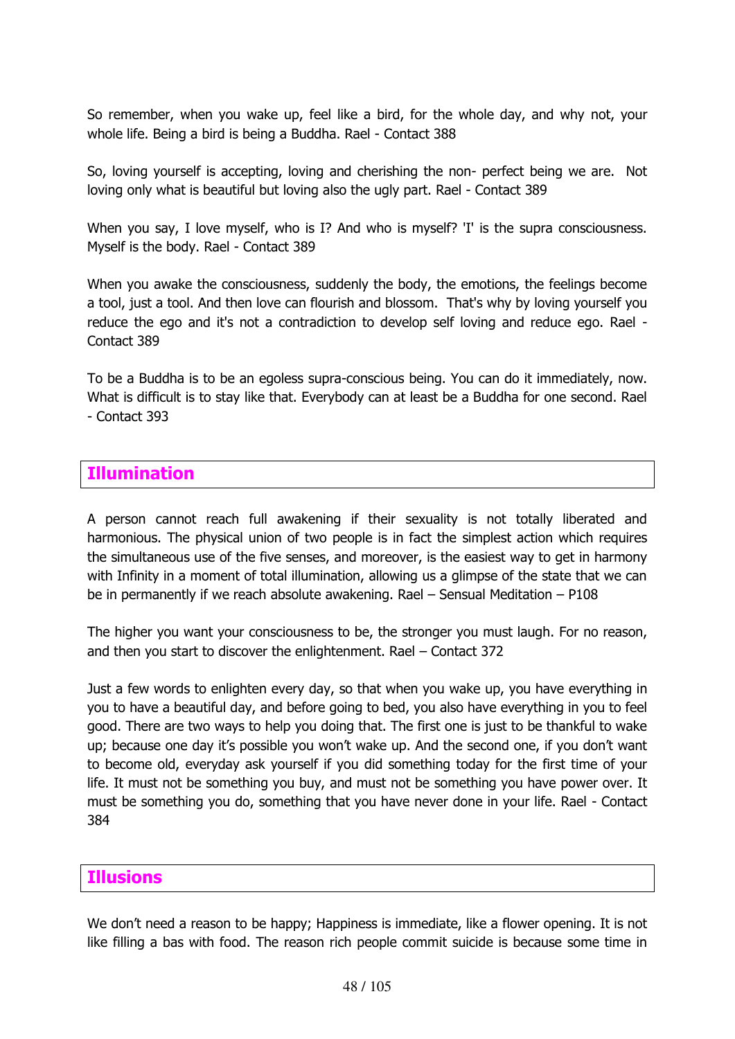So remember, when you wake up, feel like a bird, for the whole day, and why not, your whole life. Being a bird is being a Buddha. Rael - Contact 388

So, loving yourself is accepting, loving and cherishing the non- perfect being we are. Not loving only what is beautiful but loving also the ugly part. Rael - Contact 389

When you say, I love myself, who is I? And who is myself? 'I' is the supra consciousness. Myself is the body. Rael - Contact 389

When you awake the consciousness, suddenly the body, the emotions, the feelings become a tool, just a tool. And then love can flourish and blossom. That's why by loving yourself you reduce the ego and it's not a contradiction to develop self loving and reduce ego. Rael - Contact 389

To be a Buddha is to be an egoless supra-conscious being. You can do it immediately, now. What is difficult is to stay like that. Everybody can at least be a Buddha for one second. Rael - Contact 393

## Illumination

A person cannot reach full awakening if their sexuality is not totally liberated and harmonious. The physical union of two people is in fact the simplest action which requires the simultaneous use of the five senses, and moreover, is the easiest way to get in harmony with Infinity in a moment of total illumination, allowing us a glimpse of the state that we can be in permanently if we reach absolute awakening. Rael – Sensual Meditation – P108

The higher you want your consciousness to be, the stronger you must laugh. For no reason, and then you start to discover the enlightenment. Rael – Contact 372

Just a few words to enlighten every day, so that when you wake up, you have everything in you to have a beautiful day, and before going to bed, you also have everything in you to feel good. There are two ways to help you doing that. The first one is just to be thankful to wake up; because one day it's possible you won't wake up. And the second one, if you don't want to become old, everyday ask yourself if you did something today for the first time of your life. It must not be something you buy, and must not be something you have power over. It must be something you do, something that you have never done in your life. Rael - Contact 384

## Illusions

We don't need a reason to be happy; Happiness is immediate, like a flower opening. It is not like filling a bas with food. The reason rich people commit suicide is because some time in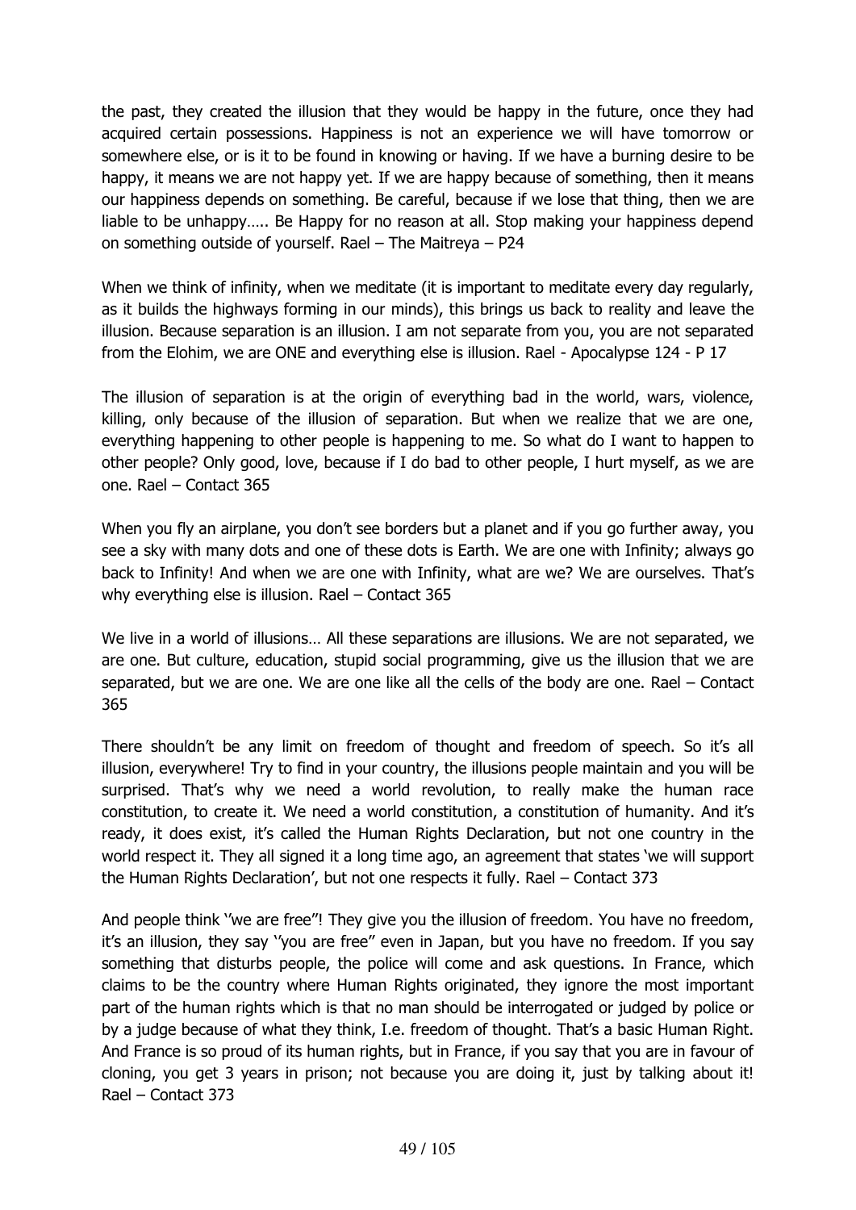the past, they created the illusion that they would be happy in the future, once they had acquired certain possessions. Happiness is not an experience we will have tomorrow or somewhere else, or is it to be found in knowing or having. If we have a burning desire to be happy, it means we are not happy yet. If we are happy because of something, then it means our happiness depends on something. Be careful, because if we lose that thing, then we are liable to be unhappy….. Be Happy for no reason at all. Stop making your happiness depend on something outside of yourself. Rael – The Maitreya – P24

When we think of infinity, when we meditate (it is important to meditate every day regularly, as it builds the highways forming in our minds), this brings us back to reality and leave the illusion. Because separation is an illusion. I am not separate from you, you are not separated from the Elohim, we are ONE and everything else is illusion. Rael - Apocalypse 124 - P 17

The illusion of separation is at the origin of everything bad in the world, wars, violence, killing, only because of the illusion of separation. But when we realize that we are one, everything happening to other people is happening to me. So what do I want to happen to other people? Only good, love, because if I do bad to other people, I hurt myself, as we are one. Rael – Contact 365

When you fly an airplane, you don't see borders but a planet and if you go further away, you see a sky with many dots and one of these dots is Earth. We are one with Infinity; always go back to Infinity! And when we are one with Infinity, what are we? We are ourselves. That's why everything else is illusion. Rael – Contact 365

We live in a world of illusions… All these separations are illusions. We are not separated, we are one. But culture, education, stupid social programming, give us the illusion that we are separated, but we are one. We are one like all the cells of the body are one. Rael – Contact 365

There shouldn't be any limit on freedom of thought and freedom of speech. So it's all illusion, everywhere! Try to find in your country, the illusions people maintain and you will be surprised. That's why we need a world revolution, to really make the human race constitution, to create it. We need a world constitution, a constitution of humanity. And it's ready, it does exist, it's called the Human Rights Declaration, but not one country in the world respect it. They all signed it a long time ago, an agreement that states 'we will support the Human Rights Declaration', but not one respects it fully. Rael – Contact 373

And people think ''we are free''! They give you the illusion of freedom. You have no freedom, it's an illusion, they say ''you are free'' even in Japan, but you have no freedom. If you say something that disturbs people, the police will come and ask questions. In France, which claims to be the country where Human Rights originated, they ignore the most important part of the human rights which is that no man should be interrogated or judged by police or by a judge because of what they think, I.e. freedom of thought. That's a basic Human Right. And France is so proud of its human rights, but in France, if you say that you are in favour of cloning, you get 3 years in prison; not because you are doing it, just by talking about it! Rael – Contact 373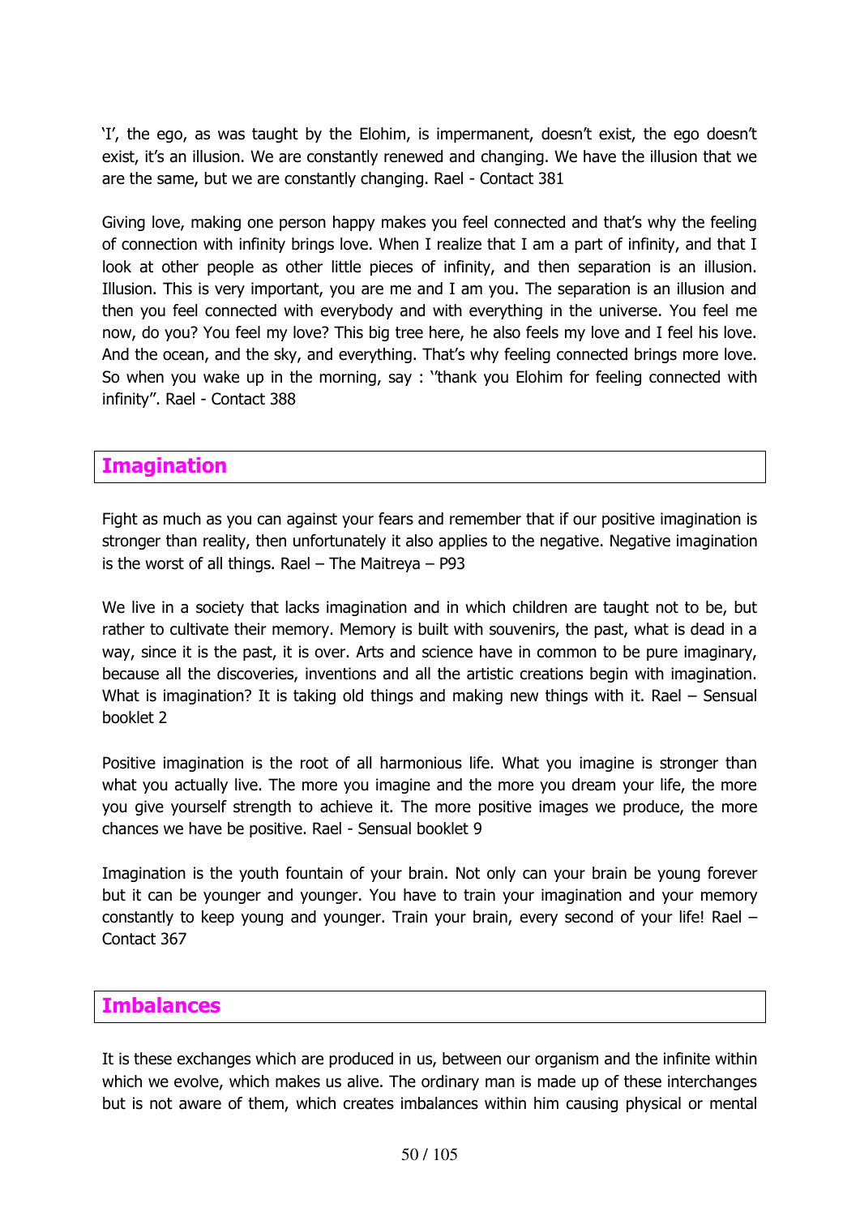'I', the ego, as was taught by the Elohim, is impermanent, doesn't exist, the ego doesn't exist, it's an illusion. We are constantly renewed and changing. We have the illusion that we are the same, but we are constantly changing. Rael - Contact 381

Giving love, making one person happy makes you feel connected and that's why the feeling of connection with infinity brings love. When I realize that I am a part of infinity, and that I look at other people as other little pieces of infinity, and then separation is an illusion. Illusion. This is very important, you are me and I am you. The separation is an illusion and then you feel connected with everybody and with everything in the universe. You feel me now, do you? You feel my love? This big tree here, he also feels my love and I feel his love. And the ocean, and the sky, and everything. That's why feeling connected brings more love. So when you wake up in the morning, say : ''thank you Elohim for feeling connected with infinity''. Rael - Contact 388

## Imagination

Fight as much as you can against your fears and remember that if our positive imagination is stronger than reality, then unfortunately it also applies to the negative. Negative imagination is the worst of all things. Rael – The Maitreya – P93

We live in a society that lacks imagination and in which children are taught not to be, but rather to cultivate their memory. Memory is built with souvenirs, the past, what is dead in a way, since it is the past, it is over. Arts and science have in common to be pure imaginary, because all the discoveries, inventions and all the artistic creations begin with imagination. What is imagination? It is taking old things and making new things with it. Rael – Sensual booklet 2

Positive imagination is the root of all harmonious life. What you imagine is stronger than what you actually live. The more you imagine and the more you dream your life, the more you give yourself strength to achieve it. The more positive images we produce, the more chances we have be positive. Rael - Sensual booklet 9

Imagination is the youth fountain of your brain. Not only can your brain be young forever but it can be younger and younger. You have to train your imagination and your memory constantly to keep young and younger. Train your brain, every second of your life! Rael – Contact 367

## Imbalances

It is these exchanges which are produced in us, between our organism and the infinite within which we evolve, which makes us alive. The ordinary man is made up of these interchanges but is not aware of them, which creates imbalances within him causing physical or mental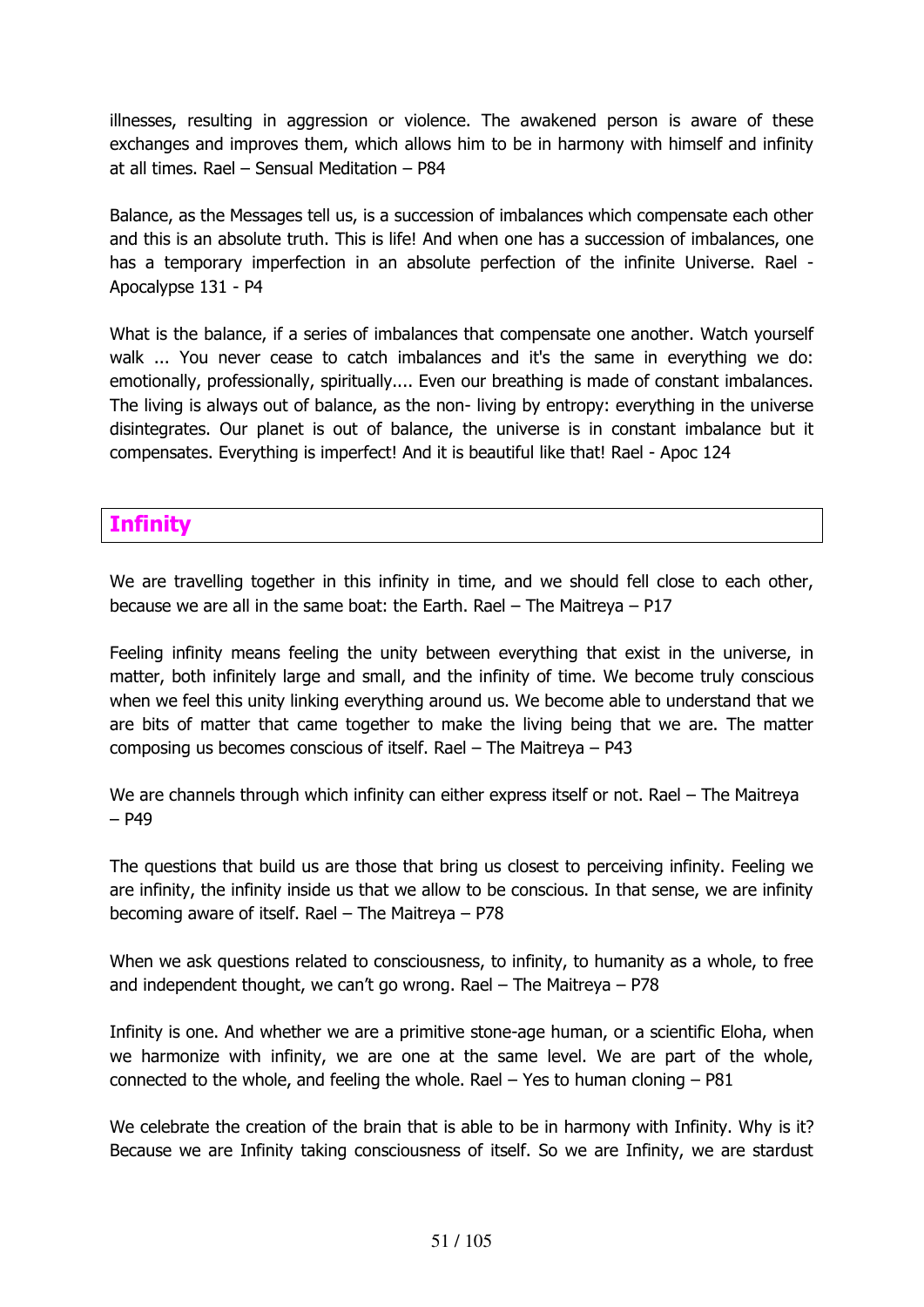illnesses, resulting in aggression or violence. The awakened person is aware of these exchanges and improves them, which allows him to be in harmony with himself and infinity at all times. Rael – Sensual Meditation – P84

Balance, as the Messages tell us, is a succession of imbalances which compensate each other and this is an absolute truth. This is life! And when one has a succession of imbalances, one has a temporary imperfection in an absolute perfection of the infinite Universe. Rael - Apocalypse 131 - P4

What is the balance, if a series of imbalances that compensate one another. Watch yourself walk ... You never cease to catch imbalances and it's the same in everything we do: emotionally, professionally, spiritually.... Even our breathing is made of constant imbalances. The living is always out of balance, as the non- living by entropy: everything in the universe disintegrates. Our planet is out of balance, the universe is in constant imbalance but it compensates. Everything is imperfect! And it is beautiful like that! Rael - Apoc 124

## Infinity

We are travelling together in this infinity in time, and we should fell close to each other, because we are all in the same boat: the Earth. Rael – The Maitreya – P17

Feeling infinity means feeling the unity between everything that exist in the universe, in matter, both infinitely large and small, and the infinity of time. We become truly conscious when we feel this unity linking everything around us. We become able to understand that we are bits of matter that came together to make the living being that we are. The matter composing us becomes conscious of itself. Rael – The Maitreya – P43

We are channels through which infinity can either express itself or not. Rael – The Maitreya – P49

The questions that build us are those that bring us closest to perceiving infinity. Feeling we are infinity, the infinity inside us that we allow to be conscious. In that sense, we are infinity becoming aware of itself. Rael – The Maitreya – P78

When we ask questions related to consciousness, to infinity, to humanity as a whole, to free and independent thought, we can't go wrong. Rael – The Maitreya – P78

Infinity is one. And whether we are a primitive stone-age human, or a scientific Eloha, when we harmonize with infinity, we are one at the same level. We are part of the whole, connected to the whole, and feeling the whole. Rael – Yes to human cloning – P81

We celebrate the creation of the brain that is able to be in harmony with Infinity. Why is it? Because we are Infinity taking consciousness of itself. So we are Infinity, we are stardust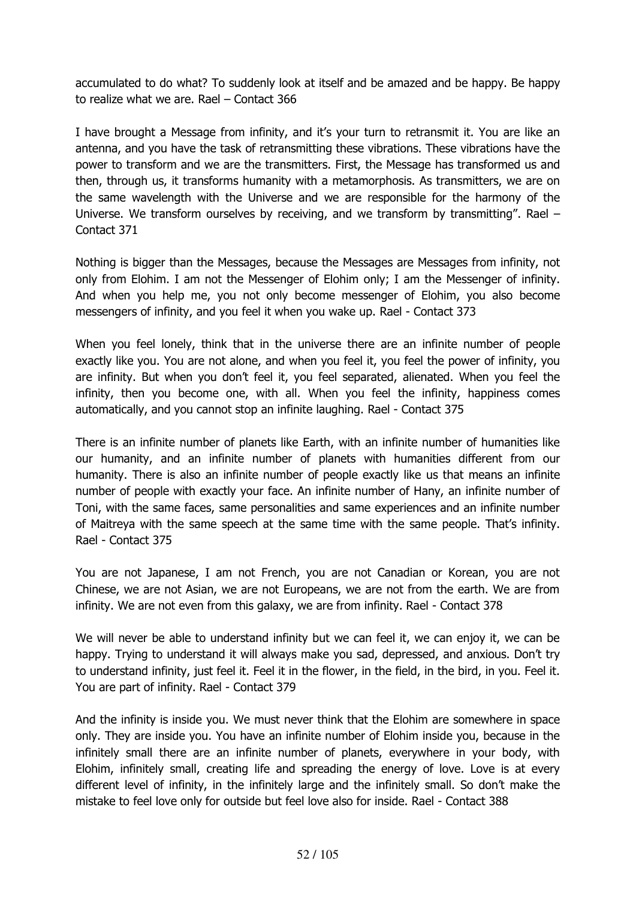accumulated to do what? To suddenly look at itself and be amazed and be happy. Be happy to realize what we are. Rael – Contact 366

I have brought a Message from infinity, and it's your turn to retransmit it. You are like an antenna, and you have the task of retransmitting these vibrations. These vibrations have the power to transform and we are the transmitters. First, the Message has transformed us and then, through us, it transforms humanity with a metamorphosis. As transmitters, we are on the same wavelength with the Universe and we are responsible for the harmony of the Universe. We transform ourselves by receiving, and we transform by transmitting". Rael – Contact 371

Nothing is bigger than the Messages, because the Messages are Messages from infinity, not only from Elohim. I am not the Messenger of Elohim only; I am the Messenger of infinity. And when you help me, you not only become messenger of Elohim, you also become messengers of infinity, and you feel it when you wake up. Rael - Contact 373

When you feel lonely, think that in the universe there are an infinite number of people exactly like you. You are not alone, and when you feel it, you feel the power of infinity, you are infinity. But when you don't feel it, you feel separated, alienated. When you feel the infinity, then you become one, with all. When you feel the infinity, happiness comes automatically, and you cannot stop an infinite laughing. Rael - Contact 375

There is an infinite number of planets like Earth, with an infinite number of humanities like our humanity, and an infinite number of planets with humanities different from our humanity. There is also an infinite number of people exactly like us that means an infinite number of people with exactly your face. An infinite number of Hany, an infinite number of Toni, with the same faces, same personalities and same experiences and an infinite number of Maitreya with the same speech at the same time with the same people. That's infinity. Rael - Contact 375

You are not Japanese, I am not French, you are not Canadian or Korean, you are not Chinese, we are not Asian, we are not Europeans, we are not from the earth. We are from infinity. We are not even from this galaxy, we are from infinity. Rael - Contact 378

We will never be able to understand infinity but we can feel it, we can enjoy it, we can be happy. Trying to understand it will always make you sad, depressed, and anxious. Don't try to understand infinity, just feel it. Feel it in the flower, in the field, in the bird, in you. Feel it. You are part of infinity. Rael - Contact 379

And the infinity is inside you. We must never think that the Elohim are somewhere in space only. They are inside you. You have an infinite number of Elohim inside you, because in the infinitely small there are an infinite number of planets, everywhere in your body, with Elohim, infinitely small, creating life and spreading the energy of love. Love is at every different level of infinity, in the infinitely large and the infinitely small. So don't make the mistake to feel love only for outside but feel love also for inside. Rael - Contact 388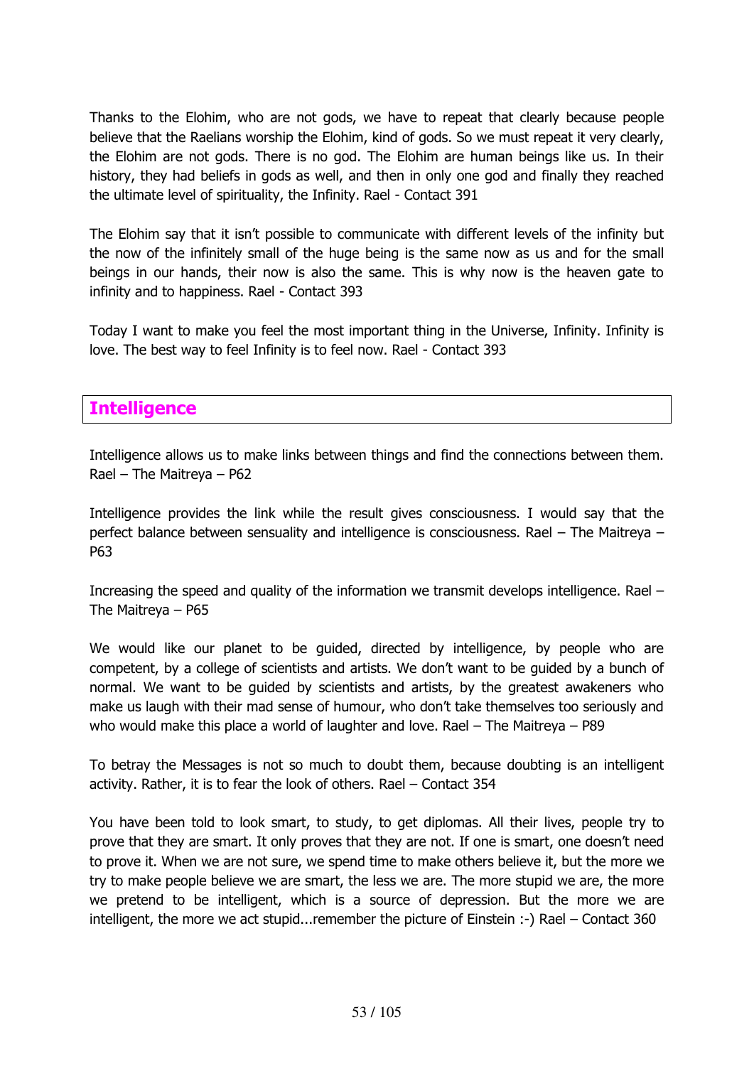Thanks to the Elohim, who are not gods, we have to repeat that clearly because people believe that the Raelians worship the Elohim, kind of gods. So we must repeat it very clearly, the Elohim are not gods. There is no god. The Elohim are human beings like us. In their history, they had beliefs in gods as well, and then in only one god and finally they reached the ultimate level of spirituality, the Infinity. Rael - Contact 391

The Elohim say that it isn't possible to communicate with different levels of the infinity but the now of the infinitely small of the huge being is the same now as us and for the small beings in our hands, their now is also the same. This is why now is the heaven gate to infinity and to happiness. Rael - Contact 393

Today I want to make you feel the most important thing in the Universe, Infinity. Infinity is love. The best way to feel Infinity is to feel now. Rael - Contact 393

## Intelligence

Intelligence allows us to make links between things and find the connections between them. Rael – The Maitreya – P62

Intelligence provides the link while the result gives consciousness. I would say that the perfect balance between sensuality and intelligence is consciousness. Rael – The Maitreya – P63

Increasing the speed and quality of the information we transmit develops intelligence. Rael – The Maitreya – P65

We would like our planet to be guided, directed by intelligence, by people who are competent, by a college of scientists and artists. We don't want to be guided by a bunch of normal. We want to be guided by scientists and artists, by the greatest awakeners who make us laugh with their mad sense of humour, who don't take themselves too seriously and who would make this place a world of laughter and love. Rael – The Maitreya – P89

To betray the Messages is not so much to doubt them, because doubting is an intelligent activity. Rather, it is to fear the look of others. Rael – Contact 354

You have been told to look smart, to study, to get diplomas. All their lives, people try to prove that they are smart. It only proves that they are not. If one is smart, one doesn't need to prove it. When we are not sure, we spend time to make others believe it, but the more we try to make people believe we are smart, the less we are. The more stupid we are, the more we pretend to be intelligent, which is a source of depression. But the more we are intelligent, the more we act stupid...remember the picture of Einstein :-) Rael – Contact 360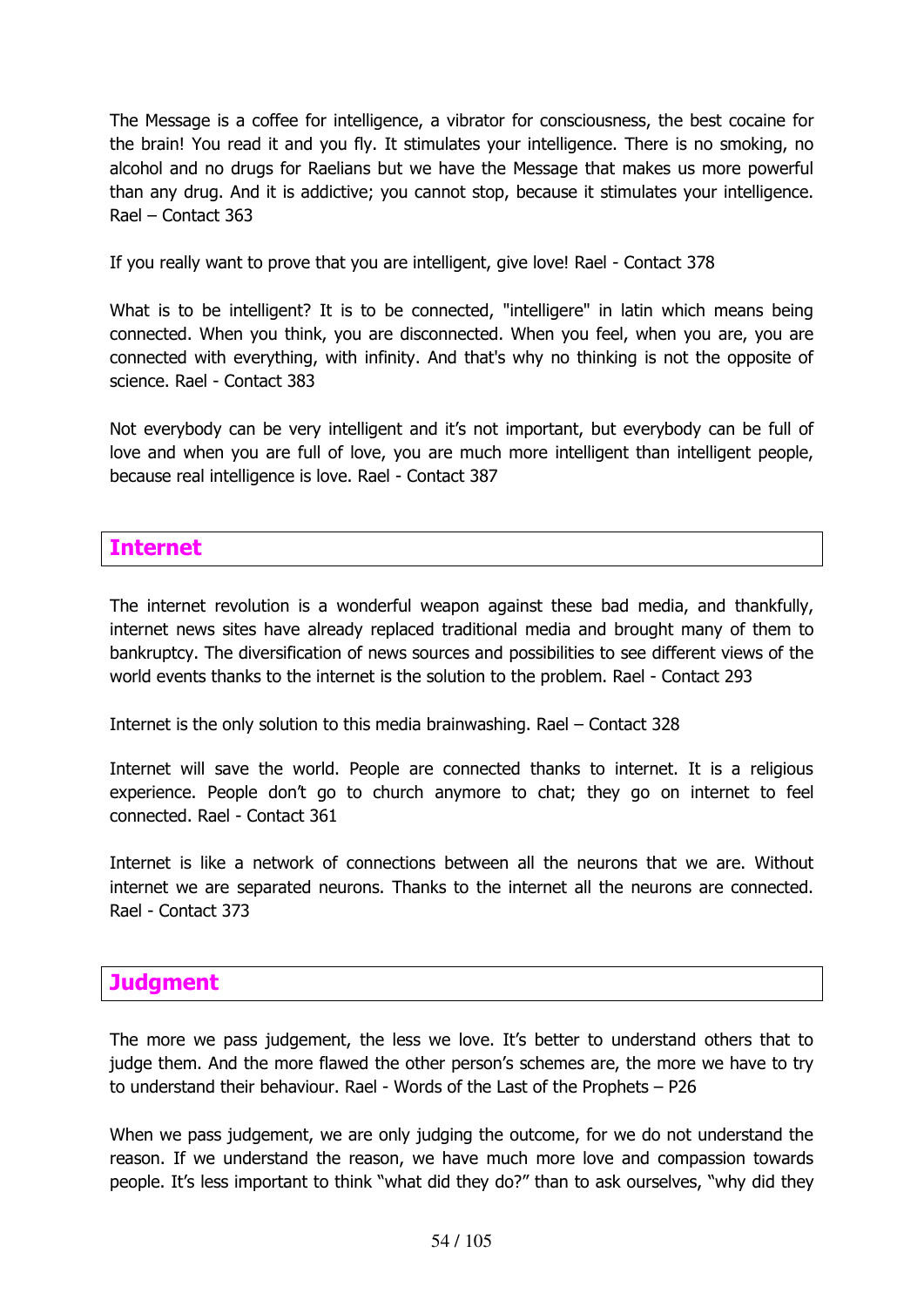The Message is a coffee for intelligence, a vibrator for consciousness, the best cocaine for the brain! You read it and you fly. It stimulates your intelligence. There is no smoking, no alcohol and no drugs for Raelians but we have the Message that makes us more powerful than any drug. And it is addictive; you cannot stop, because it stimulates your intelligence. Rael – Contact 363

If you really want to prove that you are intelligent, give love! Rael - Contact 378

What is to be intelligent? It is to be connected, "intelligere" in latin which means being connected. When you think, you are disconnected. When you feel, when you are, you are connected with everything, with infinity. And that's why no thinking is not the opposite of science. Rael - Contact 383

Not everybody can be very intelligent and it's not important, but everybody can be full of love and when you are full of love, you are much more intelligent than intelligent people, because real intelligence is love. Rael - Contact 387

## Internet

The internet revolution is a wonderful weapon against these bad media, and thankfully, internet news sites have already replaced traditional media and brought many of them to bankruptcy. The diversification of news sources and possibilities to see different views of the world events thanks to the internet is the solution to the problem. Rael - Contact 293

Internet is the only solution to this media brainwashing. Rael – Contact 328

Internet will save the world. People are connected thanks to internet. It is a religious experience. People don't go to church anymore to chat; they go on internet to feel connected. Rael - Contact 361

Internet is like a network of connections between all the neurons that we are. Without internet we are separated neurons. Thanks to the internet all the neurons are connected. Rael - Contact 373

## Judgment

The more we pass judgement, the less we love. It's better to understand others that to judge them. And the more flawed the other person's schemes are, the more we have to try to understand their behaviour. Rael - Words of the Last of the Prophets – P26

When we pass judgement, we are only judging the outcome, for we do not understand the reason. If we understand the reason, we have much more love and compassion towards people. It's less important to think "what did they do?" than to ask ourselves, "why did they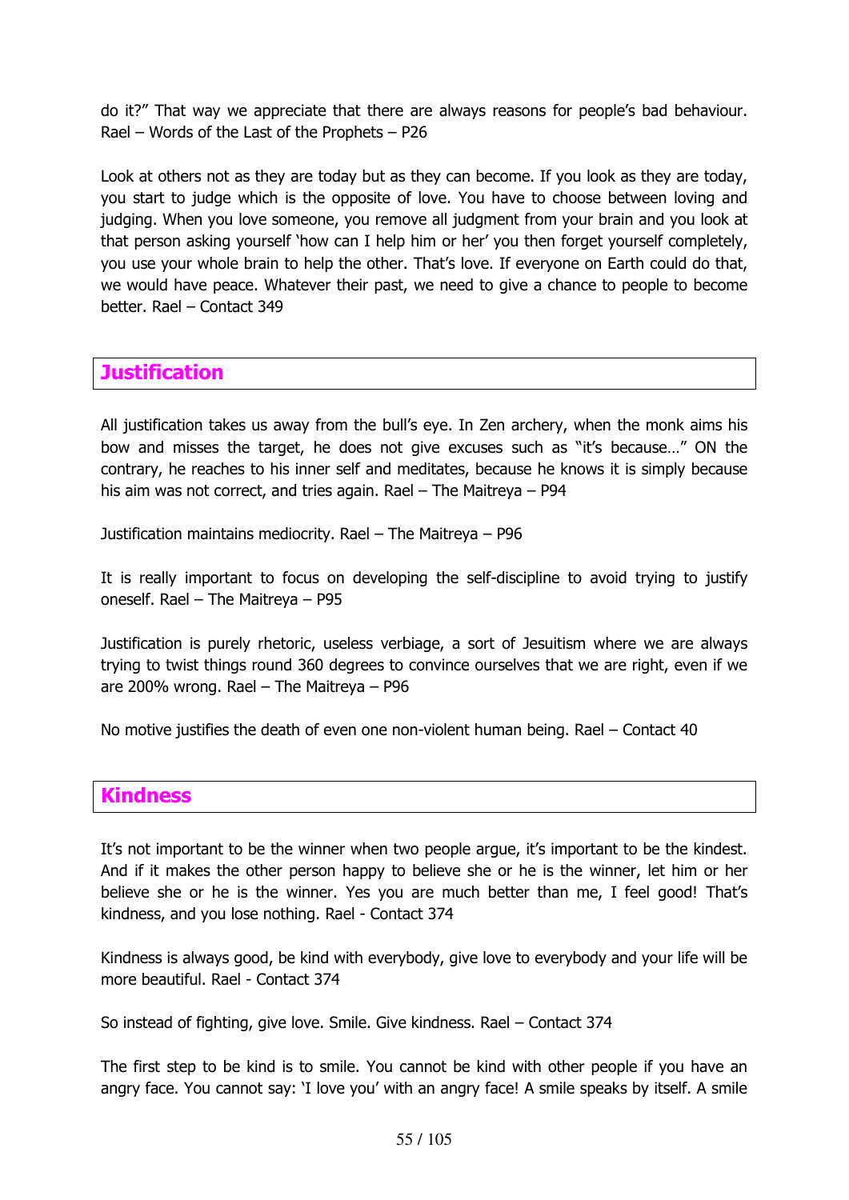do it?" That way we appreciate that there are always reasons for people's bad behaviour. Rael – Words of the Last of the Prophets – P26

Look at others not as they are today but as they can become. If you look as they are today, you start to judge which is the opposite of love. You have to choose between loving and judging. When you love someone, you remove all judgment from your brain and you look at that person asking yourself 'how can I help him or her' you then forget yourself completely, you use your whole brain to help the other. That's love. If everyone on Earth could do that, we would have peace. Whatever their past, we need to give a chance to people to become better. Rael – Contact 349

## Justification

All justification takes us away from the bull's eye. In Zen archery, when the monk aims his bow and misses the target, he does not give excuses such as "it's because…" ON the contrary, he reaches to his inner self and meditates, because he knows it is simply because his aim was not correct, and tries again. Rael – The Maitreya – P94

Justification maintains mediocrity. Rael – The Maitreya – P96

It is really important to focus on developing the self-discipline to avoid trying to justify oneself. Rael – The Maitreya – P95

Justification is purely rhetoric, useless verbiage, a sort of Jesuitism where we are always trying to twist things round 360 degrees to convince ourselves that we are right, even if we are 200% wrong. Rael – The Maitreya – P96

No motive justifies the death of even one non-violent human being. Rael – Contact 40

## Kindness

It's not important to be the winner when two people argue, it's important to be the kindest. And if it makes the other person happy to believe she or he is the winner, let him or her believe she or he is the winner. Yes you are much better than me, I feel good! That's kindness, and you lose nothing. Rael - Contact 374

Kindness is always good, be kind with everybody, give love to everybody and your life will be more beautiful. Rael - Contact 374

So instead of fighting, give love. Smile. Give kindness. Rael – Contact 374

The first step to be kind is to smile. You cannot be kind with other people if you have an angry face. You cannot say: 'I love you' with an angry face! A smile speaks by itself. A smile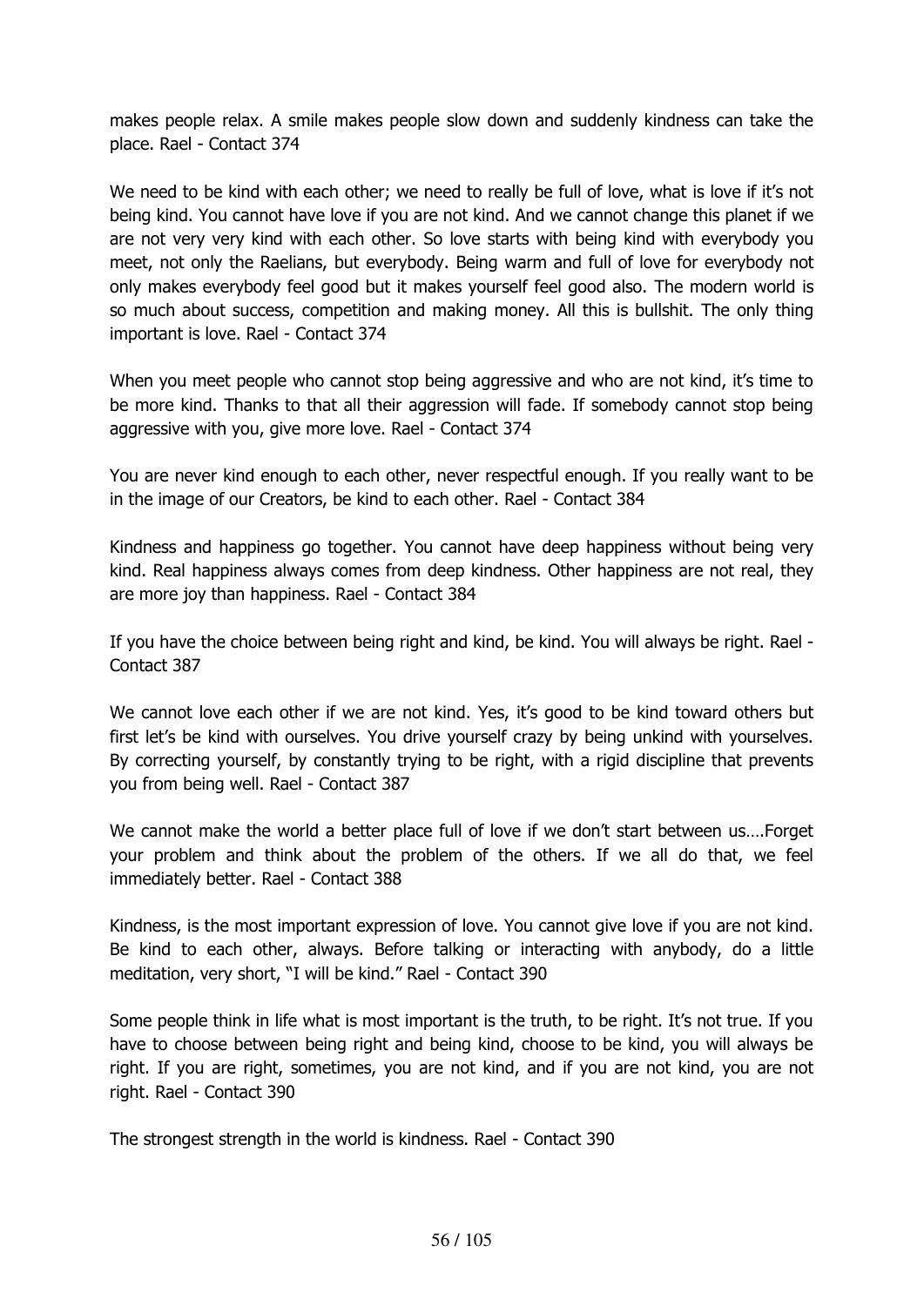makes people relax. A smile makes people slow down and suddenly kindness can take the place. Rael - Contact 374

We need to be kind with each other; we need to really be full of love, what is love if it's not being kind. You cannot have love if you are not kind. And we cannot change this planet if we are not very very kind with each other. So love starts with being kind with everybody you meet, not only the Raelians, but everybody. Being warm and full of love for everybody not only makes everybody feel good but it makes yourself feel good also. The modern world is so much about success, competition and making money. All this is bullshit. The only thing important is love. Rael - Contact 374

When you meet people who cannot stop being aggressive and who are not kind, it's time to be more kind. Thanks to that all their aggression will fade. If somebody cannot stop being aggressive with you, give more love. Rael - Contact 374

You are never kind enough to each other, never respectful enough. If you really want to be in the image of our Creators, be kind to each other. Rael - Contact 384

Kindness and happiness go together. You cannot have deep happiness without being very kind. Real happiness always comes from deep kindness. Other happiness are not real, they are more joy than happiness. Rael - Contact 384

If you have the choice between being right and kind, be kind. You will always be right. Rael - Contact 387

We cannot love each other if we are not kind. Yes, it's good to be kind toward others but first let's be kind with ourselves. You drive yourself crazy by being unkind with yourselves. By correcting yourself, by constantly trying to be right, with a rigid discipline that prevents you from being well. Rael - Contact 387

We cannot make the world a better place full of love if we don't start between us….Forget your problem and think about the problem of the others. If we all do that, we feel immediately better. Rael - Contact 388

Kindness, is the most important expression of love. You cannot give love if you are not kind. Be kind to each other, always. Before talking or interacting with anybody, do a little meditation, very short, "I will be kind." Rael - Contact 390

Some people think in life what is most important is the truth, to be right. It's not true. If you have to choose between being right and being kind, choose to be kind, you will always be right. If you are right, sometimes, you are not kind, and if you are not kind, you are not right. Rael - Contact 390

The strongest strength in the world is kindness. Rael - Contact 390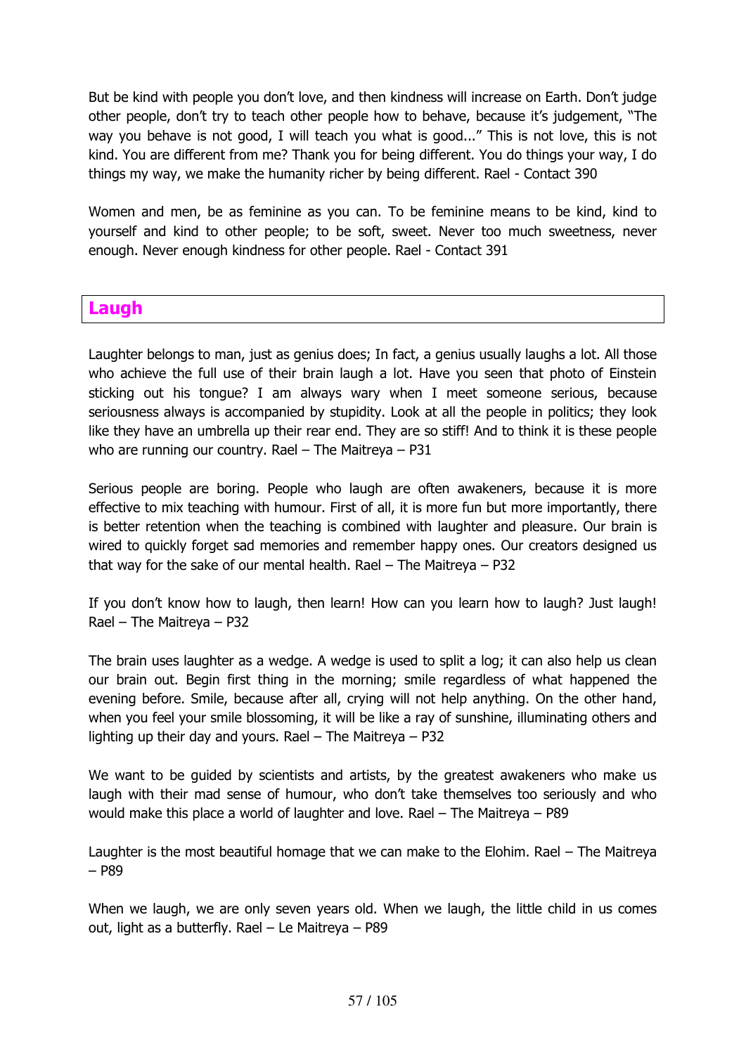But be kind with people you don't love, and then kindness will increase on Earth. Don't judge other people, don't try to teach other people how to behave, because it's judgement, "The way you behave is not good, I will teach you what is good..." This is not love, this is not kind. You are different from me? Thank you for being different. You do things your way, I do things my way, we make the humanity richer by being different. Rael - Contact 390

Women and men, be as feminine as you can. To be feminine means to be kind, kind to yourself and kind to other people; to be soft, sweet. Never too much sweetness, never enough. Never enough kindness for other people. Rael - Contact 391

## Laugh

Laughter belongs to man, just as genius does; In fact, a genius usually laughs a lot. All those who achieve the full use of their brain laugh a lot. Have you seen that photo of Einstein sticking out his tongue? I am always wary when I meet someone serious, because seriousness always is accompanied by stupidity. Look at all the people in politics; they look like they have an umbrella up their rear end. They are so stiff! And to think it is these people who are running our country. Rael – The Maitreya – P31

Serious people are boring. People who laugh are often awakeners, because it is more effective to mix teaching with humour. First of all, it is more fun but more importantly, there is better retention when the teaching is combined with laughter and pleasure. Our brain is wired to quickly forget sad memories and remember happy ones. Our creators designed us that way for the sake of our mental health. Rael – The Maitreya – P32

If you don't know how to laugh, then learn! How can you learn how to laugh? Just laugh! Rael – The Maitreya – P32

The brain uses laughter as a wedge. A wedge is used to split a log; it can also help us clean our brain out. Begin first thing in the morning; smile regardless of what happened the evening before. Smile, because after all, crying will not help anything. On the other hand, when you feel your smile blossoming, it will be like a ray of sunshine, illuminating others and lighting up their day and yours. Rael – The Maitreya – P32

We want to be guided by scientists and artists, by the greatest awakeners who make us laugh with their mad sense of humour, who don't take themselves too seriously and who would make this place a world of laughter and love. Rael – The Maitreya – P89

Laughter is the most beautiful homage that we can make to the Elohim. Rael – The Maitreya – P89

When we laugh, we are only seven years old. When we laugh, the little child in us comes out, light as a butterfly. Rael – Le Maitreya – P89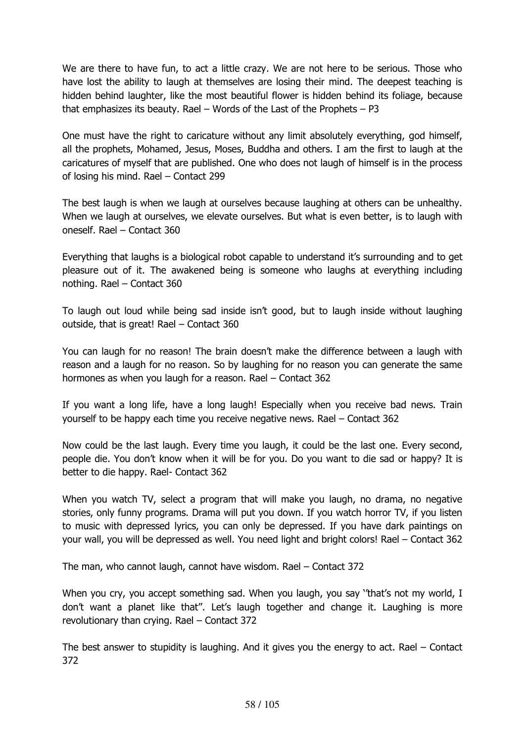We are there to have fun, to act a little crazy. We are not here to be serious. Those who have lost the ability to laugh at themselves are losing their mind. The deepest teaching is hidden behind laughter, like the most beautiful flower is hidden behind its foliage, because that emphasizes its beauty. Rael – Words of the Last of the Prophets – P3

One must have the right to caricature without any limit absolutely everything, god himself, all the prophets, Mohamed, Jesus, Moses, Buddha and others. I am the first to laugh at the caricatures of myself that are published. One who does not laugh of himself is in the process of losing his mind. Rael – Contact 299

The best laugh is when we laugh at ourselves because laughing at others can be unhealthy. When we laugh at ourselves, we elevate ourselves. But what is even better, is to laugh with oneself. Rael – Contact 360

Everything that laughs is a biological robot capable to understand it's surrounding and to get pleasure out of it. The awakened being is someone who laughs at everything including nothing. Rael – Contact 360

To laugh out loud while being sad inside isn't good, but to laugh inside without laughing outside, that is great! Rael – Contact 360

You can laugh for no reason! The brain doesn't make the difference between a laugh with reason and a laugh for no reason. So by laughing for no reason you can generate the same hormones as when you laugh for a reason. Rael – Contact 362

If you want a long life, have a long laugh! Especially when you receive bad news. Train yourself to be happy each time you receive negative news. Rael – Contact 362

Now could be the last laugh. Every time you laugh, it could be the last one. Every second, people die. You don't know when it will be for you. Do you want to die sad or happy? It is better to die happy. Rael- Contact 362

When you watch TV, select a program that will make you laugh, no drama, no negative stories, only funny programs. Drama will put you down. If you watch horror TV, if you listen to music with depressed lyrics, you can only be depressed. If you have dark paintings on your wall, you will be depressed as well. You need light and bright colors! Rael – Contact 362

The man, who cannot laugh, cannot have wisdom. Rael – Contact 372

When you cry, you accept something sad. When you laugh, you say ''that's not my world, I don't want a planet like that". Let's laugh together and change it. Laughing is more revolutionary than crying. Rael – Contact 372

The best answer to stupidity is laughing. And it gives you the energy to act. Rael – Contact 372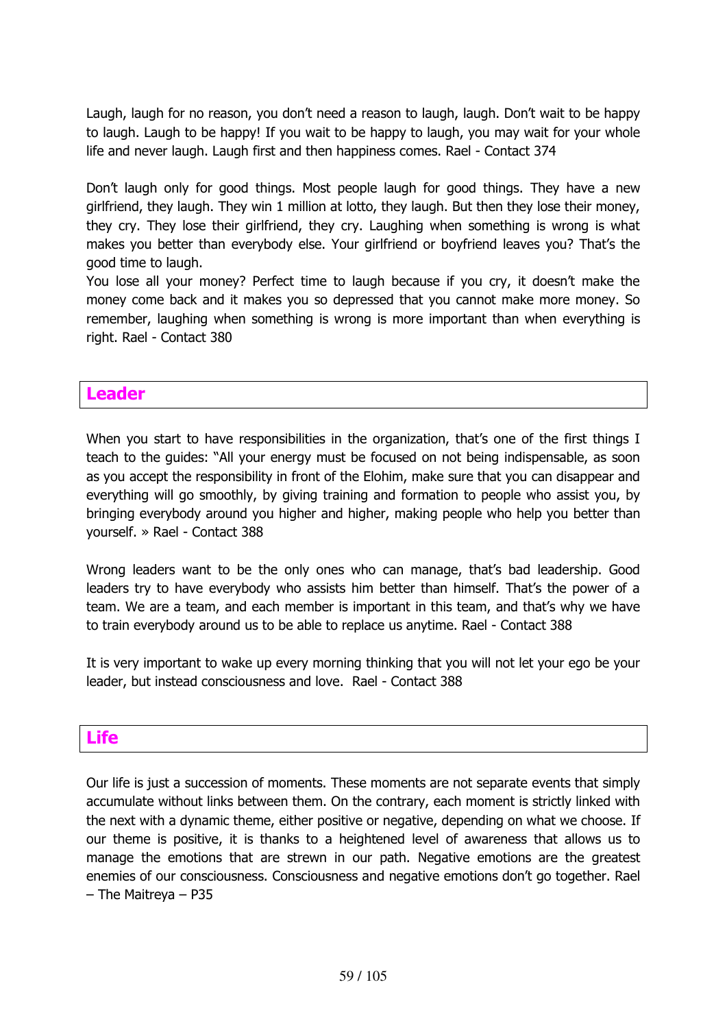Laugh, laugh for no reason, you don't need a reason to laugh, laugh. Don't wait to be happy to laugh. Laugh to be happy! If you wait to be happy to laugh, you may wait for your whole life and never laugh. Laugh first and then happiness comes. Rael - Contact 374

Don't laugh only for good things. Most people laugh for good things. They have a new girlfriend, they laugh. They win 1 million at lotto, they laugh. But then they lose their money, they cry. They lose their girlfriend, they cry. Laughing when something is wrong is what makes you better than everybody else. Your girlfriend or boyfriend leaves you? That's the good time to laugh.
You lose all your money? Perfect time to laugh because if you cry, it doesn't make the money come back and it makes you so depressed that you cannot make more money. So remember, laughing when something is wrong is more important than when everything is right. Rael - Contact 380

## Leader

When you start to have responsibilities in the organization, that's one of the first things I teach to the guides: "All your energy must be focused on not being indispensable, as soon as you accept the responsibility in front of the Elohim, make sure that you can disappear and everything will go smoothly, by giving training and formation to people who assist you, by bringing everybody around you higher and higher, making people who help you better than yourself. » Rael - Contact 388

Wrong leaders want to be the only ones who can manage, that's bad leadership. Good leaders try to have everybody who assists him better than himself. That's the power of a team. We are a team, and each member is important in this team, and that's why we have to train everybody around us to be able to replace us anytime. Rael - Contact 388

It is very important to wake up every morning thinking that you will not let your ego be your leader, but instead consciousness and love. Rael - Contact 388

## Life

Our life is just a succession of moments. These moments are not separate events that simply accumulate without links between them. On the contrary, each moment is strictly linked with the next with a dynamic theme, either positive or negative, depending on what we choose. If our theme is positive, it is thanks to a heightened level of awareness that allows us to manage the emotions that are strewn in our path. Negative emotions are the greatest enemies of our consciousness. Consciousness and negative emotions don't go together. Rael – The Maitreya – P35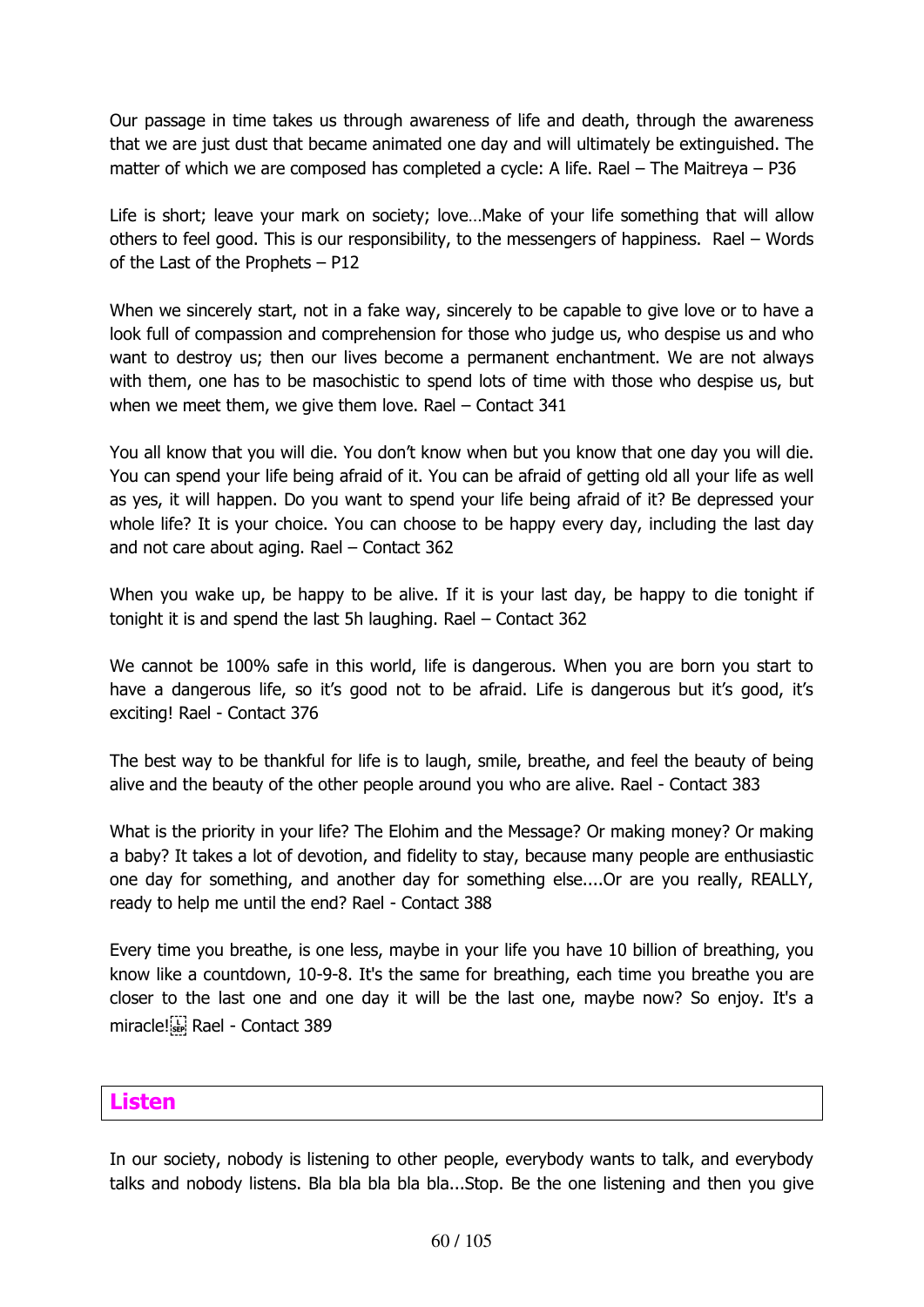Our passage in time takes us through awareness of life and death, through the awareness that we are just dust that became animated one day and will ultimately be extinguished. The matter of which we are composed has completed a cycle: A life. Rael – The Maitreya – P36

Life is short; leave your mark on society; love…Make of your life something that will allow others to feel good. This is our responsibility, to the messengers of happiness. Rael – Words of the Last of the Prophets – P12

When we sincerely start, not in a fake way, sincerely to be capable to give love or to have a look full of compassion and comprehension for those who judge us, who despise us and who want to destroy us; then our lives become a permanent enchantment. We are not always with them, one has to be masochistic to spend lots of time with those who despise us, but when we meet them, we give them love. Rael – Contact 341

You all know that you will die. You don't know when but you know that one day you will die. You can spend your life being afraid of it. You can be afraid of getting old all your life as well as yes, it will happen. Do you want to spend your life being afraid of it? Be depressed your whole life? It is your choice. You can choose to be happy every day, including the last day and not care about aging. Rael – Contact 362

When you wake up, be happy to be alive. If it is your last day, be happy to die tonight if tonight it is and spend the last 5h laughing. Rael – Contact 362

We cannot be 100% safe in this world, life is dangerous. When you are born you start to have a dangerous life, so it's good not to be afraid. Life is dangerous but it's good, it's exciting! Rael - Contact 376

The best way to be thankful for life is to laugh, smile, breathe, and feel the beauty of being alive and the beauty of the other people around you who are alive. Rael - Contact 383

What is the priority in your life? The Elohim and the Message? Or making money? Or making a baby? It takes a lot of devotion, and fidelity to stay, because many people are enthusiastic one day for something, and another day for something else....Or are you really, REALLY, ready to help me until the end? Rael - Contact 388

Every time you breathe, is one less, maybe in your life you have 10 billion of breathing, you know like a countdown, 10-9-8. It's the same for breathing, each time you breathe you are closer to the last one and one day it will be the last one, maybe now? So enjoy. It's a miracle! Rael - Contact 389

## Listen

In our society, nobody is listening to other people, everybody wants to talk, and everybody talks and nobody listens. Bla bla bla bla bla...Stop. Be the one listening and then you give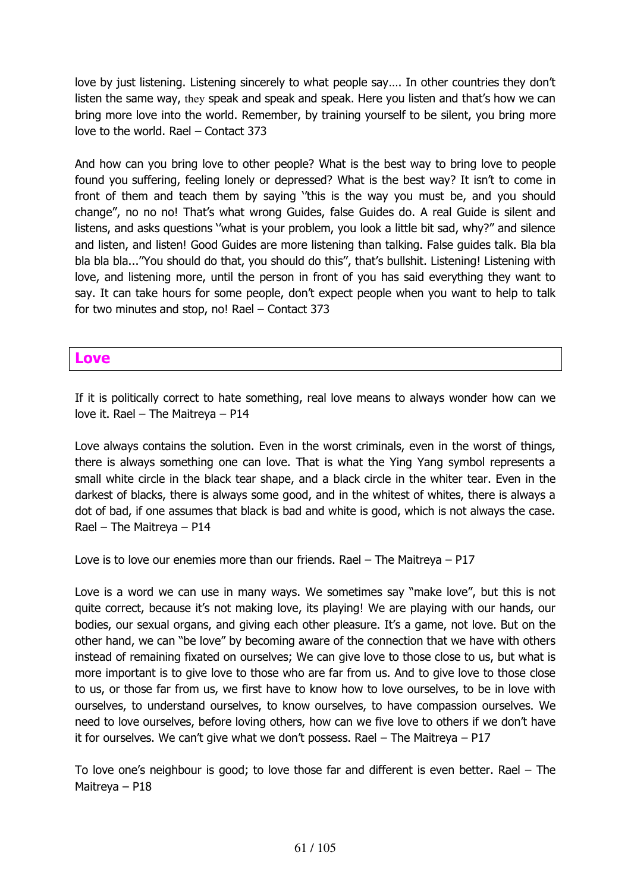love by just listening. Listening sincerely to what people say…. In other countries they don't listen the same way, they speak and speak and speak. Here you listen and that's how we can bring more love into the world. Remember, by training yourself to be silent, you bring more love to the world. Rael – Contact 373

And how can you bring love to other people? What is the best way to bring love to people found you suffering, feeling lonely or depressed? What is the best way? It isn't to come in front of them and teach them by saying ''this is the way you must be, and you should change'', no no no! That's what wrong Guides, false Guides do. A real Guide is silent and listens, and asks questions ''what is your problem, you look a little bit sad, why?'' and silence and listen, and listen! Good Guides are more listening than talking. False guides talk. Bla bla bla bla bla...''You should do that, you should do this'', that's bullshit. Listening! Listening with love, and listening more, until the person in front of you has said everything they want to say. It can take hours for some people, don't expect people when you want to help to talk for two minutes and stop, no! Rael – Contact 373

## Love

If it is politically correct to hate something, real love means to always wonder how can we love it. Rael – The Maitreya – P14

Love always contains the solution. Even in the worst criminals, even in the worst of things, there is always something one can love. That is what the Ying Yang symbol represents a small white circle in the black tear shape, and a black circle in the whiter tear. Even in the darkest of blacks, there is always some good, and in the whitest of whites, there is always a dot of bad, if one assumes that black is bad and white is good, which is not always the case. Rael – The Maitreya – P14

Love is to love our enemies more than our friends. Rael – The Maitreya – P17

Love is a word we can use in many ways. We sometimes say "make love", but this is not quite correct, because it's not making love, its playing! We are playing with our hands, our bodies, our sexual organs, and giving each other pleasure. It's a game, not love. But on the other hand, we can "be love" by becoming aware of the connection that we have with others instead of remaining fixated on ourselves; We can give love to those close to us, but what is more important is to give love to those who are far from us. And to give love to those close to us, or those far from us, we first have to know how to love ourselves, to be in love with ourselves, to understand ourselves, to know ourselves, to have compassion ourselves. We need to love ourselves, before loving others, how can we five love to others if we don't have it for ourselves. We can't give what we don't possess. Rael – The Maitreya – P17

To love one's neighbour is good; to love those far and different is even better. Rael – The Maitreya – P18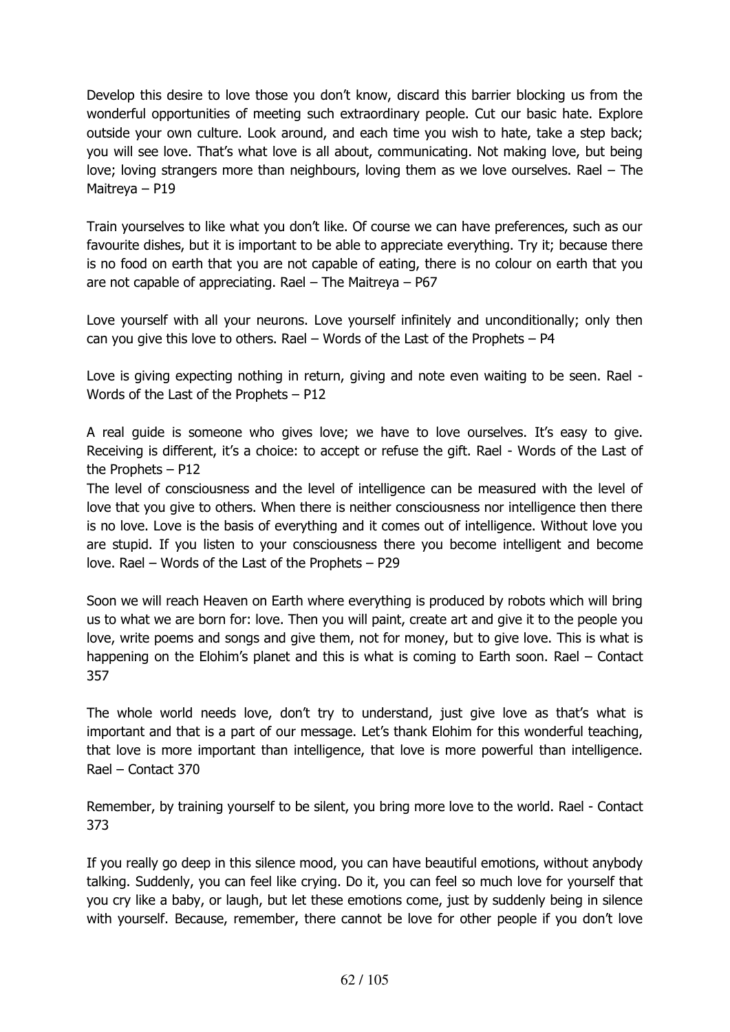Develop this desire to love those you don't know, discard this barrier blocking us from the wonderful opportunities of meeting such extraordinary people. Cut our basic hate. Explore outside your own culture. Look around, and each time you wish to hate, take a step back; you will see love. That's what love is all about, communicating. Not making love, but being love; loving strangers more than neighbours, loving them as we love ourselves. Rael – The Maitreya – P19

Train yourselves to like what you don't like. Of course we can have preferences, such as our favourite dishes, but it is important to be able to appreciate everything. Try it; because there is no food on earth that you are not capable of eating, there is no colour on earth that you are not capable of appreciating. Rael – The Maitreya – P67

Love yourself with all your neurons. Love yourself infinitely and unconditionally; only then can you give this love to others. Rael – Words of the Last of the Prophets – P4

Love is giving expecting nothing in return, giving and note even waiting to be seen. Rael - Words of the Last of the Prophets – P12

A real guide is someone who gives love; we have to love ourselves. It's easy to give. Receiving is different, it's a choice: to accept or refuse the gift. Rael - Words of the Last of the Prophets – P12

The level of consciousness and the level of intelligence can be measured with the level of love that you give to others. When there is neither consciousness nor intelligence then there is no love. Love is the basis of everything and it comes out of intelligence. Without love you are stupid. If you listen to your consciousness there you become intelligent and become love. Rael – Words of the Last of the Prophets – P29

Soon we will reach Heaven on Earth where everything is produced by robots which will bring us to what we are born for: love. Then you will paint, create art and give it to the people you love, write poems and songs and give them, not for money, but to give love. This is what is happening on the Elohim's planet and this is what is coming to Earth soon. Rael – Contact 357

The whole world needs love, don't try to understand, just give love as that's what is important and that is a part of our message. Let's thank Elohim for this wonderful teaching, that love is more important than intelligence, that love is more powerful than intelligence. Rael – Contact 370

Remember, by training yourself to be silent, you bring more love to the world. Rael - Contact 373

If you really go deep in this silence mood, you can have beautiful emotions, without anybody talking. Suddenly, you can feel like crying. Do it, you can feel so much love for yourself that you cry like a baby, or laugh, but let these emotions come, just by suddenly being in silence with yourself. Because, remember, there cannot be love for other people if you don't love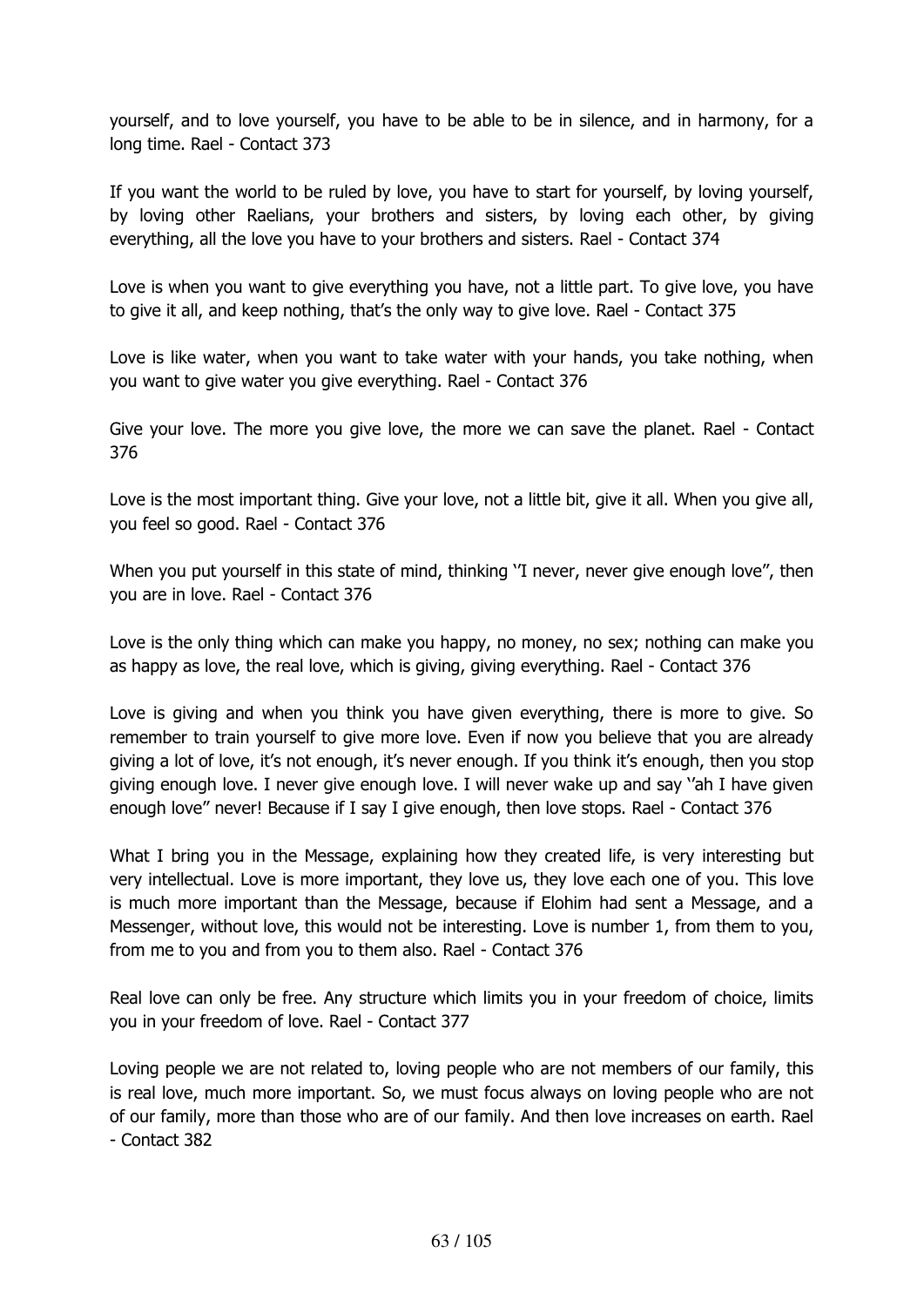yourself, and to love yourself, you have to be able to be in silence, and in harmony, for a long time. Rael - Contact 373

If you want the world to be ruled by love, you have to start for yourself, by loving yourself, by loving other Raelians, your brothers and sisters, by loving each other, by giving everything, all the love you have to your brothers and sisters. Rael - Contact 374

Love is when you want to give everything you have, not a little part. To give love, you have to give it all, and keep nothing, that's the only way to give love. Rael - Contact 375

Love is like water, when you want to take water with your hands, you take nothing, when you want to give water you give everything. Rael - Contact 376

Give your love. The more you give love, the more we can save the planet. Rael - Contact 376

Love is the most important thing. Give your love, not a little bit, give it all. When you give all, you feel so good. Rael - Contact 376

When you put yourself in this state of mind, thinking ''I never, never give enough love'', then you are in love. Rael - Contact 376

Love is the only thing which can make you happy, no money, no sex; nothing can make you as happy as love, the real love, which is giving, giving everything. Rael - Contact 376

Love is giving and when you think you have given everything, there is more to give. So remember to train yourself to give more love. Even if now you believe that you are already giving a lot of love, it's not enough, it's never enough. If you think it's enough, then you stop giving enough love. I never give enough love. I will never wake up and say ''ah I have given enough love'' never! Because if I say I give enough, then love stops. Rael - Contact 376

What I bring you in the Message, explaining how they created life, is very interesting but very intellectual. Love is more important, they love us, they love each one of you. This love is much more important than the Message, because if Elohim had sent a Message, and a Messenger, without love, this would not be interesting. Love is number 1, from them to you, from me to you and from you to them also. Rael - Contact 376

Real love can only be free. Any structure which limits you in your freedom of choice, limits you in your freedom of love. Rael - Contact 377

Loving people we are not related to, loving people who are not members of our family, this is real love, much more important. So, we must focus always on loving people who are not of our family, more than those who are of our family. And then love increases on earth. Rael - Contact 382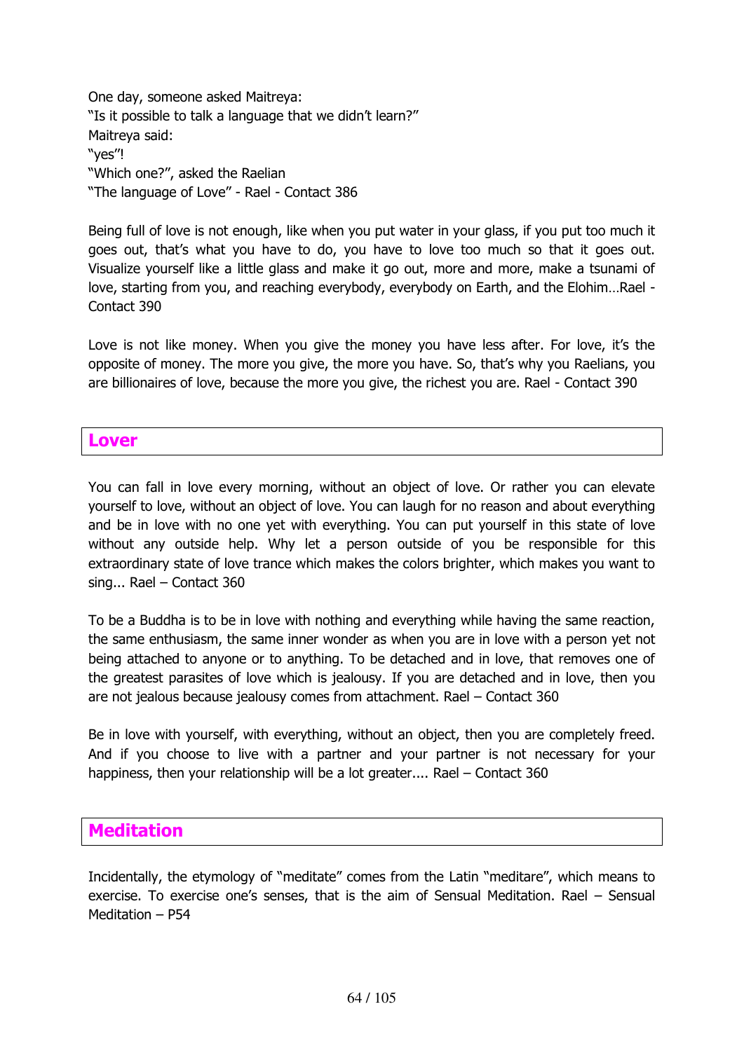One day, someone asked Maitreya:
"Is it possible to talk a language that we didn't learn?"
Maitreya said:
"yes"!
"Which one?", asked the Raelian
"The language of Love" - Rael - Contact 386

Being full of love is not enough, like when you put water in your glass, if you put too much it goes out, that's what you have to do, you have to love too much so that it goes out. Visualize yourself like a little glass and make it go out, more and more, make a tsunami of love, starting from you, and reaching everybody, everybody on Earth, and the Elohim…Rael - Contact 390

Love is not like money. When you give the money you have less after. For love, it's the opposite of money. The more you give, the more you have. So, that's why you Raelians, you are billionaires of love, because the more you give, the richest you are. Rael - Contact 390

## Lover

You can fall in love every morning, without an object of love. Or rather you can elevate yourself to love, without an object of love. You can laugh for no reason and about everything and be in love with no one yet with everything. You can put yourself in this state of love without any outside help. Why let a person outside of you be responsible for this extraordinary state of love trance which makes the colors brighter, which makes you want to sing... Rael – Contact 360

To be a Buddha is to be in love with nothing and everything while having the same reaction, the same enthusiasm, the same inner wonder as when you are in love with a person yet not being attached to anyone or to anything. To be detached and in love, that removes one of the greatest parasites of love which is jealousy. If you are detached and in love, then you are not jealous because jealousy comes from attachment. Rael – Contact 360

Be in love with yourself, with everything, without an object, then you are completely freed. And if you choose to live with a partner and your partner is not necessary for your happiness, then your relationship will be a lot greater.... Rael – Contact 360

## Meditation

Incidentally, the etymology of "meditate" comes from the Latin "meditare", which means to exercise. To exercise one's senses, that is the aim of Sensual Meditation. Rael – Sensual Meditation – P54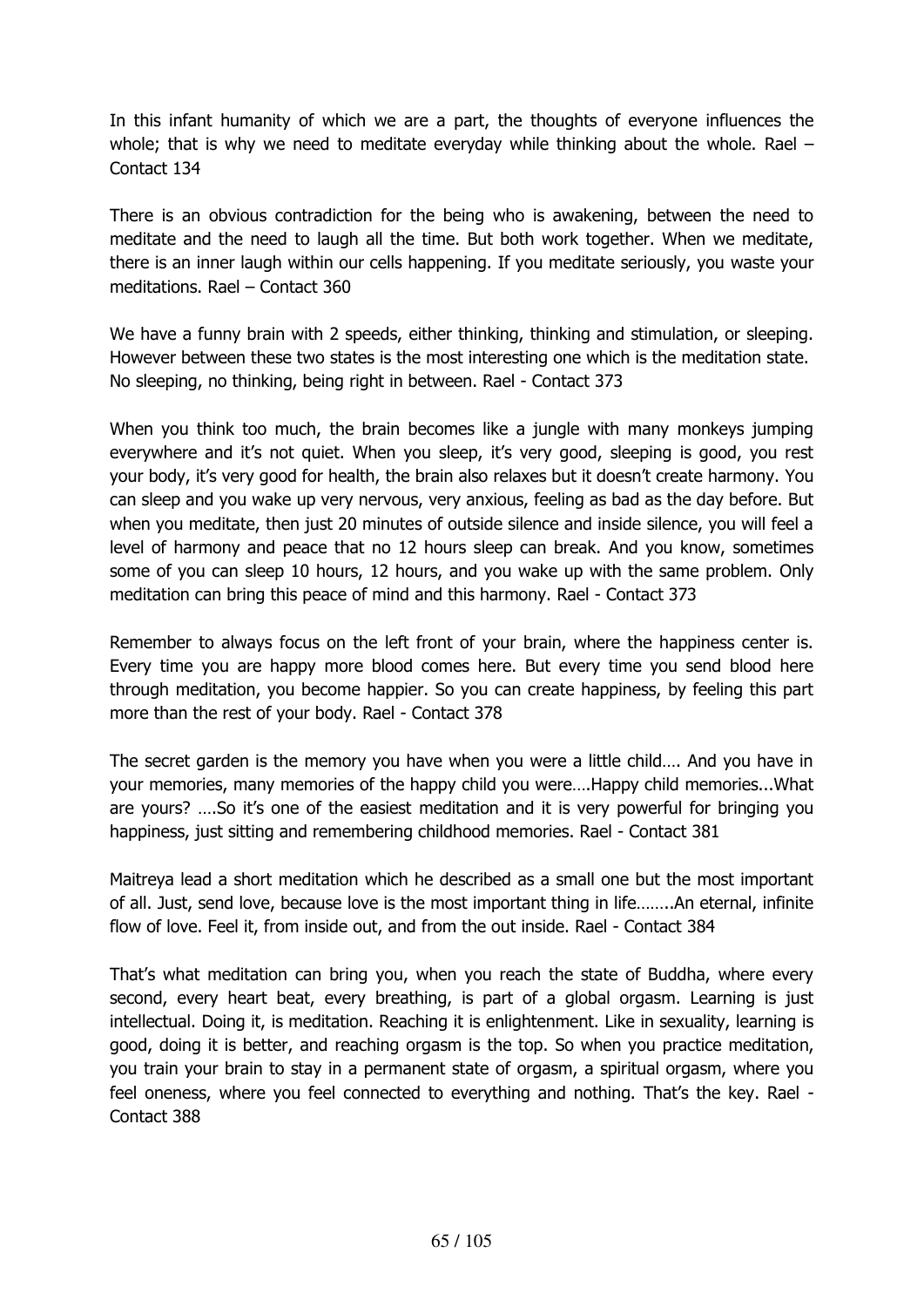In this infant humanity of which we are a part, the thoughts of everyone influences the whole; that is why we need to meditate everyday while thinking about the whole. Rael – Contact 134

There is an obvious contradiction for the being who is awakening, between the need to meditate and the need to laugh all the time. But both work together. When we meditate, there is an inner laugh within our cells happening. If you meditate seriously, you waste your meditations. Rael – Contact 360

We have a funny brain with 2 speeds, either thinking, thinking and stimulation, or sleeping. However between these two states is the most interesting one which is the meditation state. No sleeping, no thinking, being right in between. Rael - Contact 373

When you think too much, the brain becomes like a jungle with many monkeys jumping everywhere and it's not quiet. When you sleep, it's very good, sleeping is good, you rest your body, it's very good for health, the brain also relaxes but it doesn't create harmony. You can sleep and you wake up very nervous, very anxious, feeling as bad as the day before. But when you meditate, then just 20 minutes of outside silence and inside silence, you will feel a level of harmony and peace that no 12 hours sleep can break. And you know, sometimes some of you can sleep 10 hours, 12 hours, and you wake up with the same problem. Only meditation can bring this peace of mind and this harmony. Rael - Contact 373

Remember to always focus on the left front of your brain, where the happiness center is. Every time you are happy more blood comes here. But every time you send blood here through meditation, you become happier. So you can create happiness, by feeling this part more than the rest of your body. Rael - Contact 378

The secret garden is the memory you have when you were a little child…. And you have in your memories, many memories of the happy child you were….Happy child memories...What are yours? ….So it's one of the easiest meditation and it is very powerful for bringing you happiness, just sitting and remembering childhood memories. Rael - Contact 381

Maitreya lead a short meditation which he described as a small one but the most important of all. Just, send love, because love is the most important thing in life……..An eternal, infinite flow of love. Feel it, from inside out, and from the out inside. Rael - Contact 384

That's what meditation can bring you, when you reach the state of Buddha, where every second, every heart beat, every breathing, is part of a global orgasm. Learning is just intellectual. Doing it, is meditation. Reaching it is enlightenment. Like in sexuality, learning is good, doing it is better, and reaching orgasm is the top. So when you practice meditation, you train your brain to stay in a permanent state of orgasm, a spiritual orgasm, where you feel oneness, where you feel connected to everything and nothing. That's the key. Rael - Contact 388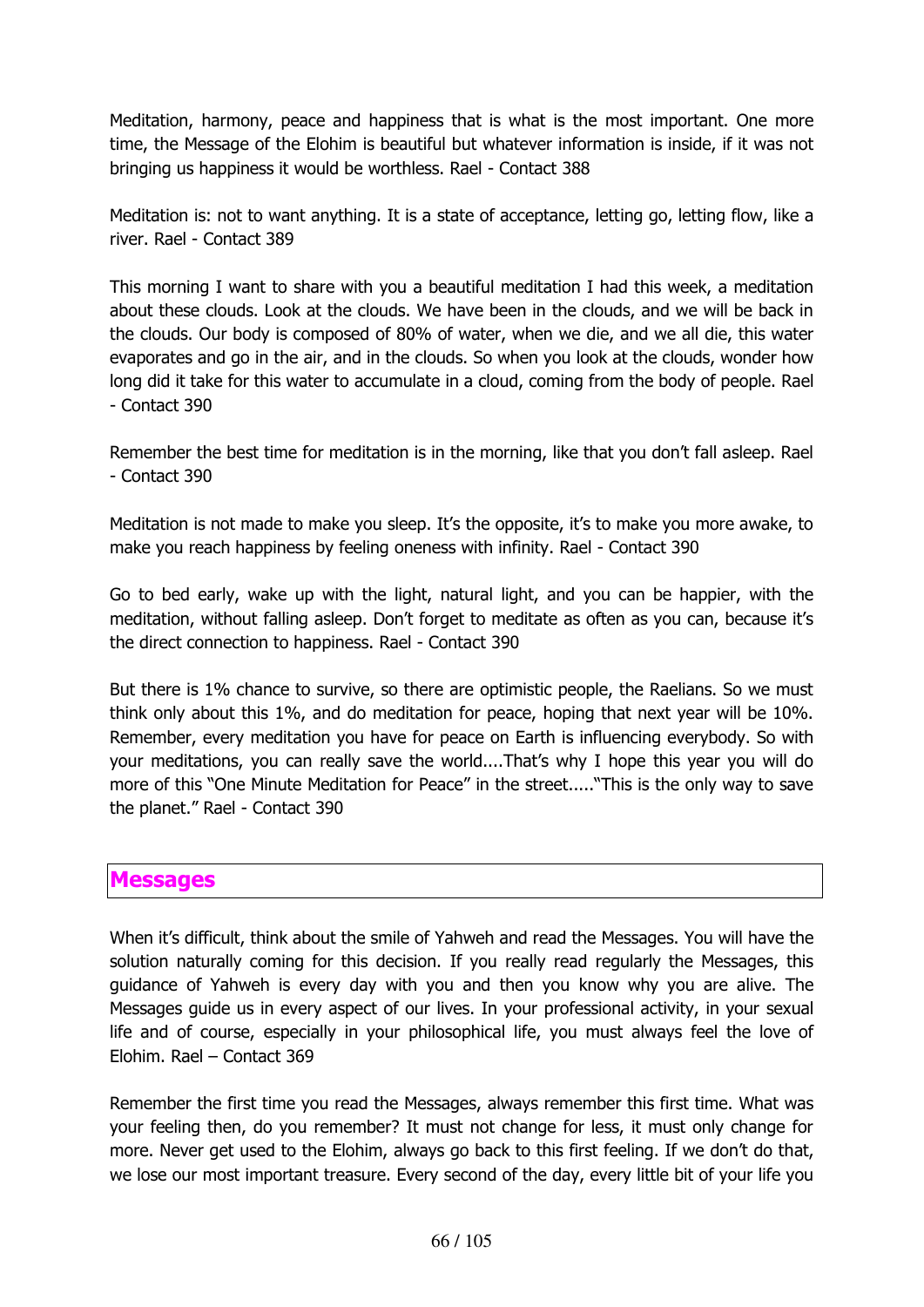Meditation, harmony, peace and happiness that is what is the most important. One more time, the Message of the Elohim is beautiful but whatever information is inside, if it was not bringing us happiness it would be worthless. Rael - Contact 388

Meditation is: not to want anything. It is a state of acceptance, letting go, letting flow, like a river. Rael - Contact 389

This morning I want to share with you a beautiful meditation I had this week, a meditation about these clouds. Look at the clouds. We have been in the clouds, and we will be back in the clouds. Our body is composed of 80% of water, when we die, and we all die, this water evaporates and go in the air, and in the clouds. So when you look at the clouds, wonder how long did it take for this water to accumulate in a cloud, coming from the body of people. Rael - Contact 390

Remember the best time for meditation is in the morning, like that you don't fall asleep. Rael - Contact 390

Meditation is not made to make you sleep. It's the opposite, it's to make you more awake, to make you reach happiness by feeling oneness with infinity. Rael - Contact 390

Go to bed early, wake up with the light, natural light, and you can be happier, with the meditation, without falling asleep. Don't forget to meditate as often as you can, because it's the direct connection to happiness. Rael - Contact 390

But there is 1% chance to survive, so there are optimistic people, the Raelians. So we must think only about this 1%, and do meditation for peace, hoping that next year will be 10%. Remember, every meditation you have for peace on Earth is influencing everybody. So with your meditations, you can really save the world....That's why I hope this year you will do more of this "One Minute Meditation for Peace" in the street....."This is the only way to save the planet." Rael - Contact 390

## Messages

When it's difficult, think about the smile of Yahweh and read the Messages. You will have the solution naturally coming for this decision. If you really read regularly the Messages, this guidance of Yahweh is every day with you and then you know why you are alive. The Messages guide us in every aspect of our lives. In your professional activity, in your sexual life and of course, especially in your philosophical life, you must always feel the love of Elohim. Rael – Contact 369

Remember the first time you read the Messages, always remember this first time. What was your feeling then, do you remember? It must not change for less, it must only change for more. Never get used to the Elohim, always go back to this first feeling. If we don't do that, we lose our most important treasure. Every second of the day, every little bit of your life you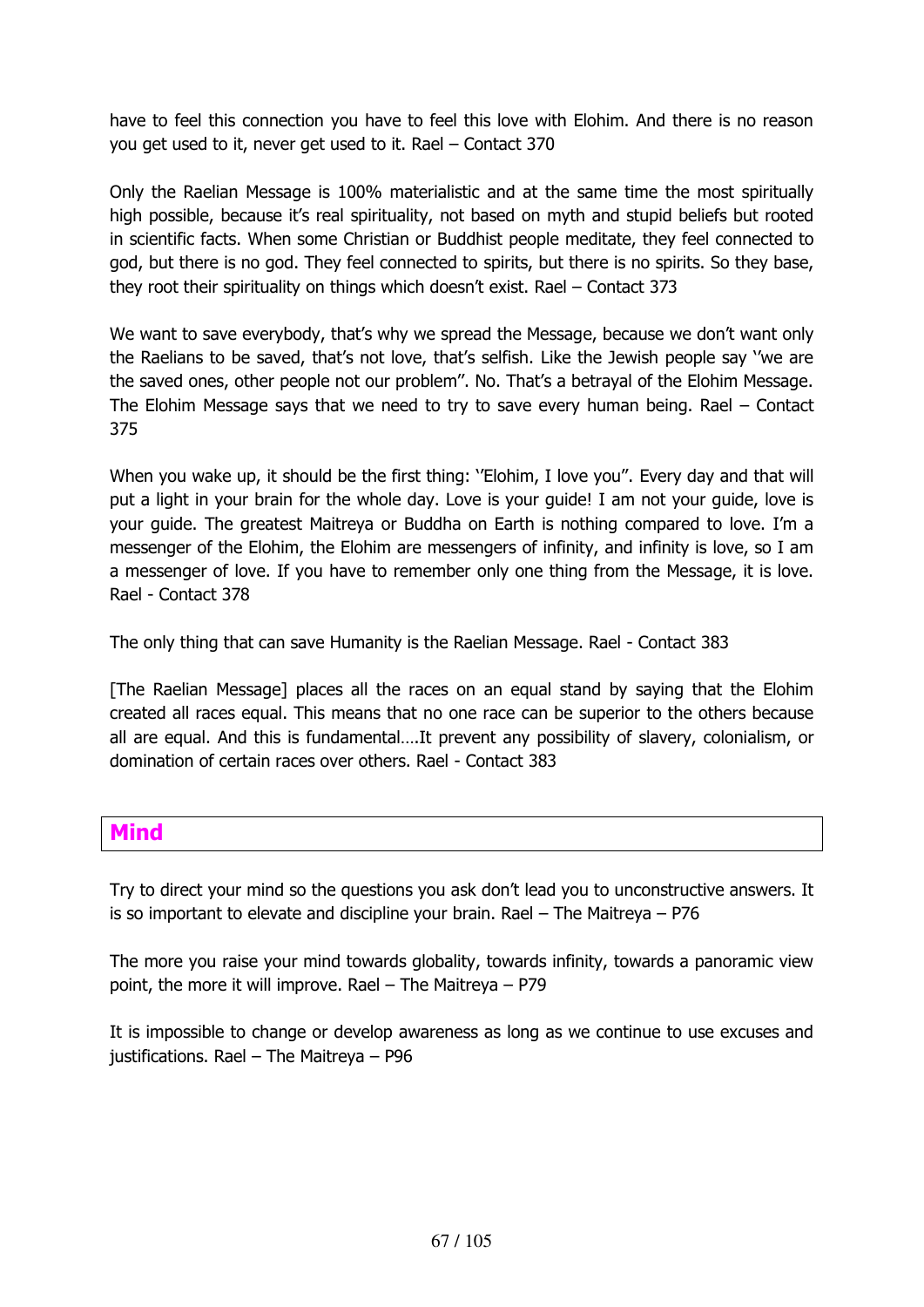have to feel this connection you have to feel this love with Elohim. And there is no reason you get used to it, never get used to it. Rael – Contact 370

Only the Raelian Message is 100% materialistic and at the same time the most spiritually high possible, because it's real spirituality, not based on myth and stupid beliefs but rooted in scientific facts. When some Christian or Buddhist people meditate, they feel connected to god, but there is no god. They feel connected to spirits, but there is no spirits. So they base, they root their spirituality on things which doesn't exist. Rael – Contact 373

We want to save everybody, that's why we spread the Message, because we don't want only the Raelians to be saved, that's not love, that's selfish. Like the Jewish people say ''we are the saved ones, other people not our problem''. No. That's a betrayal of the Elohim Message. The Elohim Message says that we need to try to save every human being. Rael – Contact 375

When you wake up, it should be the first thing: ''Elohim, I love you''. Every day and that will put a light in your brain for the whole day. Love is your guide! I am not your guide, love is your guide. The greatest Maitreya or Buddha on Earth is nothing compared to love. I'm a messenger of the Elohim, the Elohim are messengers of infinity, and infinity is love, so I am a messenger of love. If you have to remember only one thing from the Message, it is love. Rael - Contact 378

The only thing that can save Humanity is the Raelian Message. Rael - Contact 383

[The Raelian Message] places all the races on an equal stand by saying that the Elohim created all races equal. This means that no one race can be superior to the others because all are equal. And this is fundamental….It prevent any possibility of slavery, colonialism, or domination of certain races over others. Rael - Contact 383

## Mind

Try to direct your mind so the questions you ask don't lead you to unconstructive answers. It is so important to elevate and discipline your brain. Rael – The Maitreya – P76

The more you raise your mind towards globality, towards infinity, towards a panoramic view point, the more it will improve. Rael – The Maitreya – P79

It is impossible to change or develop awareness as long as we continue to use excuses and justifications. Rael – The Maitreya – P96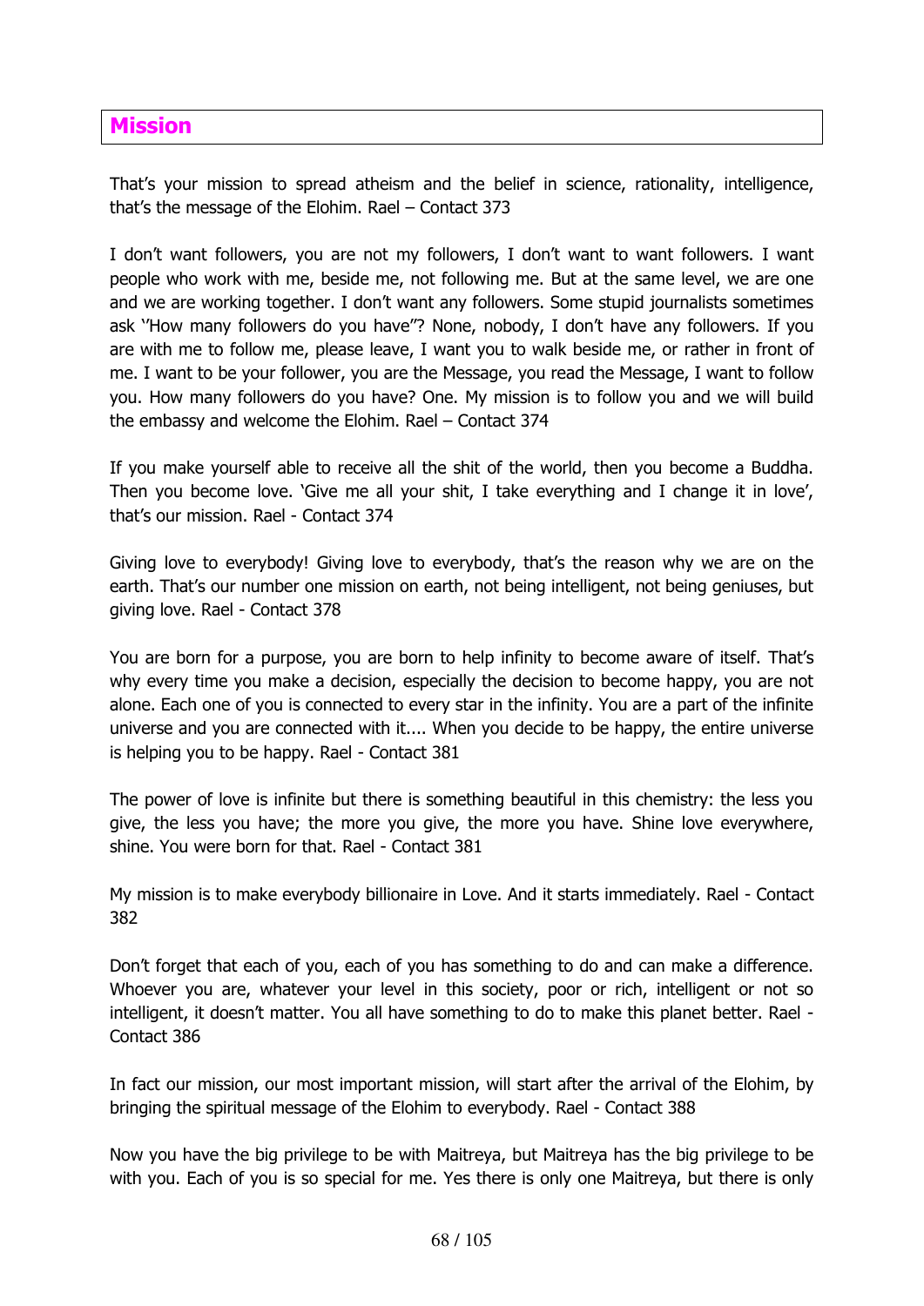## Mission

That's your mission to spread atheism and the belief in science, rationality, intelligence, that's the message of the Elohim. Rael – Contact 373

I don't want followers, you are not my followers, I don't want to want followers. I want people who work with me, beside me, not following me. But at the same level, we are one and we are working together. I don't want any followers. Some stupid journalists sometimes ask ''How many followers do you have''? None, nobody, I don't have any followers. If you are with me to follow me, please leave, I want you to walk beside me, or rather in front of me. I want to be your follower, you are the Message, you read the Message, I want to follow you. How many followers do you have? One. My mission is to follow you and we will build the embassy and welcome the Elohim. Rael – Contact 374

If you make yourself able to receive all the shit of the world, then you become a Buddha. Then you become love. 'Give me all your shit, I take everything and I change it in love', that's our mission. Rael - Contact 374

Giving love to everybody! Giving love to everybody, that's the reason why we are on the earth. That's our number one mission on earth, not being intelligent, not being geniuses, but giving love. Rael - Contact 378

You are born for a purpose, you are born to help infinity to become aware of itself. That's why every time you make a decision, especially the decision to become happy, you are not alone. Each one of you is connected to every star in the infinity. You are a part of the infinite universe and you are connected with it.... When you decide to be happy, the entire universe is helping you to be happy. Rael - Contact 381

The power of love is infinite but there is something beautiful in this chemistry: the less you give, the less you have; the more you give, the more you have. Shine love everywhere, shine. You were born for that. Rael - Contact 381

My mission is to make everybody billionaire in Love. And it starts immediately. Rael - Contact 382

Don't forget that each of you, each of you has something to do and can make a difference. Whoever you are, whatever your level in this society, poor or rich, intelligent or not so intelligent, it doesn't matter. You all have something to do to make this planet better. Rael - Contact 386

In fact our mission, our most important mission, will start after the arrival of the Elohim, by bringing the spiritual message of the Elohim to everybody. Rael - Contact 388

Now you have the big privilege to be with Maitreya, but Maitreya has the big privilege to be with you. Each of you is so special for me. Yes there is only one Maitreya, but there is only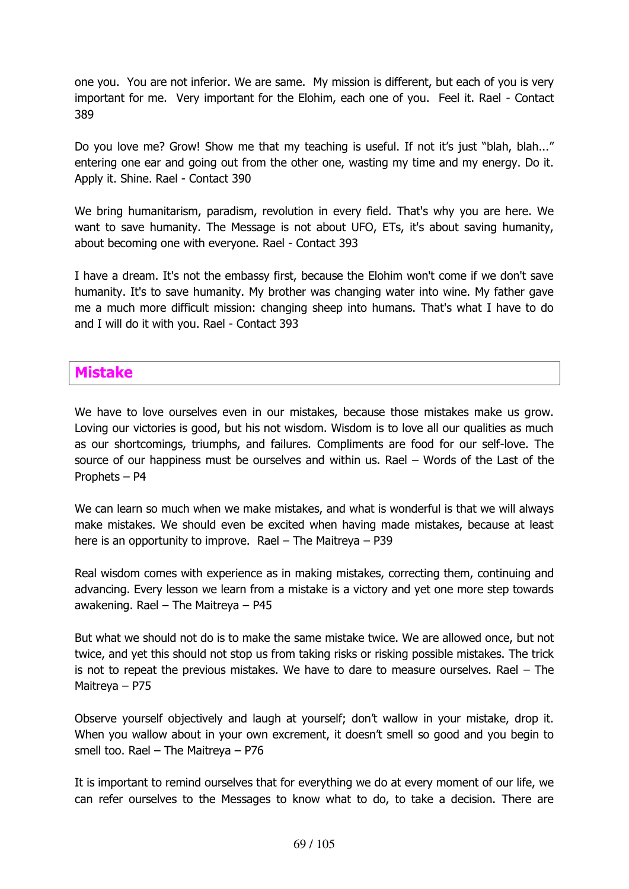one you. You are not inferior. We are same. My mission is different, but each of you is very important for me. Very important for the Elohim, each one of you. Feel it. Rael - Contact 389

Do you love me? Grow! Show me that my teaching is useful. If not it's just "blah, blah..." entering one ear and going out from the other one, wasting my time and my energy. Do it. Apply it. Shine. Rael - Contact 390

We bring humanitarism, paradism, revolution in every field. That's why you are here. We want to save humanity. The Message is not about UFO, ETs, it's about saving humanity, about becoming one with everyone. Rael - Contact 393

I have a dream. It's not the embassy first, because the Elohim won't come if we don't save humanity. It's to save humanity. My brother was changing water into wine. My father gave me a much more difficult mission: changing sheep into humans. That's what I have to do and I will do it with you. Rael - Contact 393

## Mistake

We have to love ourselves even in our mistakes, because those mistakes make us grow. Loving our victories is good, but his not wisdom. Wisdom is to love all our qualities as much as our shortcomings, triumphs, and failures. Compliments are food for our self-love. The source of our happiness must be ourselves and within us. Rael – Words of the Last of the Prophets – P4

We can learn so much when we make mistakes, and what is wonderful is that we will always make mistakes. We should even be excited when having made mistakes, because at least here is an opportunity to improve. Rael – The Maitreya – P39

Real wisdom comes with experience as in making mistakes, correcting them, continuing and advancing. Every lesson we learn from a mistake is a victory and yet one more step towards awakening. Rael – The Maitreya – P45

But what we should not do is to make the same mistake twice. We are allowed once, but not twice, and yet this should not stop us from taking risks or risking possible mistakes. The trick is not to repeat the previous mistakes. We have to dare to measure ourselves. Rael – The Maitreya – P75

Observe yourself objectively and laugh at yourself; don't wallow in your mistake, drop it. When you wallow about in your own excrement, it doesn't smell so good and you begin to smell too. Rael – The Maitreya – P76

It is important to remind ourselves that for everything we do at every moment of our life, we can refer ourselves to the Messages to know what to do, to take a decision. There are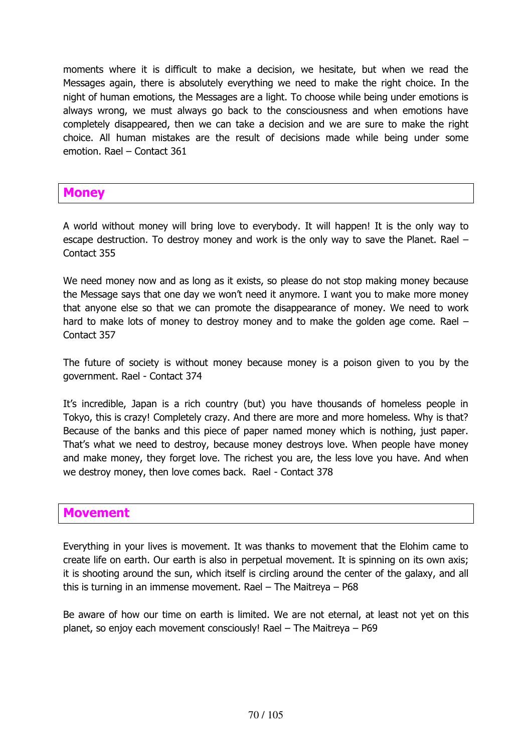moments where it is difficult to make a decision, we hesitate, but when we read the Messages again, there is absolutely everything we need to make the right choice. In the night of human emotions, the Messages are a light. To choose while being under emotions is always wrong, we must always go back to the consciousness and when emotions have completely disappeared, then we can take a decision and we are sure to make the right choice. All human mistakes are the result of decisions made while being under some emotion. Rael – Contact 361

## Money

A world without money will bring love to everybody. It will happen! It is the only way to escape destruction. To destroy money and work is the only way to save the Planet. Rael – Contact 355

We need money now and as long as it exists, so please do not stop making money because the Message says that one day we won't need it anymore. I want you to make more money that anyone else so that we can promote the disappearance of money. We need to work hard to make lots of money to destroy money and to make the golden age come. Rael – Contact 357

The future of society is without money because money is a poison given to you by the government. Rael - Contact 374

It's incredible, Japan is a rich country (but) you have thousands of homeless people in Tokyo, this is crazy! Completely crazy. And there are more and more homeless. Why is that? Because of the banks and this piece of paper named money which is nothing, just paper. That's what we need to destroy, because money destroys love. When people have money and make money, they forget love. The richest you are, the less love you have. And when we destroy money, then love comes back. Rael - Contact 378

## Movement

Everything in your lives is movement. It was thanks to movement that the Elohim came to create life on earth. Our earth is also in perpetual movement. It is spinning on its own axis; it is shooting around the sun, which itself is circling around the center of the galaxy, and all this is turning in an immense movement. Rael – The Maitreya – P68

Be aware of how our time on earth is limited. We are not eternal, at least not yet on this planet, so enjoy each movement consciously! Rael – The Maitreya – P69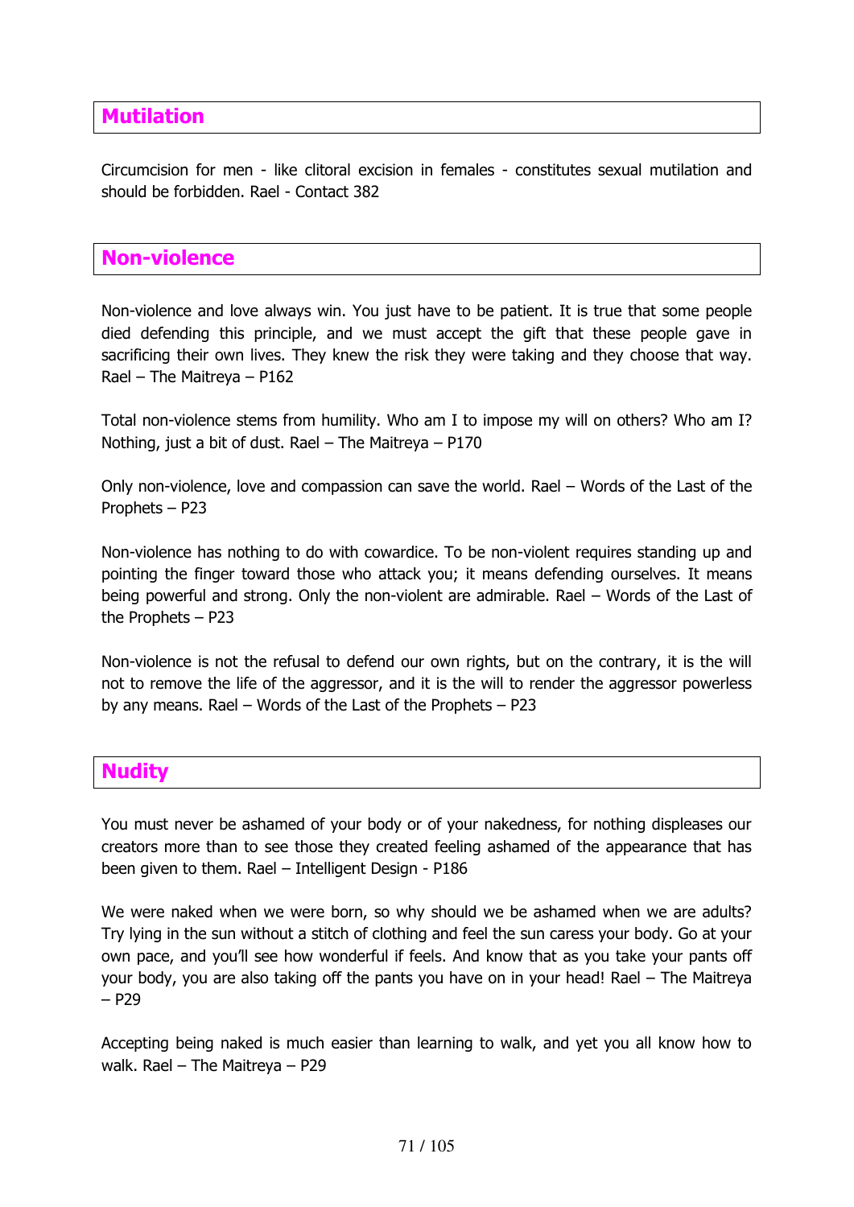## Mutilation

Circumcision for men - like clitoral excision in females - constitutes sexual mutilation and should be forbidden. Rael - Contact 382

## Non-violence

Non-violence and love always win. You just have to be patient. It is true that some people died defending this principle, and we must accept the gift that these people gave in sacrificing their own lives. They knew the risk they were taking and they choose that way. Rael – The Maitreya – P162

Total non-violence stems from humility. Who am I to impose my will on others? Who am I? Nothing, just a bit of dust. Rael – The Maitreya – P170

Only non-violence, love and compassion can save the world. Rael – Words of the Last of the Prophets – P23

Non-violence has nothing to do with cowardice. To be non-violent requires standing up and pointing the finger toward those who attack you; it means defending ourselves. It means being powerful and strong. Only the non-violent are admirable. Rael – Words of the Last of the Prophets – P23

Non-violence is not the refusal to defend our own rights, but on the contrary, it is the will not to remove the life of the aggressor, and it is the will to render the aggressor powerless by any means. Rael – Words of the Last of the Prophets – P23

## Nudity

You must never be ashamed of your body or of your nakedness, for nothing displeases our creators more than to see those they created feeling ashamed of the appearance that has been given to them. Rael – Intelligent Design - P186

We were naked when we were born, so why should we be ashamed when we are adults? Try lying in the sun without a stitch of clothing and feel the sun caress your body. Go at your own pace, and you'll see how wonderful if feels. And know that as you take your pants off your body, you are also taking off the pants you have on in your head! Rael – The Maitreya – P29

Accepting being naked is much easier than learning to walk, and yet you all know how to walk. Rael – The Maitreya – P29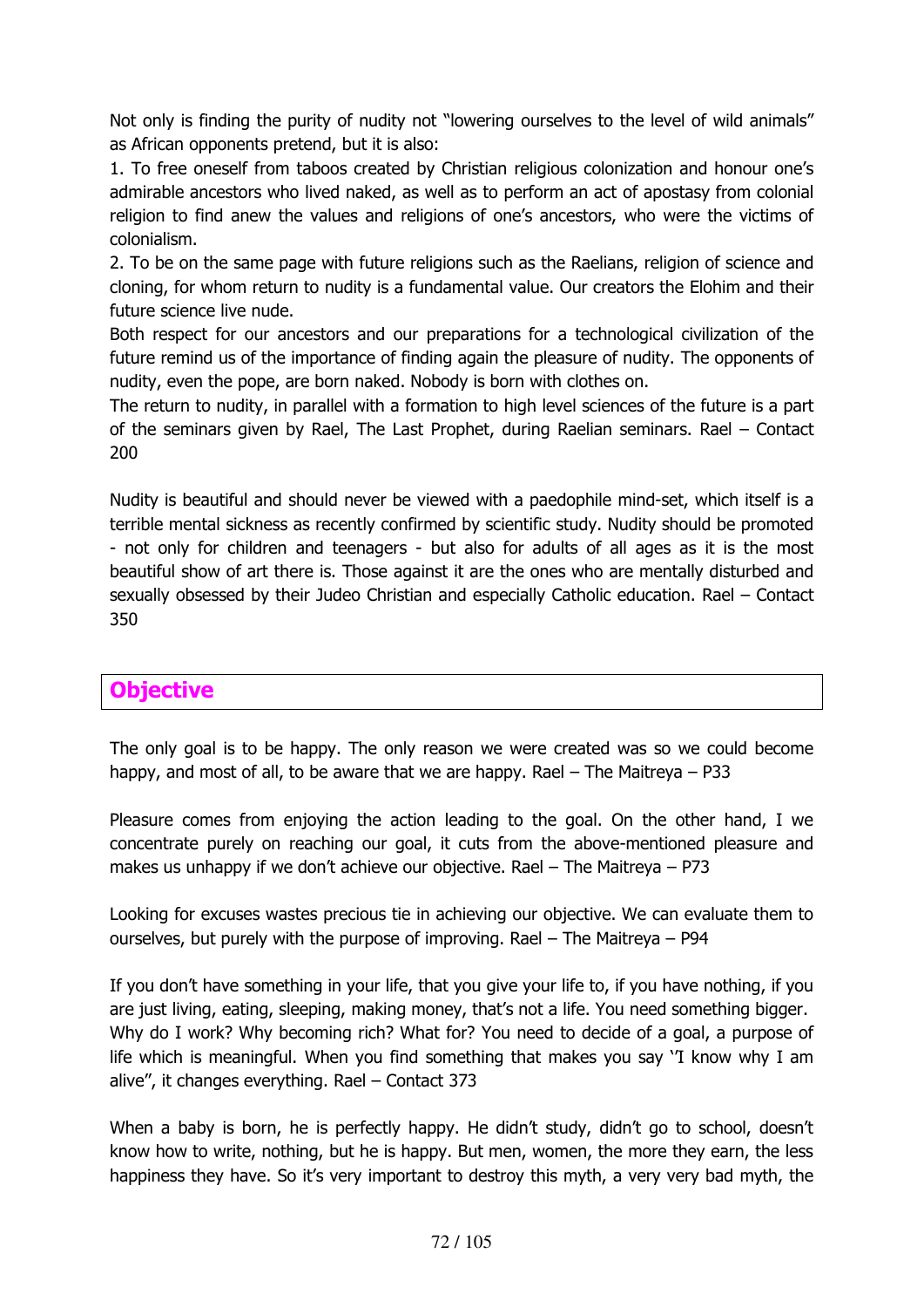Not only is finding the purity of nudity not "lowering ourselves to the level of wild animals" as African opponents pretend, but it is also:

1. To free oneself from taboos created by Christian religious colonization and honour one's admirable ancestors who lived naked, as well as to perform an act of apostasy from colonial religion to find anew the values and religions of one's ancestors, who were the victims of colonialism.
2. To be on the same page with future religions such as the Raelians, religion of science and cloning, for whom return to nudity is a fundamental value. Our creators the Elohim and their future science live nude.

Both respect for our ancestors and our preparations for a technological civilization of the future remind us of the importance of finding again the pleasure of nudity. The opponents of nudity, even the pope, are born naked. Nobody is born with clothes on.

The return to nudity, in parallel with a formation to high level sciences of the future is a part of the seminars given by Rael, The Last Prophet, during Raelian seminars. Rael – Contact 200

Nudity is beautiful and should never be viewed with a paedophile mind-set, which itself is a terrible mental sickness as recently confirmed by scientific study. Nudity should be promoted - not only for children and teenagers - but also for adults of all ages as it is the most beautiful show of art there is. Those against it are the ones who are mentally disturbed and sexually obsessed by their Judeo Christian and especially Catholic education. Rael – Contact 350

## Objective

The only goal is to be happy. The only reason we were created was so we could become happy, and most of all, to be aware that we are happy. Rael – The Maitreya – P33

Pleasure comes from enjoying the action leading to the goal. On the other hand, I we concentrate purely on reaching our goal, it cuts from the above-mentioned pleasure and makes us unhappy if we don't achieve our objective. Rael – The Maitreya – P73

Looking for excuses wastes precious tie in achieving our objective. We can evaluate them to ourselves, but purely with the purpose of improving. Rael – The Maitreya – P94

If you don't have something in your life, that you give your life to, if you have nothing, if you are just living, eating, sleeping, making money, that's not a life. You need something bigger. Why do I work? Why becoming rich? What for? You need to decide of a goal, a purpose of life which is meaningful. When you find something that makes you say "I know why I am alive", it changes everything. Rael – Contact 373

When a baby is born, he is perfectly happy. He didn't study, didn't go to school, doesn't know how to write, nothing, but he is happy. But men, women, the more they earn, the less happiness they have. So it's very important to destroy this myth, a very very bad myth, the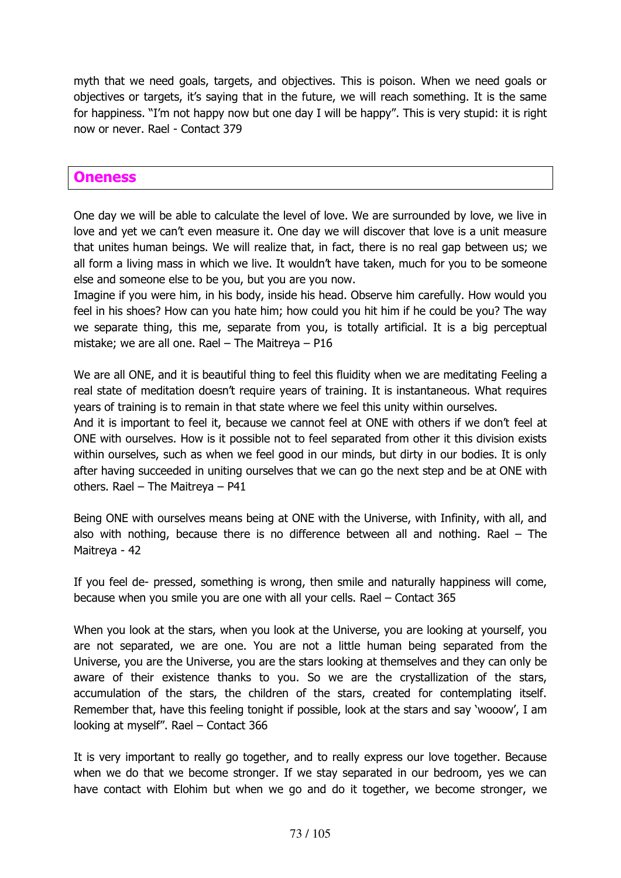myth that we need goals, targets, and objectives. This is poison. When we need goals or objectives or targets, it's saying that in the future, we will reach something. It is the same for happiness. "I'm not happy now but one day I will be happy". This is very stupid: it is right now or never. Rael - Contact 379

## Oneness

One day we will be able to calculate the level of love. We are surrounded by love, we live in love and yet we can't even measure it. One day we will discover that love is a unit measure that unites human beings. We will realize that, in fact, there is no real gap between us; we all form a living mass in which we live. It wouldn't have taken, much for you to be someone else and someone else to be you, but you are you now.
Imagine if you were him, in his body, inside his head. Observe him carefully. How would you feel in his shoes? How can you hate him; how could you hit him if he could be you? The way we separate thing, this me, separate from you, is totally artificial. It is a big perceptual mistake; we are all one. Rael – The Maitreya – P16

We are all ONE, and it is beautiful thing to feel this fluidity when we are meditating Feeling a real state of meditation doesn't require years of training. It is instantaneous. What requires years of training is to remain in that state where we feel this unity within ourselves.
And it is important to feel it, because we cannot feel at ONE with others if we don't feel at ONE with ourselves. How is it possible not to feel separated from other it this division exists within ourselves, such as when we feel good in our minds, but dirty in our bodies. It is only after having succeeded in uniting ourselves that we can go the next step and be at ONE with others. Rael – The Maitreya – P41

Being ONE with ourselves means being at ONE with the Universe, with Infinity, with all, and also with nothing, because there is no difference between all and nothing. Rael – The Maitreya - 42

If you feel de- pressed, something is wrong, then smile and naturally happiness will come, because when you smile you are one with all your cells. Rael – Contact 365

When you look at the stars, when you look at the Universe, you are looking at yourself, you are not separated, we are one. You are not a little human being separated from the Universe, you are the Universe, you are the stars looking at themselves and they can only be aware of their existence thanks to you. So we are the crystallization of the stars, accumulation of the stars, the children of the stars, created for contemplating itself. Remember that, have this feeling tonight if possible, look at the stars and say 'wooow', I am looking at myself". Rael – Contact 366

It is very important to really go together, and to really express our love together. Because when we do that we become stronger. If we stay separated in our bedroom, yes we can have contact with Elohim but when we go and do it together, we become stronger, we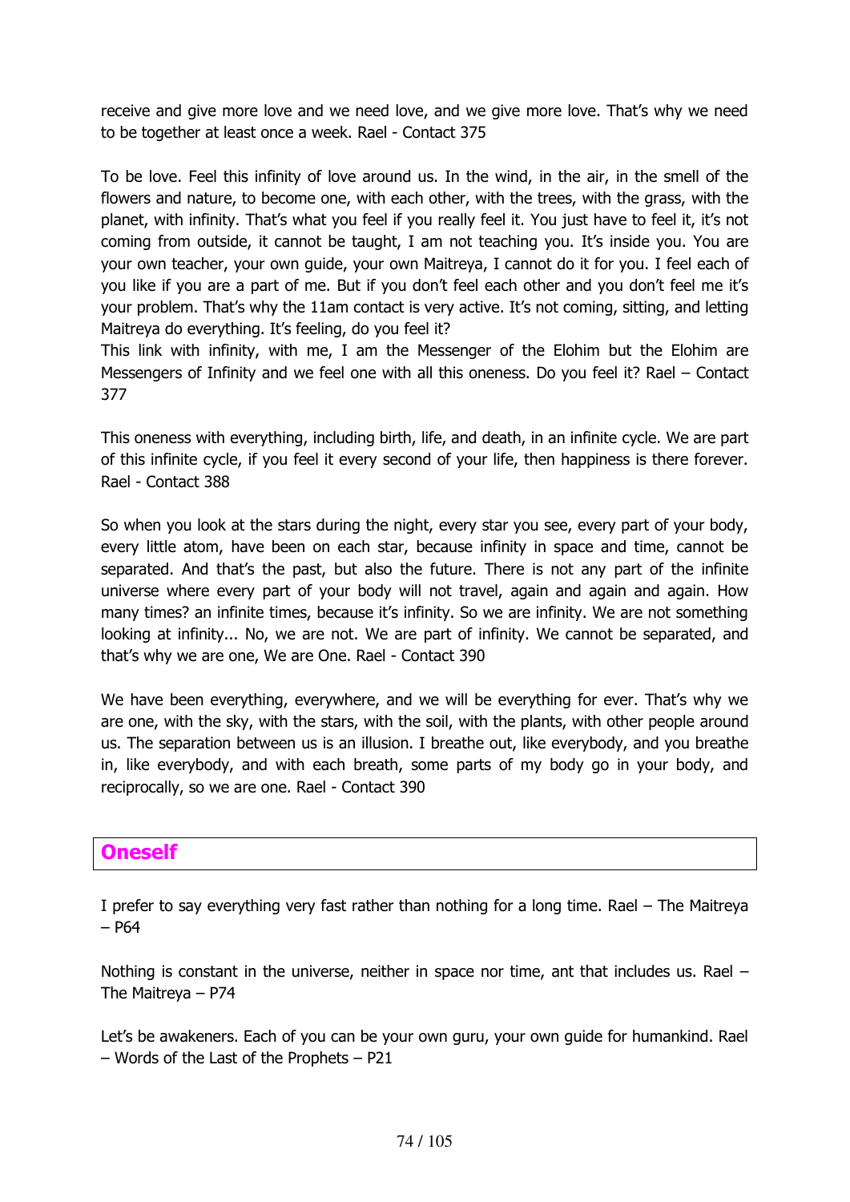receive and give more love and we need love, and we give more love. That's why we need to be together at least once a week. Rael - Contact 375

To be love. Feel this infinity of love around us. In the wind, in the air, in the smell of the flowers and nature, to become one, with each other, with the trees, with the grass, with the planet, with infinity. That's what you feel if you really feel it. You just have to feel it, it's not coming from outside, it cannot be taught, I am not teaching you. It's inside you. You are your own teacher, your own guide, your own Maitreya, I cannot do it for you. I feel each of you like if you are a part of me. But if you don't feel each other and you don't feel me it's your problem. That's why the 11am contact is very active. It's not coming, sitting, and letting Maitreya do everything. It's feeling, do you feel it?
This link with infinity, with me, I am the Messenger of the Elohim but the Elohim are Messengers of Infinity and we feel one with all this oneness. Do you feel it? Rael – Contact 377

This oneness with everything, including birth, life, and death, in an infinite cycle. We are part of this infinite cycle, if you feel it every second of your life, then happiness is there forever. Rael - Contact 388

So when you look at the stars during the night, every star you see, every part of your body, every little atom, have been on each star, because infinity in space and time, cannot be separated. And that's the past, but also the future. There is not any part of the infinite universe where every part of your body will not travel, again and again and again. How many times? an infinite times, because it's infinity. So we are infinity. We are not something looking at infinity... No, we are not. We are part of infinity. We cannot be separated, and that's why we are one, We are One. Rael - Contact 390

We have been everything, everywhere, and we will be everything for ever. That's why we are one, with the sky, with the stars, with the soil, with the plants, with other people around us. The separation between us is an illusion. I breathe out, like everybody, and you breathe in, like everybody, and with each breath, some parts of my body go in your body, and reciprocally, so we are one. Rael - Contact 390

## Oneself

I prefer to say everything very fast rather than nothing for a long time. Rael – The Maitreya – P64

Nothing is constant in the universe, neither in space nor time, ant that includes us. Rael – The Maitreya – P74

Let's be awakeners. Each of you can be your own guru, your own guide for humankind. Rael – Words of the Last of the Prophets – P21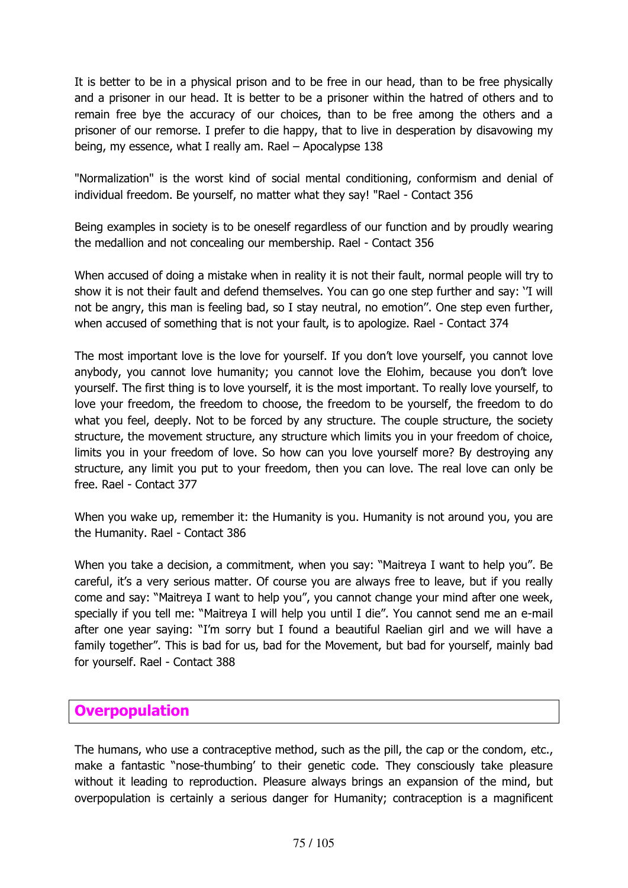It is better to be in a physical prison and to be free in our head, than to be free physically and a prisoner in our head. It is better to be a prisoner within the hatred of others and to remain free bye the accuracy of our choices, than to be free among the others and a prisoner of our remorse. I prefer to die happy, that to live in desperation by disavowing my being, my essence, what I really am. Rael – Apocalypse 138

"Normalization" is the worst kind of social mental conditioning, conformism and denial of individual freedom. Be yourself, no matter what they say! "Rael - Contact 356

Being examples in society is to be oneself regardless of our function and by proudly wearing the medallion and not concealing our membership. Rael - Contact 356

When accused of doing a mistake when in reality it is not their fault, normal people will try to show it is not their fault and defend themselves. You can go one step further and say: ''I will not be angry, this man is feeling bad, so I stay neutral, no emotion''. One step even further, when accused of something that is not your fault, is to apologize. Rael - Contact 374

The most important love is the love for yourself. If you don't love yourself, you cannot love anybody, you cannot love humanity; you cannot love the Elohim, because you don't love yourself. The first thing is to love yourself, it is the most important. To really love yourself, to love your freedom, the freedom to choose, the freedom to be yourself, the freedom to do what you feel, deeply. Not to be forced by any structure. The couple structure, the society structure, the movement structure, any structure which limits you in your freedom of choice, limits you in your freedom of love. So how can you love yourself more? By destroying any structure, any limit you put to your freedom, then you can love. The real love can only be free. Rael - Contact 377

When you wake up, remember it: the Humanity is you. Humanity is not around you, you are the Humanity. Rael - Contact 386

When you take a decision, a commitment, when you say: "Maitreya I want to help you". Be careful, it's a very serious matter. Of course you are always free to leave, but if you really come and say: "Maitreya I want to help you", you cannot change your mind after one week, specially if you tell me: "Maitreya I will help you until I die". You cannot send me an e-mail after one year saying: "I'm sorry but I found a beautiful Raelian girl and we will have a family together". This is bad for us, bad for the Movement, but bad for yourself, mainly bad for yourself. Rael - Contact 388

## Overpopulation

The humans, who use a contraceptive method, such as the pill, the cap or the condom, etc., make a fantastic "nose-thumbing' to their genetic code. They consciously take pleasure without it leading to reproduction. Pleasure always brings an expansion of the mind, but overpopulation is certainly a serious danger for Humanity; contraception is a magnificent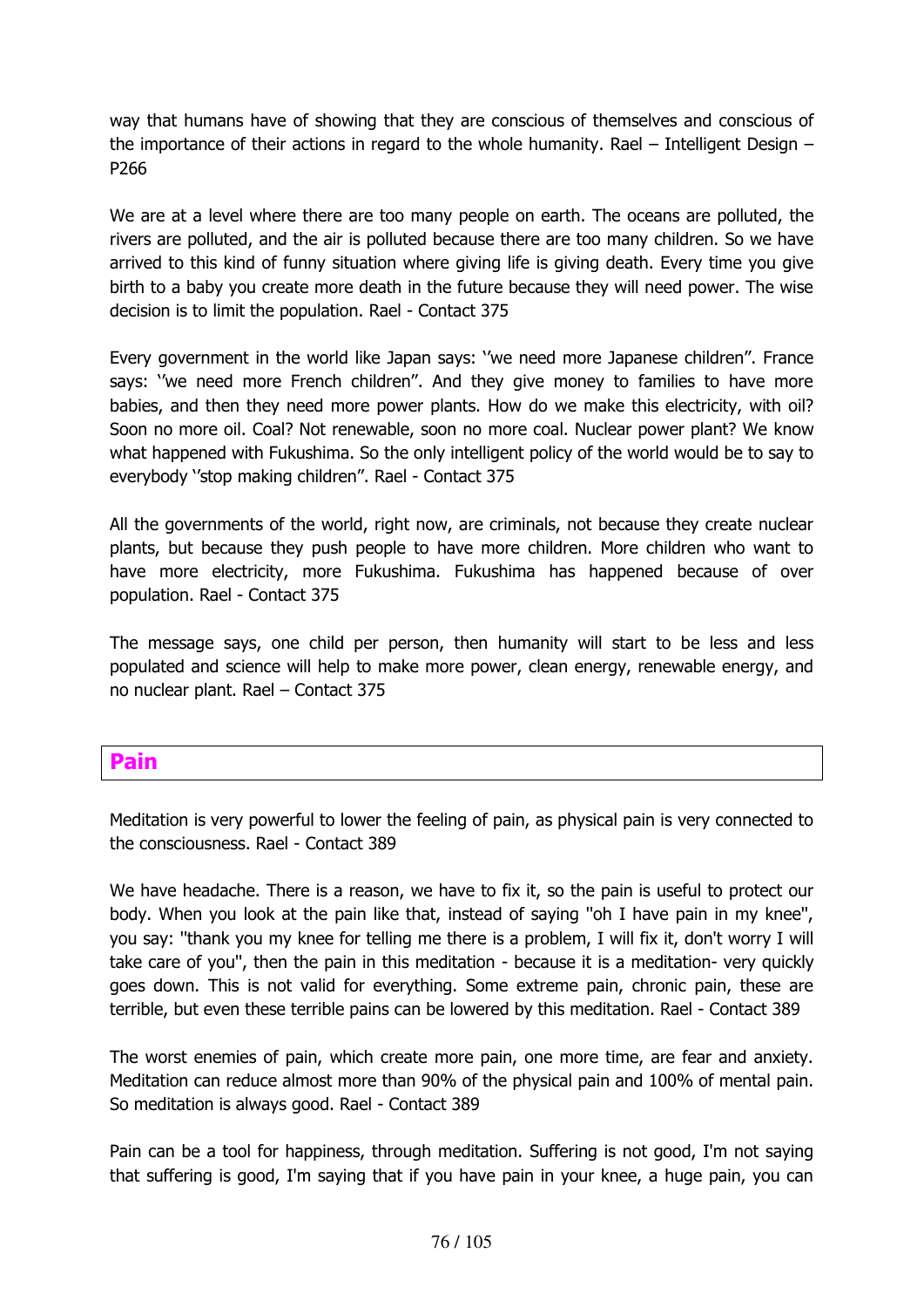way that humans have of showing that they are conscious of themselves and conscious of the importance of their actions in regard to the whole humanity. Rael – Intelligent Design – P266

We are at a level where there are too many people on earth. The oceans are polluted, the rivers are polluted, and the air is polluted because there are too many children. So we have arrived to this kind of funny situation where giving life is giving death. Every time you give birth to a baby you create more death in the future because they will need power. The wise decision is to limit the population. Rael - Contact 375

Every government in the world like Japan says: ''we need more Japanese children". France says: ''we need more French children". And they give money to families to have more babies, and then they need more power plants. How do we make this electricity, with oil? Soon no more oil. Coal? Not renewable, soon no more coal. Nuclear power plant? We know what happened with Fukushima. So the only intelligent policy of the world would be to say to everybody ''stop making children". Rael - Contact 375

All the governments of the world, right now, are criminals, not because they create nuclear plants, but because they push people to have more children. More children who want to have more electricity, more Fukushima. Fukushima has happened because of over population. Rael - Contact 375

The message says, one child per person, then humanity will start to be less and less populated and science will help to make more power, clean energy, renewable energy, and no nuclear plant. Rael – Contact 375

## Pain

Meditation is very powerful to lower the feeling of pain, as physical pain is very connected to the consciousness. Rael - Contact 389

We have headache. There is a reason, we have to fix it, so the pain is useful to protect our body. When you look at the pain like that, instead of saying "oh I have pain in my knee", you say: "thank you my knee for telling me there is a problem, I will fix it, don't worry I will take care of you", then the pain in this meditation - because it is a meditation- very quickly goes down. This is not valid for everything. Some extreme pain, chronic pain, these are terrible, but even these terrible pains can be lowered by this meditation. Rael - Contact 389

The worst enemies of pain, which create more pain, one more time, are fear and anxiety. Meditation can reduce almost more than 90% of the physical pain and 100% of mental pain. So meditation is always good. Rael - Contact 389

Pain can be a tool for happiness, through meditation. Suffering is not good, I'm not saying that suffering is good, I'm saying that if you have pain in your knee, a huge pain, you can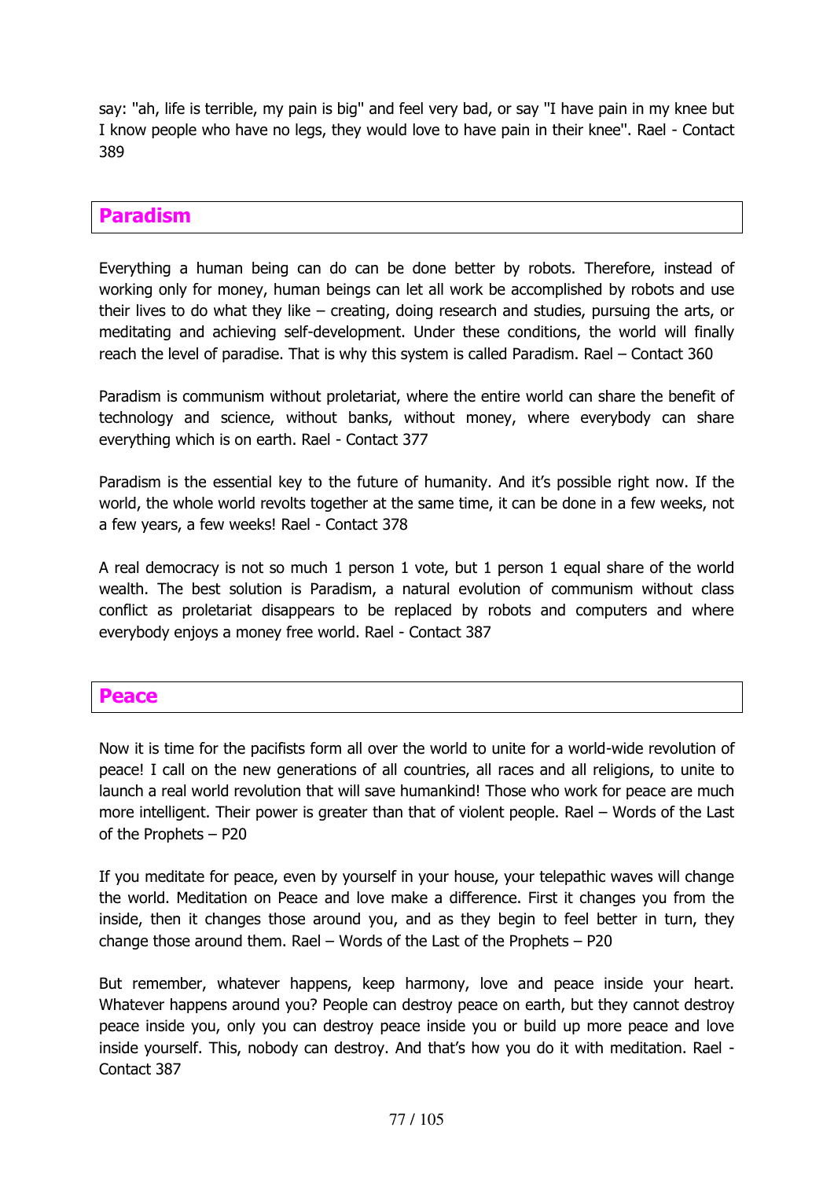say: "ah, life is terrible, my pain is big" and feel very bad, or say "I have pain in my knee but I know people who have no legs, they would love to have pain in their knee". Rael - Contact 389

## Paradism

Everything a human being can do can be done better by robots. Therefore, instead of working only for money, human beings can let all work be accomplished by robots and use their lives to do what they like – creating, doing research and studies, pursuing the arts, or meditating and achieving self-development. Under these conditions, the world will finally reach the level of paradise. That is why this system is called Paradism. Rael – Contact 360

Paradism is communism without proletariat, where the entire world can share the benefit of technology and science, without banks, without money, where everybody can share everything which is on earth. Rael - Contact 377

Paradism is the essential key to the future of humanity. And it's possible right now. If the world, the whole world revolts together at the same time, it can be done in a few weeks, not a few years, a few weeks! Rael - Contact 378

A real democracy is not so much 1 person 1 vote, but 1 person 1 equal share of the world wealth. The best solution is Paradism, a natural evolution of communism without class conflict as proletariat disappears to be replaced by robots and computers and where everybody enjoys a money free world. Rael - Contact 387

## Peace

Now it is time for the pacifists form all over the world to unite for a world-wide revolution of peace! I call on the new generations of all countries, all races and all religions, to unite to launch a real world revolution that will save humankind! Those who work for peace are much more intelligent. Their power is greater than that of violent people. Rael – Words of the Last of the Prophets – P20

If you meditate for peace, even by yourself in your house, your telepathic waves will change the world. Meditation on Peace and love make a difference. First it changes you from the inside, then it changes those around you, and as they begin to feel better in turn, they change those around them. Rael – Words of the Last of the Prophets – P20

But remember, whatever happens, keep harmony, love and peace inside your heart. Whatever happens around you? People can destroy peace on earth, but they cannot destroy peace inside you, only you can destroy peace inside you or build up more peace and love inside yourself. This, nobody can destroy. And that's how you do it with meditation. Rael - Contact 387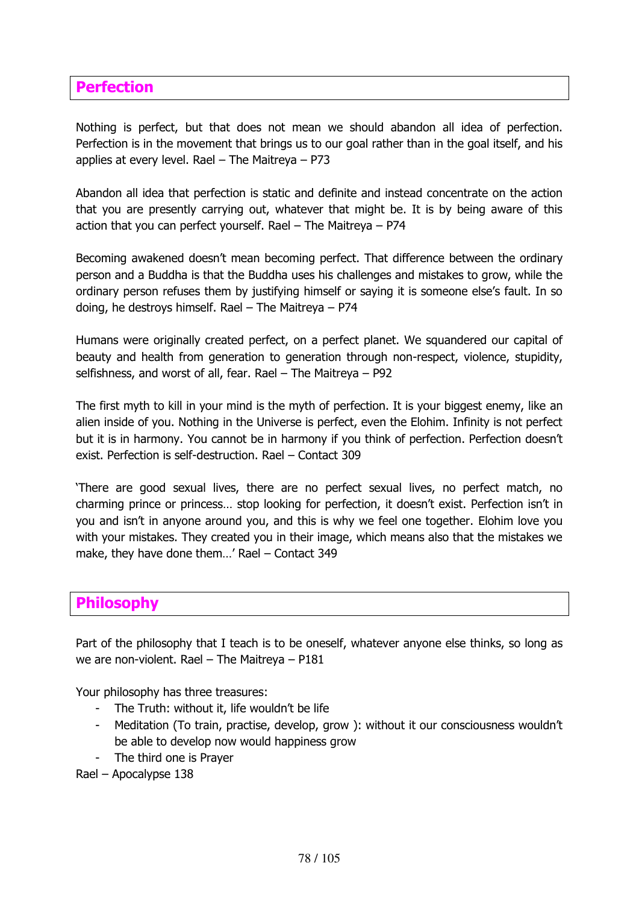## Perfection

Nothing is perfect, but that does not mean we should abandon all idea of perfection. Perfection is in the movement that brings us to our goal rather than in the goal itself, and his applies at every level. Rael – The Maitreya – P73

Abandon all idea that perfection is static and definite and instead concentrate on the action that you are presently carrying out, whatever that might be. It is by being aware of this action that you can perfect yourself. Rael – The Maitreya – P74

Becoming awakened doesn't mean becoming perfect. That difference between the ordinary person and a Buddha is that the Buddha uses his challenges and mistakes to grow, while the ordinary person refuses them by justifying himself or saying it is someone else's fault. In so doing, he destroys himself. Rael – The Maitreya – P74

Humans were originally created perfect, on a perfect planet. We squandered our capital of beauty and health from generation to generation through non-respect, violence, stupidity, selfishness, and worst of all, fear. Rael – The Maitreya – P92

The first myth to kill in your mind is the myth of perfection. It is your biggest enemy, like an alien inside of you. Nothing in the Universe is perfect, even the Elohim. Infinity is not perfect but it is in harmony. You cannot be in harmony if you think of perfection. Perfection doesn't exist. Perfection is self-destruction. Rael – Contact 309

'There are good sexual lives, there are no perfect sexual lives, no perfect match, no charming prince or princess… stop looking for perfection, it doesn't exist. Perfection isn't in you and isn't in anyone around you, and this is why we feel one together. Elohim love you with your mistakes. They created you in their image, which means also that the mistakes we make, they have done them…' Rael – Contact 349

## Philosophy

Part of the philosophy that I teach is to be oneself, whatever anyone else thinks, so long as we are non-violent. Rael – The Maitreya – P181

Your philosophy has three treasures:

- The Truth: without it, life wouldn't be life
- Meditation (To train, practise, develop, grow ): without it our consciousness wouldn't be able to develop now would happiness grow
- The third one is Prayer

Rael – Apocalypse 138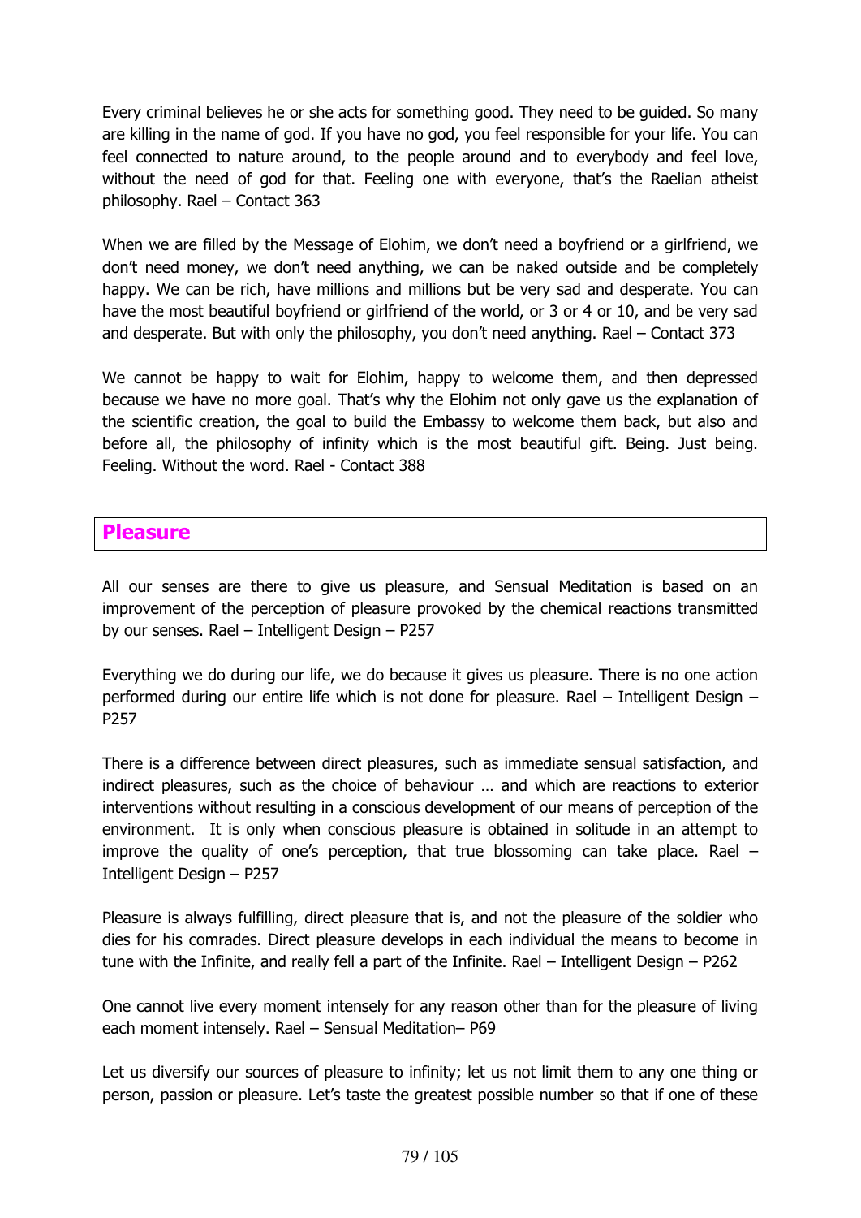Every criminal believes he or she acts for something good. They need to be guided. So many are killing in the name of god. If you have no god, you feel responsible for your life. You can feel connected to nature around, to the people around and to everybody and feel love, without the need of god for that. Feeling one with everyone, that's the Raelian atheist philosophy. Rael – Contact 363

When we are filled by the Message of Elohim, we don't need a boyfriend or a girlfriend, we don't need money, we don't need anything, we can be naked outside and be completely happy. We can be rich, have millions and millions but be very sad and desperate. You can have the most beautiful boyfriend or girlfriend of the world, or 3 or 4 or 10, and be very sad and desperate. But with only the philosophy, you don't need anything. Rael – Contact 373

We cannot be happy to wait for Elohim, happy to welcome them, and then depressed because we have no more goal. That's why the Elohim not only gave us the explanation of the scientific creation, the goal to build the Embassy to welcome them back, but also and before all, the philosophy of infinity which is the most beautiful gift. Being. Just being. Feeling. Without the word. Rael - Contact 388

## Pleasure

All our senses are there to give us pleasure, and Sensual Meditation is based on an improvement of the perception of pleasure provoked by the chemical reactions transmitted by our senses. Rael – Intelligent Design – P257

Everything we do during our life, we do because it gives us pleasure. There is no one action performed during our entire life which is not done for pleasure. Rael – Intelligent Design – P257

There is a difference between direct pleasures, such as immediate sensual satisfaction, and indirect pleasures, such as the choice of behaviour … and which are reactions to exterior interventions without resulting in a conscious development of our means of perception of the environment. It is only when conscious pleasure is obtained in solitude in an attempt to improve the quality of one's perception, that true blossoming can take place. Rael – Intelligent Design – P257

Pleasure is always fulfilling, direct pleasure that is, and not the pleasure of the soldier who dies for his comrades. Direct pleasure develops in each individual the means to become in tune with the Infinite, and really fell a part of the Infinite. Rael – Intelligent Design – P262

One cannot live every moment intensely for any reason other than for the pleasure of living each moment intensely. Rael – Sensual Meditation– P69

Let us diversify our sources of pleasure to infinity; let us not limit them to any one thing or person, passion or pleasure. Let's taste the greatest possible number so that if one of these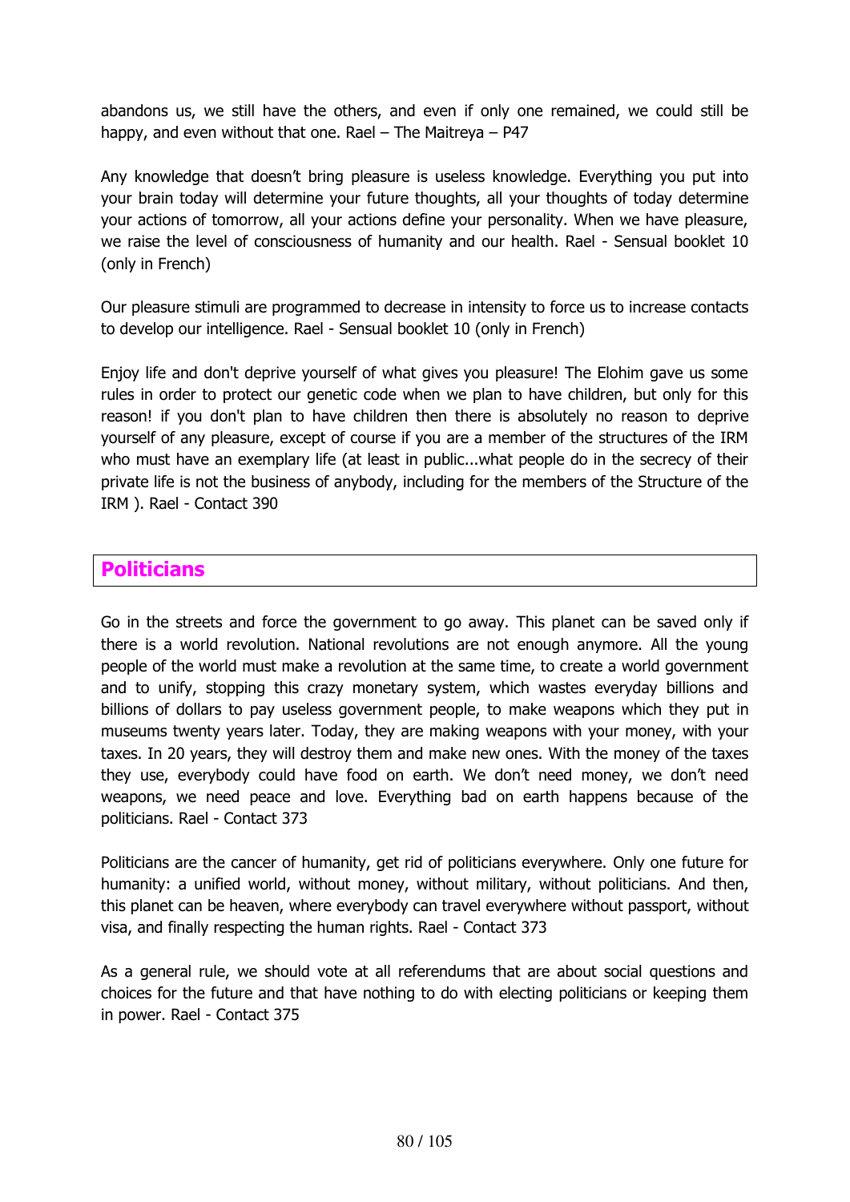abandons us, we still have the others, and even if only one remained, we could still be happy, and even without that one. Rael – The Maitreya – P47

Any knowledge that doesn't bring pleasure is useless knowledge. Everything you put into your brain today will determine your future thoughts, all your thoughts of today determine your actions of tomorrow, all your actions define your personality. When we have pleasure, we raise the level of consciousness of humanity and our health. Rael - Sensual booklet 10 (only in French)

Our pleasure stimuli are programmed to decrease in intensity to force us to increase contacts to develop our intelligence. Rael - Sensual booklet 10 (only in French)

Enjoy life and don't deprive yourself of what gives you pleasure! The Elohim gave us some rules in order to protect our genetic code when we plan to have children, but only for this reason! if you don't plan to have children then there is absolutely no reason to deprive yourself of any pleasure, except of course if you are a member of the structures of the IRM who must have an exemplary life (at least in public...what people do in the secrecy of their private life is not the business of anybody, including for the members of the Structure of the IRM ). Rael - Contact 390

## Politicians

Go in the streets and force the government to go away. This planet can be saved only if there is a world revolution. National revolutions are not enough anymore. All the young people of the world must make a revolution at the same time, to create a world government and to unify, stopping this crazy monetary system, which wastes everyday billions and billions of dollars to pay useless government people, to make weapons which they put in museums twenty years later. Today, they are making weapons with your money, with your taxes. In 20 years, they will destroy them and make new ones. With the money of the taxes they use, everybody could have food on earth. We don't need money, we don't need weapons, we need peace and love. Everything bad on earth happens because of the politicians. Rael - Contact 373

Politicians are the cancer of humanity, get rid of politicians everywhere. Only one future for humanity: a unified world, without money, without military, without politicians. And then, this planet can be heaven, where everybody can travel everywhere without passport, without visa, and finally respecting the human rights. Rael - Contact 373

As a general rule, we should vote at all referendums that are about social questions and choices for the future and that have nothing to do with electing politicians or keeping them in power. Rael - Contact 375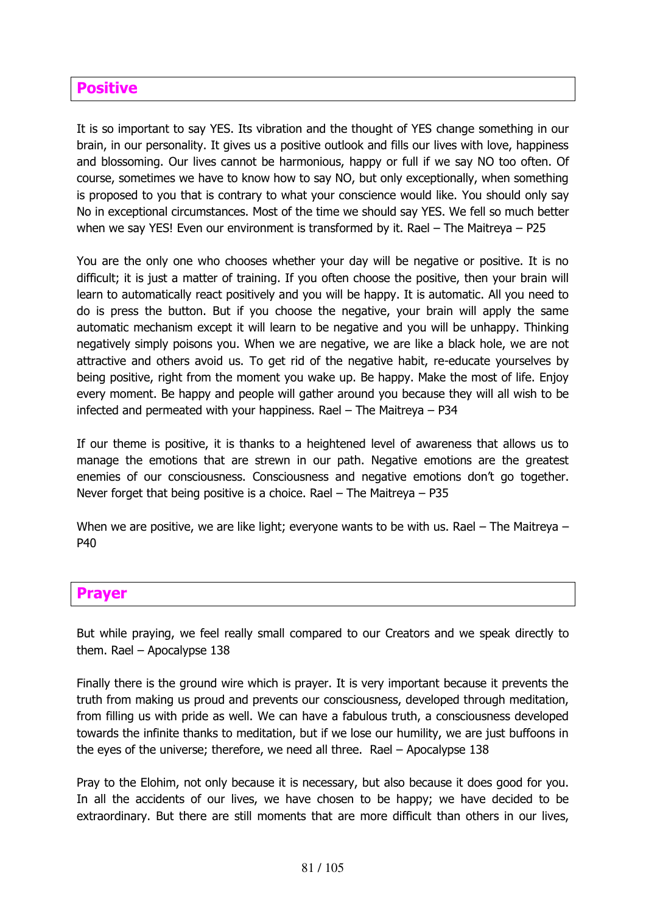## Positive

It is so important to say YES. Its vibration and the thought of YES change something in our brain, in our personality. It gives us a positive outlook and fills our lives with love, happiness and blossoming. Our lives cannot be harmonious, happy or full if we say NO too often. Of course, sometimes we have to know how to say NO, but only exceptionally, when something is proposed to you that is contrary to what your conscience would like. You should only say No in exceptional circumstances. Most of the time we should say YES. We fell so much better when we say YES! Even our environment is transformed by it. Rael – The Maitreya – P25

You are the only one who chooses whether your day will be negative or positive. It is no difficult; it is just a matter of training. If you often choose the positive, then your brain will learn to automatically react positively and you will be happy. It is automatic. All you need to do is press the button. But if you choose the negative, your brain will apply the same automatic mechanism except it will learn to be negative and you will be unhappy. Thinking negatively simply poisons you. When we are negative, we are like a black hole, we are not attractive and others avoid us. To get rid of the negative habit, re-educate yourselves by being positive, right from the moment you wake up. Be happy. Make the most of life. Enjoy every moment. Be happy and people will gather around you because they will all wish to be infected and permeated with your happiness. Rael – The Maitreya – P34

If our theme is positive, it is thanks to a heightened level of awareness that allows us to manage the emotions that are strewn in our path. Negative emotions are the greatest enemies of our consciousness. Consciousness and negative emotions don't go together. Never forget that being positive is a choice. Rael – The Maitreya – P35

When we are positive, we are like light; everyone wants to be with us. Rael – The Maitreya – P40

## Prayer

But while praying, we feel really small compared to our Creators and we speak directly to them. Rael – Apocalypse 138

Finally there is the ground wire which is prayer. It is very important because it prevents the truth from making us proud and prevents our consciousness, developed through meditation, from filling us with pride as well. We can have a fabulous truth, a consciousness developed towards the infinite thanks to meditation, but if we lose our humility, we are just buffoons in the eyes of the universe; therefore, we need all three. Rael – Apocalypse 138

Pray to the Elohim, not only because it is necessary, but also because it does good for you. In all the accidents of our lives, we have chosen to be happy; we have decided to be extraordinary. But there are still moments that are more difficult than others in our lives,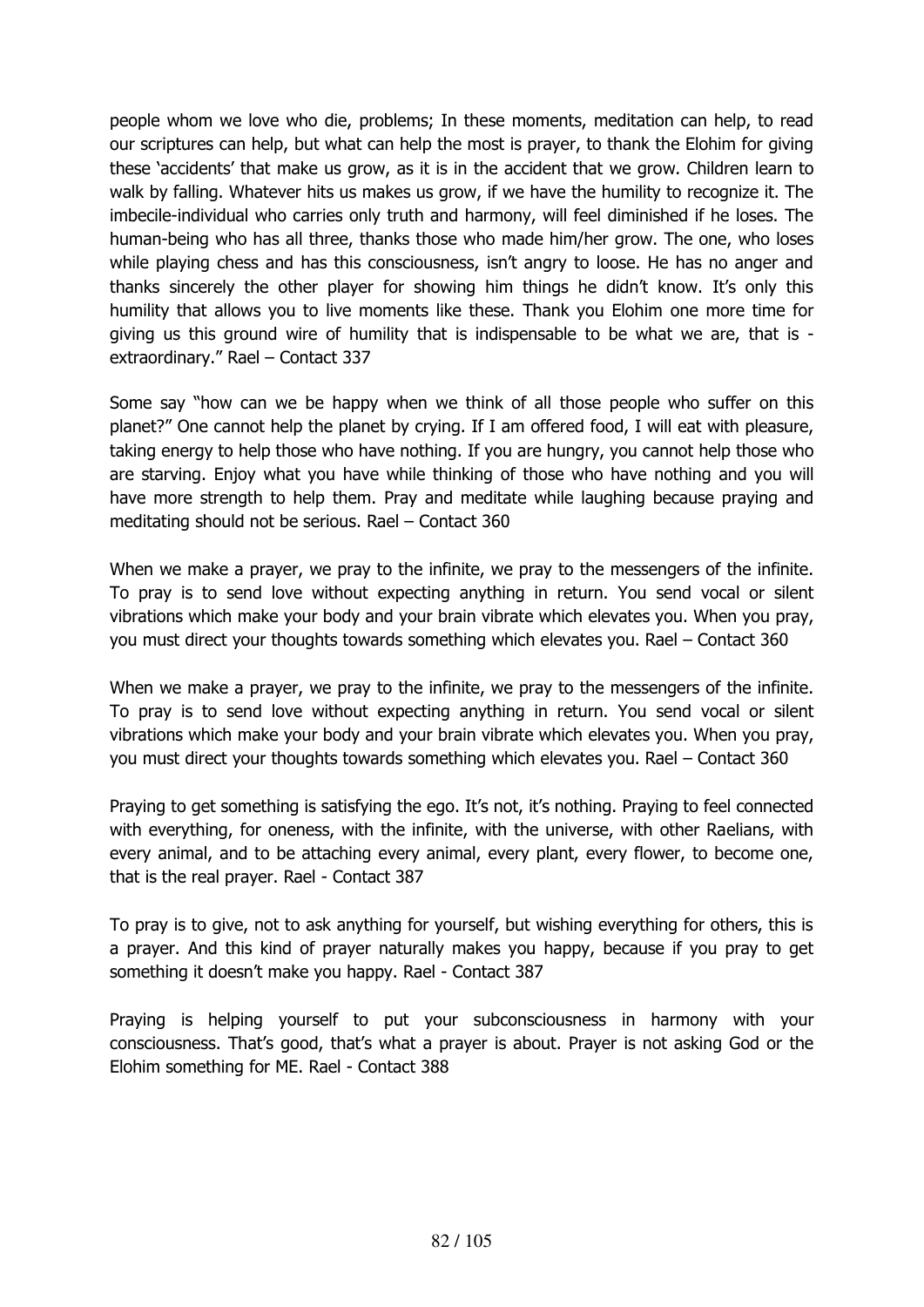people whom we love who die, problems; In these moments, meditation can help, to read our scriptures can help, but what can help the most is prayer, to thank the Elohim for giving these 'accidents' that make us grow, as it is in the accident that we grow. Children learn to walk by falling. Whatever hits us makes us grow, if we have the humility to recognize it. The imbecile-individual who carries only truth and harmony, will feel diminished if he loses. The human-being who has all three, thanks those who made him/her grow. The one, who loses while playing chess and has this consciousness, isn't angry to loose. He has no anger and thanks sincerely the other player for showing him things he didn't know. It's only this humility that allows you to live moments like these. Thank you Elohim one more time for giving us this ground wire of humility that is indispensable to be what we are, that is - extraordinary." Rael – Contact 337

Some say "how can we be happy when we think of all those people who suffer on this planet?" One cannot help the planet by crying. If I am offered food, I will eat with pleasure, taking energy to help those who have nothing. If you are hungry, you cannot help those who are starving. Enjoy what you have while thinking of those who have nothing and you will have more strength to help them. Pray and meditate while laughing because praying and meditating should not be serious. Rael – Contact 360

When we make a prayer, we pray to the infinite, we pray to the messengers of the infinite. To pray is to send love without expecting anything in return. You send vocal or silent vibrations which make your body and your brain vibrate which elevates you. When you pray, you must direct your thoughts towards something which elevates you. Rael – Contact 360

When we make a prayer, we pray to the infinite, we pray to the messengers of the infinite. To pray is to send love without expecting anything in return. You send vocal or silent vibrations which make your body and your brain vibrate which elevates you. When you pray, you must direct your thoughts towards something which elevates you. Rael – Contact 360

Praying to get something is satisfying the ego. It's not, it's nothing. Praying to feel connected with everything, for oneness, with the infinite, with the universe, with other Raelians, with every animal, and to be attaching every animal, every plant, every flower, to become one, that is the real prayer. Rael - Contact 387

To pray is to give, not to ask anything for yourself, but wishing everything for others, this is a prayer. And this kind of prayer naturally makes you happy, because if you pray to get something it doesn't make you happy. Rael - Contact 387

Praying is helping yourself to put your subconsciousness in harmony with your consciousness. That's good, that's what a prayer is about. Prayer is not asking God or the Elohim something for ME. Rael - Contact 388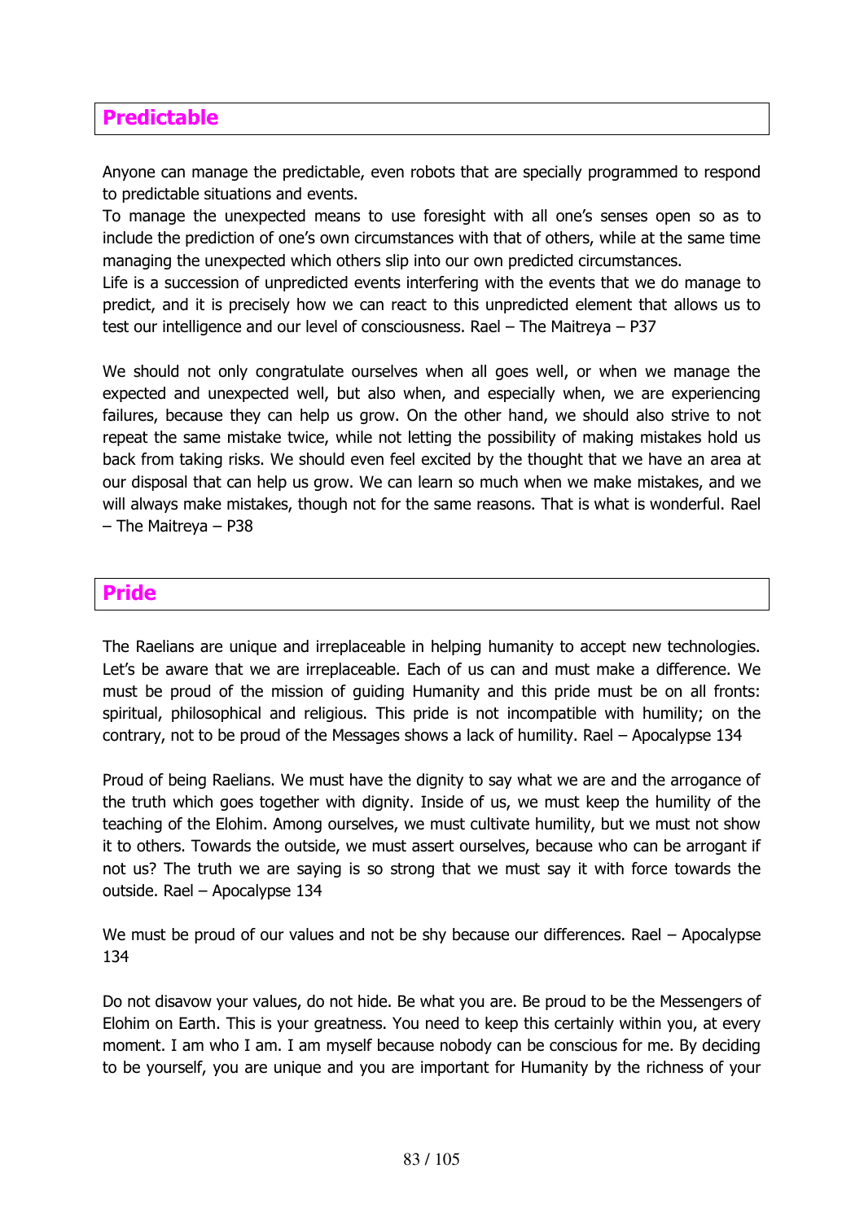## Predictable

Anyone can manage the predictable, even robots that are specially programmed to respond to predictable situations and events.
To manage the unexpected means to use foresight with all one's senses open so as to include the prediction of one's own circumstances with that of others, while at the same time managing the unexpected which others slip into our own predicted circumstances.
Life is a succession of unpredicted events interfering with the events that we do manage to predict, and it is precisely how we can react to this unpredicted element that allows us to test our intelligence and our level of consciousness. Rael – The Maitreya – P37

We should not only congratulate ourselves when all goes well, or when we manage the expected and unexpected well, but also when, and especially when, we are experiencing failures, because they can help us grow. On the other hand, we should also strive to not repeat the same mistake twice, while not letting the possibility of making mistakes hold us back from taking risks. We should even feel excited by the thought that we have an area at our disposal that can help us grow. We can learn so much when we make mistakes, and we will always make mistakes, though not for the same reasons. That is what is wonderful. Rael – The Maitreya – P38

## Pride

The Raelians are unique and irreplaceable in helping humanity to accept new technologies. Let's be aware that we are irreplaceable. Each of us can and must make a difference. We must be proud of the mission of guiding Humanity and this pride must be on all fronts: spiritual, philosophical and religious. This pride is not incompatible with humility; on the contrary, not to be proud of the Messages shows a lack of humility. Rael – Apocalypse 134

Proud of being Raelians. We must have the dignity to say what we are and the arrogance of the truth which goes together with dignity. Inside of us, we must keep the humility of the teaching of the Elohim. Among ourselves, we must cultivate humility, but we must not show it to others. Towards the outside, we must assert ourselves, because who can be arrogant if not us? The truth we are saying is so strong that we must say it with force towards the outside. Rael – Apocalypse 134

We must be proud of our values and not be shy because our differences. Rael – Apocalypse 134

Do not disavow your values, do not hide. Be what you are. Be proud to be the Messengers of Elohim on Earth. This is your greatness. You need to keep this certainly within you, at every moment. I am who I am. I am myself because nobody can be conscious for me. By deciding to be yourself, you are unique and you are important for Humanity by the richness of your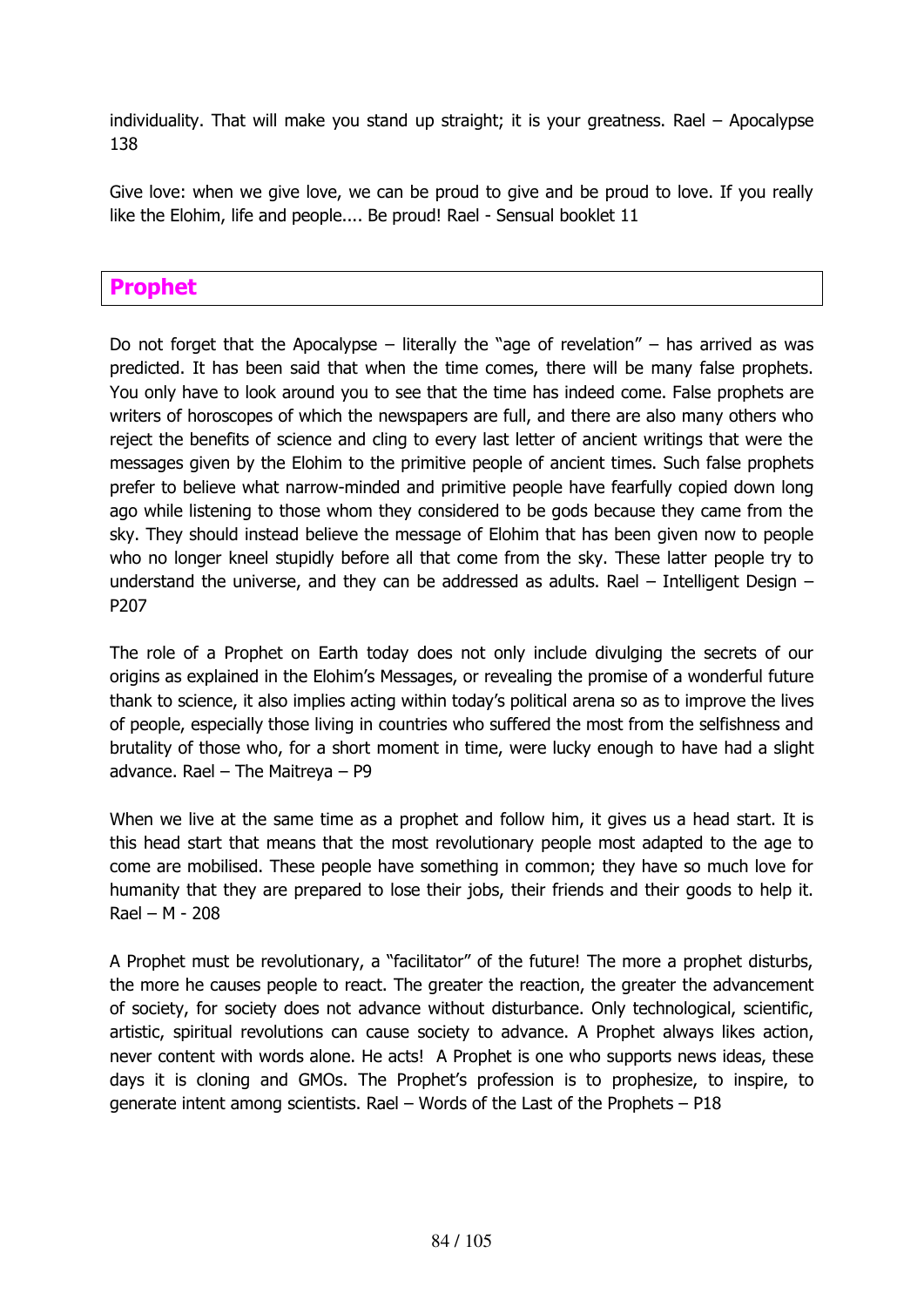individuality. That will make you stand up straight; it is your greatness. Rael – Apocalypse 138

Give love: when we give love, we can be proud to give and be proud to love. If you really like the Elohim, life and people.... Be proud! Rael - Sensual booklet 11

## Prophet

Do not forget that the Apocalypse – literally the "age of revelation" – has arrived as was predicted. It has been said that when the time comes, there will be many false prophets. You only have to look around you to see that the time has indeed come. False prophets are writers of horoscopes of which the newspapers are full, and there are also many others who reject the benefits of science and cling to every last letter of ancient writings that were the messages given by the Elohim to the primitive people of ancient times. Such false prophets prefer to believe what narrow-minded and primitive people have fearfully copied down long ago while listening to those whom they considered to be gods because they came from the sky. They should instead believe the message of Elohim that has been given now to people who no longer kneel stupidly before all that come from the sky. These latter people try to understand the universe, and they can be addressed as adults. Rael – Intelligent Design – P207

The role of a Prophet on Earth today does not only include divulging the secrets of our origins as explained in the Elohim's Messages, or revealing the promise of a wonderful future thank to science, it also implies acting within today's political arena so as to improve the lives of people, especially those living in countries who suffered the most from the selfishness and brutality of those who, for a short moment in time, were lucky enough to have had a slight advance. Rael – The Maitreya – P9

When we live at the same time as a prophet and follow him, it gives us a head start. It is this head start that means that the most revolutionary people most adapted to the age to come are mobilised. These people have something in common; they have so much love for humanity that they are prepared to lose their jobs, their friends and their goods to help it. Rael – M - 208

A Prophet must be revolutionary, a "facilitator" of the future! The more a prophet disturbs, the more he causes people to react. The greater the reaction, the greater the advancement of society, for society does not advance without disturbance. Only technological, scientific, artistic, spiritual revolutions can cause society to advance. A Prophet always likes action, never content with words alone. He acts! A Prophet is one who supports news ideas, these days it is cloning and GMOs. The Prophet's profession is to prophesize, to inspire, to generate intent among scientists. Rael – Words of the Last of the Prophets – P18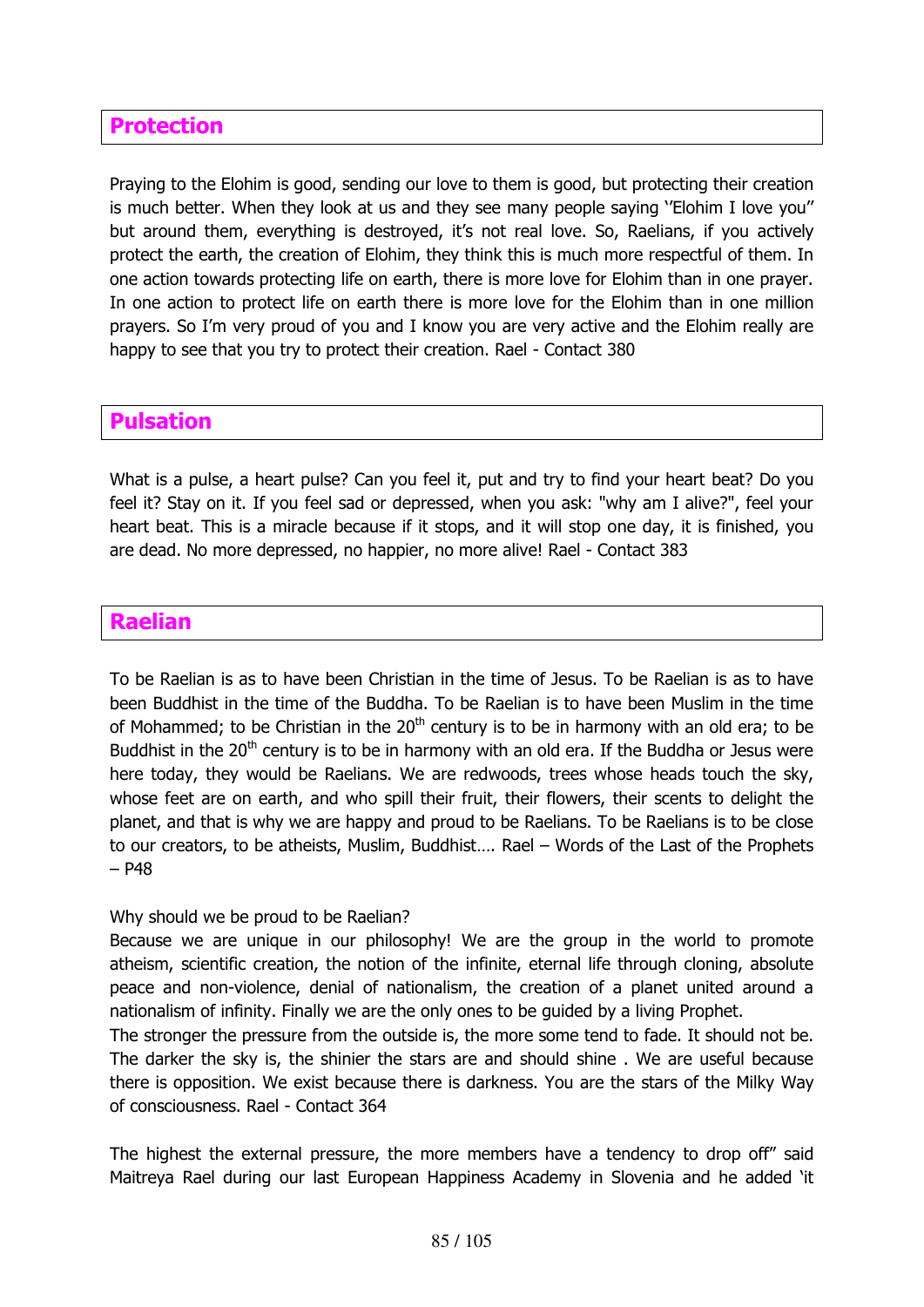## Protection

Praying to the Elohim is good, sending our love to them is good, but protecting their creation is much better. When they look at us and they see many people saying ''Elohim I love you'' but around them, everything is destroyed, it's not real love. So, Raelians, if you actively protect the earth, the creation of Elohim, they think this is much more respectful of them. In one action towards protecting life on earth, there is more love for Elohim than in one prayer. In one action to protect life on earth there is more love for the Elohim than in one million prayers. So I'm very proud of you and I know you are very active and the Elohim really are happy to see that you try to protect their creation. Rael - Contact 380

## Pulsation

What is a pulse, a heart pulse? Can you feel it, put and try to find your heart beat? Do you feel it? Stay on it. If you feel sad or depressed, when you ask: "why am I alive?", feel your heart beat. This is a miracle because if it stops, and it will stop one day, it is finished, you are dead. No more depressed, no happier, no more alive! Rael - Contact 383

## Raelian

To be Raelian is as to have been Christian in the time of Jesus. To be Raelian is as to have been Buddhist in the time of the Buddha. To be Raelian is to have been Muslim in the time of Mohammed; to be Christian in the 20th century is to be in harmony with an old era; to be Buddhist in the 20th century is to be in harmony with an old era. If the Buddha or Jesus were here today, they would be Raelians. We are redwoods, trees whose heads touch the sky, whose feet are on earth, and who spill their fruit, their flowers, their scents to delight the planet, and that is why we are happy and proud to be Raelians. To be Raelians is to be close to our creators, to be atheists, Muslim, Buddhist…. Rael – Words of the Last of the Prophets – P48

Why should we be proud to be Raelian?
Because we are unique in our philosophy! We are the group in the world to promote atheism, scientific creation, the notion of the infinite, eternal life through cloning, absolute peace and non-violence, denial of nationalism, the creation of a planet united around a nationalism of infinity. Finally we are the only ones to be guided by a living Prophet.
The stronger the pressure from the outside is, the more some tend to fade. It should not be. The darker the sky is, the shinier the stars are and should shine . We are useful because there is opposition. We exist because there is darkness. You are the stars of the Milky Way of consciousness. Rael - Contact 364

The highest the external pressure, the more members have a tendency to drop off" said Maitreya Rael during our last European Happiness Academy in Slovenia and he added 'it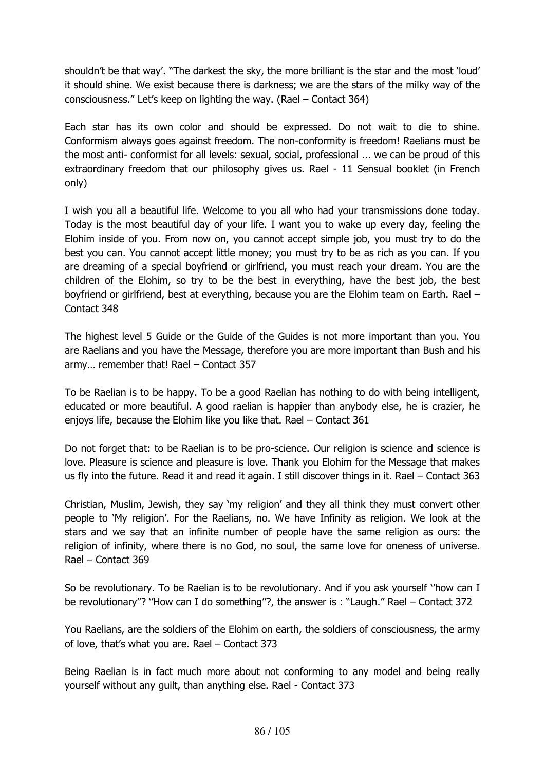shouldn't be that way'. "The darkest the sky, the more brilliant is the star and the most 'loud' it should shine. We exist because there is darkness; we are the stars of the milky way of the consciousness." Let's keep on lighting the way. (Rael – Contact 364)

Each star has its own color and should be expressed. Do not wait to die to shine. Conformism always goes against freedom. The non-conformity is freedom! Raelians must be the most anti- conformist for all levels: sexual, social, professional ... we can be proud of this extraordinary freedom that our philosophy gives us. Rael - 11 Sensual booklet (in French only)

I wish you all a beautiful life. Welcome to you all who had your transmissions done today. Today is the most beautiful day of your life. I want you to wake up every day, feeling the Elohim inside of you. From now on, you cannot accept simple job, you must try to do the best you can. You cannot accept little money; you must try to be as rich as you can. If you are dreaming of a special boyfriend or girlfriend, you must reach your dream. You are the children of the Elohim, so try to be the best in everything, have the best job, the best boyfriend or girlfriend, best at everything, because you are the Elohim team on Earth. Rael – Contact 348

The highest level 5 Guide or the Guide of the Guides is not more important than you. You are Raelians and you have the Message, therefore you are more important than Bush and his army… remember that! Rael – Contact 357

To be Raelian is to be happy. To be a good Raelian has nothing to do with being intelligent, educated or more beautiful. A good raelian is happier than anybody else, he is crazier, he enjoys life, because the Elohim like you like that. Rael – Contact 361

Do not forget that: to be Raelian is to be pro-science. Our religion is science and science is love. Pleasure is science and pleasure is love. Thank you Elohim for the Message that makes us fly into the future. Read it and read it again. I still discover things in it. Rael – Contact 363

Christian, Muslim, Jewish, they say 'my religion' and they all think they must convert other people to 'My religion'. For the Raelians, no. We have Infinity as religion. We look at the stars and we say that an infinite number of people have the same religion as ours: the religion of infinity, where there is no God, no soul, the same love for oneness of universe. Rael – Contact 369

So be revolutionary. To be Raelian is to be revolutionary. And if you ask yourself ''how can I be revolutionary"? ''How can I do something''?, the answer is : "Laugh." Rael – Contact 372

You Raelians, are the soldiers of the Elohim on earth, the soldiers of consciousness, the army of love, that's what you are. Rael – Contact 373

Being Raelian is in fact much more about not conforming to any model and being really yourself without any guilt, than anything else. Rael - Contact 373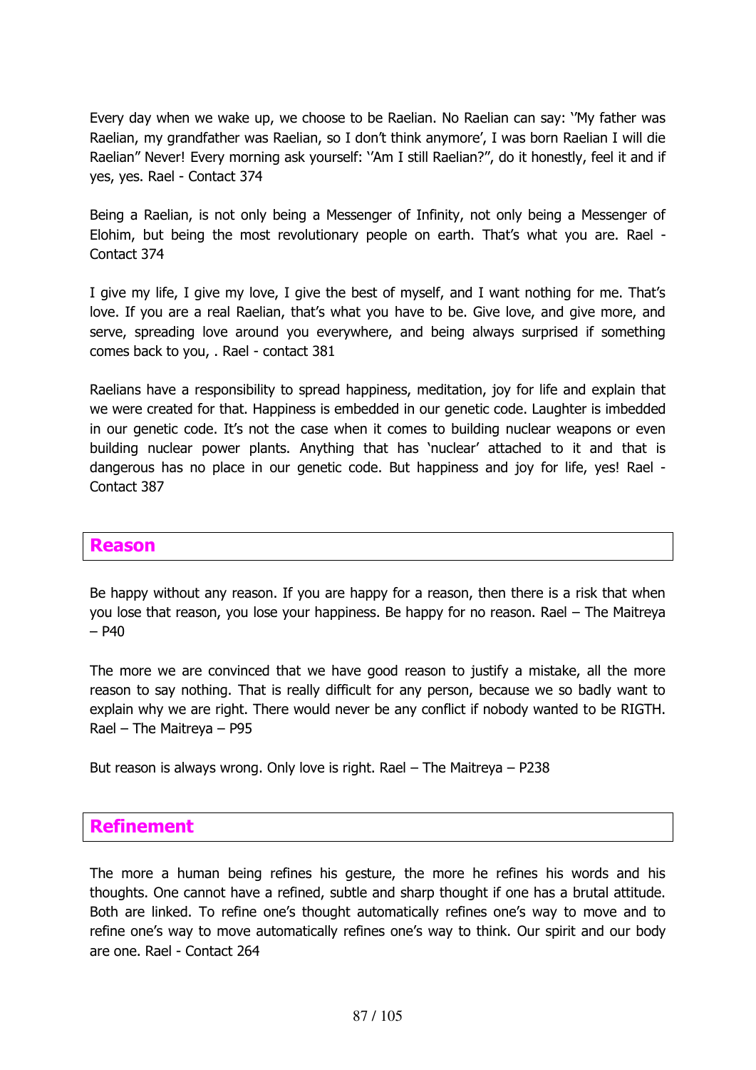Every day when we wake up, we choose to be Raelian. No Raelian can say: ''My father was Raelian, my grandfather was Raelian, so I don't think anymore', I was born Raelian I will die Raelian" Never! Every morning ask yourself: ''Am I still Raelian?", do it honestly, feel it and if yes, yes. Rael - Contact 374

Being a Raelian, is not only being a Messenger of Infinity, not only being a Messenger of Elohim, but being the most revolutionary people on earth. That's what you are. Rael - Contact 374

I give my life, I give my love, I give the best of myself, and I want nothing for me. That's love. If you are a real Raelian, that's what you have to be. Give love, and give more, and serve, spreading love around you everywhere, and being always surprised if something comes back to you, . Rael - contact 381

Raelians have a responsibility to spread happiness, meditation, joy for life and explain that we were created for that. Happiness is embedded in our genetic code. Laughter is imbedded in our genetic code. It's not the case when it comes to building nuclear weapons or even building nuclear power plants. Anything that has 'nuclear' attached to it and that is dangerous has no place in our genetic code. But happiness and joy for life, yes! Rael - Contact 387

## Reason

Be happy without any reason. If you are happy for a reason, then there is a risk that when you lose that reason, you lose your happiness. Be happy for no reason. Rael – The Maitreya – P40

The more we are convinced that we have good reason to justify a mistake, all the more reason to say nothing. That is really difficult for any person, because we so badly want to explain why we are right. There would never be any conflict if nobody wanted to be RIGTH. Rael – The Maitreya – P95

But reason is always wrong. Only love is right. Rael – The Maitreya – P238

## Refinement

The more a human being refines his gesture, the more he refines his words and his thoughts. One cannot have a refined, subtle and sharp thought if one has a brutal attitude. Both are linked. To refine one's thought automatically refines one's way to move and to refine one's way to move automatically refines one's way to think. Our spirit and our body are one. Rael - Contact 264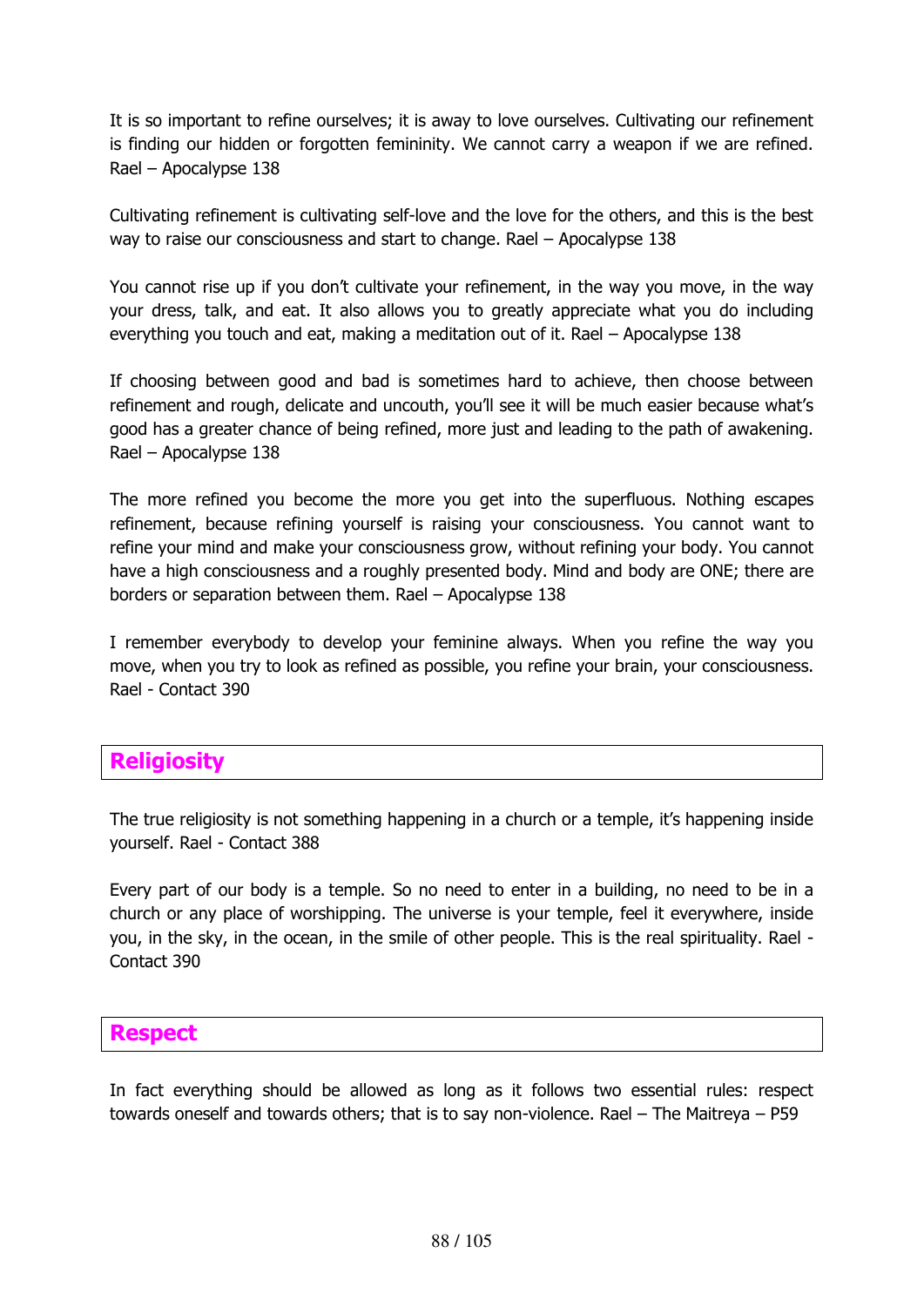It is so important to refine ourselves; it is away to love ourselves. Cultivating our refinement is finding our hidden or forgotten femininity. We cannot carry a weapon if we are refined. Rael – Apocalypse 138

Cultivating refinement is cultivating self-love and the love for the others, and this is the best way to raise our consciousness and start to change. Rael – Apocalypse 138

You cannot rise up if you don't cultivate your refinement, in the way you move, in the way your dress, talk, and eat. It also allows you to greatly appreciate what you do including everything you touch and eat, making a meditation out of it. Rael – Apocalypse 138

If choosing between good and bad is sometimes hard to achieve, then choose between refinement and rough, delicate and uncouth, you'll see it will be much easier because what's good has a greater chance of being refined, more just and leading to the path of awakening. Rael – Apocalypse 138

The more refined you become the more you get into the superfluous. Nothing escapes refinement, because refining yourself is raising your consciousness. You cannot want to refine your mind and make your consciousness grow, without refining your body. You cannot have a high consciousness and a roughly presented body. Mind and body are ONE; there are borders or separation between them. Rael – Apocalypse 138

I remember everybody to develop your feminine always. When you refine the way you move, when you try to look as refined as possible, you refine your brain, your consciousness. Rael - Contact 390

## Religiosity

The true religiosity is not something happening in a church or a temple, it's happening inside yourself. Rael - Contact 388

Every part of our body is a temple. So no need to enter in a building, no need to be in a church or any place of worshipping. The universe is your temple, feel it everywhere, inside you, in the sky, in the ocean, in the smile of other people. This is the real spirituality. Rael - Contact 390

## Respect

In fact everything should be allowed as long as it follows two essential rules: respect towards oneself and towards others; that is to say non-violence. Rael – The Maitreya – P59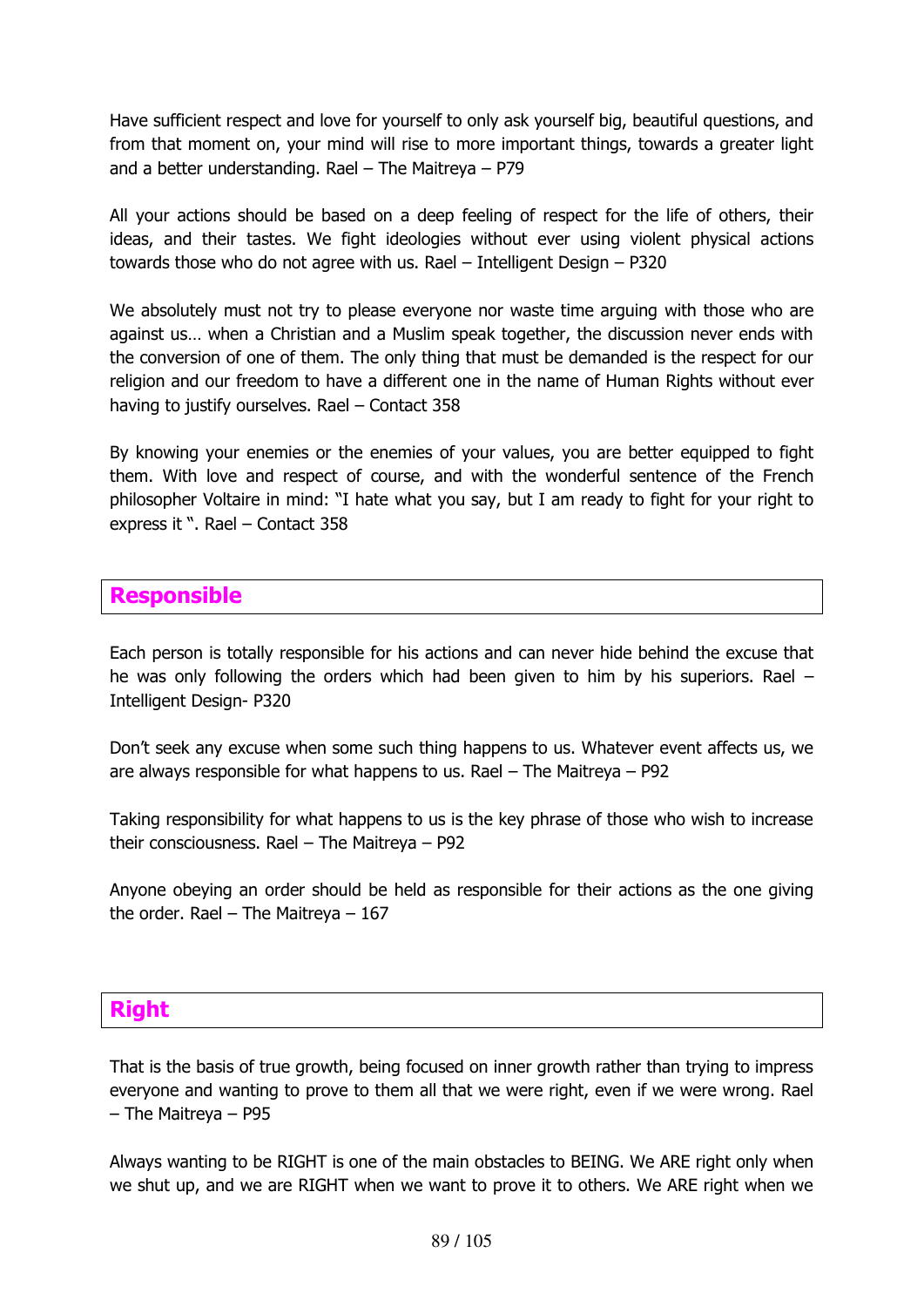Have sufficient respect and love for yourself to only ask yourself big, beautiful questions, and from that moment on, your mind will rise to more important things, towards a greater light and a better understanding. Rael – The Maitreya – P79

All your actions should be based on a deep feeling of respect for the life of others, their ideas, and their tastes. We fight ideologies without ever using violent physical actions towards those who do not agree with us. Rael – Intelligent Design – P320

We absolutely must not try to please everyone nor waste time arguing with those who are against us… when a Christian and a Muslim speak together, the discussion never ends with the conversion of one of them. The only thing that must be demanded is the respect for our religion and our freedom to have a different one in the name of Human Rights without ever having to justify ourselves. Rael – Contact 358

By knowing your enemies or the enemies of your values, you are better equipped to fight them. With love and respect of course, and with the wonderful sentence of the French philosopher Voltaire in mind: "I hate what you say, but I am ready to fight for your right to express it ". Rael – Contact 358

## Responsible

Each person is totally responsible for his actions and can never hide behind the excuse that he was only following the orders which had been given to him by his superiors. Rael – Intelligent Design- P320

Don't seek any excuse when some such thing happens to us. Whatever event affects us, we are always responsible for what happens to us. Rael – The Maitreya – P92

Taking responsibility for what happens to us is the key phrase of those who wish to increase their consciousness. Rael – The Maitreya – P92

Anyone obeying an order should be held as responsible for their actions as the one giving the order. Rael – The Maitreya – 167

## Right

That is the basis of true growth, being focused on inner growth rather than trying to impress everyone and wanting to prove to them all that we were right, even if we were wrong. Rael – The Maitreya – P95

Always wanting to be RIGHT is one of the main obstacles to BEING. We ARE right only when we shut up, and we are RIGHT when we want to prove it to others. We ARE right when we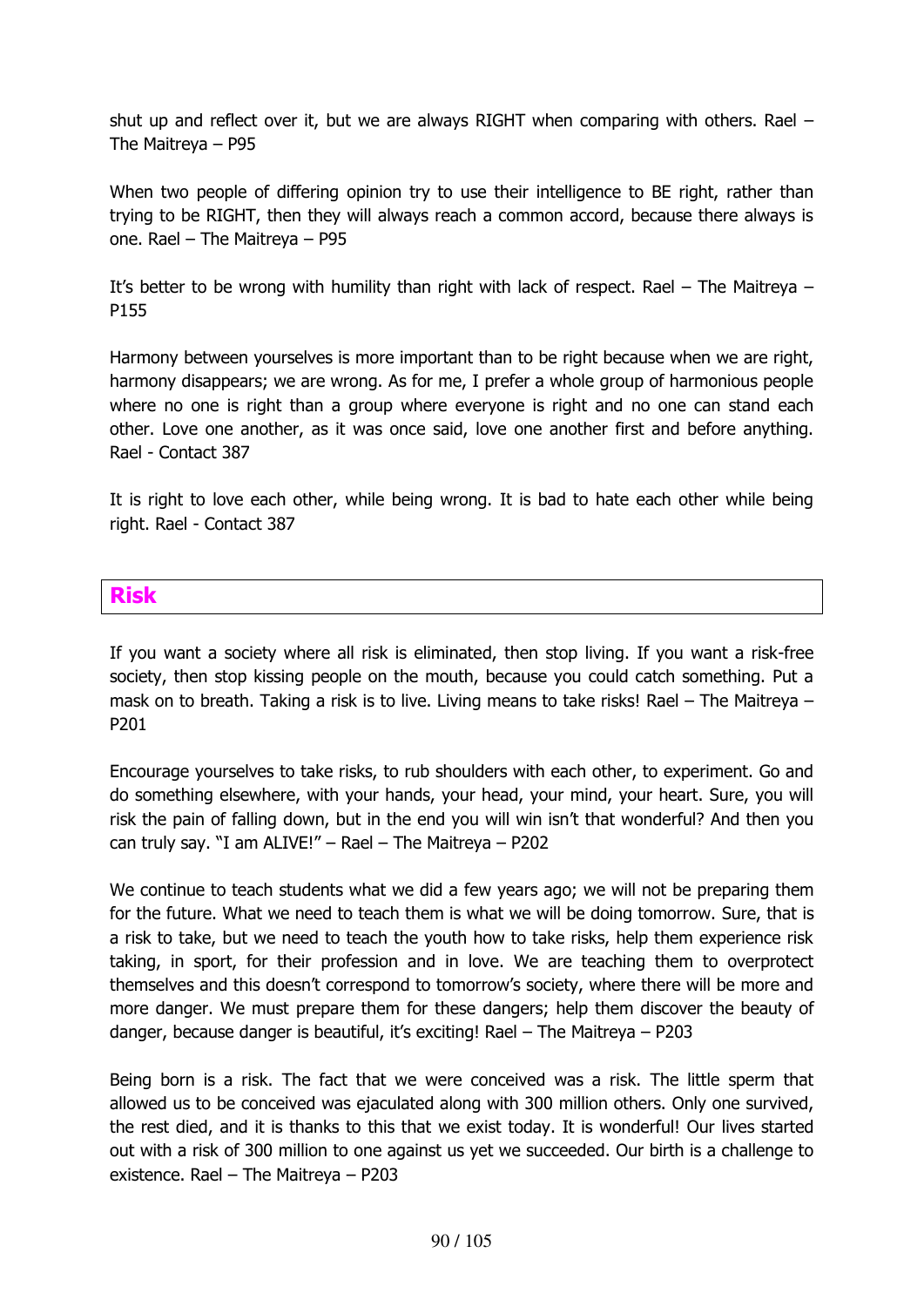shut up and reflect over it, but we are always RIGHT when comparing with others. Rael – The Maitreya – P95

When two people of differing opinion try to use their intelligence to BE right, rather than trying to be RIGHT, then they will always reach a common accord, because there always is one. Rael – The Maitreya – P95

It's better to be wrong with humility than right with lack of respect. Rael – The Maitreya – P155

Harmony between yourselves is more important than to be right because when we are right, harmony disappears; we are wrong. As for me, I prefer a whole group of harmonious people where no one is right than a group where everyone is right and no one can stand each other. Love one another, as it was once said, love one another first and before anything. Rael - Contact 387

It is right to love each other, while being wrong. It is bad to hate each other while being right. Rael - Contact 387

## Risk

If you want a society where all risk is eliminated, then stop living. If you want a risk-free society, then stop kissing people on the mouth, because you could catch something. Put a mask on to breath. Taking a risk is to live. Living means to take risks! Rael – The Maitreya – P201

Encourage yourselves to take risks, to rub shoulders with each other, to experiment. Go and do something elsewhere, with your hands, your head, your mind, your heart. Sure, you will risk the pain of falling down, but in the end you will win isn't that wonderful? And then you can truly say. "I am ALIVE!" – Rael – The Maitreya – P202

We continue to teach students what we did a few years ago; we will not be preparing them for the future. What we need to teach them is what we will be doing tomorrow. Sure, that is a risk to take, but we need to teach the youth how to take risks, help them experience risk taking, in sport, for their profession and in love. We are teaching them to overprotect themselves and this doesn't correspond to tomorrow's society, where there will be more and more danger. We must prepare them for these dangers; help them discover the beauty of danger, because danger is beautiful, it's exciting! Rael – The Maitreya – P203

Being born is a risk. The fact that we were conceived was a risk. The little sperm that allowed us to be conceived was ejaculated along with 300 million others. Only one survived, the rest died, and it is thanks to this that we exist today. It is wonderful! Our lives started out with a risk of 300 million to one against us yet we succeeded. Our birth is a challenge to existence. Rael – The Maitreya – P203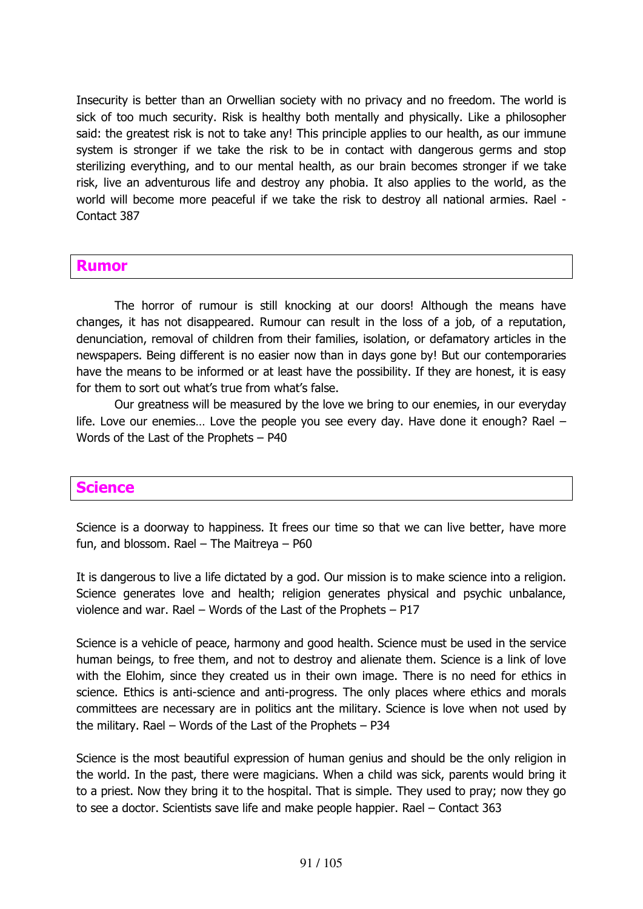Insecurity is better than an Orwellian society with no privacy and no freedom. The world is sick of too much security. Risk is healthy both mentally and physically. Like a philosopher said: the greatest risk is not to take any! This principle applies to our health, as our immune system is stronger if we take the risk to be in contact with dangerous germs and stop sterilizing everything, and to our mental health, as our brain becomes stronger if we take risk, live an adventurous life and destroy any phobia. It also applies to the world, as the world will become more peaceful if we take the risk to destroy all national armies. Rael - Contact 387

## Rumor

The horror of rumour is still knocking at our doors! Although the means have changes, it has not disappeared. Rumour can result in the loss of a job, of a reputation, denunciation, removal of children from their families, isolation, or defamatory articles in the newspapers. Being different is no easier now than in days gone by! But our contemporaries have the means to be informed or at least have the possibility. If they are honest, it is easy for them to sort out what's true from what's false.

Our greatness will be measured by the love we bring to our enemies, in our everyday life. Love our enemies… Love the people you see every day. Have done it enough? Rael – Words of the Last of the Prophets – P40

## Science

Science is a doorway to happiness. It frees our time so that we can live better, have more fun, and blossom. Rael – The Maitreya – P60

It is dangerous to live a life dictated by a god. Our mission is to make science into a religion. Science generates love and health; religion generates physical and psychic unbalance, violence and war. Rael – Words of the Last of the Prophets – P17

Science is a vehicle of peace, harmony and good health. Science must be used in the service human beings, to free them, and not to destroy and alienate them. Science is a link of love with the Elohim, since they created us in their own image. There is no need for ethics in science. Ethics is anti-science and anti-progress. The only places where ethics and morals committees are necessary are in politics ant the military. Science is love when not used by the military. Rael – Words of the Last of the Prophets – P34

Science is the most beautiful expression of human genius and should be the only religion in the world. In the past, there were magicians. When a child was sick, parents would bring it to a priest. Now they bring it to the hospital. That is simple. They used to pray; now they go to see a doctor. Scientists save life and make people happier. Rael – Contact 363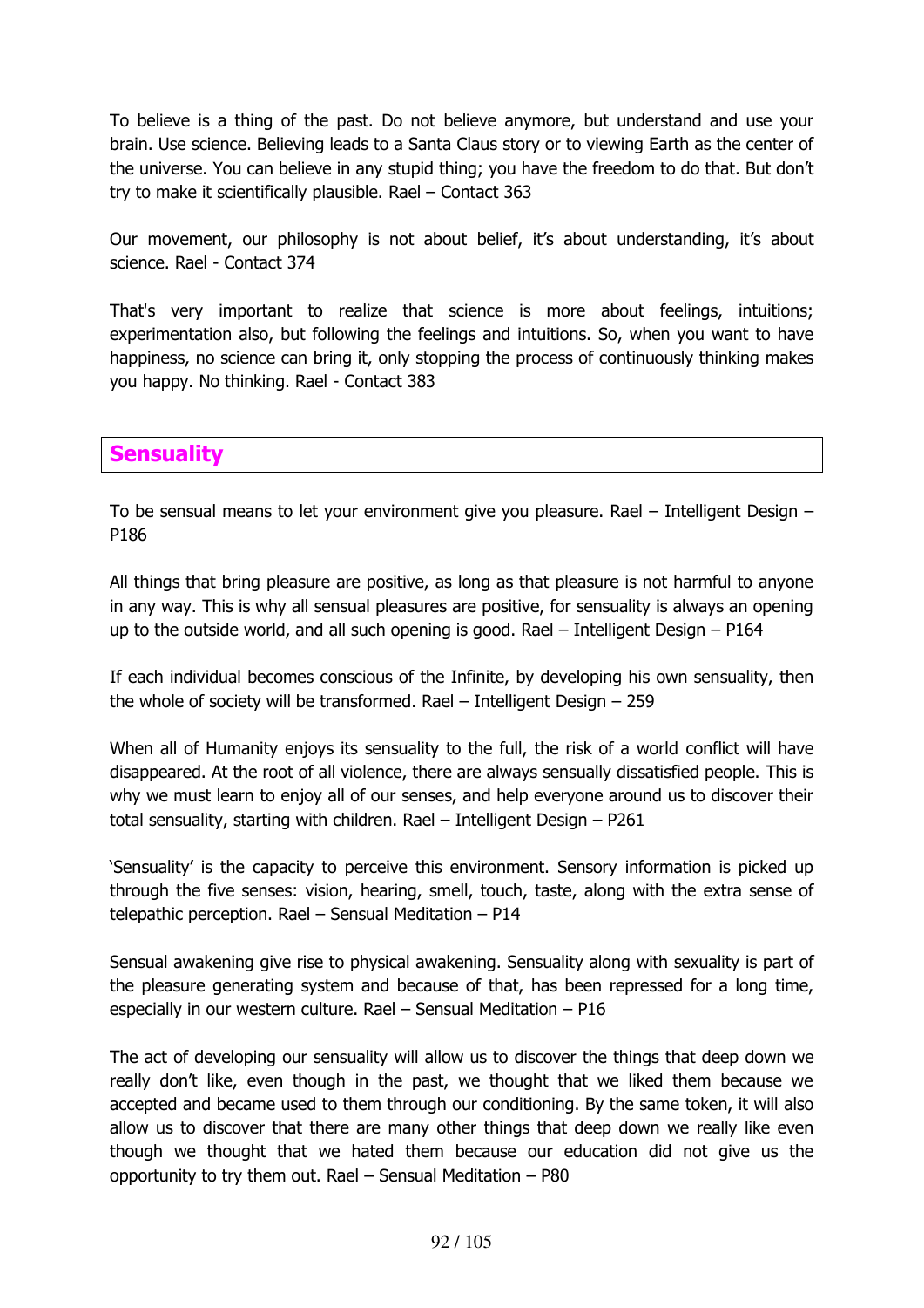To believe is a thing of the past. Do not believe anymore, but understand and use your brain. Use science. Believing leads to a Santa Claus story or to viewing Earth as the center of the universe. You can believe in any stupid thing; you have the freedom to do that. But don't try to make it scientifically plausible. Rael – Contact 363

Our movement, our philosophy is not about belief, it's about understanding, it's about science. Rael - Contact 374

That's very important to realize that science is more about feelings, intuitions; experimentation also, but following the feelings and intuitions. So, when you want to have happiness, no science can bring it, only stopping the process of continuously thinking makes you happy. No thinking. Rael - Contact 383

## Sensuality

To be sensual means to let your environment give you pleasure. Rael – Intelligent Design – P186

All things that bring pleasure are positive, as long as that pleasure is not harmful to anyone in any way. This is why all sensual pleasures are positive, for sensuality is always an opening up to the outside world, and all such opening is good. Rael – Intelligent Design – P164

If each individual becomes conscious of the Infinite, by developing his own sensuality, then the whole of society will be transformed. Rael – Intelligent Design – 259

When all of Humanity enjoys its sensuality to the full, the risk of a world conflict will have disappeared. At the root of all violence, there are always sensually dissatisfied people. This is why we must learn to enjoy all of our senses, and help everyone around us to discover their total sensuality, starting with children. Rael – Intelligent Design – P261

'Sensuality' is the capacity to perceive this environment. Sensory information is picked up through the five senses: vision, hearing, smell, touch, taste, along with the extra sense of telepathic perception. Rael – Sensual Meditation – P14

Sensual awakening give rise to physical awakening. Sensuality along with sexuality is part of the pleasure generating system and because of that, has been repressed for a long time, especially in our western culture. Rael – Sensual Meditation – P16

The act of developing our sensuality will allow us to discover the things that deep down we really don't like, even though in the past, we thought that we liked them because we accepted and became used to them through our conditioning. By the same token, it will also allow us to discover that there are many other things that deep down we really like even though we thought that we hated them because our education did not give us the opportunity to try them out. Rael – Sensual Meditation – P80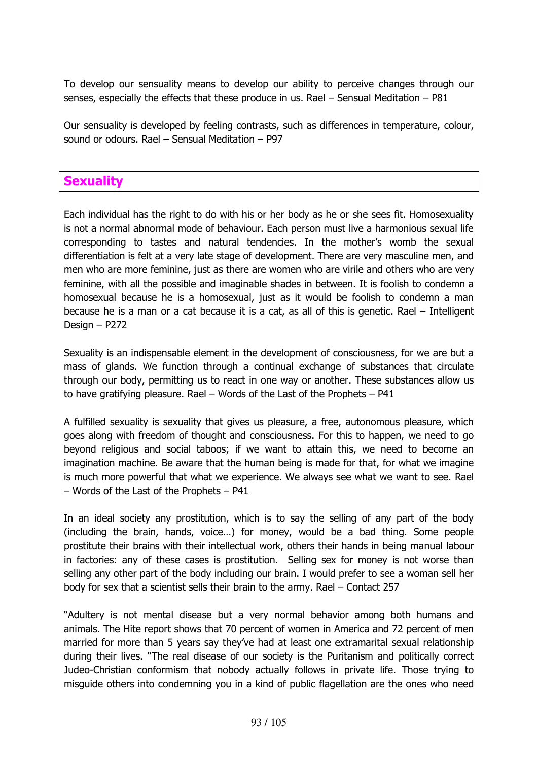To develop our sensuality means to develop our ability to perceive changes through our senses, especially the effects that these produce in us. Rael – Sensual Meditation – P81

Our sensuality is developed by feeling contrasts, such as differences in temperature, colour, sound or odours. Rael – Sensual Meditation – P97

## Sexuality

Each individual has the right to do with his or her body as he or she sees fit. Homosexuality is not a normal abnormal mode of behaviour. Each person must live a harmonious sexual life corresponding to tastes and natural tendencies. In the mother's womb the sexual differentiation is felt at a very late stage of development. There are very masculine men, and men who are more feminine, just as there are women who are virile and others who are very feminine, with all the possible and imaginable shades in between. It is foolish to condemn a homosexual because he is a homosexual, just as it would be foolish to condemn a man because he is a man or a cat because it is a cat, as all of this is genetic. Rael – Intelligent Design – P272

Sexuality is an indispensable element in the development of consciousness, for we are but a mass of glands. We function through a continual exchange of substances that circulate through our body, permitting us to react in one way or another. These substances allow us to have gratifying pleasure. Rael – Words of the Last of the Prophets – P41

A fulfilled sexuality is sexuality that gives us pleasure, a free, autonomous pleasure, which goes along with freedom of thought and consciousness. For this to happen, we need to go beyond religious and social taboos; if we want to attain this, we need to become an imagination machine. Be aware that the human being is made for that, for what we imagine is much more powerful that what we experience. We always see what we want to see. Rael – Words of the Last of the Prophets – P41

In an ideal society any prostitution, which is to say the selling of any part of the body (including the brain, hands, voice…) for money, would be a bad thing. Some people prostitute their brains with their intellectual work, others their hands in being manual labour in factories: any of these cases is prostitution. Selling sex for money is not worse than selling any other part of the body including our brain. I would prefer to see a woman sell her body for sex that a scientist sells their brain to the army. Rael – Contact 257

"Adultery is not mental disease but a very normal behavior among both humans and animals. The Hite report shows that 70 percent of women in America and 72 percent of men married for more than 5 years say they've had at least one extramarital sexual relationship during their lives. "The real disease of our society is the Puritanism and politically correct Judeo-Christian conformism that nobody actually follows in private life. Those trying to misguide others into condemning you in a kind of public flagellation are the ones who need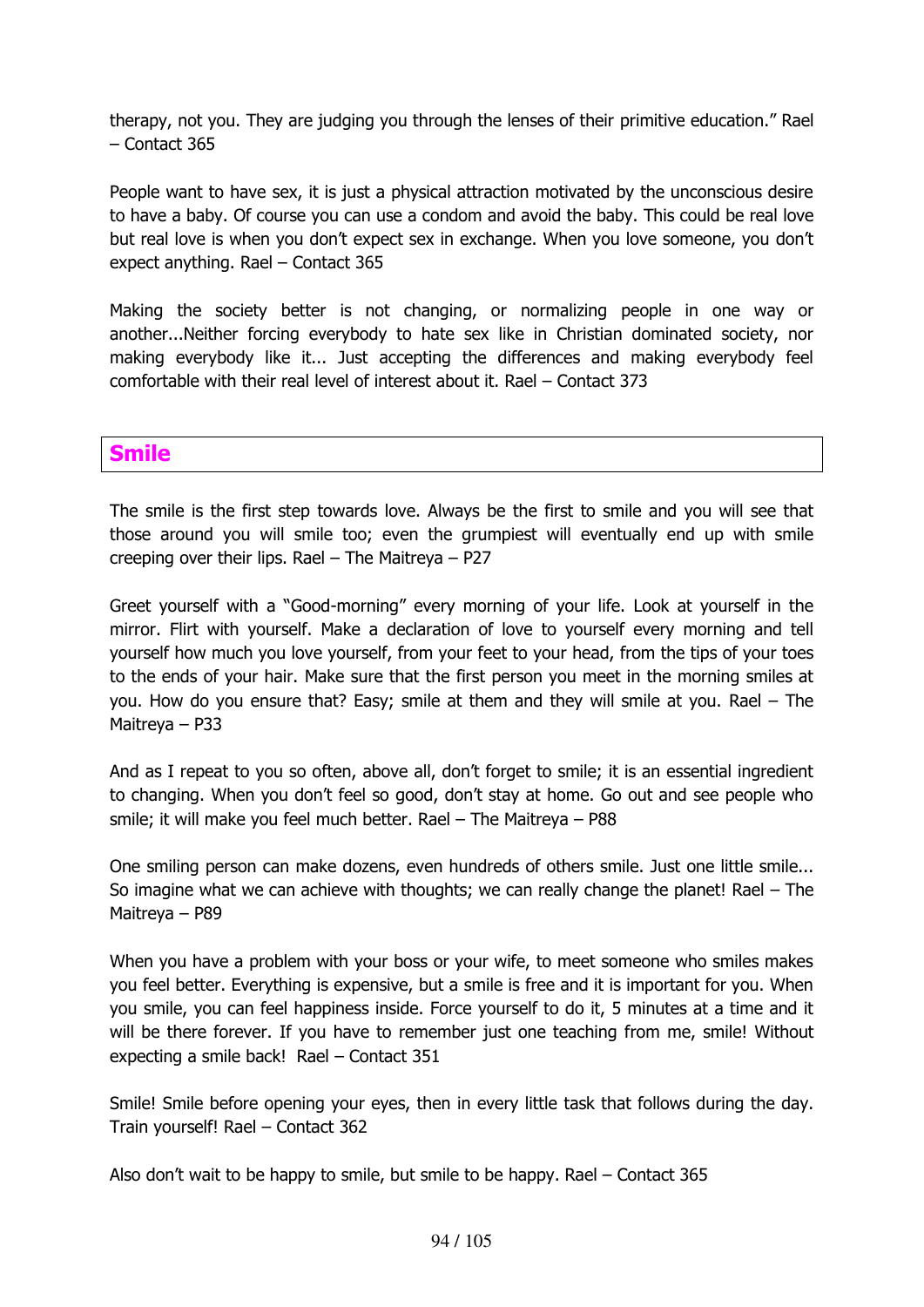therapy, not you. They are judging you through the lenses of their primitive education." Rael – Contact 365

People want to have sex, it is just a physical attraction motivated by the unconscious desire to have a baby. Of course you can use a condom and avoid the baby. This could be real love but real love is when you don't expect sex in exchange. When you love someone, you don't expect anything. Rael – Contact 365

Making the society better is not changing, or normalizing people in one way or another...Neither forcing everybody to hate sex like in Christian dominated society, nor making everybody like it... Just accepting the differences and making everybody feel comfortable with their real level of interest about it. Rael – Contact 373

## Smile

The smile is the first step towards love. Always be the first to smile and you will see that those around you will smile too; even the grumpiest will eventually end up with smile creeping over their lips. Rael – The Maitreya – P27

Greet yourself with a "Good-morning" every morning of your life. Look at yourself in the mirror. Flirt with yourself. Make a declaration of love to yourself every morning and tell yourself how much you love yourself, from your feet to your head, from the tips of your toes to the ends of your hair. Make sure that the first person you meet in the morning smiles at you. How do you ensure that? Easy; smile at them and they will smile at you. Rael – The Maitreya – P33

And as I repeat to you so often, above all, don't forget to smile; it is an essential ingredient to changing. When you don't feel so good, don't stay at home. Go out and see people who smile; it will make you feel much better. Rael – The Maitreya – P88

One smiling person can make dozens, even hundreds of others smile. Just one little smile... So imagine what we can achieve with thoughts; we can really change the planet! Rael – The Maitreya – P89

When you have a problem with your boss or your wife, to meet someone who smiles makes you feel better. Everything is expensive, but a smile is free and it is important for you. When you smile, you can feel happiness inside. Force yourself to do it, 5 minutes at a time and it will be there forever. If you have to remember just one teaching from me, smile! Without expecting a smile back! Rael – Contact 351

Smile! Smile before opening your eyes, then in every little task that follows during the day. Train yourself! Rael – Contact 362

Also don't wait to be happy to smile, but smile to be happy. Rael – Contact 365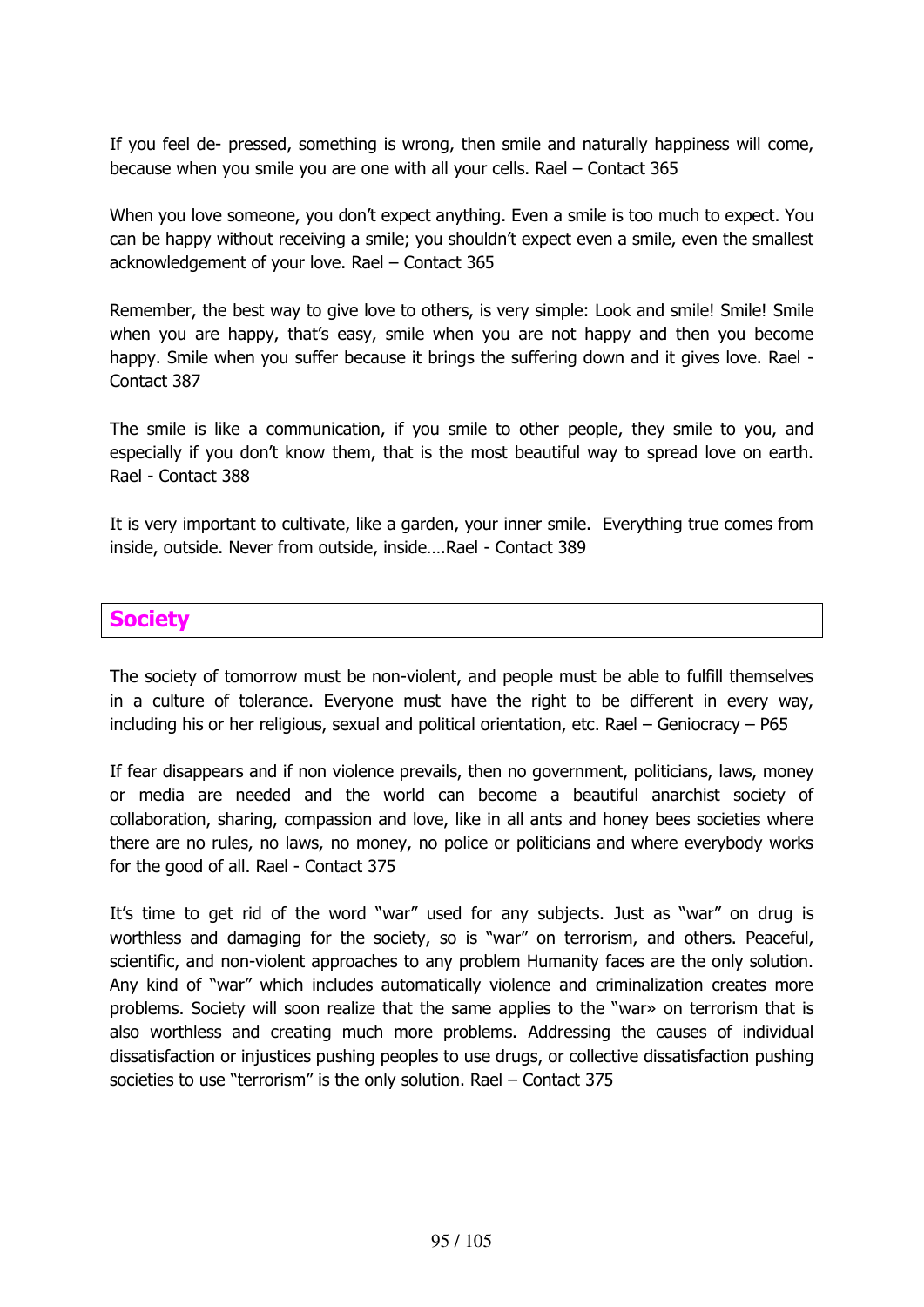If you feel de- pressed, something is wrong, then smile and naturally happiness will come, because when you smile you are one with all your cells. Rael – Contact 365

When you love someone, you don't expect anything. Even a smile is too much to expect. You can be happy without receiving a smile; you shouldn't expect even a smile, even the smallest acknowledgement of your love. Rael – Contact 365

Remember, the best way to give love to others, is very simple: Look and smile! Smile! Smile when you are happy, that's easy, smile when you are not happy and then you become happy. Smile when you suffer because it brings the suffering down and it gives love. Rael - Contact 387

The smile is like a communication, if you smile to other people, they smile to you, and especially if you don't know them, that is the most beautiful way to spread love on earth. Rael - Contact 388

It is very important to cultivate, like a garden, your inner smile. Everything true comes from inside, outside. Never from outside, inside….Rael - Contact 389

## Society

The society of tomorrow must be non-violent, and people must be able to fulfill themselves in a culture of tolerance. Everyone must have the right to be different in every way, including his or her religious, sexual and political orientation, etc. Rael – Geniocracy – P65

If fear disappears and if non violence prevails, then no government, politicians, laws, money or media are needed and the world can become a beautiful anarchist society of collaboration, sharing, compassion and love, like in all ants and honey bees societies where there are no rules, no laws, no money, no police or politicians and where everybody works for the good of all. Rael - Contact 375

It's time to get rid of the word "war" used for any subjects. Just as "war" on drug is worthless and damaging for the society, so is "war" on terrorism, and others. Peaceful, scientific, and non-violent approaches to any problem Humanity faces are the only solution. Any kind of "war" which includes automatically violence and criminalization creates more problems. Society will soon realize that the same applies to the "war» on terrorism that is also worthless and creating much more problems. Addressing the causes of individual dissatisfaction or injustices pushing peoples to use drugs, or collective dissatisfaction pushing societies to use "terrorism" is the only solution. Rael – Contact 375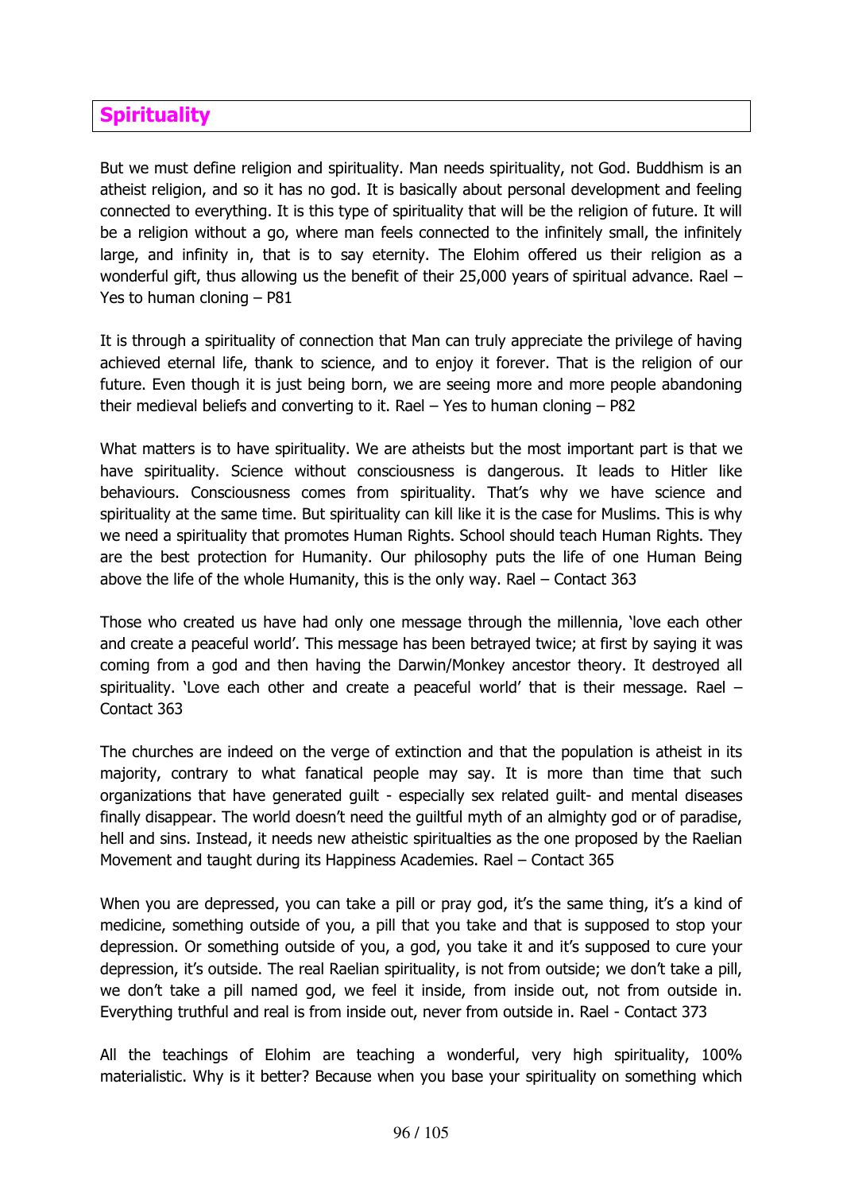## Spirituality

But we must define religion and spirituality. Man needs spirituality, not God. Buddhism is an atheist religion, and so it has no god. It is basically about personal development and feeling connected to everything. It is this type of spirituality that will be the religion of future. It will be a religion without a go, where man feels connected to the infinitely small, the infinitely large, and infinity in, that is to say eternity. The Elohim offered us their religion as a wonderful gift, thus allowing us the benefit of their 25,000 years of spiritual advance. Rael – Yes to human cloning – P81

It is through a spirituality of connection that Man can truly appreciate the privilege of having achieved eternal life, thank to science, and to enjoy it forever. That is the religion of our future. Even though it is just being born, we are seeing more and more people abandoning their medieval beliefs and converting to it. Rael – Yes to human cloning – P82

What matters is to have spirituality. We are atheists but the most important part is that we have spirituality. Science without consciousness is dangerous. It leads to Hitler like behaviours. Consciousness comes from spirituality. That's why we have science and spirituality at the same time. But spirituality can kill like it is the case for Muslims. This is why we need a spirituality that promotes Human Rights. School should teach Human Rights. They are the best protection for Humanity. Our philosophy puts the life of one Human Being above the life of the whole Humanity, this is the only way. Rael – Contact 363

Those who created us have had only one message through the millennia, 'love each other and create a peaceful world'. This message has been betrayed twice; at first by saying it was coming from a god and then having the Darwin/Monkey ancestor theory. It destroyed all spirituality. 'Love each other and create a peaceful world' that is their message. Rael – Contact 363

The churches are indeed on the verge of extinction and that the population is atheist in its majority, contrary to what fanatical people may say. It is more than time that such organizations that have generated guilt - especially sex related guilt- and mental diseases finally disappear. The world doesn't need the guiltful myth of an almighty god or of paradise, hell and sins. Instead, it needs new atheistic spiritualties as the one proposed by the Raelian Movement and taught during its Happiness Academies. Rael – Contact 365

When you are depressed, you can take a pill or pray god, it's the same thing, it's a kind of medicine, something outside of you, a pill that you take and that is supposed to stop your depression. Or something outside of you, a god, you take it and it's supposed to cure your depression, it's outside. The real Raelian spirituality, is not from outside; we don't take a pill, we don't take a pill named god, we feel it inside, from inside out, not from outside in. Everything truthful and real is from inside out, never from outside in. Rael - Contact 373

All the teachings of Elohim are teaching a wonderful, very high spirituality, 100% materialistic. Why is it better? Because when you base your spirituality on something which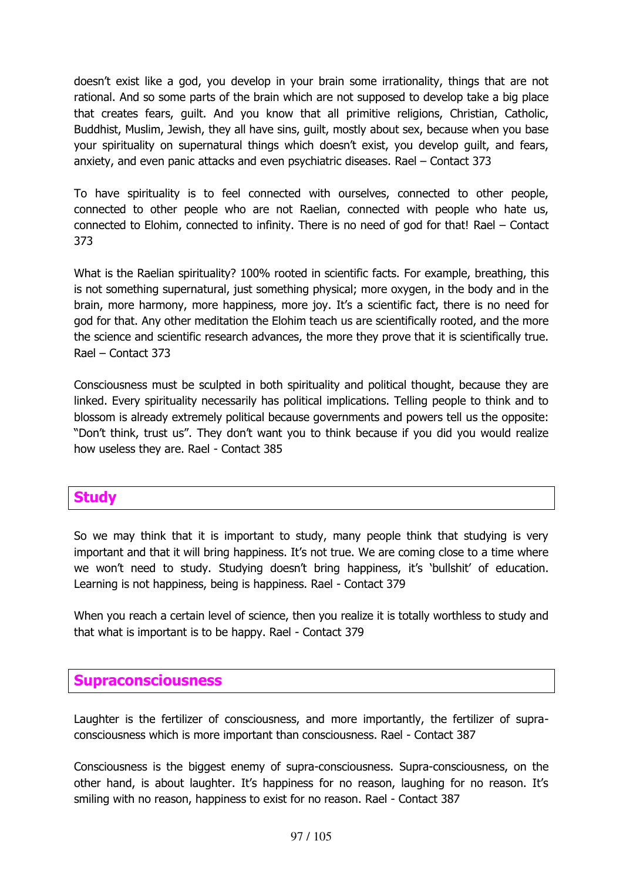doesn't exist like a god, you develop in your brain some irrationality, things that are not rational. And so some parts of the brain which are not supposed to develop take a big place that creates fears, guilt. And you know that all primitive religions, Christian, Catholic, Buddhist, Muslim, Jewish, they all have sins, guilt, mostly about sex, because when you base your spirituality on supernatural things which doesn't exist, you develop guilt, and fears, anxiety, and even panic attacks and even psychiatric diseases. Rael – Contact 373

To have spirituality is to feel connected with ourselves, connected to other people, connected to other people who are not Raelian, connected with people who hate us, connected to Elohim, connected to infinity. There is no need of god for that! Rael – Contact 373

What is the Raelian spirituality? 100% rooted in scientific facts. For example, breathing, this is not something supernatural, just something physical; more oxygen, in the body and in the brain, more harmony, more happiness, more joy. It's a scientific fact, there is no need for god for that. Any other meditation the Elohim teach us are scientifically rooted, and the more the science and scientific research advances, the more they prove that it is scientifically true. Rael – Contact 373

Consciousness must be sculpted in both spirituality and political thought, because they are linked. Every spirituality necessarily has political implications. Telling people to think and to blossom is already extremely political because governments and powers tell us the opposite: "Don't think, trust us". They don't want you to think because if you did you would realize how useless they are. Rael - Contact 385

## Study

So we may think that it is important to study, many people think that studying is very important and that it will bring happiness. It's not true. We are coming close to a time where we won't need to study. Studying doesn't bring happiness, it's 'bullshit' of education. Learning is not happiness, being is happiness. Rael - Contact 379

When you reach a certain level of science, then you realize it is totally worthless to study and that what is important is to be happy. Rael - Contact 379

## Supraconsciousness

Laughter is the fertilizer of consciousness, and more importantly, the fertilizer of supra-consciousness which is more important than consciousness. Rael - Contact 387

Consciousness is the biggest enemy of supra-consciousness. Supra-consciousness, on the other hand, is about laughter. It's happiness for no reason, laughing for no reason. It's smiling with no reason, happiness to exist for no reason. Rael - Contact 387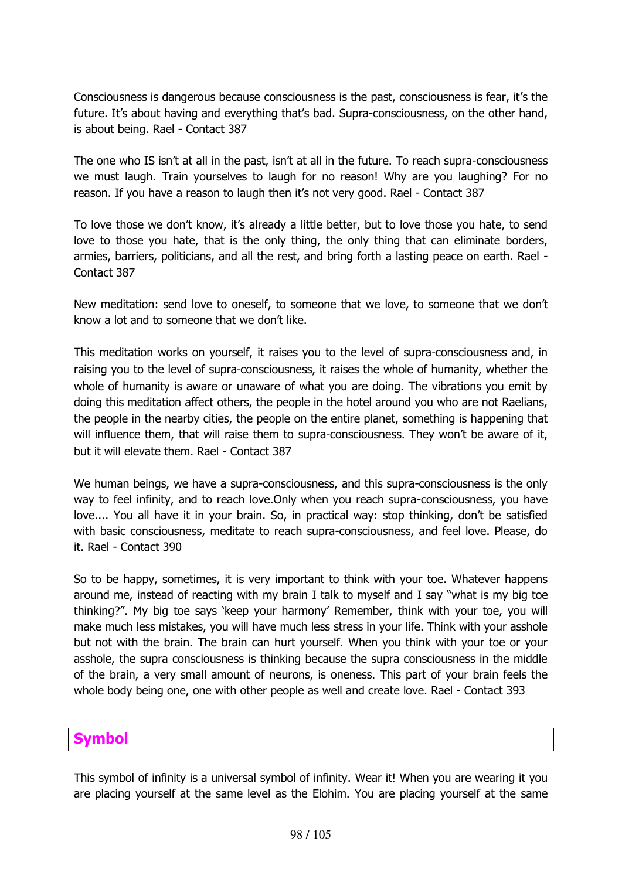Consciousness is dangerous because consciousness is the past, consciousness is fear, it's the future. It's about having and everything that's bad. Supra-consciousness, on the other hand, is about being. Rael - Contact 387

The one who IS isn't at all in the past, isn't at all in the future. To reach supra-consciousness we must laugh. Train yourselves to laugh for no reason! Why are you laughing? For no reason. If you have a reason to laugh then it's not very good. Rael - Contact 387

To love those we don't know, it's already a little better, but to love those you hate, to send love to those you hate, that is the only thing, the only thing that can eliminate borders, armies, barriers, politicians, and all the rest, and bring forth a lasting peace on earth. Rael - Contact 387

New meditation: send love to oneself, to someone that we love, to someone that we don't know a lot and to someone that we don't like.

This meditation works on yourself, it raises you to the level of supra-consciousness and, in raising you to the level of supra-consciousness, it raises the whole of humanity, whether the whole of humanity is aware or unaware of what you are doing. The vibrations you emit by doing this meditation affect others, the people in the hotel around you who are not Raelians, the people in the nearby cities, the people on the entire planet, something is happening that will influence them, that will raise them to supra-consciousness. They won't be aware of it, but it will elevate them. Rael - Contact 387

We human beings, we have a supra-consciousness, and this supra-consciousness is the only way to feel infinity, and to reach love.Only when you reach supra-consciousness, you have love.... You all have it in your brain. So, in practical way: stop thinking, don't be satisfied with basic consciousness, meditate to reach supra-consciousness, and feel love. Please, do it. Rael - Contact 390

So to be happy, sometimes, it is very important to think with your toe. Whatever happens around me, instead of reacting with my brain I talk to myself and I say "what is my big toe thinking?". My big toe says 'keep your harmony' Remember, think with your toe, you will make much less mistakes, you will have much less stress in your life. Think with your asshole but not with the brain. The brain can hurt yourself. When you think with your toe or your asshole, the supra consciousness is thinking because the supra consciousness in the middle of the brain, a very small amount of neurons, is oneness. This part of your brain feels the whole body being one, one with other people as well and create love. Rael - Contact 393

## Symbol

This symbol of infinity is a universal symbol of infinity. Wear it! When you are wearing it you are placing yourself at the same level as the Elohim. You are placing yourself at the same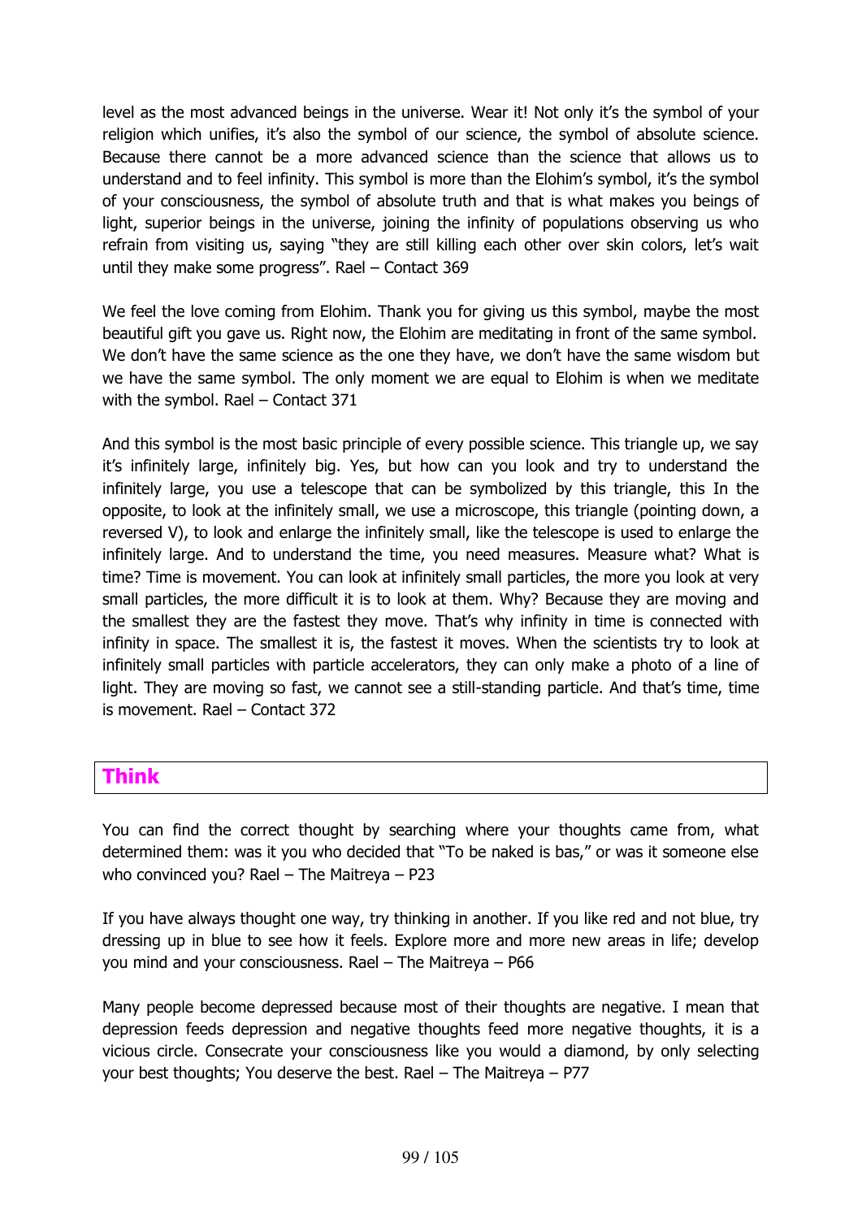level as the most advanced beings in the universe. Wear it! Not only it's the symbol of your religion which unifies, it's also the symbol of our science, the symbol of absolute science. Because there cannot be a more advanced science than the science that allows us to understand and to feel infinity. This symbol is more than the Elohim's symbol, it's the symbol of your consciousness, the symbol of absolute truth and that is what makes you beings of light, superior beings in the universe, joining the infinity of populations observing us who refrain from visiting us, saying "they are still killing each other over skin colors, let's wait until they make some progress". Rael – Contact 369

We feel the love coming from Elohim. Thank you for giving us this symbol, maybe the most beautiful gift you gave us. Right now, the Elohim are meditating in front of the same symbol. We don't have the same science as the one they have, we don't have the same wisdom but we have the same symbol. The only moment we are equal to Elohim is when we meditate with the symbol. Rael – Contact 371

And this symbol is the most basic principle of every possible science. This triangle up, we say it's infinitely large, infinitely big. Yes, but how can you look and try to understand the infinitely large, you use a telescope that can be symbolized by this triangle, this In the opposite, to look at the infinitely small, we use a microscope, this triangle (pointing down, a reversed V), to look and enlarge the infinitely small, like the telescope is used to enlarge the infinitely large. And to understand the time, you need measures. Measure what? What is time? Time is movement. You can look at infinitely small particles, the more you look at very small particles, the more difficult it is to look at them. Why? Because they are moving and the smallest they are the fastest they move. That's why infinity in time is connected with infinity in space. The smallest it is, the fastest it moves. When the scientists try to look at infinitely small particles with particle accelerators, they can only make a photo of a line of light. They are moving so fast, we cannot see a still-standing particle. And that's time, time is movement. Rael – Contact 372

## Think

You can find the correct thought by searching where your thoughts came from, what determined them: was it you who decided that "To be naked is bas," or was it someone else who convinced you? Rael – The Maitreya – P23

If you have always thought one way, try thinking in another. If you like red and not blue, try dressing up in blue to see how it feels. Explore more and more new areas in life; develop you mind and your consciousness. Rael – The Maitreya – P66

Many people become depressed because most of their thoughts are negative. I mean that depression feeds depression and negative thoughts feed more negative thoughts, it is a vicious circle. Consecrate your consciousness like you would a diamond, by only selecting your best thoughts; You deserve the best. Rael – The Maitreya – P77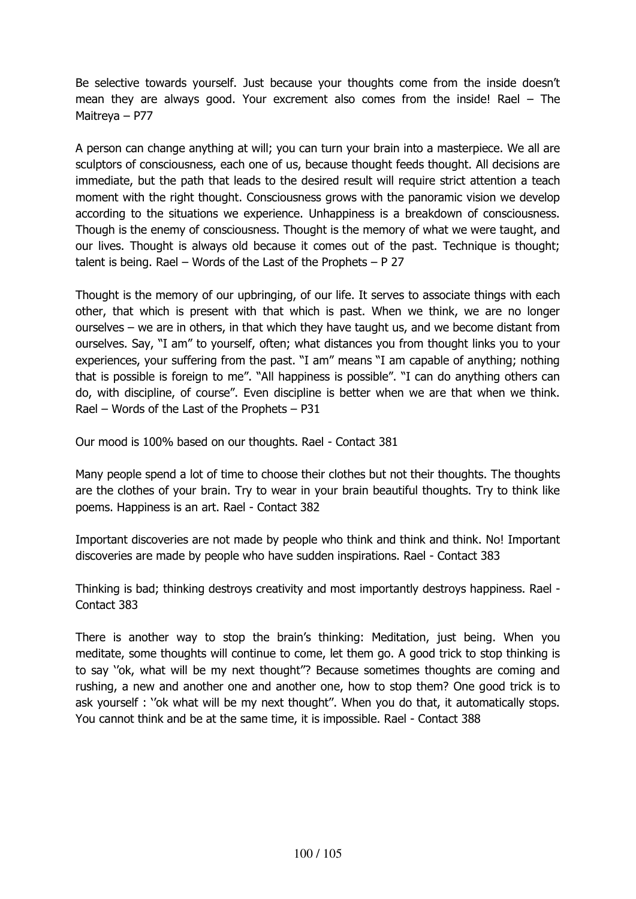Be selective towards yourself. Just because your thoughts come from the inside doesn't mean they are always good. Your excrement also comes from the inside! Rael – The Maitreya – P77

A person can change anything at will; you can turn your brain into a masterpiece. We all are sculptors of consciousness, each one of us, because thought feeds thought. All decisions are immediate, but the path that leads to the desired result will require strict attention a teach moment with the right thought. Consciousness grows with the panoramic vision we develop according to the situations we experience. Unhappiness is a breakdown of consciousness. Though is the enemy of consciousness. Thought is the memory of what we were taught, and our lives. Thought is always old because it comes out of the past. Technique is thought; talent is being. Rael – Words of the Last of the Prophets – P 27

Thought is the memory of our upbringing, of our life. It serves to associate things with each other, that which is present with that which is past. When we think, we are no longer ourselves – we are in others, in that which they have taught us, and we become distant from ourselves. Say, "I am" to yourself, often; what distances you from thought links you to your experiences, your suffering from the past. "I am" means "I am capable of anything; nothing that is possible is foreign to me". "All happiness is possible". "I can do anything others can do, with discipline, of course". Even discipline is better when we are that when we think. Rael – Words of the Last of the Prophets – P31

Our mood is 100% based on our thoughts. Rael - Contact 381

Many people spend a lot of time to choose their clothes but not their thoughts. The thoughts are the clothes of your brain. Try to wear in your brain beautiful thoughts. Try to think like poems. Happiness is an art. Rael - Contact 382

Important discoveries are not made by people who think and think and think. No! Important discoveries are made by people who have sudden inspirations. Rael - Contact 383

Thinking is bad; thinking destroys creativity and most importantly destroys happiness. Rael - Contact 383

There is another way to stop the brain's thinking: Meditation, just being. When you meditate, some thoughts will continue to come, let them go. A good trick to stop thinking is to say ''ok, what will be my next thought''? Because sometimes thoughts are coming and rushing, a new and another one and another one, how to stop them? One good trick is to ask yourself : ''ok what will be my next thought''. When you do that, it automatically stops. You cannot think and be at the same time, it is impossible. Rael - Contact 388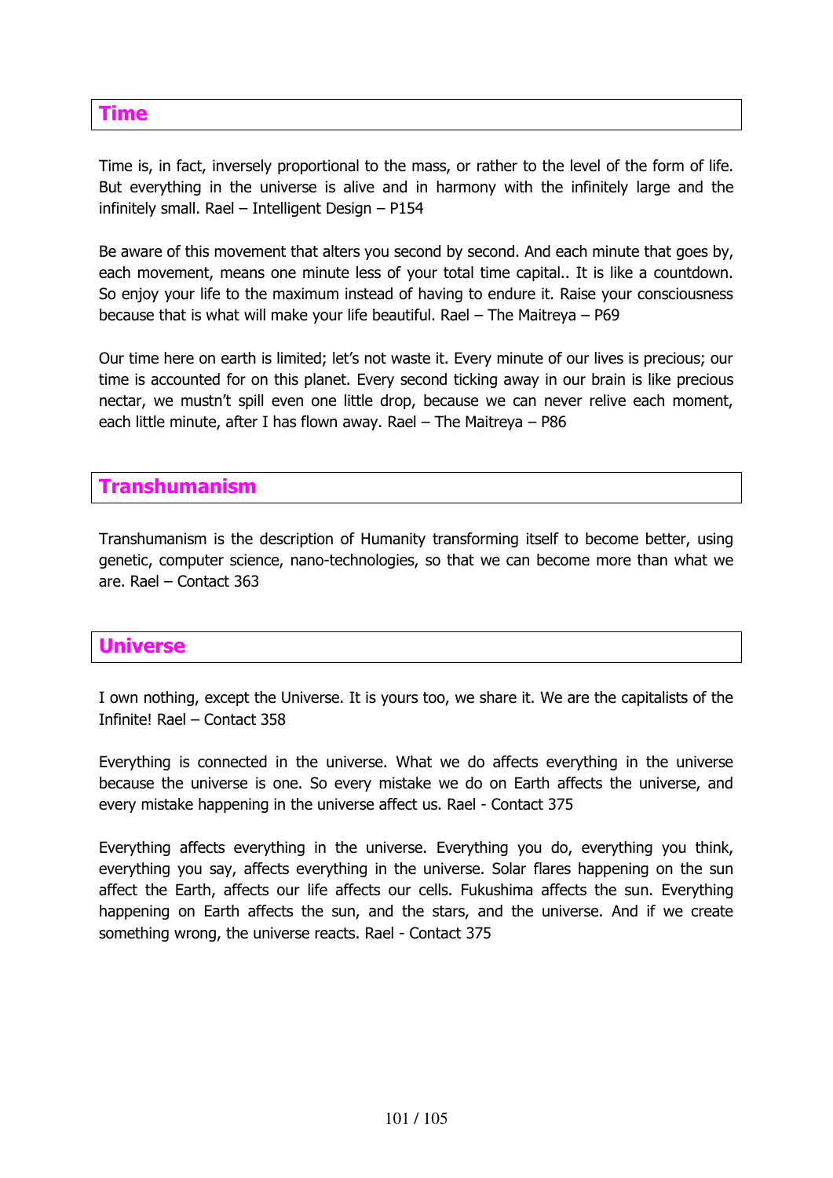## Time

Time is, in fact, inversely proportional to the mass, or rather to the level of the form of life. But everything in the universe is alive and in harmony with the infinitely large and the infinitely small. Rael – Intelligent Design – P154

Be aware of this movement that alters you second by second. And each minute that goes by, each movement, means one minute less of your total time capital.. It is like a countdown. So enjoy your life to the maximum instead of having to endure it. Raise your consciousness because that is what will make your life beautiful. Rael – The Maitreya – P69

Our time here on earth is limited; let's not waste it. Every minute of our lives is precious; our time is accounted for on this planet. Every second ticking away in our brain is like precious nectar, we mustn't spill even one little drop, because we can never relive each moment, each little minute, after I has flown away. Rael – The Maitreya – P86

## Transhumanism

Transhumanism is the description of Humanity transforming itself to become better, using genetic, computer science, nano-technologies, so that we can become more than what we are. Rael – Contact 363

## Universe

I own nothing, except the Universe. It is yours too, we share it. We are the capitalists of the Infinite! Rael – Contact 358

Everything is connected in the universe. What we do affects everything in the universe because the universe is one. So every mistake we do on Earth affects the universe, and every mistake happening in the universe affect us. Rael - Contact 375

Everything affects everything in the universe. Everything you do, everything you think, everything you say, affects everything in the universe. Solar flares happening on the sun affect the Earth, affects our life affects our cells. Fukushima affects the sun. Everything happening on Earth affects the sun, and the stars, and the universe. And if we create something wrong, the universe reacts. Rael - Contact 375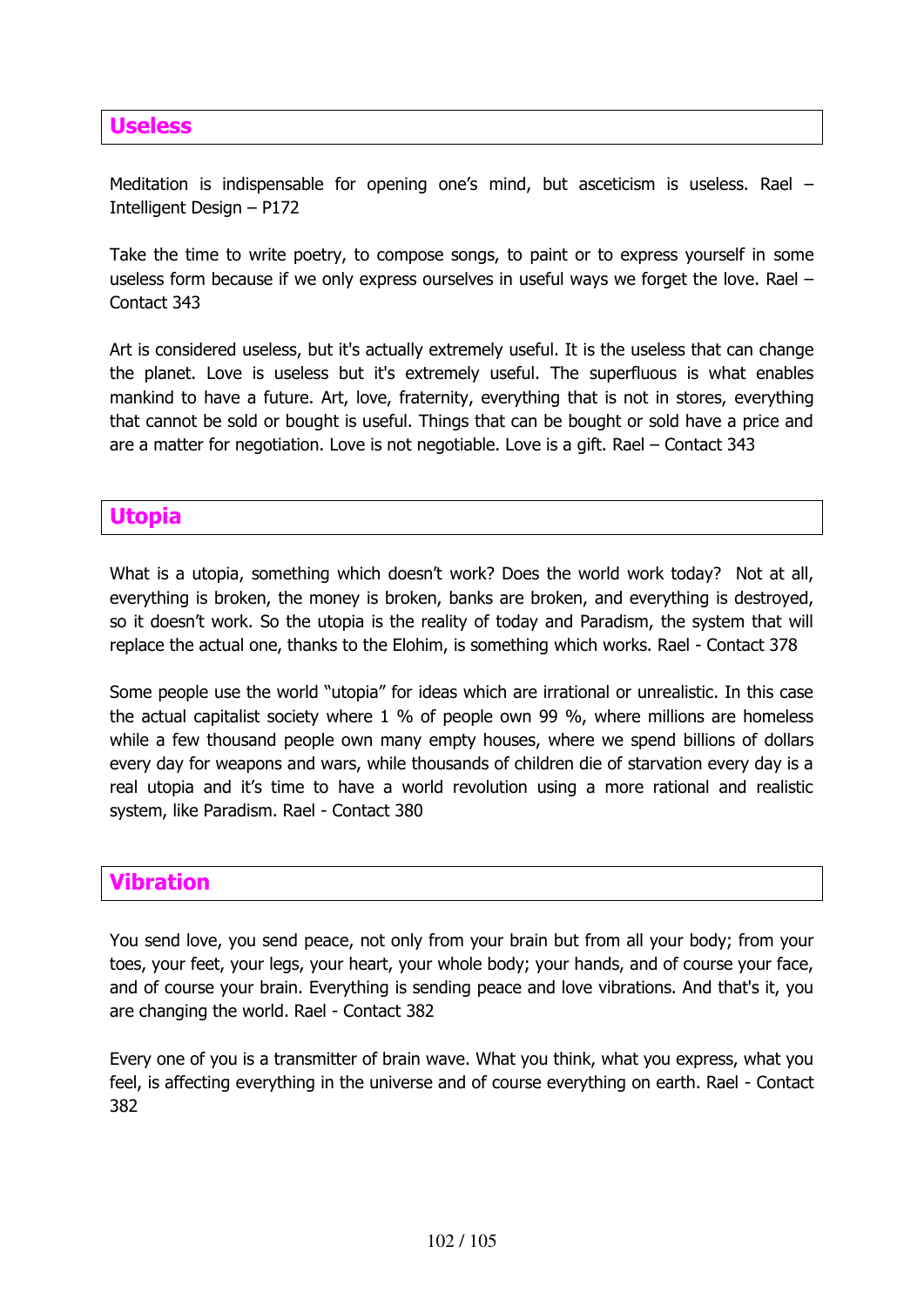## Useless

Meditation is indispensable for opening one's mind, but asceticism is useless. Rael – Intelligent Design – P172

Take the time to write poetry, to compose songs, to paint or to express yourself in some useless form because if we only express ourselves in useful ways we forget the love. Rael – Contact 343

Art is considered useless, but it's actually extremely useful. It is the useless that can change the planet. Love is useless but it's extremely useful. The superfluous is what enables mankind to have a future. Art, love, fraternity, everything that is not in stores, everything that cannot be sold or bought is useful. Things that can be bought or sold have a price and are a matter for negotiation. Love is not negotiable. Love is a gift. Rael – Contact 343

## Utopia

What is a utopia, something which doesn't work? Does the world work today? Not at all, everything is broken, the money is broken, banks are broken, and everything is destroyed, so it doesn't work. So the utopia is the reality of today and Paradism, the system that will replace the actual one, thanks to the Elohim, is something which works. Rael - Contact 378

Some people use the world "utopia" for ideas which are irrational or unrealistic. In this case the actual capitalist society where 1 % of people own 99 %, where millions are homeless while a few thousand people own many empty houses, where we spend billions of dollars every day for weapons and wars, while thousands of children die of starvation every day is a real utopia and it's time to have a world revolution using a more rational and realistic system, like Paradism. Rael - Contact 380

## Vibration

You send love, you send peace, not only from your brain but from all your body; from your toes, your feet, your legs, your heart, your whole body; your hands, and of course your face, and of course your brain. Everything is sending peace and love vibrations. And that's it, you are changing the world. Rael - Contact 382

Every one of you is a transmitter of brain wave. What you think, what you express, what you feel, is affecting everything in the universe and of course everything on earth. Rael - Contact 382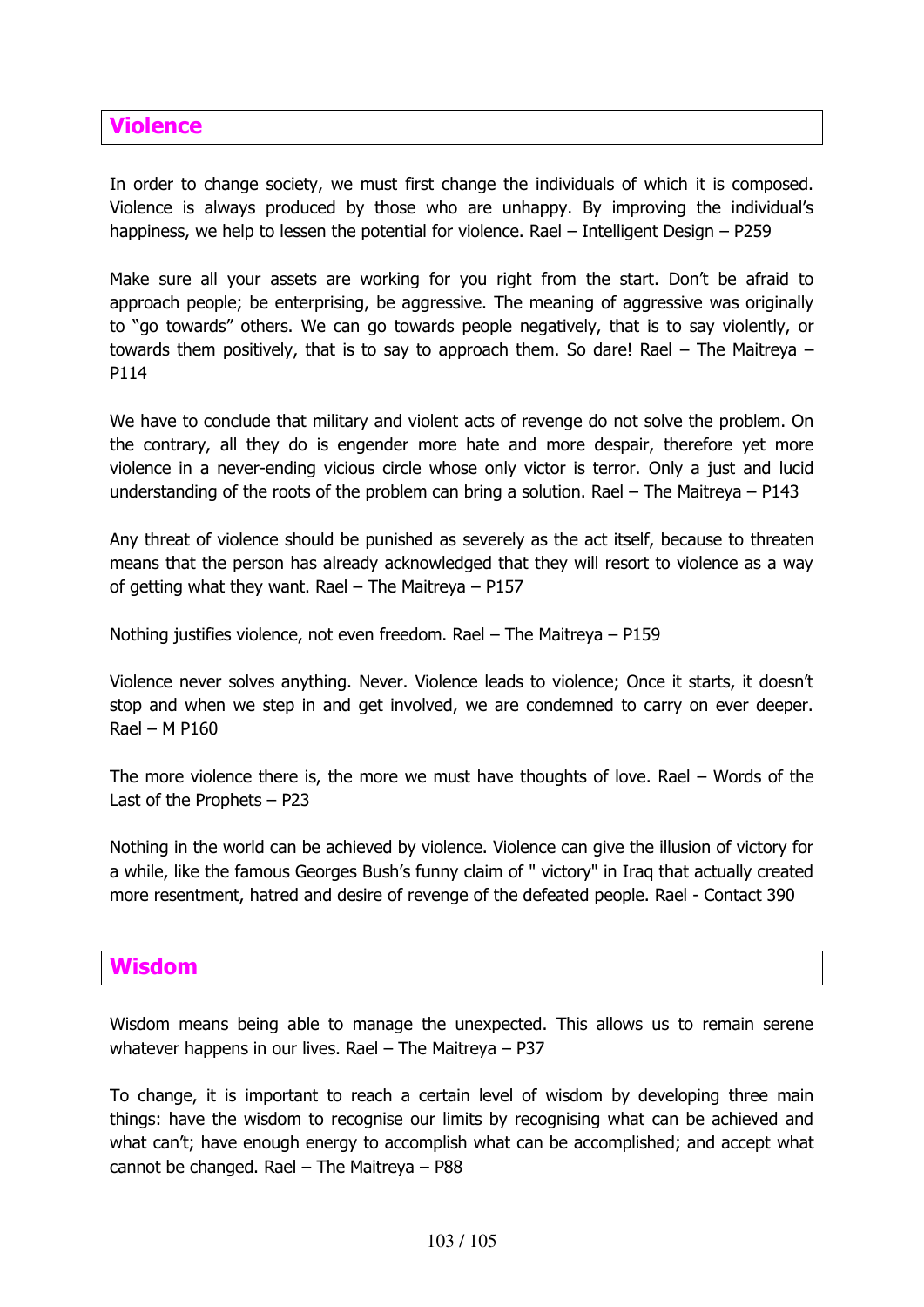## Violence

In order to change society, we must first change the individuals of which it is composed. Violence is always produced by those who are unhappy. By improving the individual's happiness, we help to lessen the potential for violence. Rael – Intelligent Design – P259

Make sure all your assets are working for you right from the start. Don't be afraid to approach people; be enterprising, be aggressive. The meaning of aggressive was originally to "go towards" others. We can go towards people negatively, that is to say violently, or towards them positively, that is to say to approach them. So dare! Rael – The Maitreya – P114

We have to conclude that military and violent acts of revenge do not solve the problem. On the contrary, all they do is engender more hate and more despair, therefore yet more violence in a never-ending vicious circle whose only victor is terror. Only a just and lucid understanding of the roots of the problem can bring a solution. Rael – The Maitreya – P143

Any threat of violence should be punished as severely as the act itself, because to threaten means that the person has already acknowledged that they will resort to violence as a way of getting what they want. Rael – The Maitreya – P157

Nothing justifies violence, not even freedom. Rael – The Maitreya – P159

Violence never solves anything. Never. Violence leads to violence; Once it starts, it doesn't stop and when we step in and get involved, we are condemned to carry on ever deeper. Rael – M P160

The more violence there is, the more we must have thoughts of love. Rael – Words of the Last of the Prophets – P23

Nothing in the world can be achieved by violence. Violence can give the illusion of victory for a while, like the famous Georges Bush's funny claim of " victory" in Iraq that actually created more resentment, hatred and desire of revenge of the defeated people. Rael - Contact 390

## Wisdom

Wisdom means being able to manage the unexpected. This allows us to remain serene whatever happens in our lives. Rael – The Maitreya – P37

To change, it is important to reach a certain level of wisdom by developing three main things: have the wisdom to recognise our limits by recognising what can be achieved and what can't; have enough energy to accomplish what can be accomplished; and accept what cannot be changed. Rael – The Maitreya – P88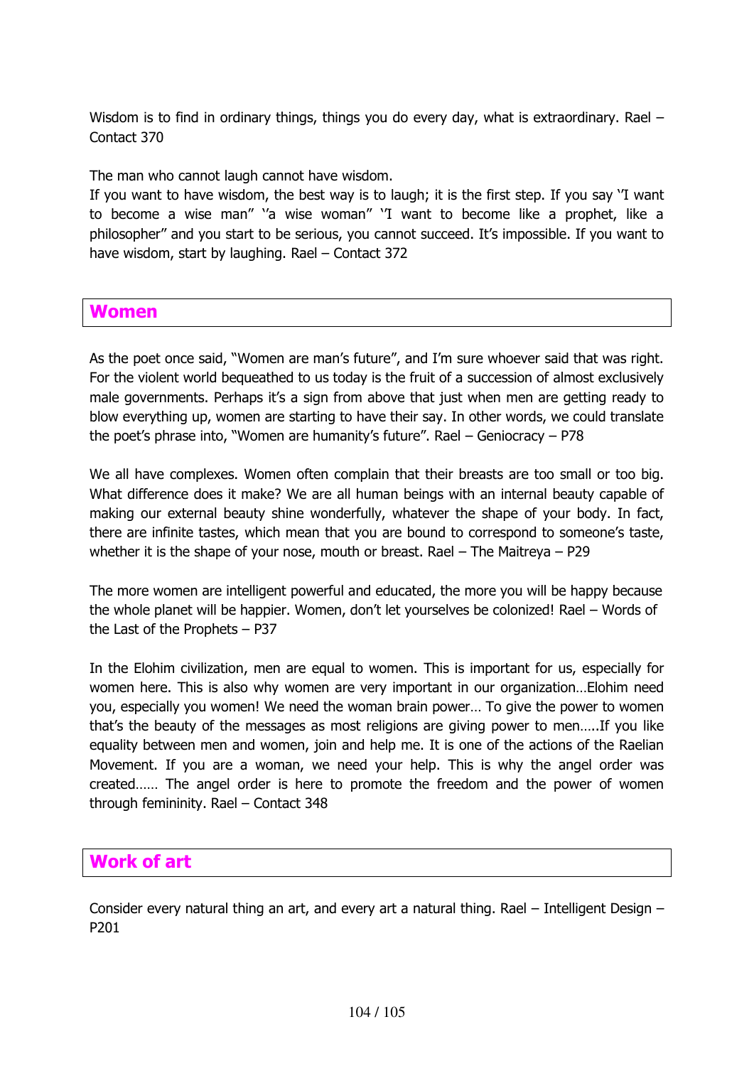Wisdom is to find in ordinary things, things you do every day, what is extraordinary. Rael – Contact 370

The man who cannot laugh cannot have wisdom.
If you want to have wisdom, the best way is to laugh; it is the first step. If you say ''I want to become a wise man" ''a wise woman" ''I want to become like a prophet, like a philosopher" and you start to be serious, you cannot succeed. It's impossible. If you want to have wisdom, start by laughing. Rael – Contact 372

## Women

As the poet once said, "Women are man's future", and I'm sure whoever said that was right. For the violent world bequeathed to us today is the fruit of a succession of almost exclusively male governments. Perhaps it's a sign from above that just when men are getting ready to blow everything up, women are starting to have their say. In other words, we could translate the poet's phrase into, "Women are humanity's future". Rael – Geniocracy – P78

We all have complexes. Women often complain that their breasts are too small or too big. What difference does it make? We are all human beings with an internal beauty capable of making our external beauty shine wonderfully, whatever the shape of your body. In fact, there are infinite tastes, which mean that you are bound to correspond to someone's taste, whether it is the shape of your nose, mouth or breast. Rael – The Maitreya – P29

The more women are intelligent powerful and educated, the more you will be happy because the whole planet will be happier. Women, don't let yourselves be colonized! Rael – Words of the Last of the Prophets – P37

In the Elohim civilization, men are equal to women. This is important for us, especially for women here. This is also why women are very important in our organization…Elohim need you, especially you women! We need the woman brain power… To give the power to women that's the beauty of the messages as most religions are giving power to men…..If you like equality between men and women, join and help me. It is one of the actions of the Raelian Movement. If you are a woman, we need your help. This is why the angel order was created…… The angel order is here to promote the freedom and the power of women through femininity. Rael – Contact 348

## Work of art

Consider every natural thing an art, and every art a natural thing. Rael – Intelligent Design – P201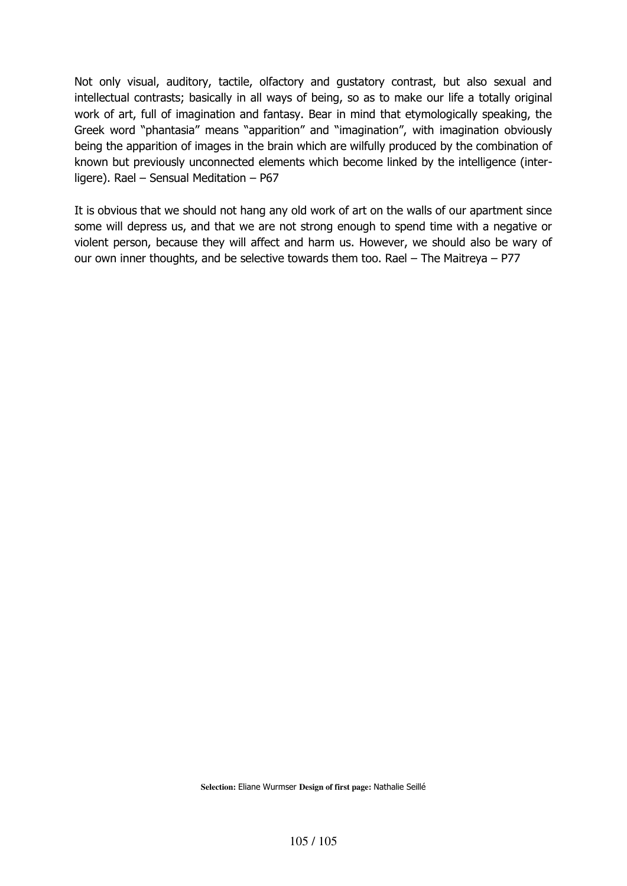Not only visual, auditory, tactile, olfactory and gustatory contrast, but also sexual and intellectual contrasts; basically in all ways of being, so as to make our life a totally original work of art, full of imagination and fantasy. Bear in mind that etymologically speaking, the Greek word "phantasia" means "apparition" and "imagination", with imagination obviously being the apparition of images in the brain which are wilfully produced by the combination of known but previously unconnected elements which become linked by the intelligence (inter-ligere). Rael – Sensual Meditation – P67

It is obvious that we should not hang any old work of art on the walls of our apartment since some will depress us, and that we are not strong enough to spend time with a negative or violent person, because they will affect and harm us. However, we should also be wary of our own inner thoughts, and be selective towards them too. Rael – The Maitreya – P77

**Selection:** Eliane Wurmser **Design of first page:** Nathalie Seillé